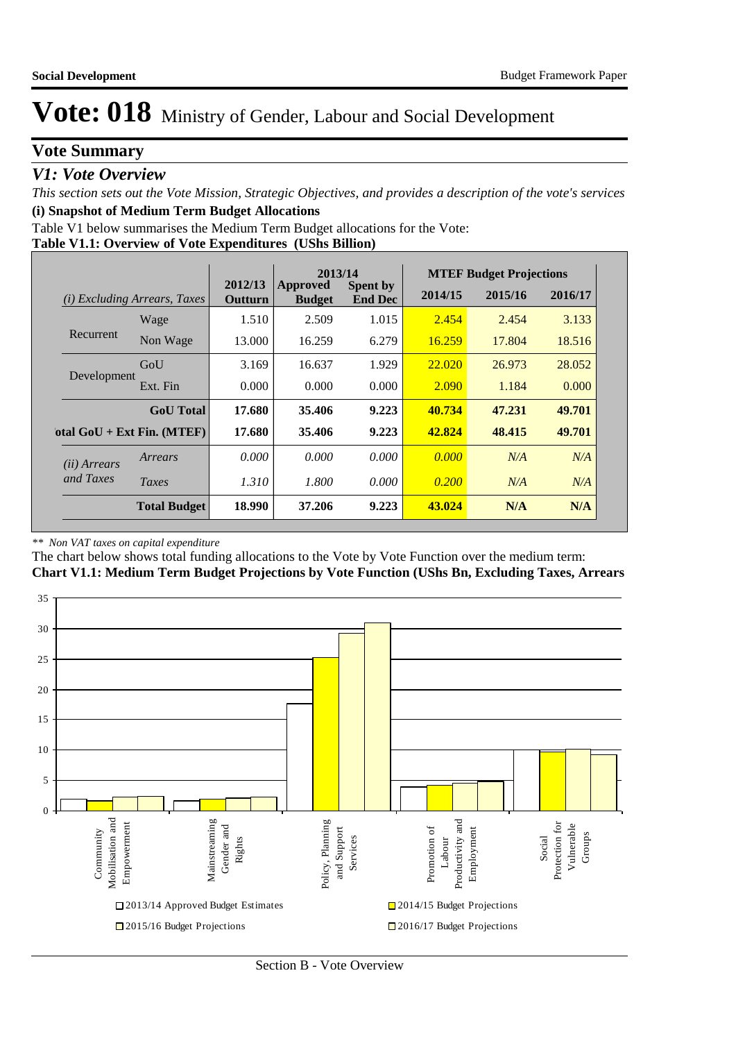# Vote: 018 Ministry of Gender, Labour and Social Development

## Vote Summary

### *V1: Vote Overview*

*This section sets out the Vote Mission, Strategic Objectives, and provides a description of the vote's services*

**(i) Snapshot of Medium Term Budget Allocations**

Table V1 below summarises the Medium Term Budget allocations for the Vote:

**Table V1.1: Overview of Vote Expenditures (UShs Billion)**

| *(i) Excluding Arrears, Taxes* | | 2012/13 Outturn | 2013/14 Approved Budget | 2013/14 Spent by End Dec | MTEF Budget Projections 2014/15 | 2015/16 | 2016/17 |
|---|---|---|---|---|---|---|---|
| Recurrent | Wage | 1.510 | 2.509 | 1.015 | 2.454 | 2.454 | 3.133 |
| | Non Wage | 13.000 | 16.259 | 6.279 | 16.259 | 17.804 | 18.516 |
| Development | GoU | 3.169 | 16.637 | 1.929 | 22.020 | 26.973 | 28.052 |
| | Ext. Fin | 0.000 | 0.000 | 0.000 | 2.090 | 1.184 | 0.000 |
| | **GoU Total** | **17.680** | **35.406** | **9.223** | **40.734** | **47.231** | **49.701** |
| **Total GoU + Ext Fin. (MTEF)** | | **17.680** | **35.406** | **9.223** | **42.824** | **48.415** | **49.701** |
| *(ii) Arrears and Taxes* | *Arrears* | *0.000* | *0.000* | *0.000* | *0.000* | *N/A* | *N/A* |
| | *Taxes* | *1.310* | *1.800* | *0.000* | *0.200* | *N/A* | *N/A* |
| | **Total Budget** | **18.990** | **37.206** | **9.223** | **43.024** | **N/A** | **N/A** |

*\*\* Non VAT taxes on capital expenditure*

The chart below shows total funding allocations to the Vote by Vote Function over the medium term:

**Chart V1.1: Medium Term Budget Projections by Vote Function (UShs Bn, Excluding Taxes, Arrears**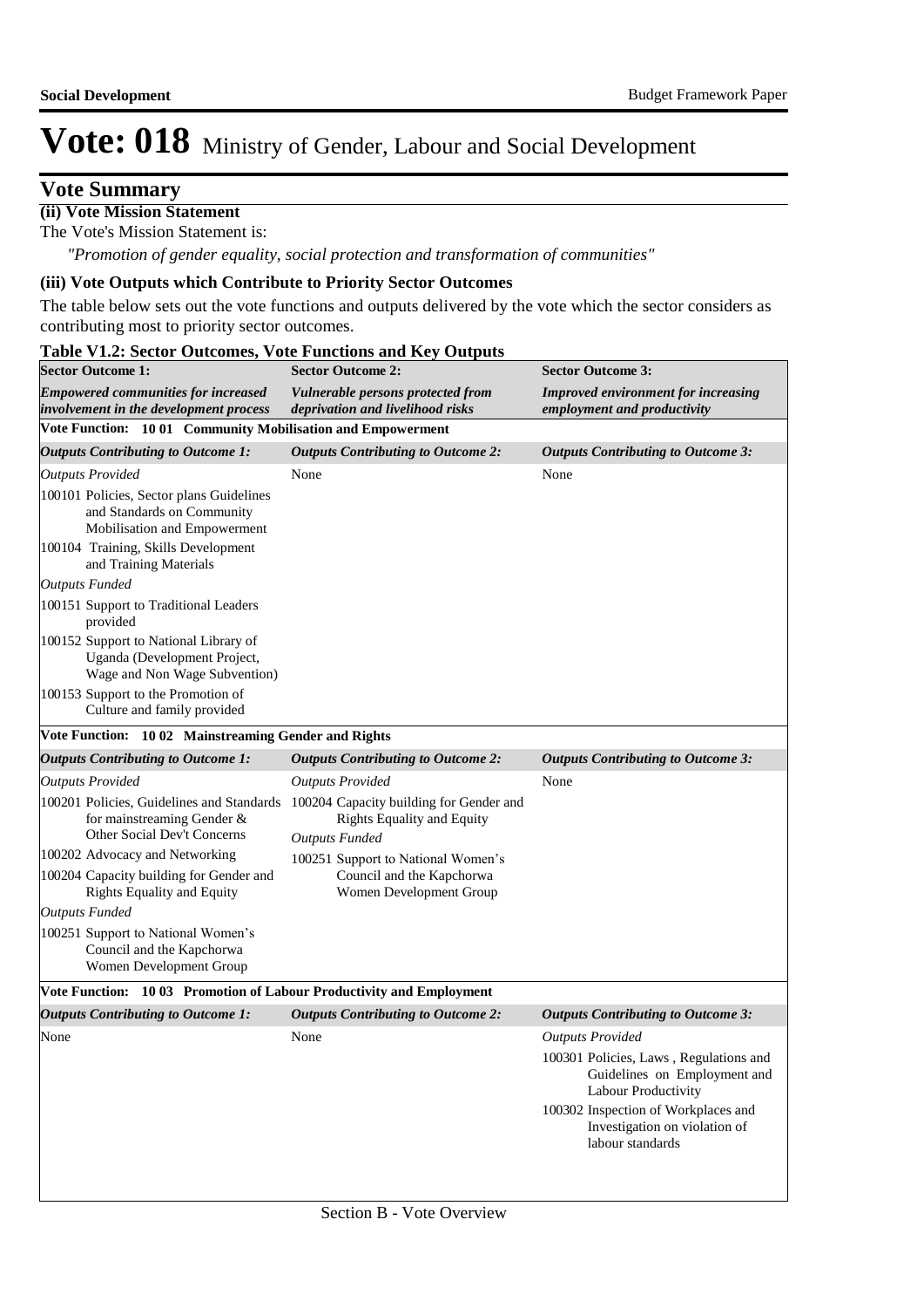# Vote: 018 Ministry of Gender, Labour and Social Development

## Vote Summary

### (ii) Vote Mission Statement

The Vote's Mission Statement is:

*"Promotion of gender equality, social protection and transformation of communities"*

### (iii) Vote Outputs which Contribute to Priority Sector Outcomes

The table below sets out the vote functions and outputs delivered by the vote which the sector considers as contributing most to priority sector outcomes.

**Table V1.2: Sector Outcomes, Vote Functions and Key Outputs**

| **Sector Outcome 1:** *Empowered communities for increased involvement in the development process* | **Sector Outcome 2:** *Vulnerable persons protected from deprivation and livelihood risks* | **Sector Outcome 3:** *Improved environment for increasing employment and productivity* |
|---|---|---|
| **Vote Function: 10 01 Community Mobilisation and Empowerment** | | |
| ***Outputs Contributing to Outcome 1:*** | ***Outputs Contributing to Outcome 2:*** | ***Outputs Contributing to Outcome 3:*** |
| *Outputs Provided*<br>100101 Policies, Sector plans Guidelines and Standards on Community Mobilisation and Empowerment<br>100104 Training, Skills Development and Training Materials<br>*Outputs Funded*<br>100151 Support to Traditional Leaders provided<br>100152 Support to National Library of Uganda (Development Project, Wage and Non Wage Subvention)<br>100153 Support to the Promotion of Culture and family provided | None | None |
| **Vote Function: 10 02 Mainstreaming Gender and Rights** | | |
| ***Outputs Contributing to Outcome 1:*** | ***Outputs Contributing to Outcome 2:*** | ***Outputs Contributing to Outcome 3:*** |
| *Outputs Provided*<br>100201 Policies, Guidelines and Standards for mainstreaming Gender & Other Social Dev't Concerns<br>100202 Advocacy and Networking<br>100204 Capacity building for Gender and Rights Equality and Equity<br>*Outputs Funded*<br>100251 Support to National Women's Council and the Kapchorwa Women Development Group | *Outputs Provided*<br>100204 Capacity building for Gender and Rights Equality and Equity<br>*Outputs Funded*<br>100251 Support to National Women's Council and the Kapchorwa Women Development Group | None |
| **Vote Function: 10 03 Promotion of Labour Productivity and Employment** | | |
| ***Outputs Contributing to Outcome 1:*** | ***Outputs Contributing to Outcome 2:*** | ***Outputs Contributing to Outcome 3:*** |
| None | None | *Outputs Provided*<br>100301 Policies, Laws , Regulations and Guidelines on Employment and Labour Productivity<br>100302 Inspection of Workplaces and Investigation on violation of labour standards |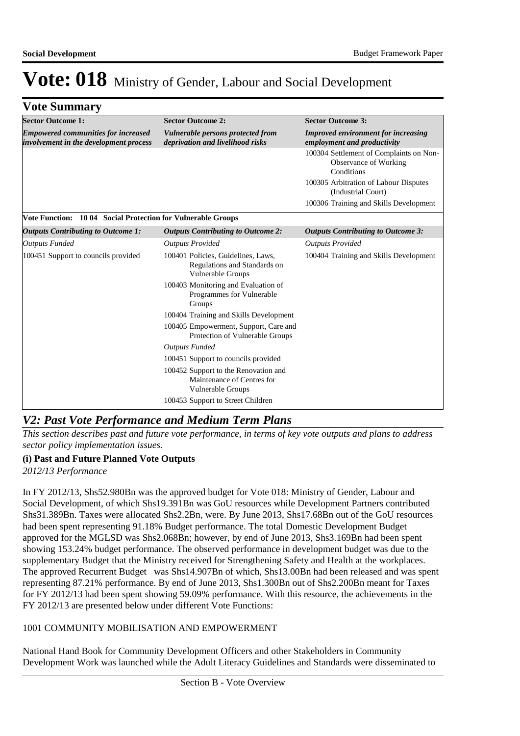# Vote: 018 Ministry of Gender, Labour and Social Development

## Vote Summary

| **Sector Outcome 1:** | **Sector Outcome 2:** | **Sector Outcome 3:** |
|---|---|---|
| ***Empowered communities for increased involvement in the development process*** | ***Vulnerable persons protected from deprivation and livelihood risks*** | ***Improved environment for increasing employment and productivity*** |
| | | 100304 Settlement of Complaints on Non-Observance of Working Conditions<br>100305 Arbitration of Labour Disputes (Industrial Court)<br>100306 Training and Skills Development |
| **Vote Function: 10 04 Social Protection for Vulnerable Groups** | | |
| ***Outputs Contributing to Outcome 1:*** | ***Outputs Contributing to Outcome 2:*** | ***Outputs Contributing to Outcome 3:*** |
| *Outputs Funded* | *Outputs Provided* | *Outputs Provided* |
| 100451 Support to councils provided | 100401 Policies, Guidelines, Laws, Regulations and Standards on Vulnerable Groups<br>100403 Monitoring and Evaluation of Programmes for Vulnerable Groups<br>100404 Training and Skills Development<br>100405 Empowerment, Support, Care and Protection of Vulnerable Groups<br>*Outputs Funded*<br>100451 Support to councils provided<br>100452 Support to the Renovation and Maintenance of Centres for Vulnerable Groups<br>100453 Support to Street Children | 100404 Training and Skills Development |

## *V2: Past Vote Performance and Medium Term Plans*

*This section describes past and future vote performance, in terms of key vote outputs and plans to address sector policy implementation issues.*

### (i) Past and Future Planned Vote Outputs

*2012/13 Performance*

In FY 2012/13, Shs52.980Bn was the approved budget for Vote 018: Ministry of Gender, Labour and Social Development, of which Shs19.391Bn was GoU resources while Development Partners contributed Shs31.389Bn. Taxes were allocated Shs2.2Bn, were. By June 2013, Shs17.68Bn out of the GoU resources had been spent representing 91.18% Budget performance. The total Domestic Development Budget approved for the MGLSD was Shs2.068Bn; however, by end of June 2013, Shs3.169Bn had been spent showing 153.24% budget performance. The observed performance in development budget was due to the supplementary Budget that the Ministry received for Strengthening Safety and Health at the workplaces. The approved Recurrent Budget was Shs14.907Bn of which, Shs13.00Bn had been released and was spent representing 87.21% performance. By end of June 2013, Shs1.300Bn out of Shs2.200Bn meant for Taxes for FY 2012/13 had been spent showing 59.09% performance. With this resource, the achievements in the FY 2012/13 are presented below under different Vote Functions:

1001 COMMUNITY MOBILISATION AND EMPOWERMENT

National Hand Book for Community Development Officers and other Stakeholders in Community Development Work was launched while the Adult Literacy Guidelines and Standards were disseminated to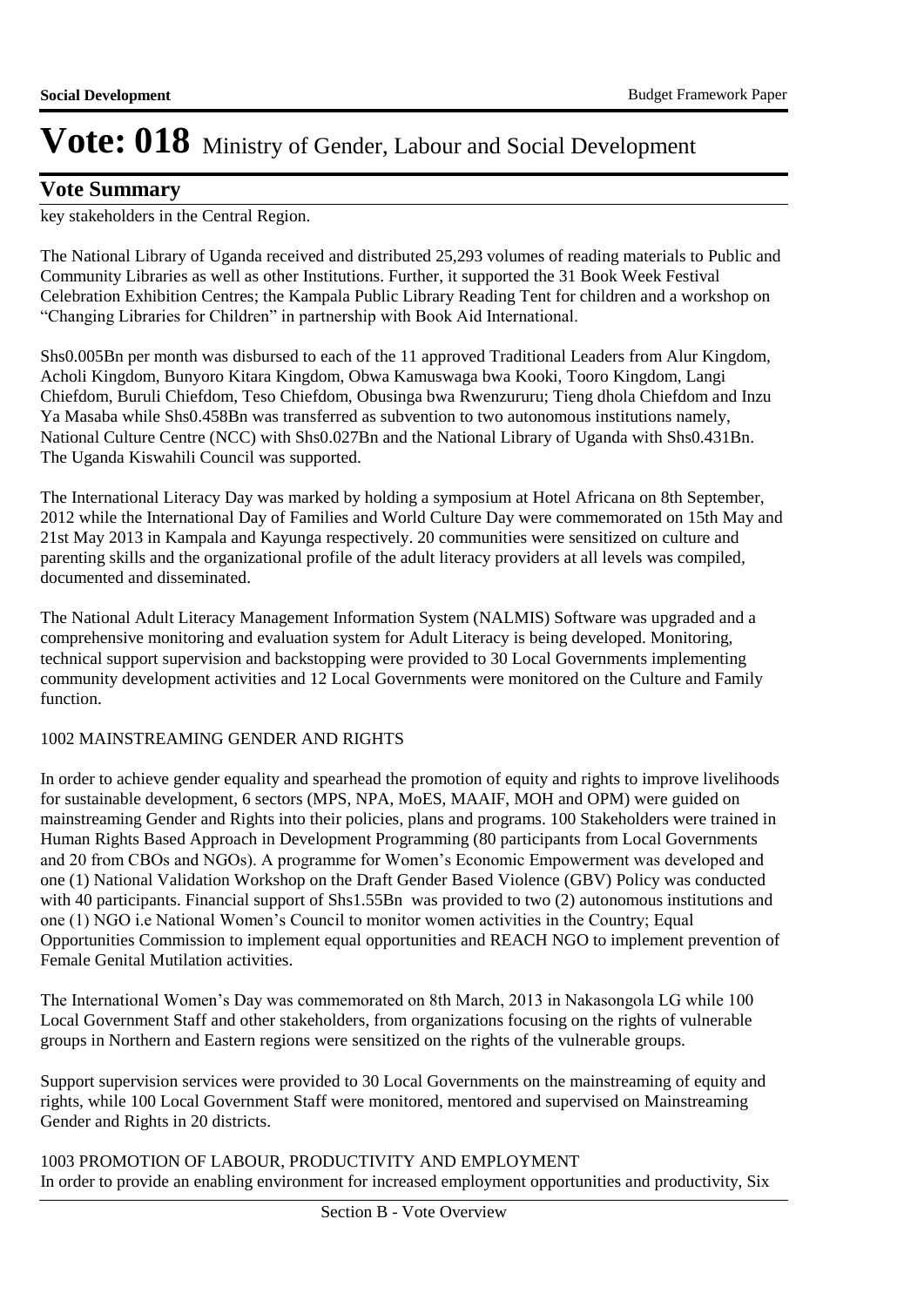key stakeholders in the Central Region.

The National Library of Uganda received and distributed 25,293 volumes of reading materials to Public and Community Libraries as well as other Institutions. Further, it supported the 31 Book Week Festival Celebration Exhibition Centres; the Kampala Public Library Reading Tent for children and a workshop on "Changing Libraries for Children" in partnership with Book Aid International.

Shs0.005Bn per month was disbursed to each of the 11 approved Traditional Leaders from Alur Kingdom, Acholi Kingdom, Bunyoro Kitara Kingdom, Obwa Kamuswaga bwa Kooki, Tooro Kingdom, Langi Chiefdom, Buruli Chiefdom, Teso Chiefdom, Obusinga bwa Rwenzururu; Tieng dhola Chiefdom and Inzu Ya Masaba while Shs0.458Bn was transferred as subvention to two autonomous institutions namely, National Culture Centre (NCC) with Shs0.027Bn and the National Library of Uganda with Shs0.431Bn. The Uganda Kiswahili Council was supported.

The International Literacy Day was marked by holding a symposium at Hotel Africana on 8th September, 2012 while the International Day of Families and World Culture Day were commemorated on 15th May and 21st May 2013 in Kampala and Kayunga respectively. 20 communities were sensitized on culture and parenting skills and the organizational profile of the adult literacy providers at all levels was compiled, documented and disseminated.

The National Adult Literacy Management Information System (NALMIS) Software was upgraded and a comprehensive monitoring and evaluation system for Adult Literacy is being developed. Monitoring, technical support supervision and backstopping were provided to 30 Local Governments implementing community development activities and 12 Local Governments were monitored on the Culture and Family function.

1002 MAINSTREAMING GENDER AND RIGHTS

In order to achieve gender equality and spearhead the promotion of equity and rights to improve livelihoods for sustainable development, 6 sectors (MPS, NPA, MoES, MAAIF, MOH and OPM) were guided on mainstreaming Gender and Rights into their policies, plans and programs. 100 Stakeholders were trained in Human Rights Based Approach in Development Programming (80 participants from Local Governments and 20 from CBOs and NGOs). A programme for Women's Economic Empowerment was developed and one (1) National Validation Workshop on the Draft Gender Based Violence (GBV) Policy was conducted with 40 participants. Financial support of Shs1.55Bn was provided to two (2) autonomous institutions and one (1) NGO i.e National Women's Council to monitor women activities in the Country; Equal Opportunities Commission to implement equal opportunities and REACH NGO to implement prevention of Female Genital Mutilation activities.

The International Women's Day was commemorated on 8th March, 2013 in Nakasongola LG while 100 Local Government Staff and other stakeholders, from organizations focusing on the rights of vulnerable groups in Northern and Eastern regions were sensitized on the rights of the vulnerable groups.

Support supervision services were provided to 30 Local Governments on the mainstreaming of equity and rights, while 100 Local Government Staff were monitored, mentored and supervised on Mainstreaming Gender and Rights in 20 districts.

1003 PROMOTION OF LABOUR, PRODUCTIVITY AND EMPLOYMENT

In order to provide an enabling environment for increased employment opportunities and productivity, Six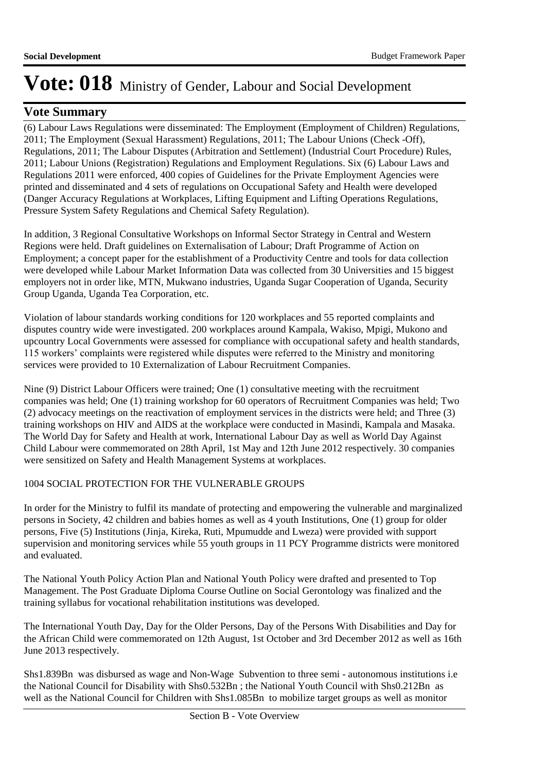# Vote: 018 Ministry of Gender, Labour and Social Development

## Vote Summary

(6) Labour Laws Regulations were disseminated: The Employment (Employment of Children) Regulations, 2011; The Employment (Sexual Harassment) Regulations, 2011; The Labour Unions (Check -Off), Regulations, 2011; The Labour Disputes (Arbitration and Settlement) (Industrial Court Procedure) Rules, 2011; Labour Unions (Registration) Regulations and Employment Regulations. Six (6) Labour Laws and Regulations 2011 were enforced, 400 copies of Guidelines for the Private Employment Agencies were printed and disseminated and 4 sets of regulations on Occupational Safety and Health were developed (Danger Accuracy Regulations at Workplaces, Lifting Equipment and Lifting Operations Regulations, Pressure System Safety Regulations and Chemical Safety Regulation).

In addition, 3 Regional Consultative Workshops on Informal Sector Strategy in Central and Western Regions were held. Draft guidelines on Externalisation of Labour; Draft Programme of Action on Employment; a concept paper for the establishment of a Productivity Centre and tools for data collection were developed while Labour Market Information Data was collected from 30 Universities and 15 biggest employers not in order like, MTN, Mukwano industries, Uganda Sugar Cooperation of Uganda, Security Group Uganda, Uganda Tea Corporation, etc.

Violation of labour standards working conditions for 120 workplaces and 55 reported complaints and disputes country wide were investigated. 200 workplaces around Kampala, Wakiso, Mpigi, Mukono and upcountry Local Governments were assessed for compliance with occupational safety and health standards, 115 workers' complaints were registered while disputes were referred to the Ministry and monitoring services were provided to 10 Externalization of Labour Recruitment Companies.

Nine (9) District Labour Officers were trained; One (1) consultative meeting with the recruitment companies was held; One (1) training workshop for 60 operators of Recruitment Companies was held; Two (2) advocacy meetings on the reactivation of employment services in the districts were held; and Three (3) training workshops on HIV and AIDS at the workplace were conducted in Masindi, Kampala and Masaka. The World Day for Safety and Health at work, International Labour Day as well as World Day Against Child Labour were commemorated on 28th April, 1st May and 12th June 2012 respectively. 30 companies were sensitized on Safety and Health Management Systems at workplaces.

1004 SOCIAL PROTECTION FOR THE VULNERABLE GROUPS

In order for the Ministry to fulfil its mandate of protecting and empowering the vulnerable and marginalized persons in Society, 42 children and babies homes as well as 4 youth Institutions, One (1) group for older persons, Five (5) Institutions (Jinja, Kireka, Ruti, Mpumudde and Lweza) were provided with support supervision and monitoring services while 55 youth groups in 11 PCY Programme districts were monitored and evaluated.

The National Youth Policy Action Plan and National Youth Policy were drafted and presented to Top Management. The Post Graduate Diploma Course Outline on Social Gerontology was finalized and the training syllabus for vocational rehabilitation institutions was developed.

The International Youth Day, Day for the Older Persons, Day of the Persons With Disabilities and Day for the African Child were commemorated on 12th August, 1st October and 3rd December 2012 as well as 16th June 2013 respectively.

Shs1.839Bn was disbursed as wage and Non-Wage Subvention to three semi - autonomous institutions i.e the National Council for Disability with Shs0.532Bn ; the National Youth Council with Shs0.212Bn as well as the National Council for Children with Shs1.085Bn to mobilize target groups as well as monitor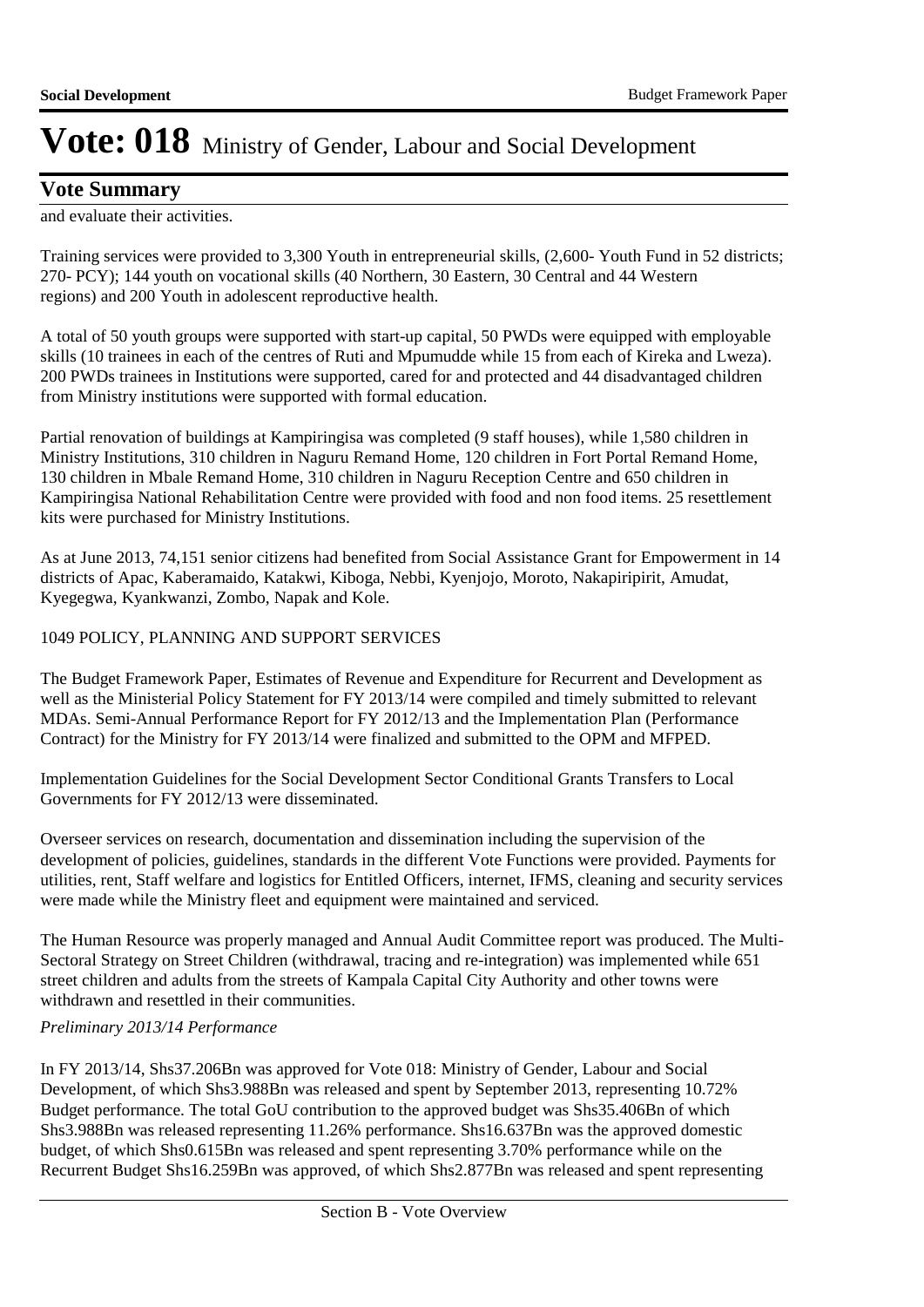# Vote: 018 Ministry of Gender, Labour and Social Development

## Vote Summary

and evaluate their activities.

Training services were provided to 3,300 Youth in entrepreneurial skills, (2,600- Youth Fund in 52 districts; 270- PCY); 144 youth on vocational skills (40 Northern, 30 Eastern, 30 Central and 44 Western regions) and 200 Youth in adolescent reproductive health.

A total of 50 youth groups were supported with start-up capital, 50 PWDs were equipped with employable skills (10 trainees in each of the centres of Ruti and Mpumudde while 15 from each of Kireka and Lweza). 200 PWDs trainees in Institutions were supported, cared for and protected and 44 disadvantaged children from Ministry institutions were supported with formal education.

Partial renovation of buildings at Kampiringisa was completed (9 staff houses), while 1,580 children in Ministry Institutions, 310 children in Naguru Remand Home, 120 children in Fort Portal Remand Home, 130 children in Mbale Remand Home, 310 children in Naguru Reception Centre and 650 children in Kampiringisa National Rehabilitation Centre were provided with food and non food items. 25 resettlement kits were purchased for Ministry Institutions.

As at June 2013, 74,151 senior citizens had benefited from Social Assistance Grant for Empowerment in 14 districts of Apac, Kaberamaido, Katakwi, Kiboga, Nebbi, Kyenjojo, Moroto, Nakapiripirit, Amudat, Kyegegwa, Kyankwanzi, Zombo, Napak and Kole.

1049 POLICY, PLANNING AND SUPPORT SERVICES

The Budget Framework Paper, Estimates of Revenue and Expenditure for Recurrent and Development as well as the Ministerial Policy Statement for FY 2013/14 were compiled and timely submitted to relevant MDAs. Semi-Annual Performance Report for FY 2012/13 and the Implementation Plan (Performance Contract) for the Ministry for FY 2013/14 were finalized and submitted to the OPM and MFPED.

Implementation Guidelines for the Social Development Sector Conditional Grants Transfers to Local Governments for FY 2012/13 were disseminated.

Overseer services on research, documentation and dissemination including the supervision of the development of policies, guidelines, standards in the different Vote Functions were provided. Payments for utilities, rent, Staff welfare and logistics for Entitled Officers, internet, IFMS, cleaning and security services were made while the Ministry fleet and equipment were maintained and serviced.

The Human Resource was properly managed and Annual Audit Committee report was produced. The Multi-Sectoral Strategy on Street Children (withdrawal, tracing and re-integration) was implemented while 651 street children and adults from the streets of Kampala Capital City Authority and other towns were withdrawn and resettled in their communities.

*Preliminary 2013/14 Performance*

In FY 2013/14, Shs37.206Bn was approved for Vote 018: Ministry of Gender, Labour and Social Development, of which Shs3.988Bn was released and spent by September 2013, representing 10.72% Budget performance. The total GoU contribution to the approved budget was Shs35.406Bn of which Shs3.988Bn was released representing 11.26% performance. Shs16.637Bn was the approved domestic budget, of which Shs0.615Bn was released and spent representing 3.70% performance while on the Recurrent Budget Shs16.259Bn was approved, of which Shs2.877Bn was released and spent representing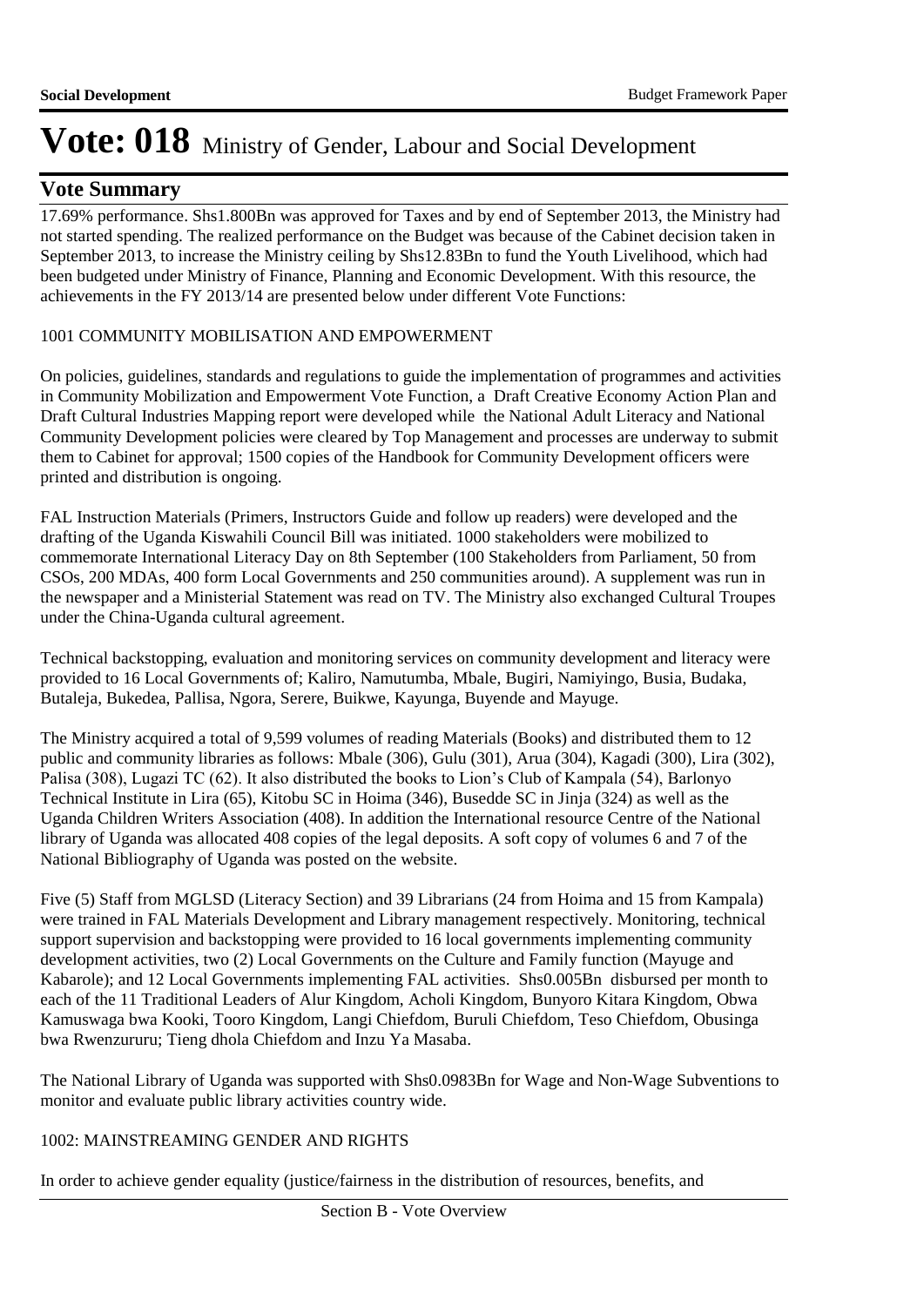# Vote: 018 Ministry of Gender, Labour and Social Development

## Vote Summary

17.69% performance. Shs1.800Bn was approved for Taxes and by end of September 2013, the Ministry had not started spending. The realized performance on the Budget was because of the Cabinet decision taken in September 2013, to increase the Ministry ceiling by Shs12.83Bn to fund the Youth Livelihood, which had been budgeted under Ministry of Finance, Planning and Economic Development. With this resource, the achievements in the FY 2013/14 are presented below under different Vote Functions:

1001 COMMUNITY MOBILISATION AND EMPOWERMENT

On policies, guidelines, standards and regulations to guide the implementation of programmes and activities in Community Mobilization and Empowerment Vote Function, a Draft Creative Economy Action Plan and Draft Cultural Industries Mapping report were developed while the National Adult Literacy and National Community Development policies were cleared by Top Management and processes are underway to submit them to Cabinet for approval; 1500 copies of the Handbook for Community Development officers were printed and distribution is ongoing.

FAL Instruction Materials (Primers, Instructors Guide and follow up readers) were developed and the drafting of the Uganda Kiswahili Council Bill was initiated. 1000 stakeholders were mobilized to commemorate International Literacy Day on 8th September (100 Stakeholders from Parliament, 50 from CSOs, 200 MDAs, 400 form Local Governments and 250 communities around). A supplement was run in the newspaper and a Ministerial Statement was read on TV. The Ministry also exchanged Cultural Troupes under the China-Uganda cultural agreement.

Technical backstopping, evaluation and monitoring services on community development and literacy were provided to 16 Local Governments of; Kaliro, Namutumba, Mbale, Bugiri, Namiyingo, Busia, Budaka, Butaleja, Bukedea, Pallisa, Ngora, Serere, Buikwe, Kayunga, Buyende and Mayuge.

The Ministry acquired a total of 9,599 volumes of reading Materials (Books) and distributed them to 12 public and community libraries as follows: Mbale (306), Gulu (301), Arua (304), Kagadi (300), Lira (302), Palisa (308), Lugazi TC (62). It also distributed the books to Lion's Club of Kampala (54), Barlonyo Technical Institute in Lira (65), Kitobu SC in Hoima (346), Busedde SC in Jinja (324) as well as the Uganda Children Writers Association (408). In addition the International resource Centre of the National library of Uganda was allocated 408 copies of the legal deposits. A soft copy of volumes 6 and 7 of the National Bibliography of Uganda was posted on the website.

Five (5) Staff from MGLSD (Literacy Section) and 39 Librarians (24 from Hoima and 15 from Kampala) were trained in FAL Materials Development and Library management respectively. Monitoring, technical support supervision and backstopping were provided to 16 local governments implementing community development activities, two (2) Local Governments on the Culture and Family function (Mayuge and Kabarole); and 12 Local Governments implementing FAL activities. Shs0.005Bn disbursed per month to each of the 11 Traditional Leaders of Alur Kingdom, Acholi Kingdom, Bunyoro Kitara Kingdom, Obwa Kamuswaga bwa Kooki, Tooro Kingdom, Langi Chiefdom, Buruli Chiefdom, Teso Chiefdom, Obusinga bwa Rwenzururu; Tieng dhola Chiefdom and Inzu Ya Masaba.

The National Library of Uganda was supported with Shs0.0983Bn for Wage and Non-Wage Subventions to monitor and evaluate public library activities country wide.

1002: MAINSTREAMING GENDER AND RIGHTS

In order to achieve gender equality (justice/fairness in the distribution of resources, benefits, and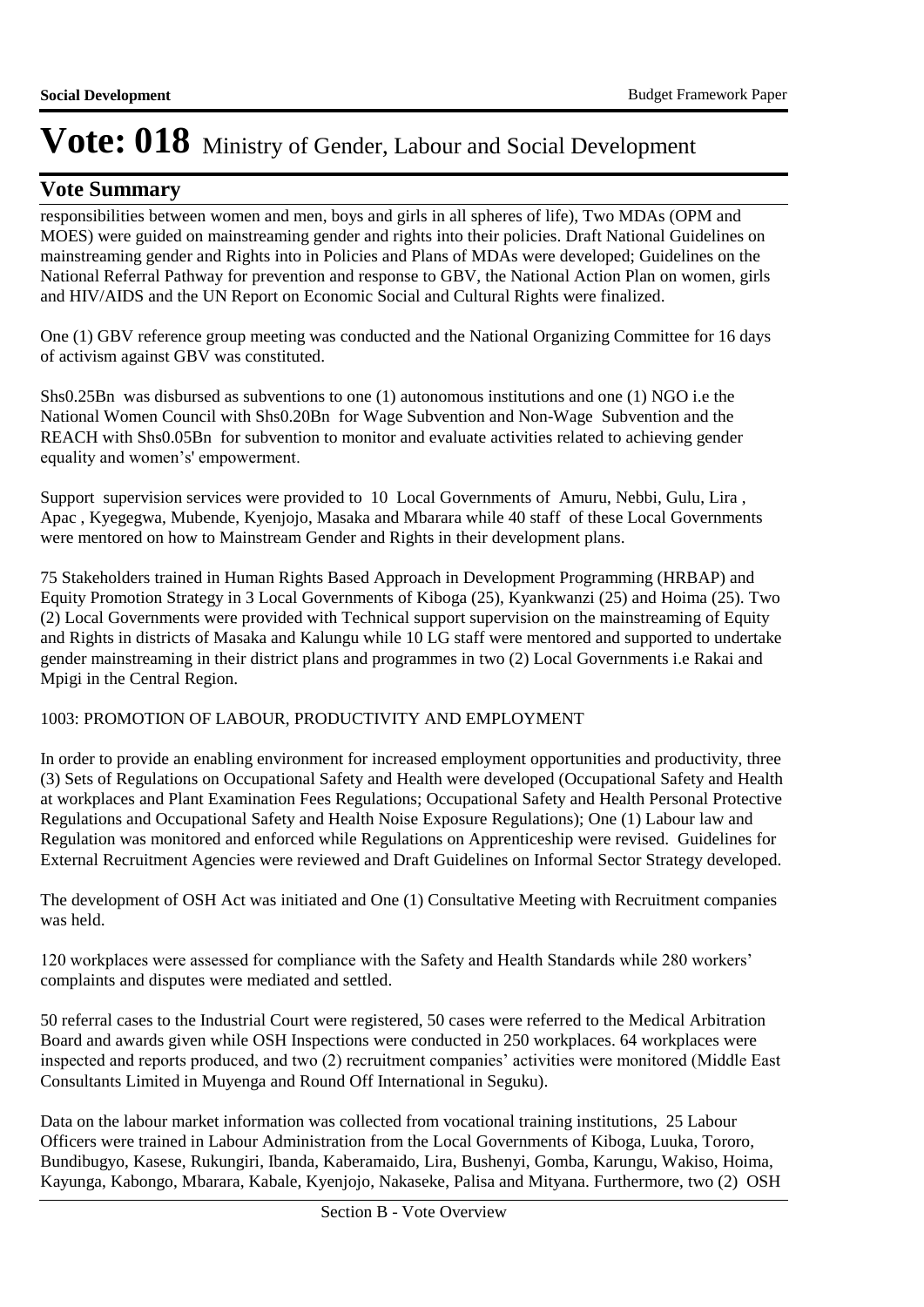# Vote: 018 Ministry of Gender, Labour and Social Development

## Vote Summary

responsibilities between women and men, boys and girls in all spheres of life), Two MDAs (OPM and MOES) were guided on mainstreaming gender and rights into their policies. Draft National Guidelines on mainstreaming gender and Rights into in Policies and Plans of MDAs were developed; Guidelines on the National Referral Pathway for prevention and response to GBV, the National Action Plan on women, girls and HIV/AIDS and the UN Report on Economic Social and Cultural Rights were finalized.

One (1) GBV reference group meeting was conducted and the National Organizing Committee for 16 days of activism against GBV was constituted.

Shs0.25Bn was disbursed as subventions to one (1) autonomous institutions and one (1) NGO i.e the National Women Council with Shs0.20Bn for Wage Subvention and Non-Wage Subvention and the REACH with Shs0.05Bn for subvention to monitor and evaluate activities related to achieving gender equality and women's' empowerment.

Support supervision services were provided to 10 Local Governments of Amuru, Nebbi, Gulu, Lira , Apac , Kyegegwa, Mubende, Kyenjojo, Masaka and Mbarara while 40 staff of these Local Governments were mentored on how to Mainstream Gender and Rights in their development plans.

75 Stakeholders trained in Human Rights Based Approach in Development Programming (HRBAP) and Equity Promotion Strategy in 3 Local Governments of Kiboga (25), Kyankwanzi (25) and Hoima (25). Two (2) Local Governments were provided with Technical support supervision on the mainstreaming of Equity and Rights in districts of Masaka and Kalungu while 10 LG staff were mentored and supported to undertake gender mainstreaming in their district plans and programmes in two (2) Local Governments i.e Rakai and Mpigi in the Central Region.

1003: PROMOTION OF LABOUR, PRODUCTIVITY AND EMPLOYMENT

In order to provide an enabling environment for increased employment opportunities and productivity, three (3) Sets of Regulations on Occupational Safety and Health were developed (Occupational Safety and Health at workplaces and Plant Examination Fees Regulations; Occupational Safety and Health Personal Protective Regulations and Occupational Safety and Health Noise Exposure Regulations); One (1) Labour law and Regulation was monitored and enforced while Regulations on Apprenticeship were revised. Guidelines for External Recruitment Agencies were reviewed and Draft Guidelines on Informal Sector Strategy developed.

The development of OSH Act was initiated and One (1) Consultative Meeting with Recruitment companies was held.

120 workplaces were assessed for compliance with the Safety and Health Standards while 280 workers' complaints and disputes were mediated and settled.

50 referral cases to the Industrial Court were registered, 50 cases were referred to the Medical Arbitration Board and awards given while OSH Inspections were conducted in 250 workplaces. 64 workplaces were inspected and reports produced, and two (2) recruitment companies' activities were monitored (Middle East Consultants Limited in Muyenga and Round Off International in Seguku).

Data on the labour market information was collected from vocational training institutions, 25 Labour Officers were trained in Labour Administration from the Local Governments of Kiboga, Luuka, Tororo, Bundibugyo, Kasese, Rukungiri, Ibanda, Kaberamaido, Lira, Bushenyi, Gomba, Karungu, Wakiso, Hoima, Kayunga, Kabongo, Mbarara, Kabale, Kyenjojo, Nakaseke, Palisa and Mityana. Furthermore, two (2) OSH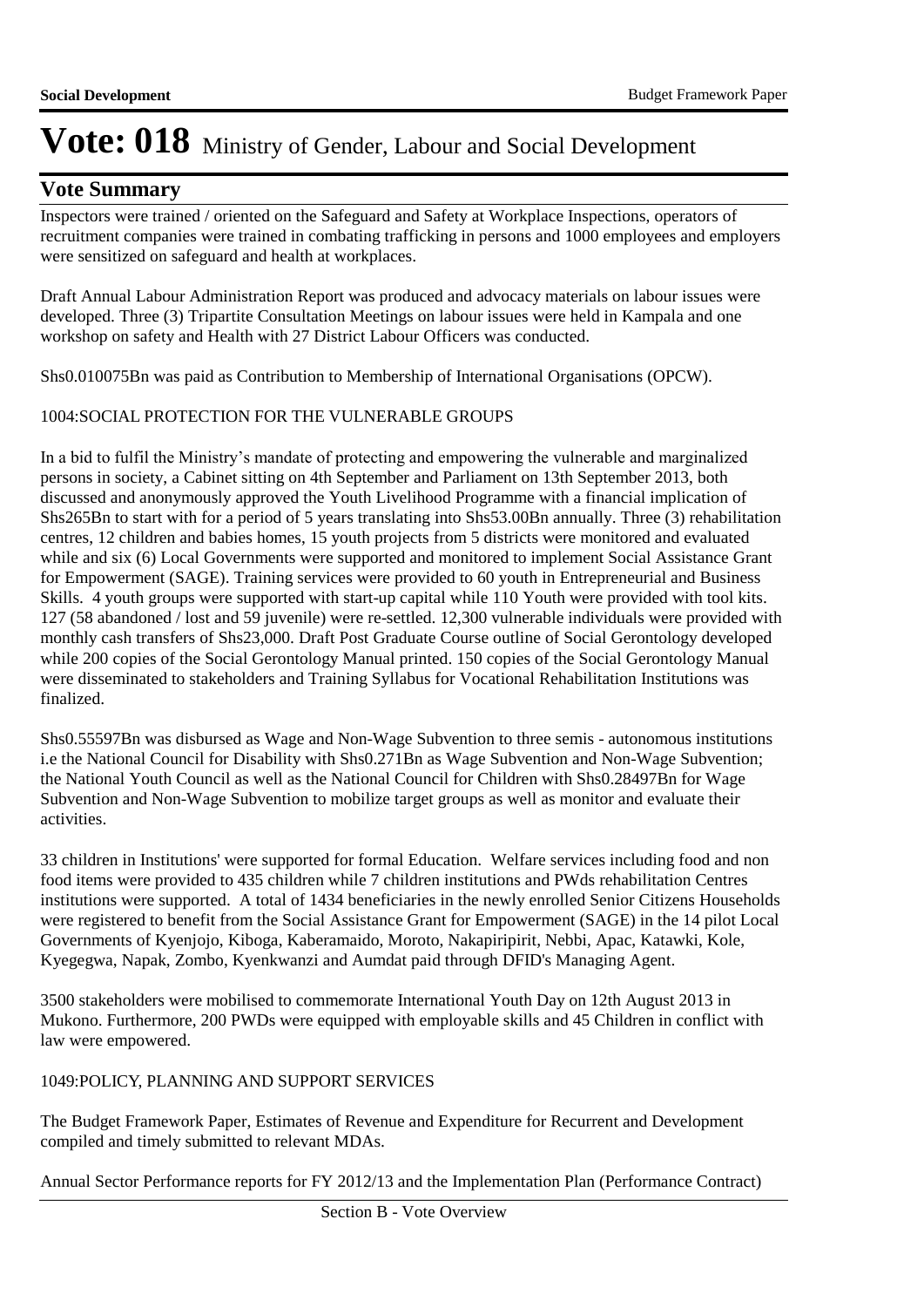# Vote: 018 Ministry of Gender, Labour and Social Development

## Vote Summary

Inspectors were trained / oriented on the Safeguard and Safety at Workplace Inspections, operators of recruitment companies were trained in combating trafficking in persons and 1000 employees and employers were sensitized on safeguard and health at workplaces.

Draft Annual Labour Administration Report was produced and advocacy materials on labour issues were developed. Three (3) Tripartite Consultation Meetings on labour issues were held in Kampala and one workshop on safety and Health with 27 District Labour Officers was conducted.

Shs0.010075Bn was paid as Contribution to Membership of International Organisations (OPCW).

1004:SOCIAL PROTECTION FOR THE VULNERABLE GROUPS

In a bid to fulfil the Ministry's mandate of protecting and empowering the vulnerable and marginalized persons in society, a Cabinet sitting on 4th September and Parliament on 13th September 2013, both discussed and anonymously approved the Youth Livelihood Programme with a financial implication of Shs265Bn to start with for a period of 5 years translating into Shs53.00Bn annually. Three (3) rehabilitation centres, 12 children and babies homes, 15 youth projects from 5 districts were monitored and evaluated while and six (6) Local Governments were supported and monitored to implement Social Assistance Grant for Empowerment (SAGE). Training services were provided to 60 youth in Entrepreneurial and Business Skills. 4 youth groups were supported with start-up capital while 110 Youth were provided with tool kits. 127 (58 abandoned / lost and 59 juvenile) were re-settled. 12,300 vulnerable individuals were provided with monthly cash transfers of Shs23,000. Draft Post Graduate Course outline of Social Gerontology developed while 200 copies of the Social Gerontology Manual printed. 150 copies of the Social Gerontology Manual were disseminated to stakeholders and Training Syllabus for Vocational Rehabilitation Institutions was finalized.

Shs0.55597Bn was disbursed as Wage and Non-Wage Subvention to three semis - autonomous institutions i.e the National Council for Disability with Shs0.271Bn as Wage Subvention and Non-Wage Subvention; the National Youth Council as well as the National Council for Children with Shs0.28497Bn for Wage Subvention and Non-Wage Subvention to mobilize target groups as well as monitor and evaluate their activities.

33 children in Institutions' were supported for formal Education. Welfare services including food and non food items were provided to 435 children while 7 children institutions and PWds rehabilitation Centres institutions were supported. A total of 1434 beneficiaries in the newly enrolled Senior Citizens Households were registered to benefit from the Social Assistance Grant for Empowerment (SAGE) in the 14 pilot Local Governments of Kyenjojo, Kiboga, Kaberamaido, Moroto, Nakapiripirit, Nebbi, Apac, Katawki, Kole, Kyegegwa, Napak, Zombo, Kyenkwanzi and Aumdat paid through DFID's Managing Agent.

3500 stakeholders were mobilised to commemorate International Youth Day on 12th August 2013 in Mukono. Furthermore, 200 PWDs were equipped with employable skills and 45 Children in conflict with law were empowered.

1049:POLICY, PLANNING AND SUPPORT SERVICES

The Budget Framework Paper, Estimates of Revenue and Expenditure for Recurrent and Development compiled and timely submitted to relevant MDAs.

Annual Sector Performance reports for FY 2012/13 and the Implementation Plan (Performance Contract)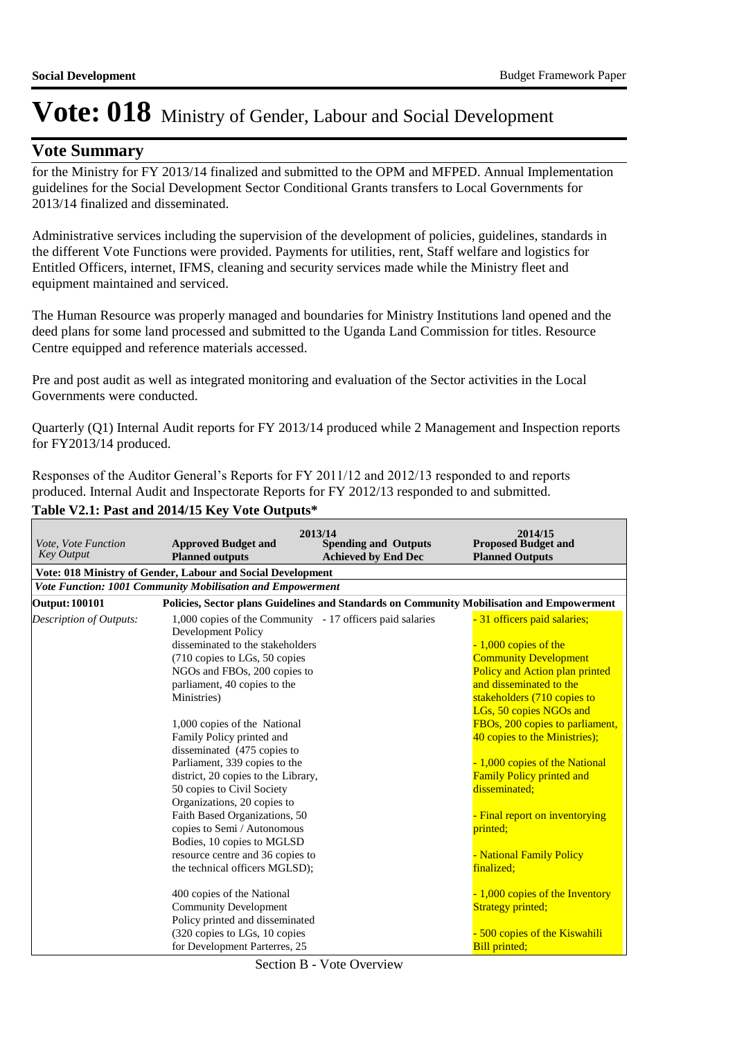# Vote: 018 Ministry of Gender, Labour and Social Development

## Vote Summary

for the Ministry for FY 2013/14 finalized and submitted to the OPM and MFPED. Annual Implementation guidelines for the Social Development Sector Conditional Grants transfers to Local Governments for 2013/14 finalized and disseminated.

Administrative services including the supervision of the development of policies, guidelines, standards in the different Vote Functions were provided. Payments for utilities, rent, Staff welfare and logistics for Entitled Officers, internet, IFMS, cleaning and security services made while the Ministry fleet and equipment maintained and serviced.

The Human Resource was properly managed and boundaries for Ministry Institutions land opened and the deed plans for some land processed and submitted to the Uganda Land Commission for titles. Resource Centre equipped and reference materials accessed.

Pre and post audit as well as integrated monitoring and evaluation of the Sector activities in the Local Governments were conducted.

Quarterly (Q1) Internal Audit reports for FY 2013/14 produced while 2 Management and Inspection reports for FY2013/14 produced.

Responses of the Auditor General's Reports for FY 2011/12 and 2012/13 responded to and reports produced. Internal Audit and Inspectorate Reports for FY 2012/13 responded to and submitted.

**Table V2.1: Past and 2014/15 Key Vote Outputs\***

| *Vote, Vote Function Key Output* | 2013/14 **Approved Budget and Planned outputs** | **Spending and Outputs Achieved by End Dec** | 2014/15 **Proposed Budget and Planned Outputs** |
|---|---|---|---|
| **Vote: 018 Ministry of Gender, Labour and Social Development** | | | |
| ***Vote Function: 1001 Community Mobilisation and Empowerment*** | | | |
| **Output: 100101** | **Policies, Sector plans Guidelines and Standards on Community Mobilisation and Empowerment** | | |
| *Description of Outputs:* | 1,000 copies of the Community Development Policy disseminated to the stakeholders (710 copies to LGs, 50 copies NGOs and FBOs, 200 copies to parliament, 40 copies to the Ministries)<br><br>1,000 copies of the National Family Policy printed and disseminated (475 copies to Parliament, 339 copies to the district, 20 copies to the Library, 50 copies to Civil Society Organizations, 20 copies to Faith Based Organizations, 50 copies to Semi / Autonomous Bodies, 10 copies to MGLSD resource centre and 36 copies to the technical officers MGLSD);<br><br>400 copies of the National Community Development Policy printed and disseminated (320 copies to LGs, 10 copies for Development Parterres, 25 | - 17 officers paid salaries | - 31 officers paid salaries;<br><br>- 1,000 copies of the Community Development Policy and Action plan printed and disseminated to the stakeholders (710 copies to LGs, 50 copies NGOs and FBOs, 200 copies to parliament, 40 copies to the Ministries);<br><br>- 1,000 copies of the National Family Policy printed and disseminated;<br><br>- Final report on inventorying printed;<br><br>- National Family Policy finalized;<br><br>- 1,000 copies of the Inventory Strategy printed;<br><br>- 500 copies of the Kiswahili Bill printed; |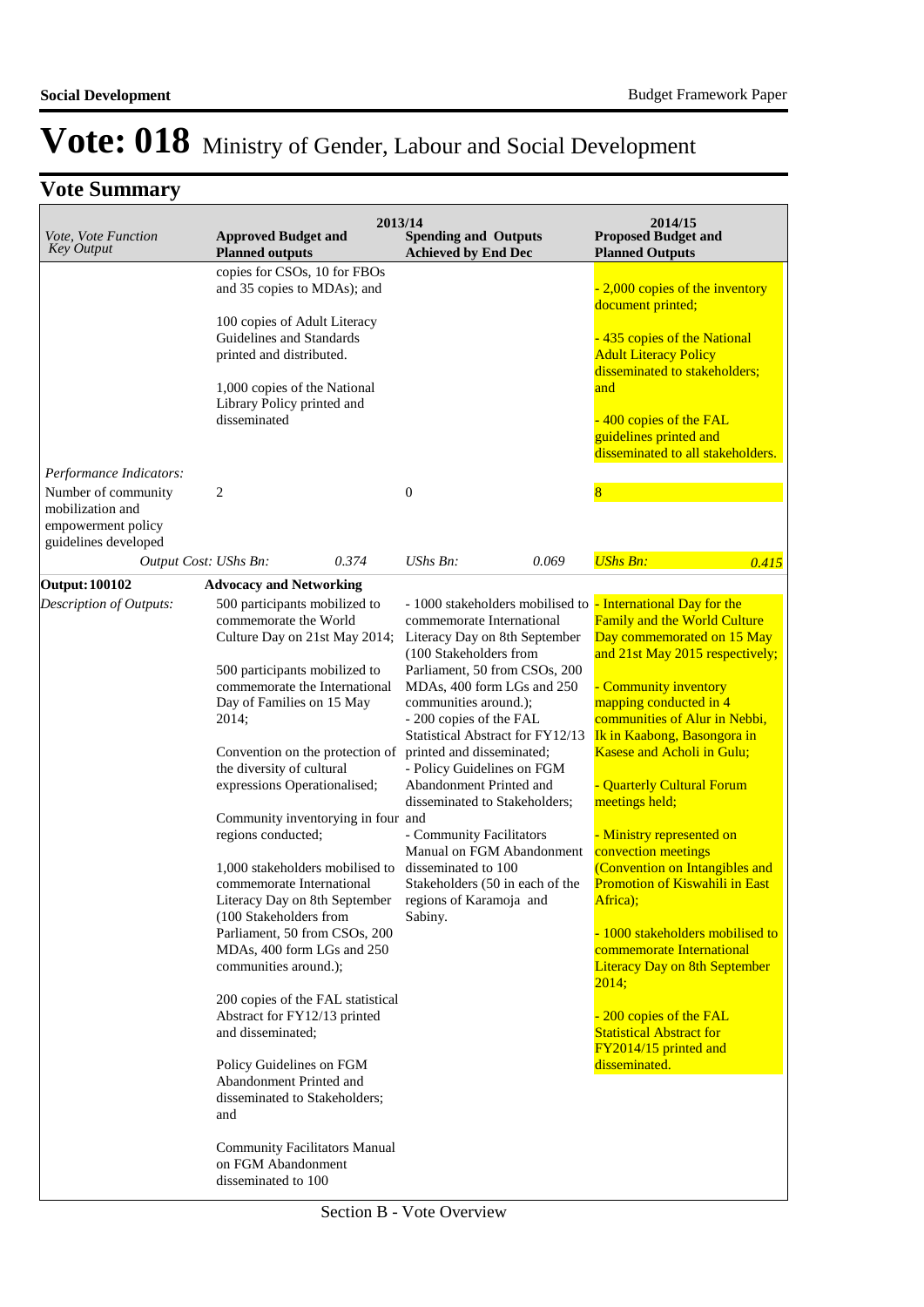# Vote: 018 Ministry of Gender, Labour and Social Development

## Vote Summary

| *Vote, Vote Function Key Output* | 2013/14 Approved Budget and Planned outputs | | 2013/14 Spending and Outputs Achieved by End Dec | | 2014/15 Proposed Budget and Planned Outputs | |
|---|---|---|---|---|---|---|
| | copies for CSOs, 10 for FBOs and 35 copies to MDAs); and<br><br>100 copies of Adult Literacy Guidelines and Standards printed and distributed.<br><br>1,000 copies of the National Library Policy printed and disseminated | | | | - 2,000 copies of the inventory document printed;<br><br>- 435 copies of the National Adult Literacy Policy disseminated to stakeholders; and<br><br>- 400 copies of the FAL guidelines printed and disseminated to all stakeholders. | |
| *Performance Indicators:* | | | | | | |
| Number of community mobilization and empowerment policy guidelines developed | 2 | | 0 | | 8 | |
| *Output Cost:* | *UShs Bn:* | *0.374* | *UShs Bn:* | *0.069* | *UShs Bn:* | *0.415* |
| **Output: 100102** | **Advocacy and Networking** | | | | | |
| *Description of Outputs:* | 500 participants mobilized to commemorate the World Culture Day on 21st May 2014;<br><br>500 participants mobilized to commemorate the International Day of Families on 15 May 2014;<br><br>Convention on the protection of the diversity of cultural expressions Operationalised;<br><br>Community inventorying in four regions conducted;<br><br>1,000 stakeholders mobilised to commemorate International Literacy Day on 8th September (100 Stakeholders from Parliament, 50 from CSOs, 200 MDAs, 400 form LGs and 250 communities around.);<br><br>200 copies of the FAL statistical Abstract for FY12/13 printed and disseminated;<br><br>Policy Guidelines on FGM Abandonment Printed and disseminated to Stakeholders; and<br><br>Community Facilitators Manual on FGM Abandonment disseminated to 100 | | - 1000 stakeholders mobilised to commemorate International Literacy Day on 8th September (100 Stakeholders from Parliament, 50 from CSOs, 200 MDAs, 400 form LGs and 250 communities around.);<br>- 200 copies of the FAL Statistical Abstract for FY12/13 printed and disseminated;<br>- Policy Guidelines on FGM Abandonment Printed and disseminated to Stakeholders; and<br>- Community Facilitators Manual on FGM Abandonment disseminated to 100 Stakeholders (50 in each of the regions of Karamoja and Sabiny. | | - International Day for the Family and the World Culture Day commemorated on 15 May and 21st May 2015 respectively;<br><br>- Community inventory mapping conducted in 4 communities of Alur in Nebbi, Ik in Kaabong, Basongora in Kasese and Acholi in Gulu;<br><br>- Quarterly Cultural Forum meetings held;<br><br>- Ministry represented on convection meetings (Convention on Intangibles and Promotion of Kiswahili in East Africa);<br><br>- 1000 stakeholders mobilised to commemorate International Literacy Day on 8th September 2014;<br><br>- 200 copies of the FAL Statistical Abstract for FY2014/15 printed and disseminated. | |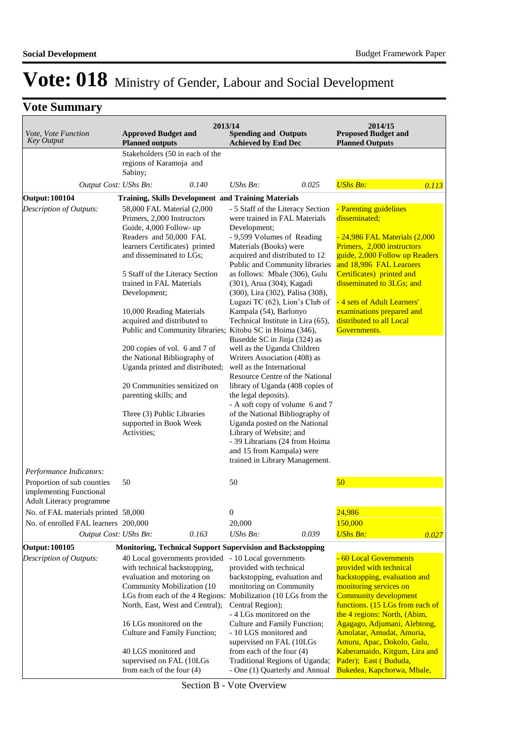# Vote: 018 Ministry of Gender, Labour and Social Development

## Vote Summary

| Vote, Vote Function Key Output | 2013/14 Approved Budget and Planned outputs | | 2013/14 Spending and Outputs Achieved by End Dec | | 2014/15 Proposed Budget and Planned Outputs | |
|---|---|---|---|---|---|---|
| | Stakeholders (50 in each of the regions of Karamoja and Sabiny; | | | | | |
| *Output Cost: UShs Bn:* | | *0.140* | *UShs Bn:* | *0.025* | *UShs Bn:* | *0.113* |
| **Output: 100104** | **Training, Skills Development and Training Materials** | | | | | |
| *Description of Outputs:* | 58,000 FAL Material (2,000 Primers, 2,000 Instructors Guide, 4,000 Follow- up Readers and 50,000 FAL learners Certificates) printed and disseminated to LGs;<br><br>5 Staff of the Literacy Section trained in FAL Materials Development;<br><br>10,000 Reading Materials acquired and distributed to Public and Community libraries;<br><br>200 copies of vol. 6 and 7 of the National Bibliography of Uganda printed and distributed;<br><br>20 Communities sensitized on parenting skills; and<br><br>Three (3) Public Libraries supported in Book Week Activities; | | - 5 Staff of the Literacy Section were trained in FAL Materials Development;<br>- 9,599 Volumes of Reading Materials (Books) were acquired and distributed to 12 Public and Community libraries as follows: Mbale (306), Gulu (301), Arua (304), Kagadi (300), Lira (302), Palisa (308), Lugazi TC (62), Lion's Club of Kampala (54), Barlonyo Technical Institute in Lira (65), Kitobu SC in Hoima (346), Busedde SC in Jinja (324) as well as the Uganda Children Writers Association (408) as well as the International Resource Centre of the National library of Uganda (408 copies of the legal deposits).<br>- A soft copy of volume 6 and 7 of the National Bibliography of Uganda posted on the National Library of Website; and<br>- 39 Librarians (24 from Hoima and 15 from Kampala) were trained in Library Management. | | - Parenting guidelines disseminated;<br><br>- 24,986 FAL Materials (2,000 Primers, 2,000 instructors guide, 2,000 Follow up Readers and 18,986 FAL Learners Certificates) printed and disseminated to 3LGs; and<br><br>- 4 sets of Adult Learners' examinations prepared and distributed to all Local Governments. | |
| *Performance Indicators:* | | | | | | |
| Proportion of sub counties implementing Functional Adult Literacy programme | 50 | | 50 | | 50 | |
| No. of FAL materials printed | 58,000 | | 0 | | 24,986 | |
| No. of enrolled FAL learners | 200,000 | | 20,000 | | 150,000 | |
| *Output Cost: UShs Bn:* | | *0.163* | *UShs Bn:* | *0.039* | *UShs Bn:* | *0.027* |
| **Output: 100105** | **Monitoring, Technical Support Supervision and Backstopping** | | | | | |
| *Description of Outputs:* | 40 Local governments provided with technical backstopping, evaluation and motoring on Community Mobilization (10 LGs from each of the 4 Regions: North, East, West and Central);<br><br>16 LGs monitored on the Culture and Family Function;<br><br>40 LGS monitored and supervised on FAL (10LGs from each of the four (4) | | - 10 Local governments provided with technical backstopping, evaluation and monitoring on Community Mobilization (10 LGs from the Central Region);<br>- 4 LGs monitored on the Culture and Family Function;<br>- 10 LGS monitored and supervised on FAL (10LGs from each of the four (4) Traditional Regions of Uganda;<br>- One (1) Quarterly and Annual | | - 60 Local Governments provided with technical backstopping, evaluation and monitoring services on Community development functions. (15 LGs from each of the 4 regions: North, (Abim, Agagago, Adjumani, Alebtong, Amolatar, Amudat, Amuria, Amuru, Apac, Dokolo, Gulu, Kaberamaido, Kitgum, Lira and Pader); East ( Bududa, Bukedea, Kapchorwa, Mbale, | |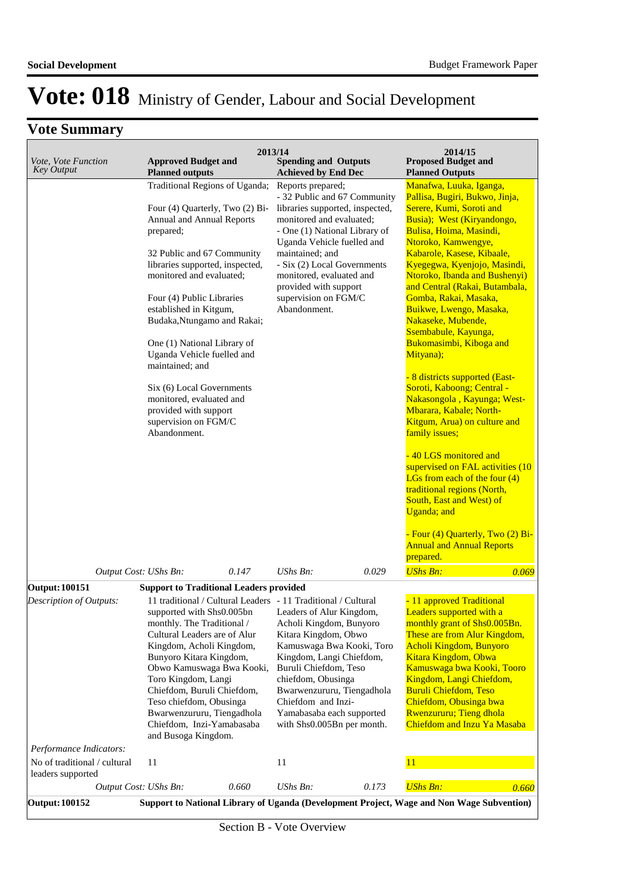# Vote: 018 Ministry of Gender, Labour and Social Development

## Vote Summary

| Vote, Vote Function Key Output | 2013/14 Approved Budget and Planned outputs | 2013/14 Spending and Outputs Achieved by End Dec | 2014/15 Proposed Budget and Planned Outputs |
|---|---|---|---|
| | Traditional Regions of Uganda;<br><br>Four (4) Quarterly, Two (2) Bi-Annual and Annual Reports prepared;<br><br>32 Public and 67 Community libraries supported, inspected, monitored and evaluated;<br><br>Four (4) Public Libraries established in Kitgum, Budaka,Ntungamo and Rakai;<br><br>One (1) National Library of Uganda Vehicle fuelled and maintained; and<br><br>Six (6) Local Governments monitored, evaluated and provided with support supervision on FGM/C Abandonment. | Reports prepared;<br>- 32 Public and 67 Community libraries supported, inspected, monitored and evaluated;<br>- One (1) National Library of Uganda Vehicle fuelled and maintained; and<br>- Six (2) Local Governments monitored, evaluated and provided with support supervision on FGM/C Abandonment. | Manafwa, Luuka, Iganga, Pallisa, Bugiri, Bukwo, Jinja, Serere, Kumi, Soroti and Busia); West (Kiryandongo, Bulisa, Hoima, Masindi, Ntoroko, Kamwengye, Kabarole, Kasese, Kibaale, Kyegegwa, Kyenjojo, Masindi, Ntoroko, Ibanda and Bushenyi) and Central (Rakai, Butambala, Gomba, Rakai, Masaka, Buikwe, Lwengo, Masaka, Nakaseke, Mubende, Ssembabule, Kayunga, Bukomasimbi, Kiboga and Mityana);<br><br>- 8 districts supported (East-Soroti, Kaboong; Central - Nakasongola , Kayunga; West-Mbarara, Kabale; North-Kitgum, Arua) on culture and family issues;<br><br>- 40 LGS monitored and supervised on FAL activities (10 LGs from each of the four (4) traditional regions (North, South, East and West) of Uganda; and<br><br>- Four (4) Quarterly, Two (2) Bi-Annual and Annual Reports prepared. |
| *Output Cost:* | *UShs Bn:* 0.147 | *UShs Bn:* 0.029 | *UShs Bn:* 0.069 |
| **Output: 100151** | **Support to Traditional Leaders provided** | | |
| *Description of Outputs:* | 11 traditional / Cultural Leaders supported with Shs0.005bn monthly. The Traditional / Cultural Leaders are of Alur Kingdom, Acholi Kingdom, Bunyoro Kitara Kingdom, Obwo Kamuswaga Bwa Kooki, Toro Kingdom, Langi Chiefdom, Buruli Chiefdom, Teso chiefdom, Obusinga Bwarwenzururu, Tiengadhola Chiefdom, Inzi-Yamabasaba and Busoga Kingdom. | - 11 Traditional / Cultural Leaders of Alur Kingdom, Acholi Kingdom, Bunyoro Kitara Kingdom, Obwo Kamuswaga Bwa Kooki, Toro Kingdom, Langi Chiefdom, Buruli Chiefdom, Teso chiefdom, Obusinga Bwarwenzururu, Tiengadhola Chiefdom and Inzi-Yamabasaba each supported with Shs0.005Bn per month. | - 11 approved Traditional Leaders supported with a monthly grant of Shs0.005Bn. These are from Alur Kingdom, Acholi Kingdom, Bunyoro Kitara Kingdom, Obwa Kamuswaga bwa Kooki, Tooro Kingdom, Langi Chiefdom, Buruli Chiefdom, Teso Chiefdom, Obusinga bwa Rwenzururu; Tieng dhola Chiefdom and Inzu Ya Masaba |
| *Performance Indicators:* | | | |
| No of traditional / cultural leaders supported | 11 | 11 | 11 |
| *Output Cost:* | *UShs Bn:* 0.660 | *UShs Bn:* 0.173 | *UShs Bn:* 0.660 |
| **Output: 100152** | **Support to National Library of Uganda (Development Project, Wage and Non Wage Subvention)** | | |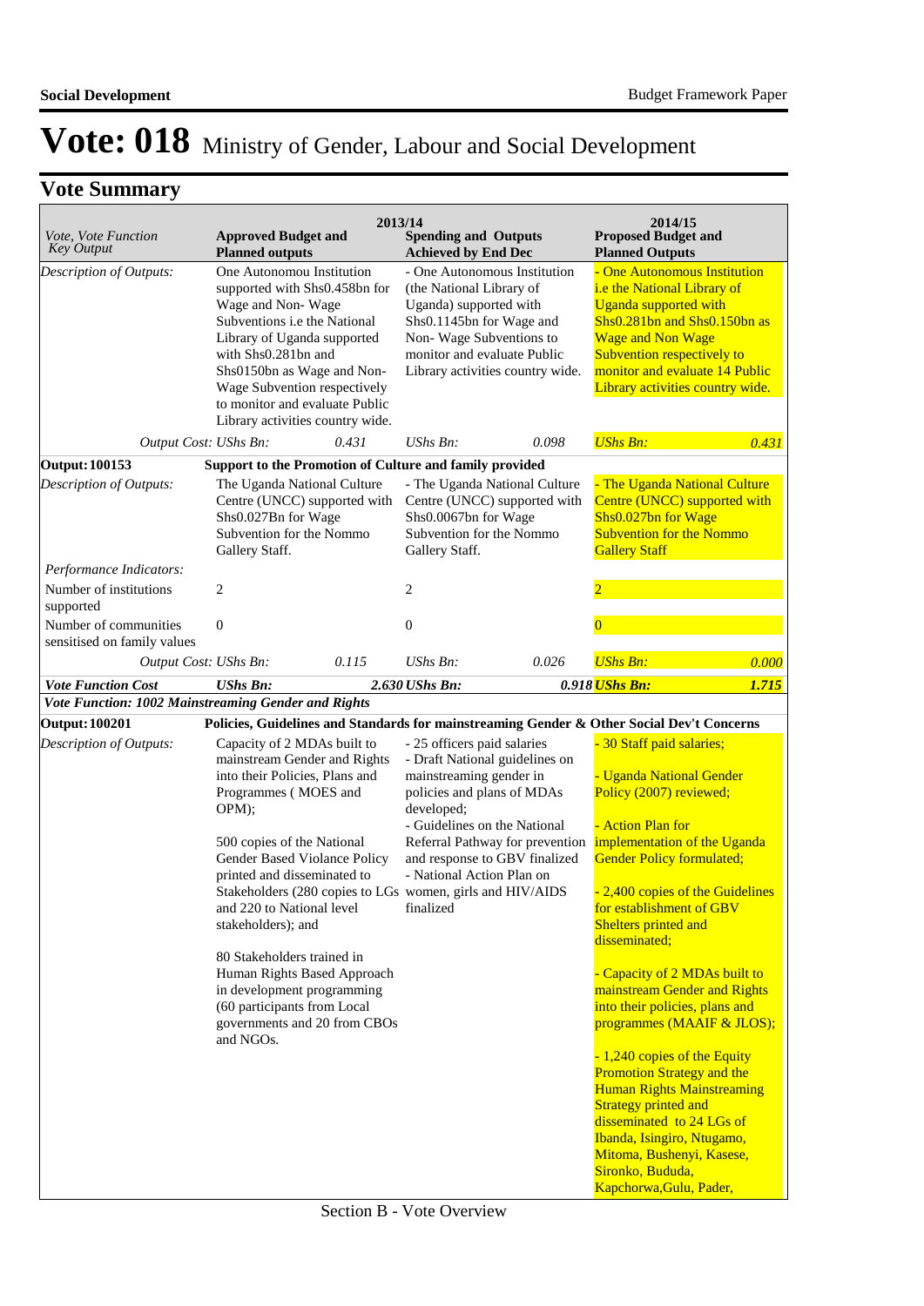# Vote: 018 Ministry of Gender, Labour and Social Development

## Vote Summary

| *Vote, Vote Function Key Output* | 2013/14 **Approved Budget and Planned outputs** | | 2013/14 **Spending and Outputs Achieved by End Dec** | | 2014/15 **Proposed Budget and Planned Outputs** | |
|---|---|---|---|---|---|---|
| *Description of Outputs:* | One Autonomou Institution supported with Shs0.458bn for Wage and Non- Wage Subventions i.e the National Library of Uganda supported with Shs0.281bn and Shs0150bn as Wage and Non-Wage Subvention respectively to monitor and evaluate Public Library activities country wide. | | - One Autonomous Institution (the National Library of Uganda) supported with Shs0.1145bn for Wage and Non- Wage Subventions to monitor and evaluate Public Library activities country wide. | | - One Autonomous Institution i.e the National Library of Uganda supported with Shs0.281bn and Shs0.150bn as Wage and Non Wage Subvention respectively to monitor and evaluate 14 Public Library activities country wide. | |
| *Output Cost:* | *UShs Bn:* | *0.431* | *UShs Bn:* | *0.098* | *UShs Bn:* | *0.431* |
| **Output: 100153** | **Support to the Promotion of Culture and family provided** | | | | | |
| *Description of Outputs:* | The Uganda National Culture Centre (UNCC) supported with Shs0.027Bn for Wage Subvention for the Nommo Gallery Staff. | | - The Uganda National Culture Centre (UNCC) supported with Shs0.0067bn for Wage Subvention for the Nommo Gallery Staff. | | - The Uganda National Culture Centre (UNCC) supported with Shs0.027bn for Wage Subvention for the Nommo Gallery Staff | |
| *Performance Indicators:* | | | | | | |
| Number of institutions supported | 2 | | 2 | | 2 | |
| Number of communities sensitised on family values | 0 | | 0 | | 0 | |
| *Output Cost:* | *UShs Bn:* | *0.115* | *UShs Bn:* | *0.026* | *UShs Bn:* | *0.000* |
| ***Vote Function Cost*** | ***UShs Bn:*** | ***2.630*** | ***UShs Bn:*** | ***0.918*** | ***UShs Bn:*** | ***1.715*** |
| ***Vote Function: 1002 Mainstreaming Gender and Rights*** | | | | | | |
| **Output: 100201** | **Policies, Guidelines and Standards for mainstreaming Gender & Other Social Dev't Concerns** | | | | | |
| *Description of Outputs:* | Capacity of 2 MDAs built to mainstream Gender and Rights into their Policies, Plans and Programmes ( MOES and OPM);<br><br>500 copies of the National Gender Based Violance Policy printed and disseminated to Stakeholders (280 copies to LGs and 220 to National level stakeholders); and<br><br>80 Stakeholders trained in Human Rights Based Approach in development programming (60 participants from Local governments and 20 from CBOs and NGOs. | | - 25 officers paid salaries<br>- Draft National guidelines on mainstreaming gender in policies and plans of MDAs developed;<br>- Guidelines on the National Referral Pathway for prevention and response to GBV finalized<br>- National Action Plan on women, girls and HIV/AIDS finalized | | - 30 Staff paid salaries;<br><br>- Uganda National Gender Policy (2007) reviewed;<br><br>- Action Plan for implementation of the Uganda Gender Policy formulated;<br><br>- 2,400 copies of the Guidelines for establishment of GBV Shelters printed and disseminated;<br><br>- Capacity of 2 MDAs built to mainstream Gender and Rights into their policies, plans and programmes (MAAIF & JLOS);<br><br>- 1,240 copies of the Equity Promotion Strategy and the Human Rights Mainstreaming Strategy printed and disseminated to 24 LGs of Ibanda, Isingiro, Ntugamo, Mitoma, Bushenyi, Kasese, Sironko, Bududa, Kapchorwa,Gulu, Pader, | |

Section B - Vote Overview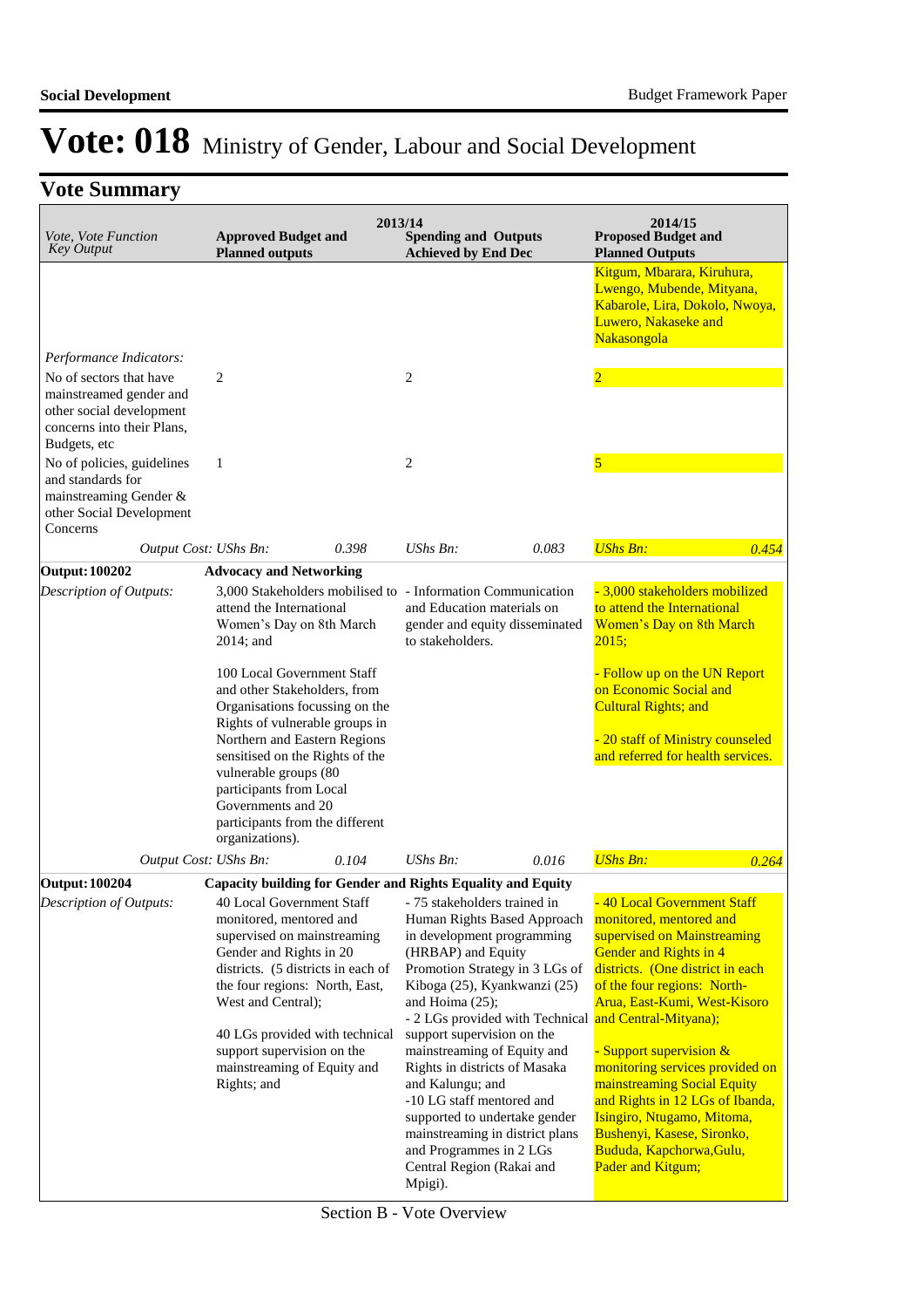# Vote: 018 Ministry of Gender, Labour and Social Development

## Vote Summary

| Vote, Vote Function Key Output | 2013/14 Approved Budget and Planned outputs | | 2013/14 Spending and Outputs Achieved by End Dec | | 2014/15 Proposed Budget and Planned Outputs | |
|---|---|---|---|---|---|---|
| | | | | | Kitgum, Mbarara, Kiruhura, Lwengo, Mubende, Mityana, Kabarole, Lira, Dokolo, Nwoya, Luwero, Nakaseke and Nakasongola | |
| *Performance Indicators:* | | | | | | |
| No of sectors that have mainstreamed gender and other social development concerns into their Plans, Budgets, etc | 2 | | 2 | | 2 | |
| No of policies, guidelines and standards for mainstreaming Gender & other Social Development Concerns | 1 | | 2 | | 5 | |
| *Output Cost: UShs Bn:* | | *0.398* | *UShs Bn:* | *0.083* | *UShs Bn:* | *0.454* |
| **Output: 100202** | **Advocacy and Networking** | | | | | |
| *Description of Outputs:* | 3,000 Stakeholders mobilised to attend the International Women's Day on 8th March 2014; and<br><br>100 Local Government Staff and other Stakeholders, from Organisations focussing on the Rights of vulnerable groups in Northern and Eastern Regions sensitised on the Rights of the vulnerable groups (80 participants from Local Governments and 20 participants from the different organizations). | | - Information Communication and Education materials on gender and equity disseminated to stakeholders. | | - 3,000 stakeholders mobilized to attend the International Women's Day on 8th March 2015;<br><br>- Follow up on the UN Report on Economic Social and Cultural Rights; and<br><br>- 20 staff of Ministry counseled and referred for health services. | |
| *Output Cost: UShs Bn:* | | *0.104* | *UShs Bn:* | *0.016* | *UShs Bn:* | *0.264* |
| **Output: 100204** | **Capacity building for Gender and Rights Equality and Equity** | | | | | |
| *Description of Outputs:* | 40 Local Government Staff monitored, mentored and supervised on mainstreaming Gender and Rights in 20 districts. (5 districts in each of the four regions: North, East, West and Central);<br><br>40 LGs provided with technical support supervision on the mainstreaming of Equity and Rights; and | | - 75 stakeholders trained in Human Rights Based Approach in development programming (HRBAP) and Equity Promotion Strategy in 3 LGs of Kiboga (25), Kyankwanzi (25) and Hoima (25);<br>- 2 LGs provided with Technical support supervision on the mainstreaming of Equity and Rights in districts of Masaka and Kalungu; and<br>-10 LG staff mentored and supported to undertake gender mainstreaming in district plans and Programmes in 2 LGs Central Region (Rakai and Mpigi). | | - 40 Local Government Staff monitored, mentored and supervised on Mainstreaming Gender and Rights in 4 districts. (One district in each of the four regions: North-Arua, East-Kumi, West-Kisoro and Central-Mityana);<br><br>- Support supervision & monitoring services provided on mainstreaming Social Equity and Rights in 12 LGs of Ibanda, Isingiro, Ntugamo, Mitoma, Bushenyi, Kasese, Sironko, Bududa, Kapchorwa,Gulu, Pader and Kitgum; | |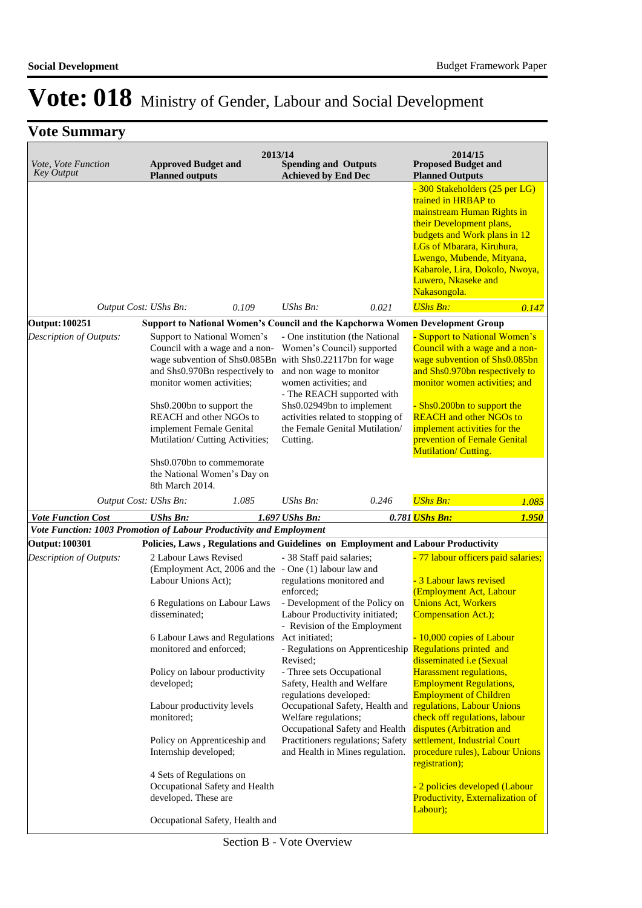# Vote: 018 Ministry of Gender, Labour and Social Development

## Vote Summary

| Vote, Vote Function Key Output | 2013/14 Approved Budget and Planned outputs | 2013/14 Spending and Outputs Achieved by End Dec | 2014/15 Proposed Budget and Planned Outputs |
|---|---|---|---|
| | | | - 300 Stakeholders (25 per LG) trained in HRBAP to mainstream Human Rights in their Development plans, budgets and Work plans in 12 LGs of Mbarara, Kiruhura, Lwengo, Mubende, Mityana, Kabarole, Lira, Dokolo, Nwoya, Luwero, Nkaseke and Nakasongola. |
| *Output Cost:* | *UShs Bn: 0.109* | *UShs Bn: 0.021* | *UShs Bn: 0.147* |
| **Output: 100251** | **Support to National Women's Council and the Kapchorwa Women Development Group** | | |
| *Description of Outputs:* | Support to National Women's Council with a wage and a non-wage subvention of Shs0.085Bn and Shs0.970Bn respectively to monitor women activities;<br><br>Shs0.200bn to support the REACH and other NGOs to implement Female Genital Mutilation/ Cutting Activities;<br><br>Shs0.070bn to commemorate the National Women's Day on 8th March 2014. | - One institution (the National Women's Council) supported with Shs0.22117bn for wage and non wage to monitor women activities; and<br>- The REACH supported with Shs0.02949bn to implement activities related to stopping of the Female Genital Mutilation/ Cutting. | - Support to National Women's Council with a wage and a non-wage subvention of Shs0.085bn and Shs0.970bn respectively to monitor women activities; and<br><br>- Shs0.200bn to support the REACH and other NGOs to implement activities for the prevention of Female Genital Mutilation/ Cutting. |
| *Output Cost:* | *UShs Bn: 1.085* | *UShs Bn: 0.246* | *UShs Bn: 1.085* |
| ***Vote Function Cost*** | ***UShs Bn: 1.697*** | ***UShs Bn: 0.781*** | ***UShs Bn: 1.950*** |
| ***Vote Function: 1003 Promotion of Labour Productivity and Employment*** | | | |
| **Output: 100301** | **Policies, Laws , Regulations and Guidelines on Employment and Labour Productivity** | | |
| *Description of Outputs:* | 2 Labour Laws Revised (Employment Act, 2006 and the Labour Unions Act);<br><br>6 Regulations on Labour Laws disseminated;<br><br>6 Labour Laws and Regulations monitored and enforced;<br><br>Policy on labour productivity developed;<br><br>Labour productivity levels monitored;<br><br>Policy on Apprenticeship and Internship developed;<br><br>4 Sets of Regulations on Occupational Safety and Health developed. These are<br><br>Occupational Safety, Health and | - 38 Staff paid salaries;<br>- One (1) labour law and regulations monitored and enforced;<br>- Development of the Policy on Labour Productivity initiated;<br>- Revision of the Employment Act initiated;<br>- Regulations on Apprenticeship Revised;<br>- Three sets Occupational Safety, Health and Welfare regulations developed: Occupational Safety, Health and Welfare regulations; Occupational Safety and Health Practitioners regulations; Safety and Health in Mines regulation. | - 77 labour officers paid salaries;<br><br>- 3 Labour laws revised (Employment Act, Labour Unions Act, Workers Compensation Act.);<br><br>- 10,000 copies of Labour Regulations printed and disseminated i.e (Sexual Harassment regulations, Employment Regulations, Employment of Children regulations, Labour Unions check off regulations, labour disputes (Arbitration and settlement, Industrial Court procedure rules), Labour Unions registration);<br><br>- 2 policies developed (Labour Productivity, Externalization of Labour); |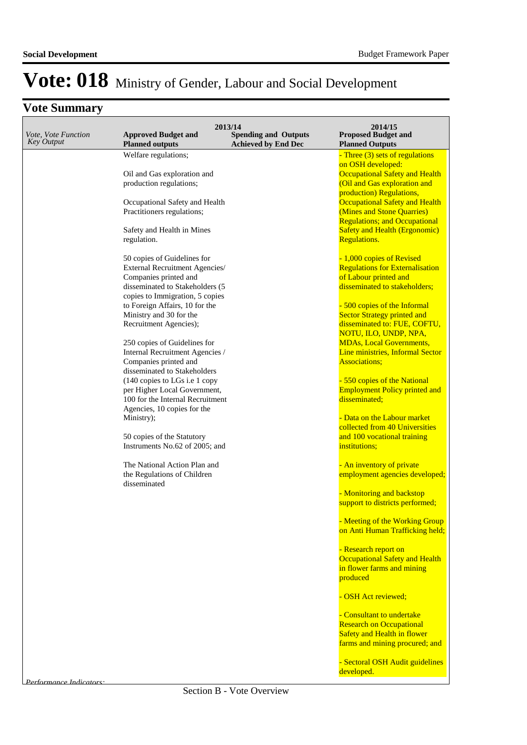# Vote: 018 Ministry of Gender, Labour and Social Development

## Vote Summary

| *Vote, Vote Function Key Output* | 2013/14 Approved Budget and Planned outputs | 2013/14 Spending and Outputs Achieved by End Dec | 2014/15 Proposed Budget and Planned Outputs |
|---|---|---|---|
| | Welfare regulations;<br><br>Oil and Gas exploration and production regulations;<br><br>Occupational Safety and Health Practitioners regulations;<br><br>Safety and Health in Mines regulation.<br><br>50 copies of Guidelines for External Recruitment Agencies/ Companies printed and disseminated to Stakeholders (5 copies to Immigration, 5 copies to Foreign Affairs, 10 for the Ministry and 30 for the Recruitment Agencies);<br><br>250 copies of Guidelines for Internal Recruitment Agencies / Companies printed and disseminated to Stakeholders (140 copies to LGs i.e 1 copy per Higher Local Government, 100 for the Internal Recruitment Agencies, 10 copies for the Ministry);<br><br>50 copies of the Statutory Instruments No.62 of 2005; and<br><br>The National Action Plan and the Regulations of Children disseminated | | - Three (3) sets of regulations on OSH developed: Occupational Safety and Health (Oil and Gas exploration and production) Regulations, Occupational Safety and Health (Mines and Stone Quarries) Regulations; and Occupational Safety and Health (Ergonomic) Regulations.<br><br>- 1,000 copies of Revised Regulations for Externalisation of Labour printed and disseminated to stakeholders;<br><br>- 500 copies of the Informal Sector Strategy printed and disseminated to: FUE, COFTU, NOTU, ILO, UNDP, NPA, MDAs, Local Governments, Line ministries, Informal Sector Associations;<br><br>- 550 copies of the National Employment Policy printed and disseminated;<br><br>- Data on the Labour market collected from 40 Universities and 100 vocational training institutions;<br><br>- An inventory of private employment agencies developed;<br><br>- Monitoring and backstop support to districts performed;<br><br>- Meeting of the Working Group on Anti Human Trafficking held;<br><br>- Research report on Occupational Safety and Health in flower farms and mining produced<br><br>- OSH Act reviewed;<br><br>- Consultant to undertake Research on Occupational Safety and Health in flower farms and mining procured; and<br><br>- Sectoral OSH Audit guidelines developed. |

*Performance Indicators:*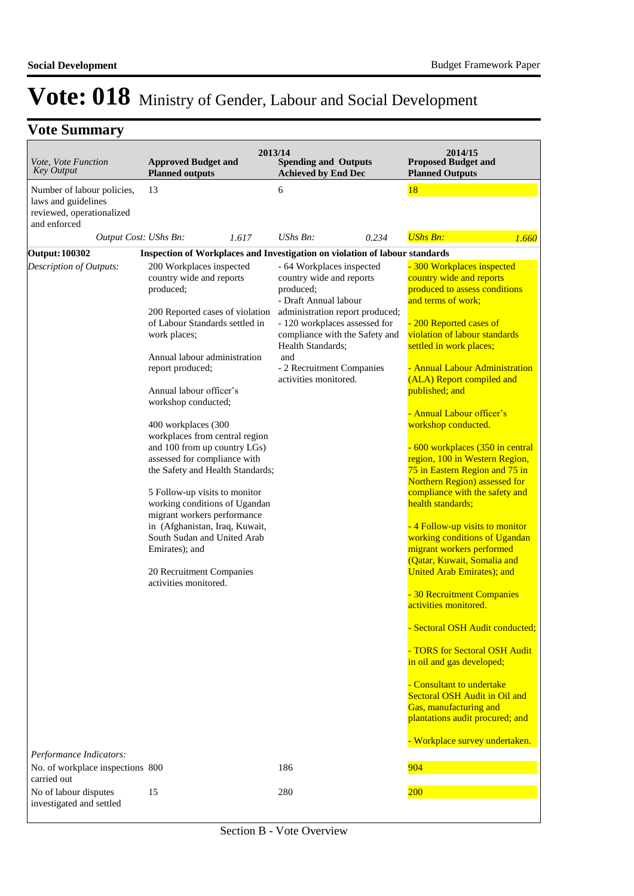# Vote: 018 Ministry of Gender, Labour and Social Development

## Vote Summary

| *Vote, Vote Function Key Output* | 2013/14 **Approved Budget and Planned outputs** | 2013/14 **Spending and Outputs Achieved by End Dec** | 2014/15 **Proposed Budget and Planned Outputs** |
|---|---|---|---|
| Number of labour policies, laws and guidelines reviewed, operationalized and enforced | 13 | 6 | 18 |
| *Output Cost: UShs Bn:* | *1.617* | *UShs Bn:* *0.234* | *UShs Bn:* *1.660* |
| **Output: 100302** | **Inspection of Workplaces and Investigation on violation of labour standards** | | |
| *Description of Outputs:* | 200 Workplaces inspected country wide and reports produced;<br><br>200 Reported cases of violation of Labour Standards settled in work places;<br><br>Annual labour administration report produced;<br><br>Annual labour officer's workshop conducted;<br><br>400 workplaces (300 workplaces from central region and 100 from up country LGs) assessed for compliance with the Safety and Health Standards;<br><br>5 Follow-up visits to monitor working conditions of Ugandan migrant workers performance in (Afghanistan, Iraq, Kuwait, South Sudan and United Arab Emirates); and<br><br>20 Recruitment Companies activities monitored. | - 64 Workplaces inspected country wide and reports produced;<br>- Draft Annual labour administration report produced;<br>- 120 workplaces assessed for compliance with the Safety and Health Standards;<br>and<br>- 2 Recruitment Companies activities monitored. | - 300 Workplaces inspected country wide and reports produced to assess conditions and terms of work;<br><br>- 200 Reported cases of violation of labour standards settled in work places;<br><br>- Annual Labour Administration (ALA) Report compiled and published; and<br><br>- Annual Labour officer's workshop conducted.<br><br>- 600 workplaces (350 in central region, 100 in Western Region, 75 in Eastern Region and 75 in Northern Region) assessed for compliance with the safety and health standards;<br><br>- 4 Follow-up visits to monitor working conditions of Ugandan migrant workers performed (Qatar, Kuwait, Somalia and United Arab Emirates); and<br><br>- 30 Recruitment Companies activities monitored.<br><br>- Sectoral OSH Audit conducted;<br><br>- TORS for Sectoral OSH Audit in oil and gas developed;<br><br>- Consultant to undertake Sectoral OSH Audit in Oil and Gas, manufacturing and plantations audit procured; and<br><br>- Workplace survey undertaken. |
| *Performance Indicators:* | | | |
| No. of workplace inspections carried out | 800 | 186 | 904 |
| No of labour disputes investigated and settled | 15 | 280 | 200 |

Section B - Vote Overview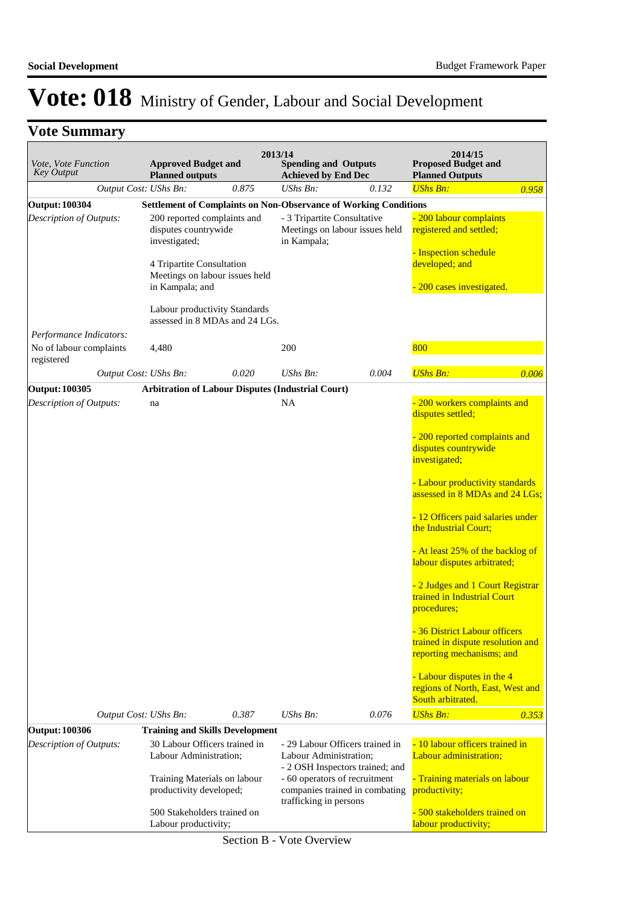# Vote: 018 Ministry of Gender, Labour and Social Development

## Vote Summary

| Vote, Vote Function Key Output | 2013/14 Approved Budget and Planned outputs | | 2013/14 Spending and Outputs Achieved by End Dec | | 2014/15 Proposed Budget and Planned Outputs | |
|---|---|---|---|---|---|---|
| *Output Cost: UShs Bn:* | | *0.875* | *UShs Bn:* | *0.132* | *UShs Bn:* | *0.958* |
| **Output: 100304** | **Settlement of Complaints on Non-Observance of Working Conditions** | | | | | |
| *Description of Outputs:* | 200 reported complaints and disputes countrywide investigated;<br><br>4 Tripartite Consultation Meetings on labour issues held in Kampala; and<br><br>Labour productivity Standards assessed in 8 MDAs and 24 LGs. | | - 3 Tripartite Consultative Meetings on labour issues held in Kampala; | | - 200 labour complaints registered and settled;<br><br>- Inspection schedule developed; and<br><br>- 200 cases investigated. | |
| *Performance Indicators:* | | | | | | |
| No of labour complaints registered | 4,480 | | 200 | | 800 | |
| *Output Cost: UShs Bn:* | | *0.020* | *UShs Bn:* | *0.004* | *UShs Bn:* | *0.006* |
| **Output: 100305** | **Arbitration of Labour Disputes (Industrial Court)** | | | | | |
| *Description of Outputs:* | na | | NA | | - 200 workers complaints and disputes settled;<br><br>- 200 reported complaints and disputes countrywide investigated;<br><br>- Labour productivity standards assessed in 8 MDAs and 24 LGs;<br><br>- 12 Officers paid salaries under the Industrial Court;<br><br>- At least 25% of the backlog of labour disputes arbitrated;<br><br>- 2 Judges and 1 Court Registrar trained in Industrial Court procedures;<br><br>- 36 District Labour officers trained in dispute resolution and reporting mechanisms; and<br><br>- Labour disputes in the 4 regions of North, East, West and South arbitrated. | |
| *Output Cost: UShs Bn:* | | *0.387* | *UShs Bn:* | *0.076* | *UShs Bn:* | *0.353* |
| **Output: 100306** | **Training and Skills Development** | | | | | |
| *Description of Outputs:* | 30 Labour Officers trained in Labour Administration;<br><br>Training Materials on labour productivity developed;<br><br>500 Stakeholders trained on Labour productivity; | | - 29 Labour Officers trained in Labour Administration;<br>- 2 OSH Inspectors trained; and<br>- 60 operators of recruitment companies trained in combating trafficking in persons | | - 10 labour officers trained in Labour administration;<br><br>- Training materials on labour productivity;<br><br>- 500 stakeholders trained on labour productivity; | |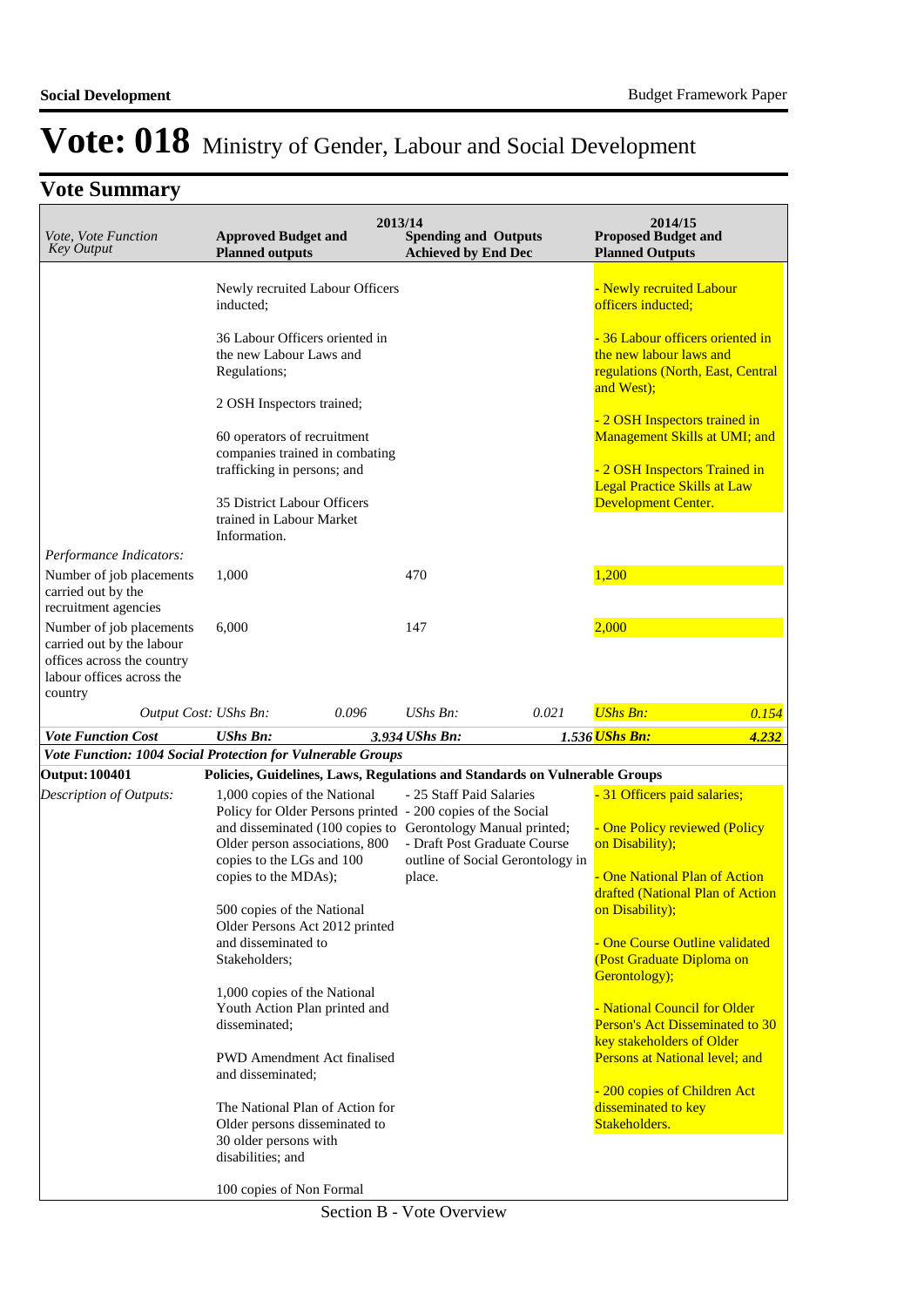# Vote: 018 Ministry of Gender, Labour and Social Development

## Vote Summary

| Vote, Vote Function Key Output | 2013/14 Approved Budget and Planned outputs | 2013/14 Spending and Outputs Achieved by End Dec | 2014/15 Proposed Budget and Planned Outputs |
|---|---|---|---|
| | Newly recruited Labour Officers inducted;<br><br>36 Labour Officers oriented in the new Labour Laws and Regulations;<br><br>2 OSH Inspectors trained;<br><br>60 operators of recruitment companies trained in combating trafficking in persons; and<br><br>35 District Labour Officers trained in Labour Market Information. | | - Newly recruited Labour officers inducted;<br><br>- 36 Labour officers oriented in the new labour laws and regulations (North, East, Central and West);<br><br>- 2 OSH Inspectors trained in Management Skills at UMI; and<br><br>- 2 OSH Inspectors Trained in Legal Practice Skills at Law Development Center. |
| *Performance Indicators:* | | | |
| Number of job placements carried out by the recruitment agencies | 1,000 | 470 | 1,200 |
| Number of job placements carried out by the labour offices across the country labour offices across the country | 6,000 | 147 | 2,000 |
| *Output Cost:* | *UShs Bn:* *0.096* | *UShs Bn:* *0.021* | *UShs Bn:* *0.154* |
| ***Vote Function Cost*** | ***UShs Bn:*** ***3.934*** | ***UShs Bn:*** ***1.536*** | ***UShs Bn:*** ***4.232*** |
| ***Vote Function: 1004 Social Protection for Vulnerable Groups*** | | | |
| **Output: 100401** | **Policies, Guidelines, Laws, Regulations and Standards on Vulnerable Groups** | | |
| *Description of Outputs:* | 1,000 copies of the National Policy for Older Persons printed and disseminated (100 copies to Older person associations, 800 copies to the LGs and 100 copies to the MDAs);<br><br>500 copies of the National Older Persons Act 2012 printed and disseminated to Stakeholders;<br><br>1,000 copies of the National Youth Action Plan printed and disseminated;<br><br>PWD Amendment Act finalised and disseminated;<br><br>The National Plan of Action for Older persons disseminated to 30 older persons with disabilities; and<br><br>100 copies of Non Formal | - 25 Staff Paid Salaries<br>- 200 copies of the Social Gerontology Manual printed;<br>- Draft Post Graduate Course outline of Social Gerontology in place. | - 31 Officers paid salaries;<br><br>- One Policy reviewed (Policy on Disability);<br><br>- One National Plan of Action drafted (National Plan of Action on Disability);<br><br>- One Course Outline validated (Post Graduate Diploma on Gerontology);<br><br>- National Council for Older Person's Act Disseminated to 30 key stakeholders of Older Persons at National level; and<br><br>- 200 copies of Children Act disseminated to key Stakeholders. |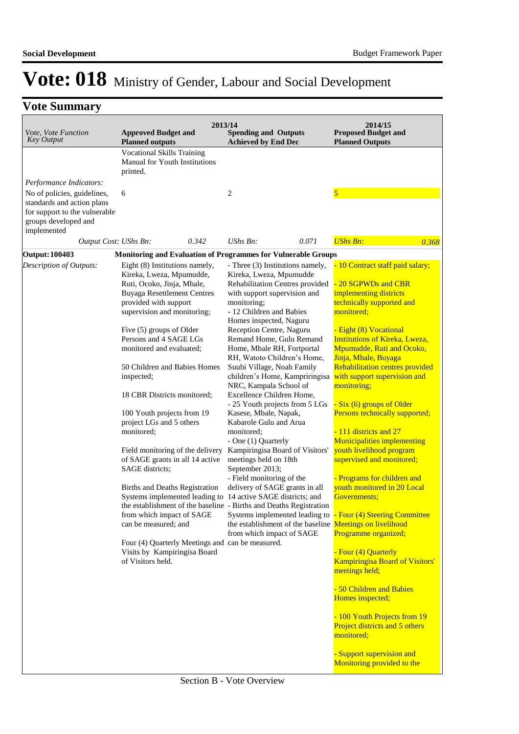# Vote: 018 Ministry of Gender, Labour and Social Development

## Vote Summary

| *Vote, Vote Function Key Output* | 2013/14 Approved Budget and Planned outputs | 2013/14 Spending and Outputs Achieved by End Dec | 2014/15 Proposed Budget and Planned Outputs |
|---|---|---|---|
| | Vocational Skills Training Manual for Youth Institutions printed. | | |
| *Performance Indicators:* | | | |
| No of policies, guidelines, standards and action plans for support to the vulnerable groups developed and implemented | 6 | 2 | 5 |
| *Output Cost:* | *UShs Bn:* 0.342 | *UShs Bn:* 0.071 | *UShs Bn:* 0.368 |
| **Output: 100403** | **Monitoring and Evaluation of Programmes for Vulnerable Groups** | | |
| *Description of Outputs:* | Eight (8) Institutions namely, Kireka, Lweza, Mpumudde, Ruti, Ocoko, Jinja, Mbale, Buyaga Resettlement Centres provided with support supervision and monitoring;<br><br>Five (5) groups of Older Persons and 4 SAGE LGs monitored and evaluated;<br><br>50 Children and Babies Homes inspected;<br><br>18 CBR Districts monitored;<br><br>100 Youth projects from 19 project LGs and 5 others monitored;<br><br>Field monitoring of the delivery of SAGE grants in all 14 active SAGE districts;<br><br>Births and Deaths Registration Systems implemented leading to the establishment of the baseline from which impact of SAGE can be measured; and<br><br>Four (4) Quarterly Meetings and Visits by Kampiringisa Board of Visitors held. | - Three (3) Institutions namely, Kireka, Lweza, Mpumudde Rehabilitation Centres provided with support supervision and monitoring;<br>- 12 Children and Babies Homes inspected, Naguru Reception Centre, Naguru Remand Home, Gulu Remand Home, Mbale RH, Fortportal RH, Watoto Children's Home, Suubi Village, Noah Family children's Home, Kamprиringisa NRC, Kampala School of Excellence Children Home,<br>- 25 Youth projects from 5 LGs Kasese, Mbale, Napak, Kabarole Gulu and Arua monitored;<br>- One (1) Quarterly Kampiringisa Board of Visitors' meetings held on 18th September 2013;<br>- Field monitoring of the delivery of SAGE grants in all 14 active SAGE districts; and<br>- Births and Deaths Registration Systems implemented leading to the establishment of the baseline from which impact of SAGE can be measured. | - 10 Contract staff paid salary;<br><br>- 20 SGPWDs and CBR implementing districts technically supported and monitored;<br><br>- Eight (8) Vocational Institutions of Kireka, Lweza, Mpumudde, Ruti and Ocoko, Jinja, Mbale, Buyaga Rehabilitation centres provided with support supervision and monitoring;<br><br>- Six (6) groups of Older Persons technically supported;<br><br>- 111 districts and 27 Municipalities implementing youth livelihood program supervised and monitored;<br><br>- Programs for children and youth monitored in 20 Local Governments;<br><br>- Four (4) Steering Committee Meetings on livelihood Programme organized;<br><br>- Four (4) Quarterly Kampiringisa Board of Visitors' meetings held;<br><br>- 50 Children and Babies Homes inspected;<br><br>- 100 Youth Projects from 19 Project districts and 5 others monitored;<br><br>- Support supervision and Monitoring provided to the |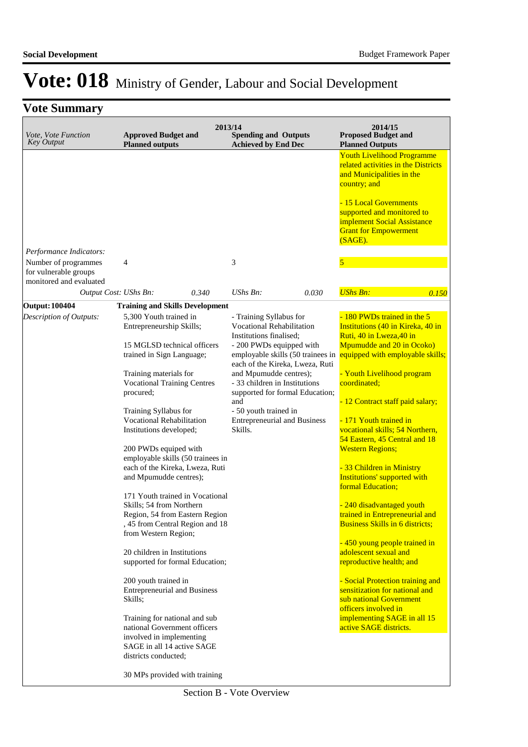# Vote: 018 Ministry of Gender, Labour and Social Development

## Vote Summary

| *Vote, Vote Function Key Output* | 2013/14 **Approved Budget and Planned outputs** | | **Spending and Outputs Achieved by End Dec** | | 2014/15 **Proposed Budget and Planned Outputs** | |
|---|---|---|---|---|---|---|
| | | | | | Youth Livelihood Programme related activities in the Districts and Municipalities in the country; and<br><br>- 15 Local Governments supported and monitored to implement Social Assistance Grant for Empowerment (SAGE). | |
| *Performance Indicators:* | | | | | | |
| Number of programmes for vulnerable groups monitored and evaluated | 4 | | 3 | | 5 | |
| *Output Cost: UShs Bn:* | | *0.340* | *UShs Bn:* | *0.030* | *UShs Bn:* | *0.150* |
| **Output: 100404** | **Training and Skills Development** | | | | | |
| *Description of Outputs:* | 5,300 Youth trained in Entrepreneurship Skills;<br><br>15 MGLSD technical officers trained in Sign Language;<br><br>Training materials for Vocational Training Centres procured;<br><br>Training Syllabus for Vocational Rehabilitation Institutions developed;<br><br>200 PWDs equiped with employable skills (50 trainees in each of the Kireka, Lweza, Ruti and Mpumudde centres);<br><br>171 Youth trained in Vocational Skills; 54 from Northern Region, 54 from Eastern Region , 45 from Central Region and 18 from Western Region;<br><br>20 children in Institutions supported for formal Education;<br><br>200 youth trained in Entrepreneurial and Business Skills;<br><br>Training for national and sub national Government officers involved in implementing SAGE in all 14 active SAGE districts conducted;<br><br>30 MPs provided with training | | - Training Syllabus for Vocational Rehabilitation Institutions finalised;<br>- 200 PWDs equipped with employable skills (50 trainees in each of the Kireka, Lweza, Ruti and Mpumudde centres);<br>- 33 children in Institutions supported for formal Education; and<br>- 50 youth trained in Entrepreneurial and Business Skills. | | - 180 PWDs trained in the 5 Institutions (40 in Kireka, 40 in Ruti, 40 in Lweza,40 in Mpumudde and 20 in Ocoko) equipped with employable skills;<br><br>- Youth Livelihood program coordinated;<br><br>- 12 Contract staff paid salary;<br><br>- 171 Youth trained in vocational skills; 54 Northern, 54 Eastern, 45 Central and 18 Western Regions;<br><br>- 33 Children in Ministry Institutions' supported with formal Education;<br><br>- 240 disadvantaged youth trained in Entrepreneurial and Business Skills in 6 districts;<br><br>- 450 young people trained in adolescent sexual and reproductive health; and<br><br>- Social Protection training and sensitization for national and sub national Government officers involved in implementing SAGE in all 15 active SAGE districts. | |

Section B - Vote Overview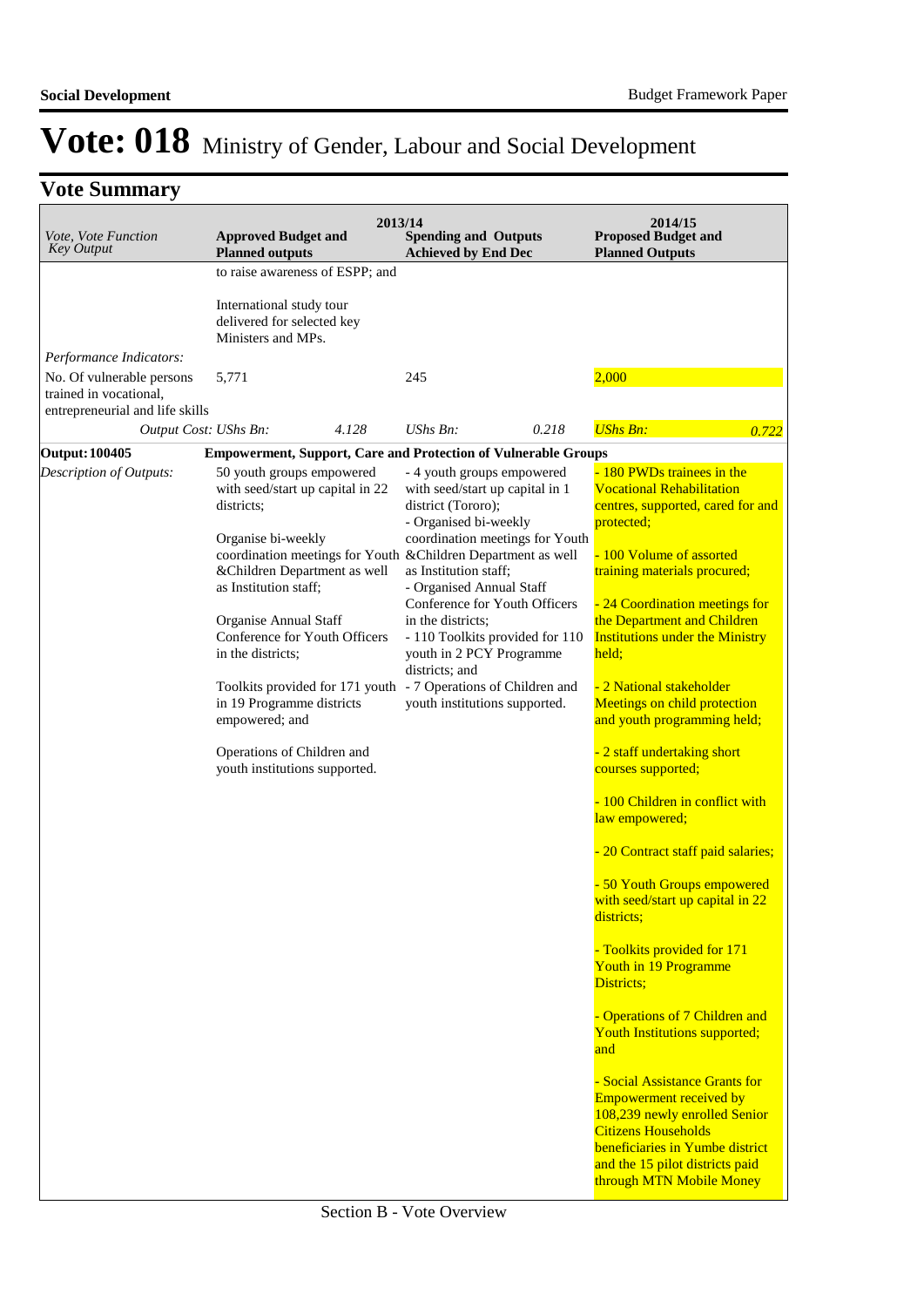# Vote: 018 Ministry of Gender, Labour and Social Development

## Vote Summary

| *Vote, Vote Function Key Output* | 2013/14 **Approved Budget and Planned outputs** | | 2013/14 **Spending and Outputs Achieved by End Dec** | | 2014/15 **Proposed Budget and Planned Outputs** | |
|---|---|---|---|---|---|---|
| | to raise awareness of ESPP; and<br><br>International study tour delivered for selected key Ministers and MPs. | | | | | |
| *Performance Indicators:* | | | | | | |
| No. Of vulnerable persons trained in vocational, entrepreneurial and life skills | 5,771 | | 245 | | 2,000 | |
| *Output Cost: UShs Bn:* | | *4.128* | *UShs Bn:* | *0.218* | *UShs Bn:* | *0.722* |
| **Output: 100405** | **Empowerment, Support, Care and Protection of Vulnerable Groups** | | | | | |
| *Description of Outputs:* | 50 youth groups empowered with seed/start up capital in 22 districts;<br><br>Organise bi-weekly coordination meetings for Youth &Children Department as well as Institution staff;<br><br>Organise Annual Staff Conference for Youth Officers in the districts;<br><br>Toolkits provided for 171 youth in 19 Programme districts empowered; and<br><br>Operations of Children and youth institutions supported. | | - 4 youth groups empowered with seed/start up capital in 1 district (Tororo);<br>- Organised bi-weekly coordination meetings for Youth &Children Department as well as Institution staff;<br>- Organised Annual Staff Conference for Youth Officers in the districts;<br>- 110 Toolkits provided for 110 youth in 2 PCY Programme districts; and<br>- 7 Operations of Children and youth institutions supported. | | - 180 PWDs trainees in the Vocational Rehabilitation centres, supported, cared for and protected;<br><br>- 100 Volume of assorted training materials procured;<br><br>- 24 Coordination meetings for the Department and Children Institutions under the Ministry held;<br><br>- 2 National stakeholder Meetings on child protection and youth programming held;<br><br>- 2 staff undertaking short courses supported;<br><br>- 100 Children in conflict with law empowered;<br><br>- 20 Contract staff paid salaries;<br><br>- 50 Youth Groups empowered with seed/start up capital in 22 districts;<br><br>- Toolkits provided for 171 Youth in 19 Programme Districts;<br><br>- Operations of 7 Children and Youth Institutions supported; and<br><br>- Social Assistance Grants for Empowerment received by 108,239 newly enrolled Senior Citizens Households beneficiaries in Yumbe district and the 15 pilot districts paid through MTN Mobile Money | |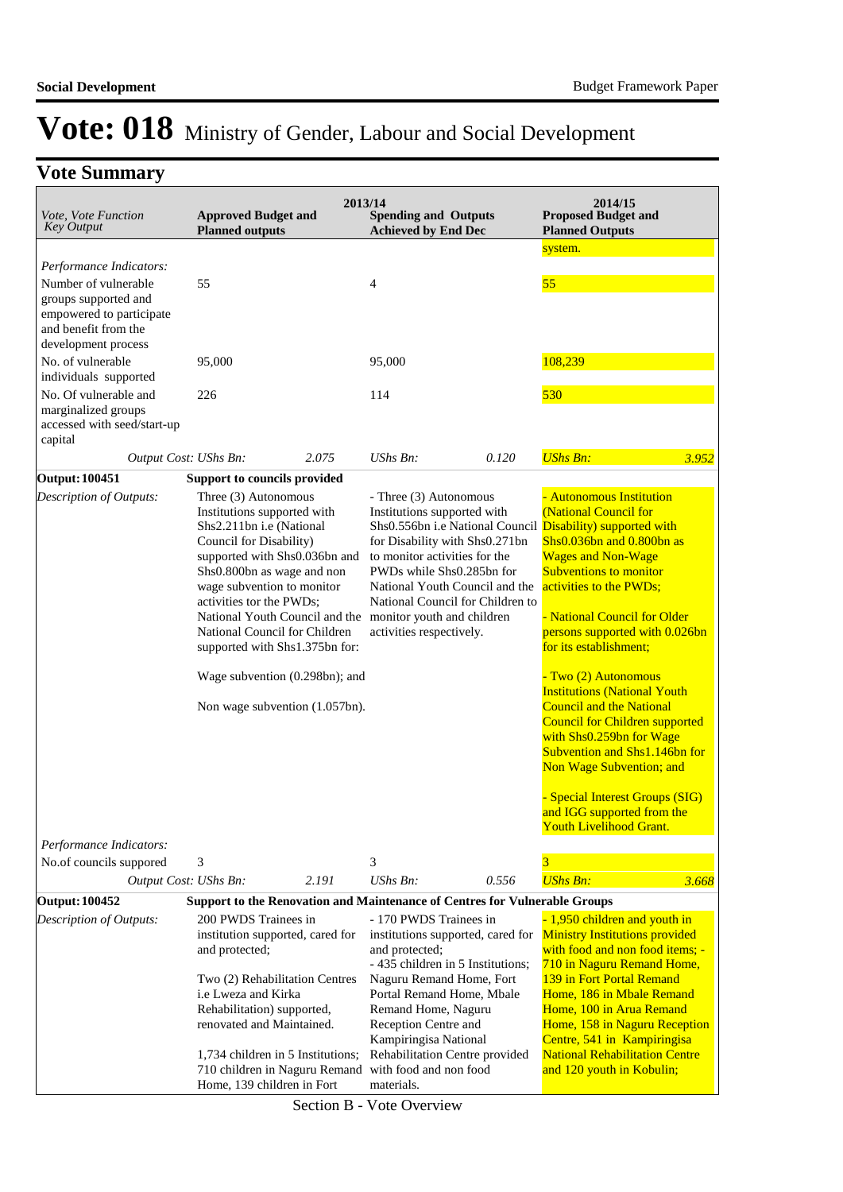# Vote: 018 Ministry of Gender, Labour and Social Development

## Vote Summary

| Vote, Vote Function Key Output | 2013/14 Approved Budget and Planned outputs | | 2013/14 Spending and Outputs Achieved by End Dec | | 2014/15 Proposed Budget and Planned Outputs | |
|---|---|---|---|---|---|---|
| | | | | | system. | |
| *Performance Indicators:* | | | | | | |
| Number of vulnerable groups supported and empowered to participate and benefit from the development process | 55 | | 4 | | 55 | |
| No. of vulnerable individuals supported | 95,000 | | 95,000 | | 108,239 | |
| No. Of vulnerable and marginalized groups accessed with seed/start-up capital | 226 | | 114 | | 530 | |
| *Output Cost: UShs Bn:* | | *2.075* | *UShs Bn:* | *0.120* | *UShs Bn:* | *3.952* |
| **Output: 100451** | **Support to councils provided** | | | | | |
| *Description of Outputs:* | Three (3) Autonomous Institutions supported with Shs2.211bn i.e (National Council for Disability) supported with Shs0.036bn and Shs0.800bn as wage and non wage subvention to monitor activities tor the PWDs; National Youth Council and the National Council for Children supported with Shs1.375bn for:<br><br>Wage subvention (0.298bn); and<br><br>Non wage subvention (1.057bn). | | - Three (3) Autonomous Institutions supported with Shs0.556bn i.e National Council for Disability with Shs0.271bn to monitor activities for the PWDs while Shs0.285bn for National Youth Council and the National Council for Children to monitor youth and children activities respectively. | | - Autonomous Institution (National Council for Disability) supported with Shs0.036bn and 0.800bn as Wages and Non-Wage Subventions to monitor activities to the PWDs;<br><br>- National Council for Older persons supported with 0.026bn for its establishment;<br><br>- Two (2) Autonomous Institutions (National Youth Council and the National Council for Children supported with Shs0.259bn for Wage Subvention and Shs1.146bn for Non Wage Subvention; and<br><br>- Special Interest Groups (SIG) and IGG supported from the Youth Livelihood Grant. | |
| *Performance Indicators:* | | | | | | |
| No.of councils suppored | 3 | | 3 | | 3 | |
| *Output Cost: UShs Bn:* | | *2.191* | *UShs Bn:* | *0.556* | *UShs Bn:* | *3.668* |
| **Output: 100452** | **Support to the Renovation and Maintenance of Centres for Vulnerable Groups** | | | | | |
| *Description of Outputs:* | 200 PWDS Trainees in institution supported, cared for and protected;<br><br>Two (2) Rehabilitation Centres i.e Lweza and Kirka Rehabilitation) supported, renovated and Maintained.<br><br>1,734 children in 5 Institutions; 710 children in Naguru Remand Home, 139 children in Fort | | - 170 PWDS Trainees in institutions supported, cared for and protected;<br>- 435 children in 5 Institutions; Naguru Remand Home, Fort Portal Remand Home, Mbale Remand Home, Naguru Reception Centre and Kampiringisa National Rehabilitation Centre provided with food and non food materials. | | - 1,950 children and youth in Ministry Institutions provided with food and non food items; - 710 in Naguru Remand Home, 139 in Fort Portal Remand Home, 186 in Mbale Remand Home, 100 in Arua Remand Home, 158 in Naguru Reception Centre, 541 in Kampiringisa National Rehabilitation Centre and 120 youth in Kobulin; | |

Section B - Vote Overview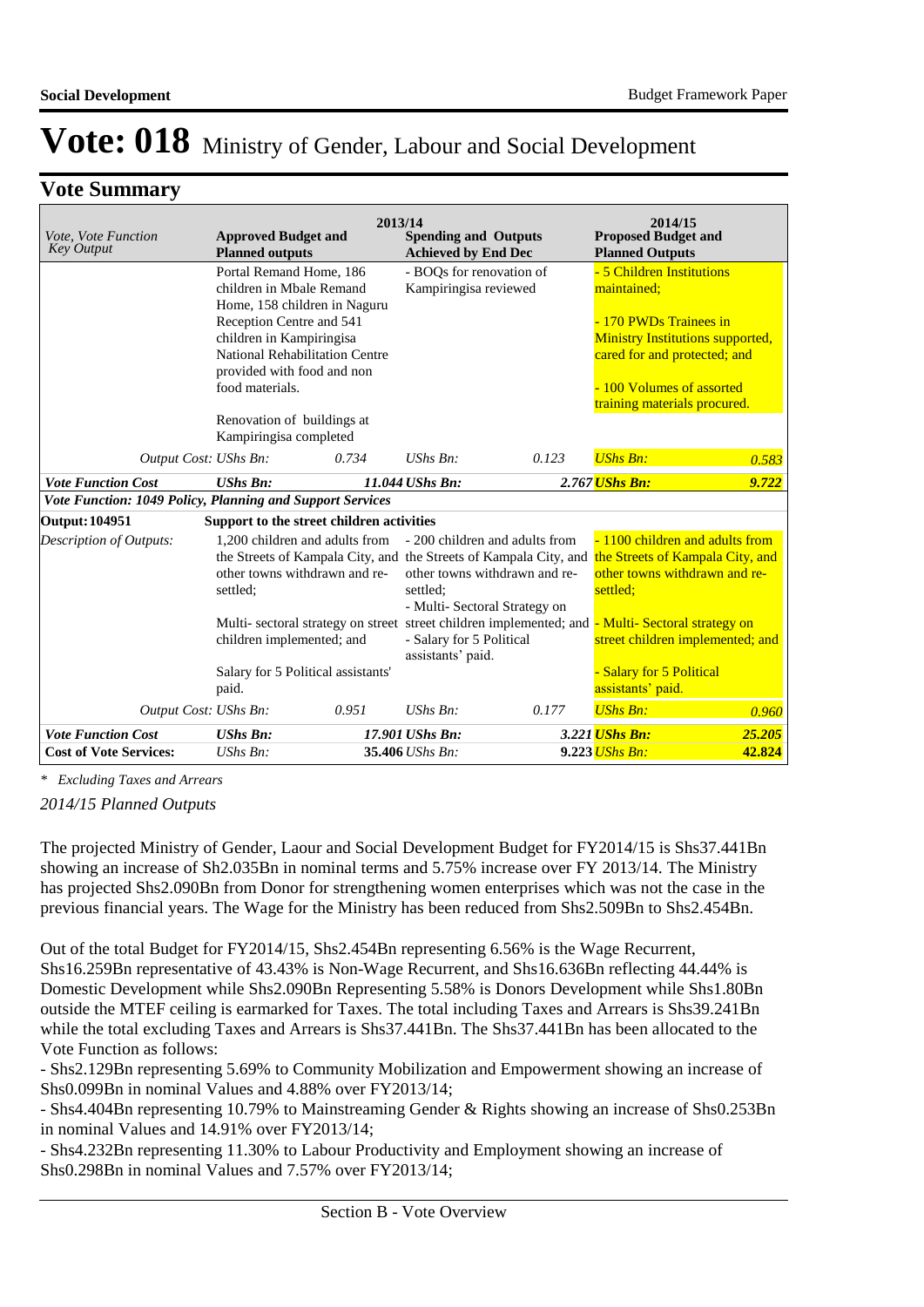# Vote: 018 Ministry of Gender, Labour and Social Development

## Vote Summary

| Vote, Vote Function Key Output | 2013/14 Approved Budget and Planned outputs | | 2013/14 Spending and Outputs Achieved by End Dec | | 2014/15 Proposed Budget and Planned Outputs | |
|---|---|---|---|---|---|---|
| | Portal Remand Home, 186 children in Mbale Remand Home, 158 children in Naguru Reception Centre and 541 children in Kampiringisa National Rehabilitation Centre provided with food and non food materials.<br><br>Renovation of buildings at Kampiringisa completed | | - BOQs for renovation of Kampiringisa reviewed | | - 5 Children Institutions maintained;<br><br>- 170 PWDs Trainees in Ministry Institutions supported, cared for and protected; and<br><br>- 100 Volumes of assorted training materials procured. | |
| *Output Cost:* | *UShs Bn:* | *0.734* | *UShs Bn:* | *0.123* | *UShs Bn:* | *0.583* |
| ***Vote Function Cost*** | ***UShs Bn:*** | ***11.044*** | ***UShs Bn:*** | ***2.767*** | ***UShs Bn:*** | ***9.722*** |
| ***Vote Function: 1049 Policy, Planning and Support Services*** | | | | | | |
| **Output: 104951** | **Support to the street children activities** | | | | | |
| *Description of Outputs:* | 1,200 children and adults from the Streets of Kampala City, and other towns withdrawn and re-settled;<br><br>Multi- sectoral strategy on street children implemented; and<br><br>Salary for 5 Political assistants' paid. | | - 200 children and adults from the Streets of Kampala City, and other towns withdrawn and re-settled;<br>- Multi- Sectoral Strategy on street children implemented; and<br>- Salary for 5 Political assistants' paid. | | - 1100 children and adults from the Streets of Kampala City, and other towns withdrawn and re-settled;<br>- Multi- Sectoral strategy on street children implemented; and<br><br>- Salary for 5 Political assistants' paid. | |
| *Output Cost:* | *UShs Bn:* | *0.951* | *UShs Bn:* | *0.177* | *UShs Bn:* | *0.960* |
| ***Vote Function Cost*** | ***UShs Bn:*** | ***17.901*** | ***UShs Bn:*** | ***3.221*** | ***UShs Bn:*** | ***25.205*** |
| **Cost of Vote Services:** | *UShs Bn:* | **35.406** | *UShs Bn:* | **9.223** | *UShs Bn:* | **42.824** |

*\* Excluding Taxes and Arrears*

*2014/15 Planned Outputs*

The projected Ministry of Gender, Laour and Social Development Budget for FY2014/15 is Shs37.441Bn showing an increase of Sh2.035Bn in nominal terms and 5.75% increase over FY 2013/14. The Ministry has projected Shs2.090Bn from Donor for strengthening women enterprises which was not the case in the previous financial years. The Wage for the Ministry has been reduced from Shs2.509Bn to Shs2.454Bn.

Out of the total Budget for FY2014/15, Shs2.454Bn representing 6.56% is the Wage Recurrent, Shs16.259Bn representative of 43.43% is Non-Wage Recurrent, and Shs16.636Bn reflecting 44.44% is Domestic Development while Shs2.090Bn Representing 5.58% is Donors Development while Shs1.80Bn outside the MTEF ceiling is earmarked for Taxes. The total including Taxes and Arrears is Shs39.241Bn while the total excluding Taxes and Arrears is Shs37.441Bn. The Shs37.441Bn has been allocated to the Vote Function as follows:
- Shs2.129Bn representing 5.69% to Community Mobilization and Empowerment showing an increase of Shs0.099Bn in nominal Values and 4.88% over FY2013/14;
- Shs4.404Bn representing 10.79% to Mainstreaming Gender & Rights showing an increase of Shs0.253Bn in nominal Values and 14.91% over FY2013/14;
- Shs4.232Bn representing 11.30% to Labour Productivity and Employment showing an increase of Shs0.298Bn in nominal Values and 7.57% over FY2013/14;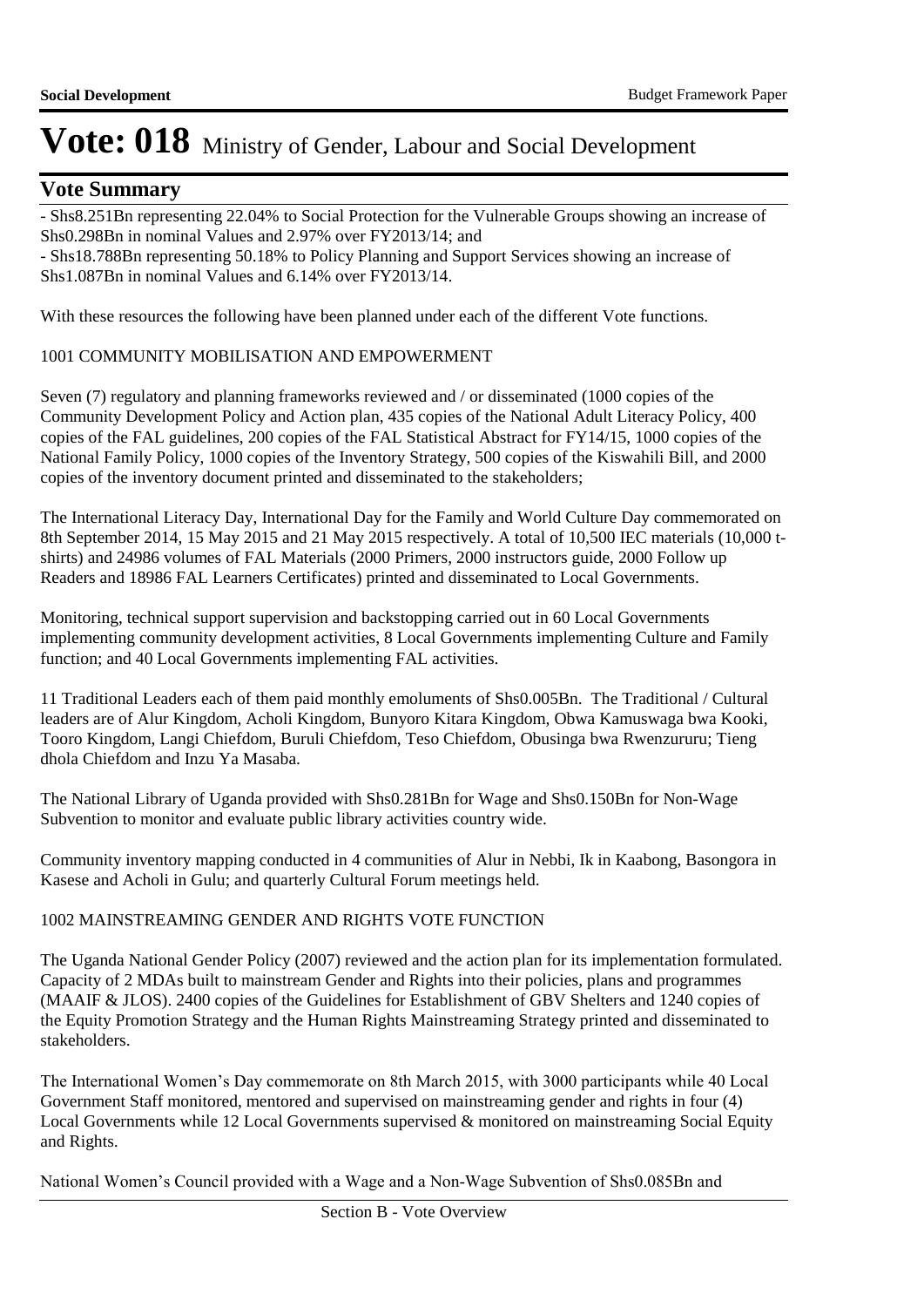# Vote: 018 Ministry of Gender, Labour and Social Development

## Vote Summary

- Shs8.251Bn representing 22.04% to Social Protection for the Vulnerable Groups showing an increase of Shs0.298Bn in nominal Values and 2.97% over FY2013/14; and
- Shs18.788Bn representing 50.18% to Policy Planning and Support Services showing an increase of Shs1.087Bn in nominal Values and 6.14% over FY2013/14.

With these resources the following have been planned under each of the different Vote functions.

1001 COMMUNITY MOBILISATION AND EMPOWERMENT

Seven (7) regulatory and planning frameworks reviewed and / or disseminated (1000 copies of the Community Development Policy and Action plan, 435 copies of the National Adult Literacy Policy, 400 copies of the FAL guidelines, 200 copies of the FAL Statistical Abstract for FY14/15, 1000 copies of the National Family Policy, 1000 copies of the Inventory Strategy, 500 copies of the Kiswahili Bill, and 2000 copies of the inventory document printed and disseminated to the stakeholders;

The International Literacy Day, International Day for the Family and World Culture Day commemorated on 8th September 2014, 15 May 2015 and 21 May 2015 respectively. A total of 10,500 IEC materials (10,000 t-shirts) and 24986 volumes of FAL Materials (2000 Primers, 2000 instructors guide, 2000 Follow up Readers and 18986 FAL Learners Certificates) printed and disseminated to Local Governments.

Monitoring, technical support supervision and backstopping carried out in 60 Local Governments implementing community development activities, 8 Local Governments implementing Culture and Family function; and 40 Local Governments implementing FAL activities.

11 Traditional Leaders each of them paid monthly emoluments of Shs0.005Bn. The Traditional / Cultural leaders are of Alur Kingdom, Acholi Kingdom, Bunyoro Kitara Kingdom, Obwa Kamuswaga bwa Kooki, Tooro Kingdom, Langi Chiefdom, Buruli Chiefdom, Teso Chiefdom, Obusinga bwa Rwenzururu; Tieng dhola Chiefdom and Inzu Ya Masaba.

The National Library of Uganda provided with Shs0.281Bn for Wage and Shs0.150Bn for Non-Wage Subvention to monitor and evaluate public library activities country wide.

Community inventory mapping conducted in 4 communities of Alur in Nebbi, Ik in Kaabong, Basongora in Kasese and Acholi in Gulu; and quarterly Cultural Forum meetings held.

1002 MAINSTREAMING GENDER AND RIGHTS VOTE FUNCTION

The Uganda National Gender Policy (2007) reviewed and the action plan for its implementation formulated. Capacity of 2 MDAs built to mainstream Gender and Rights into their policies, plans and programmes (MAAIF & JLOS). 2400 copies of the Guidelines for Establishment of GBV Shelters and 1240 copies of the Equity Promotion Strategy and the Human Rights Mainstreaming Strategy printed and disseminated to stakeholders.

The International Women's Day commemorate on 8th March 2015, with 3000 participants while 40 Local Government Staff monitored, mentored and supervised on mainstreaming gender and rights in four (4) Local Governments while 12 Local Governments supervised & monitored on mainstreaming Social Equity and Rights.

National Women's Council provided with a Wage and a Non-Wage Subvention of Shs0.085Bn and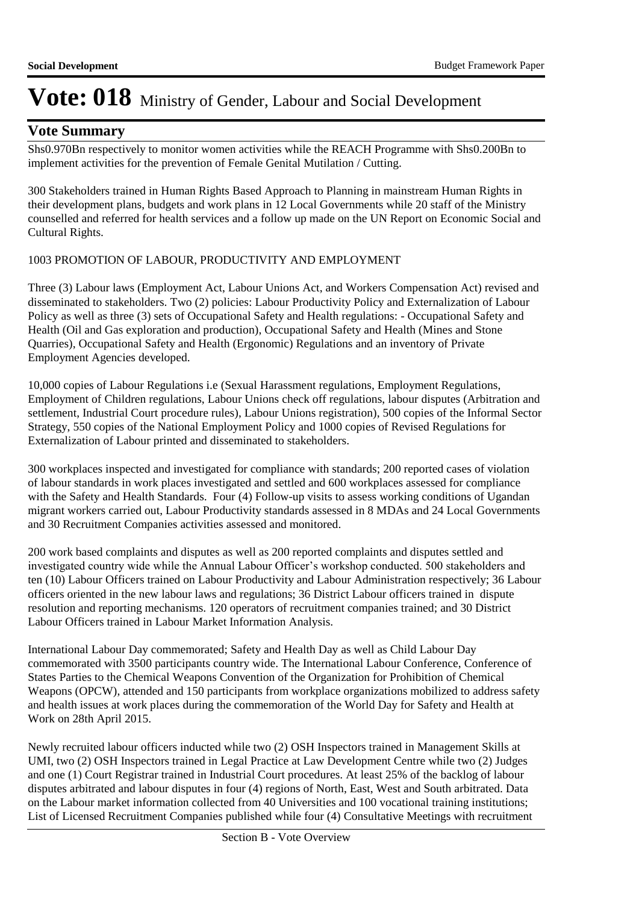# Vote: 018 Ministry of Gender, Labour and Social Development

## Vote Summary

Shs0.970Bn respectively to monitor women activities while the REACH Programme with Shs0.200Bn to implement activities for the prevention of Female Genital Mutilation / Cutting.

300 Stakeholders trained in Human Rights Based Approach to Planning in mainstream Human Rights in their development plans, budgets and work plans in 12 Local Governments while 20 staff of the Ministry counselled and referred for health services and a follow up made on the UN Report on Economic Social and Cultural Rights.

1003 PROMOTION OF LABOUR, PRODUCTIVITY AND EMPLOYMENT

Three (3) Labour laws (Employment Act, Labour Unions Act, and Workers Compensation Act) revised and disseminated to stakeholders. Two (2) policies: Labour Productivity Policy and Externalization of Labour Policy as well as three (3) sets of Occupational Safety and Health regulations: - Occupational Safety and Health (Oil and Gas exploration and production), Occupational Safety and Health (Mines and Stone Quarries), Occupational Safety and Health (Ergonomic) Regulations and an inventory of Private Employment Agencies developed.

10,000 copies of Labour Regulations i.e (Sexual Harassment regulations, Employment Regulations, Employment of Children regulations, Labour Unions check off regulations, labour disputes (Arbitration and settlement, Industrial Court procedure rules), Labour Unions registration), 500 copies of the Informal Sector Strategy, 550 copies of the National Employment Policy and 1000 copies of Revised Regulations for Externalization of Labour printed and disseminated to stakeholders.

300 workplaces inspected and investigated for compliance with standards; 200 reported cases of violation of labour standards in work places investigated and settled and 600 workplaces assessed for compliance with the Safety and Health Standards. Four (4) Follow-up visits to assess working conditions of Ugandan migrant workers carried out, Labour Productivity standards assessed in 8 MDAs and 24 Local Governments and 30 Recruitment Companies activities assessed and monitored.

200 work based complaints and disputes as well as 200 reported complaints and disputes settled and investigated country wide while the Annual Labour Officer's workshop conducted. 500 stakeholders and ten (10) Labour Officers trained on Labour Productivity and Labour Administration respectively; 36 Labour officers oriented in the new labour laws and regulations; 36 District Labour officers trained in dispute resolution and reporting mechanisms. 120 operators of recruitment companies trained; and 30 District Labour Officers trained in Labour Market Information Analysis.

International Labour Day commemorated; Safety and Health Day as well as Child Labour Day commemorated with 3500 participants country wide. The International Labour Conference, Conference of States Parties to the Chemical Weapons Convention of the Organization for Prohibition of Chemical Weapons (OPCW), attended and 150 participants from workplace organizations mobilized to address safety and health issues at work places during the commemoration of the World Day for Safety and Health at Work on 28th April 2015.

Newly recruited labour officers inducted while two (2) OSH Inspectors trained in Management Skills at UMI, two (2) OSH Inspectors trained in Legal Practice at Law Development Centre while two (2) Judges and one (1) Court Registrar trained in Industrial Court procedures. At least 25% of the backlog of labour disputes arbitrated and labour disputes in four (4) regions of North, East, West and South arbitrated. Data on the Labour market information collected from 40 Universities and 100 vocational training institutions; List of Licensed Recruitment Companies published while four (4) Consultative Meetings with recruitment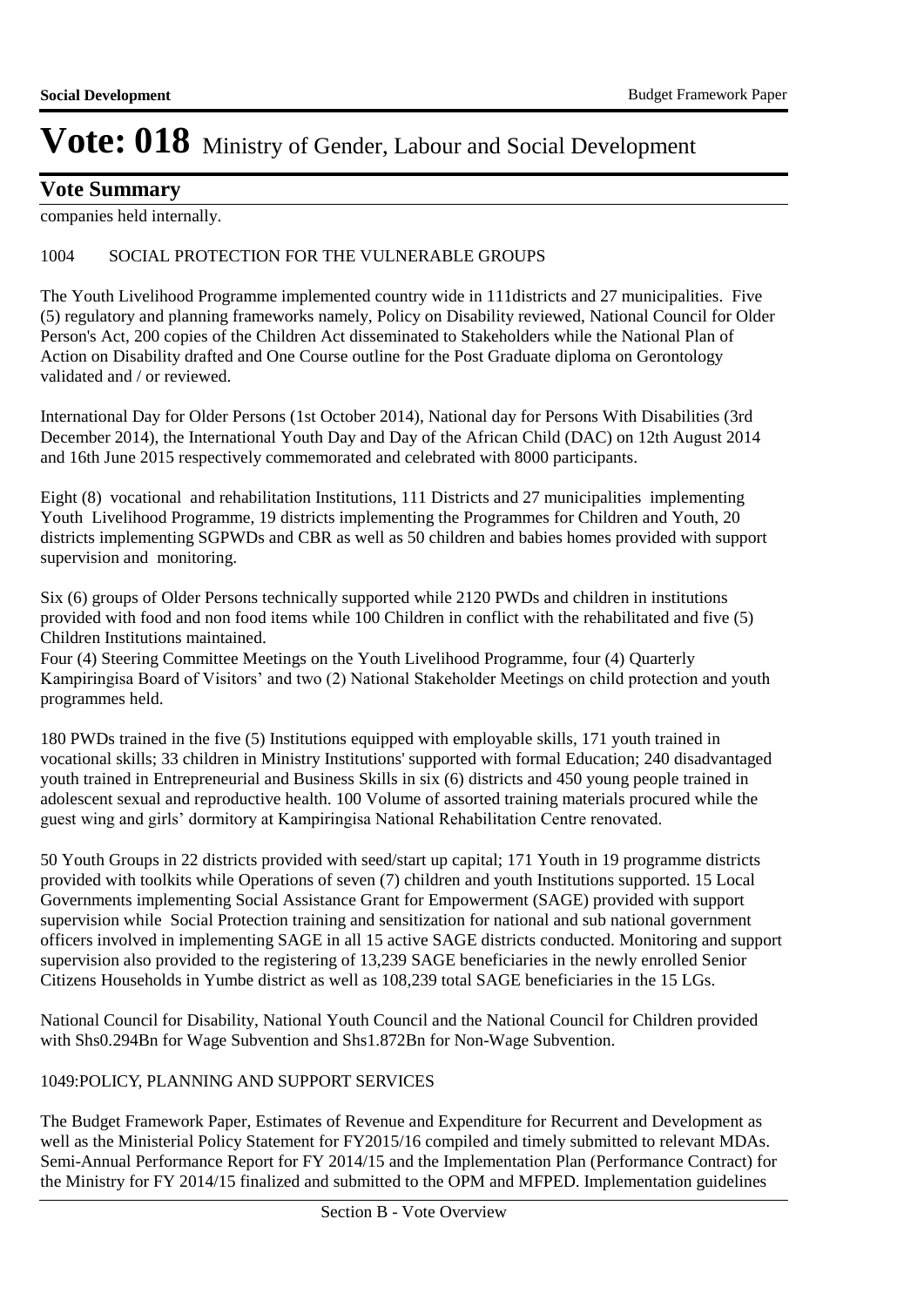companies held internally.

1004 SOCIAL PROTECTION FOR THE VULNERABLE GROUPS

The Youth Livelihood Programme implemented country wide in 111districts and 27 municipalities. Five (5) regulatory and planning frameworks namely, Policy on Disability reviewed, National Council for Older Person's Act, 200 copies of the Children Act disseminated to Stakeholders while the National Plan of Action on Disability drafted and One Course outline for the Post Graduate diploma on Gerontology validated and / or reviewed.

International Day for Older Persons (1st October 2014), National day for Persons With Disabilities (3rd December 2014), the International Youth Day and Day of the African Child (DAC) on 12th August 2014 and 16th June 2015 respectively commemorated and celebrated with 8000 participants.

Eight (8) vocational and rehabilitation Institutions, 111 Districts and 27 municipalities implementing Youth Livelihood Programme, 19 districts implementing the Programmes for Children and Youth, 20 districts implementing SGPWDs and CBR as well as 50 children and babies homes provided with support supervision and monitoring.

Six (6) groups of Older Persons technically supported while 2120 PWDs and children in institutions provided with food and non food items while 100 Children in conflict with the rehabilitated and five (5) Children Institutions maintained.
Four (4) Steering Committee Meetings on the Youth Livelihood Programme, four (4) Quarterly Kampiringisa Board of Visitors' and two (2) National Stakeholder Meetings on child protection and youth programmes held.

180 PWDs trained in the five (5) Institutions equipped with employable skills, 171 youth trained in vocational skills; 33 children in Ministry Institutions' supported with formal Education; 240 disadvantaged youth trained in Entrepreneurial and Business Skills in six (6) districts and 450 young people trained in adolescent sexual and reproductive health. 100 Volume of assorted training materials procured while the guest wing and girls' dormitory at Kampiringisa National Rehabilitation Centre renovated.

50 Youth Groups in 22 districts provided with seed/start up capital; 171 Youth in 19 programme districts provided with toolkits while Operations of seven (7) children and youth Institutions supported. 15 Local Governments implementing Social Assistance Grant for Empowerment (SAGE) provided with support supervision while Social Protection training and sensitization for national and sub national government officers involved in implementing SAGE in all 15 active SAGE districts conducted. Monitoring and support supervision also provided to the registering of 13,239 SAGE beneficiaries in the newly enrolled Senior Citizens Households in Yumbe district as well as 108,239 total SAGE beneficiaries in the 15 LGs.

National Council for Disability, National Youth Council and the National Council for Children provided with Shs0.294Bn for Wage Subvention and Shs1.872Bn for Non-Wage Subvention.

1049:POLICY, PLANNING AND SUPPORT SERVICES

The Budget Framework Paper, Estimates of Revenue and Expenditure for Recurrent and Development as well as the Ministerial Policy Statement for FY2015/16 compiled and timely submitted to relevant MDAs. Semi-Annual Performance Report for FY 2014/15 and the Implementation Plan (Performance Contract) for the Ministry for FY 2014/15 finalized and submitted to the OPM and MFPED. Implementation guidelines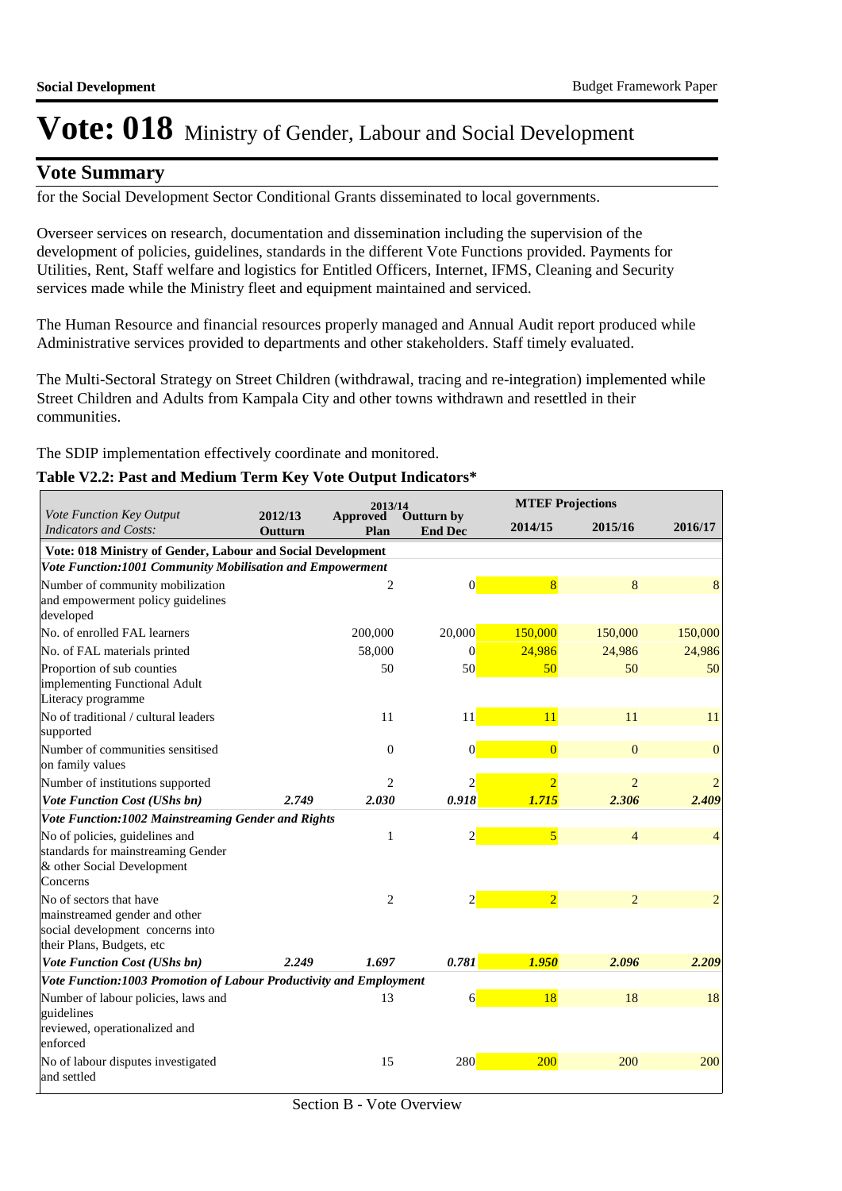# Vote: 018 Ministry of Gender, Labour and Social Development

## Vote Summary

for the Social Development Sector Conditional Grants disseminated to local governments.

Overseer services on research, documentation and dissemination including the supervision of the development of policies, guidelines, standards in the different Vote Functions provided. Payments for Utilities, Rent, Staff welfare and logistics for Entitled Officers, Internet, IFMS, Cleaning and Security services made while the Ministry fleet and equipment maintained and serviced.

The Human Resource and financial resources properly managed and Annual Audit report produced while Administrative services provided to departments and other stakeholders. Staff timely evaluated.

The Multi-Sectoral Strategy on Street Children (withdrawal, tracing and re-integration) implemented while Street Children and Adults from Kampala City and other towns withdrawn and resettled in their communities.

The SDIP implementation effectively coordinate and monitored.

**Table V2.2: Past and Medium Term Key Vote Output Indicators***

| *Vote Function Key Output Indicators and Costs:* | 2012/13 Outturn | 2013/14 Approved Plan | 2013/14 Outturn by End Dec | MTEF Projections 2014/15 | 2015/16 | 2016/17 |
|---|---|---|---|---|---|---|
| **Vote: 018 Ministry of Gender, Labour and Social Development** | | | | | | |
| ***Vote Function:1001 Community Mobilisation and Empowerment*** | | | | | | |
| Number of community mobilization and empowerment policy guidelines developed | | 2 | 0 | 8 | 8 | 8 |
| No. of enrolled FAL learners | | 200,000 | 20,000 | 150,000 | 150,000 | 150,000 |
| No. of FAL materials printed | | 58,000 | 0 | 24,986 | 24,986 | 24,986 |
| Proportion of sub counties implementing Functional Adult Literacy programme | | 50 | 50 | 50 | 50 | 50 |
| No of traditional / cultural leaders supported | | 11 | 11 | 11 | 11 | 11 |
| Number of communities sensitised on family values | | 0 | 0 | 0 | 0 | 0 |
| Number of institutions supported | | 2 | 2 | 2 | 2 | 2 |
| ***Vote Function Cost (UShs bn)*** | ***2.749*** | ***2.030*** | ***0.918*** | ***1.715*** | ***2.306*** | ***2.409*** |
| ***Vote Function:1002 Mainstreaming Gender and Rights*** | | | | | | |
| No of policies, guidelines and standards for mainstreaming Gender & other Social Development Concerns | | 1 | 2 | 5 | 4 | 4 |
| No of sectors that have mainstreamed gender and other social development concerns into their Plans, Budgets, etc | | 2 | 2 | 2 | 2 | 2 |
| ***Vote Function Cost (UShs bn)*** | ***2.249*** | ***1.697*** | ***0.781*** | ***1.950*** | ***2.096*** | ***2.209*** |
| ***Vote Function:1003 Promotion of Labour Productivity and Employment*** | | | | | | |
| Number of labour policies, laws and guidelines reviewed, operationalized and enforced | | 13 | 6 | 18 | 18 | 18 |
| No of labour disputes investigated and settled | | 15 | 280 | 200 | 200 | 200 |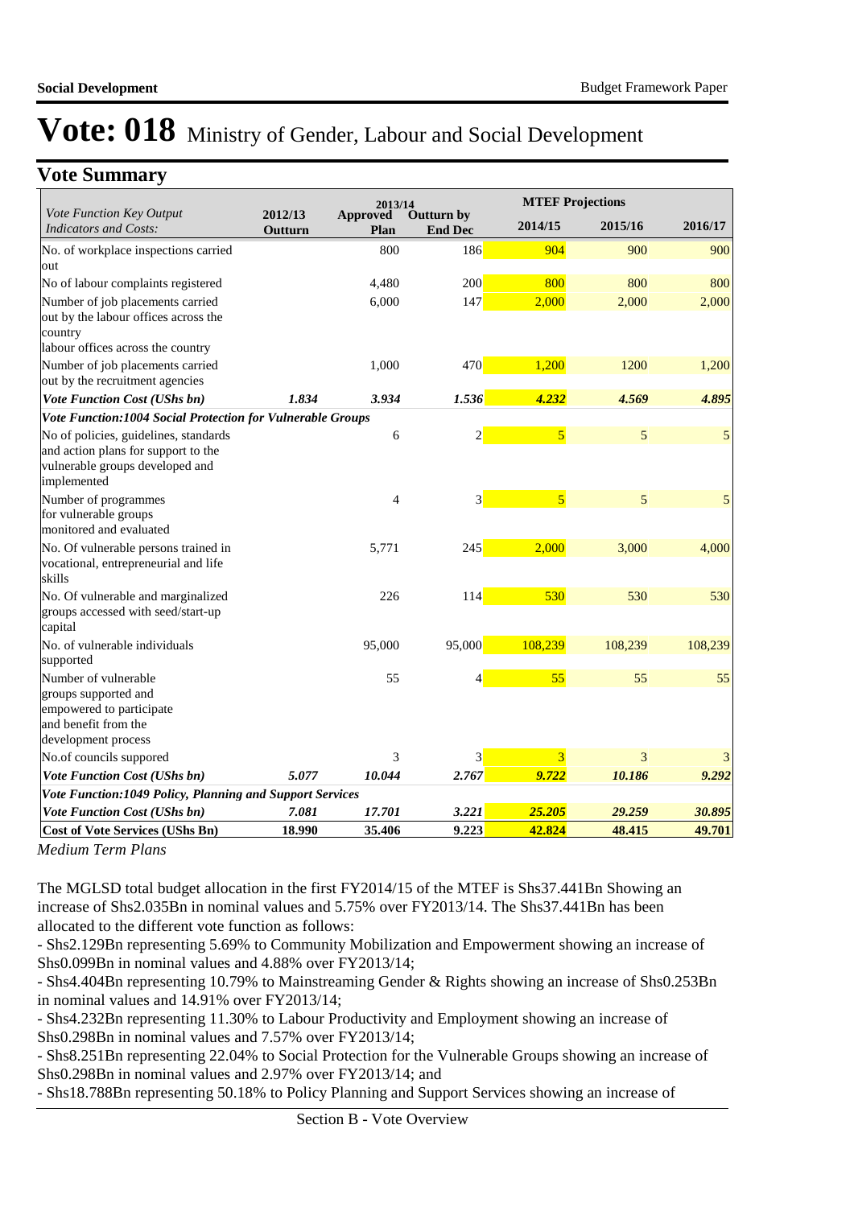# Vote: 018 Ministry of Gender, Labour and Social Development

## Vote Summary

| *Vote Function Key Output Indicators and Costs:* | 2012/13 Outturn | 2013/14 Approved Plan | 2013/14 Outturn by End Dec | MTEF Projections 2014/15 | 2015/16 | 2016/17 |
|---|---|---|---|---|---|---|
| No. of workplace inspections carried out | | 800 | 186 | 904 | 900 | 900 |
| No of labour complaints registered | | 4,480 | 200 | 800 | 800 | 800 |
| Number of job placements carried out by the labour offices across the country labour offices across the country | | 6,000 | 147 | 2,000 | 2,000 | 2,000 |
| Number of job placements carried out by the recruitment agencies | | 1,000 | 470 | 1,200 | 1200 | 1,200 |
| ***Vote Function Cost (UShs bn)*** | ***1.834*** | ***3.934*** | ***1.536*** | ***4.232*** | ***4.569*** | ***4.895*** |
| ***Vote Function:1004 Social Protection for Vulnerable Groups*** | | | | | | |
| No of policies, guidelines, standards and action plans for support to the vulnerable groups developed and implemented | | 6 | 2 | 5 | 5 | 5 |
| Number of programmes for vulnerable groups monitored and evaluated | | 4 | 3 | 5 | 5 | 5 |
| No. Of vulnerable persons trained in vocational, entrepreneurial and life skills | | 5,771 | 245 | 2,000 | 3,000 | 4,000 |
| No. Of vulnerable and marginalized groups accessed with seed/start-up capital | | 226 | 114 | 530 | 530 | 530 |
| No. of vulnerable individuals supported | | 95,000 | 95,000 | 108,239 | 108,239 | 108,239 |
| Number of vulnerable groups supported and empowered to participate and benefit from the development process | | 55 | 4 | 55 | 55 | 55 |
| No.of councils suppored | | 3 | 3 | 3 | 3 | 3 |
| ***Vote Function Cost (UShs bn)*** | ***5.077*** | ***10.044*** | ***2.767*** | ***9.722*** | ***10.186*** | ***9.292*** |
| ***Vote Function:1049 Policy, Planning and Support Services*** | | | | | | |
| ***Vote Function Cost (UShs bn)*** | ***7.081*** | ***17.701*** | ***3.221*** | ***25.205*** | ***29.259*** | ***30.895*** |
| **Cost of Vote Services (UShs Bn)** | **18.990** | **35.406** | **9.223** | **42.824** | **48.415** | **49.701** |

*Medium Term Plans*

The MGLSD total budget allocation in the first FY2014/15 of the MTEF is Shs37.441Bn Showing an increase of Shs2.035Bn in nominal values and 5.75% over FY2013/14. The Shs37.441Bn has been allocated to the different vote function as follows:

- Shs2.129Bn representing 5.69% to Community Mobilization and Empowerment showing an increase of Shs0.099Bn in nominal values and 4.88% over FY2013/14;
- Shs4.404Bn representing 10.79% to Mainstreaming Gender & Rights showing an increase of Shs0.253Bn in nominal values and 14.91% over FY2013/14;
- Shs4.232Bn representing 11.30% to Labour Productivity and Employment showing an increase of Shs0.298Bn in nominal values and 7.57% over FY2013/14;
- Shs8.251Bn representing 22.04% to Social Protection for the Vulnerable Groups showing an increase of Shs0.298Bn in nominal values and 2.97% over FY2013/14; and
- Shs18.788Bn representing 50.18% to Policy Planning and Support Services showing an increase of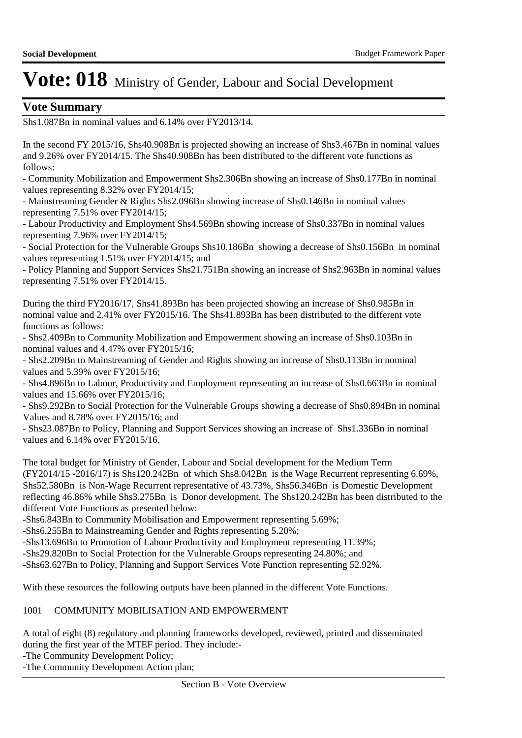# Vote: 018 Ministry of Gender, Labour and Social Development

## Vote Summary

Shs1.087Bn in nominal values and 6.14% over FY2013/14.

In the second FY 2015/16, Shs40.908Bn is projected showing an increase of Shs3.467Bn in nominal values and 9.26% over FY2014/15. The Shs40.908Bn has been distributed to the different vote functions as follows:

- Community Mobilization and Empowerment Shs2.306Bn showing an increase of Shs0.177Bn in nominal values representing 8.32% over FY2014/15;
- Mainstreaming Gender & Rights Shs2.096Bn showing increase of Shs0.146Bn in nominal values representing 7.51% over FY2014/15;
- Labour Productivity and Employment Shs4.569Bn showing increase of Shs0.337Bn in nominal values representing 7.96% over FY2014/15;
- Social Protection for the Vulnerable Groups Shs10.186Bn showing a decrease of Shs0.156Bn in nominal values representing 1.51% over FY2014/15; and
- Policy Planning and Support Services Shs21.751Bn showing an increase of Shs2.963Bn in nominal values representing 7.51% over FY2014/15.

During the third FY2016/17, Shs41.893Bn has been projected showing an increase of Shs0.985Bn in nominal value and 2.41% over FY2015/16. The Shs41.893Bn has been distributed to the different vote functions as follows:

- Shs2.409Bn to Community Mobilization and Empowerment showing an increase of Shs0.103Bn in nominal values and 4.47% over FY2015/16;
- Shs2.209Bn to Mainstreaming of Gender and Rights showing an increase of Shs0.113Bn in nominal values and 5.39% over FY2015/16;
- Shs4.896Bn to Labour, Productivity and Employment representing an increase of Shs0.663Bn in nominal values and 15.66% over FY2015/16;
- Shs9.292Bn to Social Protection for the Vulnerable Groups showing a decrease of Shs0.894Bn in nominal Values and 8.78% over FY2015/16; and
- Shs23.087Bn to Policy, Planning and Support Services showing an increase of Shs1.336Bn in nominal values and 6.14% over FY2015/16.

The total budget for Ministry of Gender, Labour and Social development for the Medium Term (FY2014/15 -2016/17) is Shs120.242Bn of which Shs8.042Bn is the Wage Recurrent representing 6.69%, Shs52.580Bn is Non-Wage Recurrent representative of 43.73%, Shs56.346Bn is Domestic Development reflecting 46.86% while Shs3.275Bn is Donor development. The Shs120.242Bn has been distributed to the different Vote Functions as presented below:

-Shs6.843Bn to Community Mobilisation and Empowerment representing 5.69%;
-Shs6.255Bn to Mainstreaming Gender and Rights representing 5.20%;
-Shs13.696Bn to Promotion of Labour Productivity and Employment representing 11.39%;
-Shs29.820Bn to Social Protection for the Vulnerable Groups representing 24.80%; and
-Shs63.627Bn to Policy, Planning and Support Services Vote Function representing 52.92%.

With these resources the following outputs have been planned in the different Vote Functions.

1001 COMMUNITY MOBILISATION AND EMPOWERMENT

A total of eight (8) regulatory and planning frameworks developed, reviewed, printed and disseminated during the first year of the MTEF period. They include:-
-The Community Development Policy;
-The Community Development Action plan;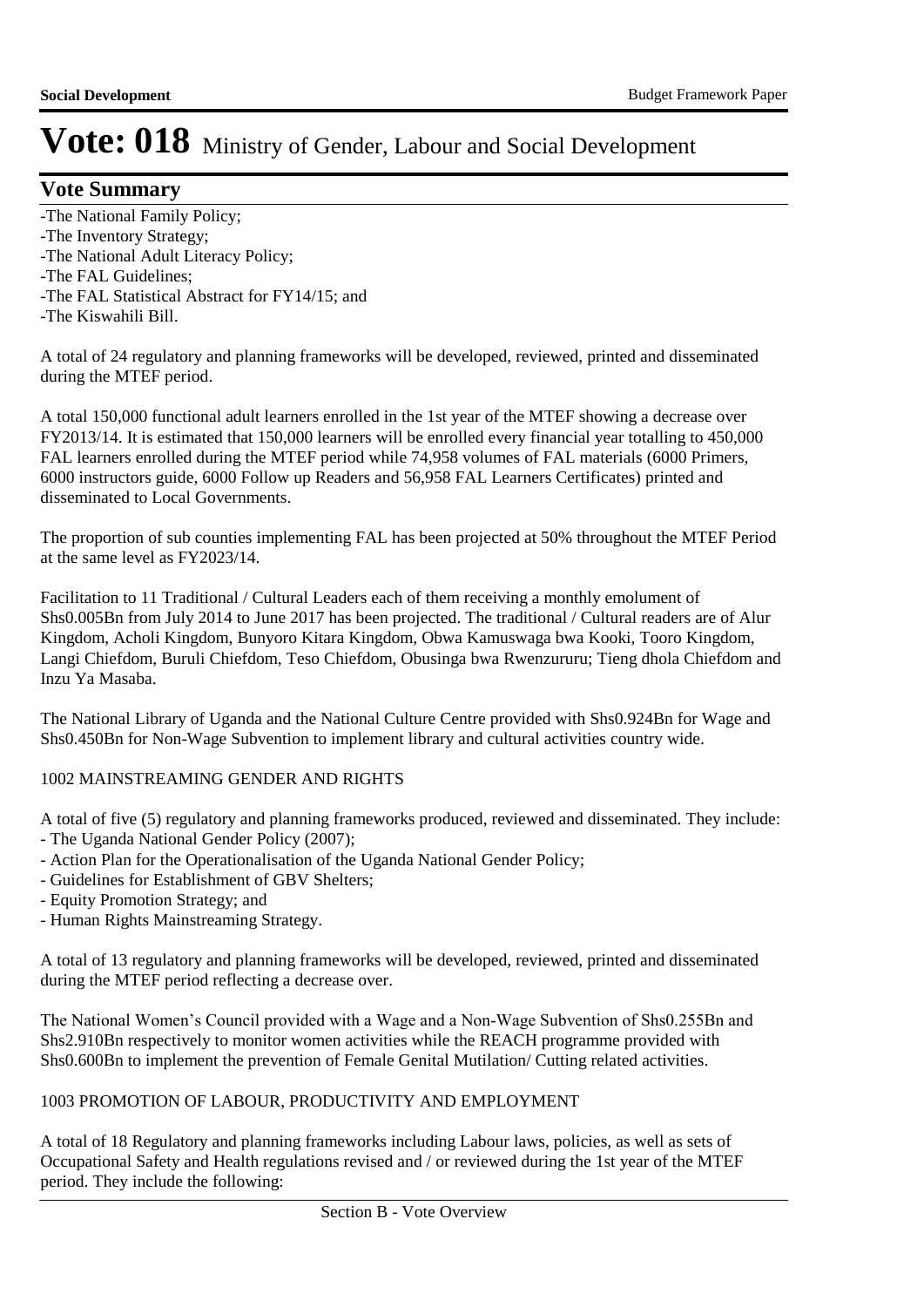# Vote: 018 Ministry of Gender, Labour and Social Development

## Vote Summary

-The National Family Policy;
-The Inventory Strategy;
-The National Adult Literacy Policy;
-The FAL Guidelines;
-The FAL Statistical Abstract for FY14/15; and
-The Kiswahili Bill.

A total of 24 regulatory and planning frameworks will be developed, reviewed, printed and disseminated during the MTEF period.

A total 150,000 functional adult learners enrolled in the 1st year of the MTEF showing a decrease over FY2013/14. It is estimated that 150,000 learners will be enrolled every financial year totalling to 450,000 FAL learners enrolled during the MTEF period while 74,958 volumes of FAL materials (6000 Primers, 6000 instructors guide, 6000 Follow up Readers and 56,958 FAL Learners Certificates) printed and disseminated to Local Governments.

The proportion of sub counties implementing FAL has been projected at 50% throughout the MTEF Period at the same level as FY2023/14.

Facilitation to 11 Traditional / Cultural Leaders each of them receiving a monthly emolument of Shs0.005Bn from July 2014 to June 2017 has been projected. The traditional / Cultural readers are of Alur Kingdom, Acholi Kingdom, Bunyoro Kitara Kingdom, Obwa Kamuswaga bwa Kooki, Tooro Kingdom, Langi Chiefdom, Buruli Chiefdom, Teso Chiefdom, Obusinga bwa Rwenzururu; Tieng dhola Chiefdom and Inzu Ya Masaba.

The National Library of Uganda and the National Culture Centre provided with Shs0.924Bn for Wage and Shs0.450Bn for Non-Wage Subvention to implement library and cultural activities country wide.

1002 MAINSTREAMING GENDER AND RIGHTS

A total of five (5) regulatory and planning frameworks produced, reviewed and disseminated. They include:
- The Uganda National Gender Policy (2007);
- Action Plan for the Operationalisation of the Uganda National Gender Policy;
- Guidelines for Establishment of GBV Shelters;
- Equity Promotion Strategy; and
- Human Rights Mainstreaming Strategy.

A total of 13 regulatory and planning frameworks will be developed, reviewed, printed and disseminated during the MTEF period reflecting a decrease over.

The National Women's Council provided with a Wage and a Non-Wage Subvention of Shs0.255Bn and Shs2.910Bn respectively to monitor women activities while the REACH programme provided with Shs0.600Bn to implement the prevention of Female Genital Mutilation/ Cutting related activities.

1003 PROMOTION OF LABOUR, PRODUCTIVITY AND EMPLOYMENT

A total of 18 Regulatory and planning frameworks including Labour laws, policies, as well as sets of Occupational Safety and Health regulations revised and / or reviewed during the 1st year of the MTEF period. They include the following: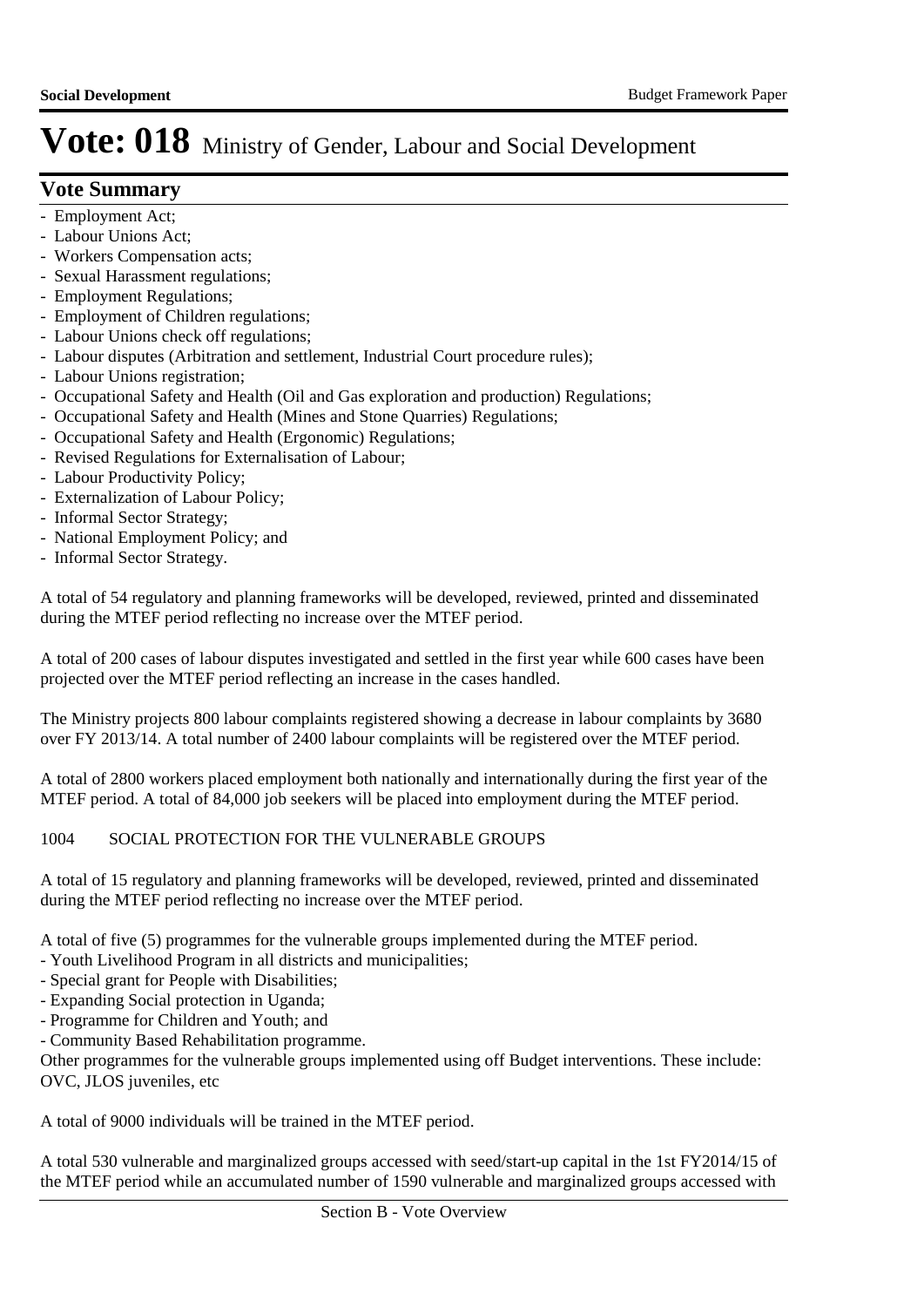# Vote: 018 Ministry of Gender, Labour and Social Development

## Vote Summary

- Employment Act;
- Labour Unions Act;
- Workers Compensation acts;
- Sexual Harassment regulations;
- Employment Regulations;
- Employment of Children regulations;
- Labour Unions check off regulations;
- Labour disputes (Arbitration and settlement, Industrial Court procedure rules);
- Labour Unions registration;
- Occupational Safety and Health (Oil and Gas exploration and production) Regulations;
- Occupational Safety and Health (Mines and Stone Quarries) Regulations;
- Occupational Safety and Health (Ergonomic) Regulations;
- Revised Regulations for Externalisation of Labour;
- Labour Productivity Policy;
- Externalization of Labour Policy;
- Informal Sector Strategy;
- National Employment Policy; and
- Informal Sector Strategy.

A total of 54 regulatory and planning frameworks will be developed, reviewed, printed and disseminated during the MTEF period reflecting no increase over the MTEF period.

A total of 200 cases of labour disputes investigated and settled in the first year while 600 cases have been projected over the MTEF period reflecting an increase in the cases handled.

The Ministry projects 800 labour complaints registered showing a decrease in labour complaints by 3680 over FY 2013/14. A total number of 2400 labour complaints will be registered over the MTEF period.

A total of 2800 workers placed employment both nationally and internationally during the first year of the MTEF period. A total of 84,000 job seekers will be placed into employment during the MTEF period.

1004 SOCIAL PROTECTION FOR THE VULNERABLE GROUPS

A total of 15 regulatory and planning frameworks will be developed, reviewed, printed and disseminated during the MTEF period reflecting no increase over the MTEF period.

A total of five (5) programmes for the vulnerable groups implemented during the MTEF period.
- Youth Livelihood Program in all districts and municipalities;
- Special grant for People with Disabilities;
- Expanding Social protection in Uganda;
- Programme for Children and Youth; and
- Community Based Rehabilitation programme.

Other programmes for the vulnerable groups implemented using off Budget interventions. These include: OVC, JLOS juveniles, etc

A total of 9000 individuals will be trained in the MTEF period.

A total 530 vulnerable and marginalized groups accessed with seed/start-up capital in the 1st FY2014/15 of the MTEF period while an accumulated number of 1590 vulnerable and marginalized groups accessed with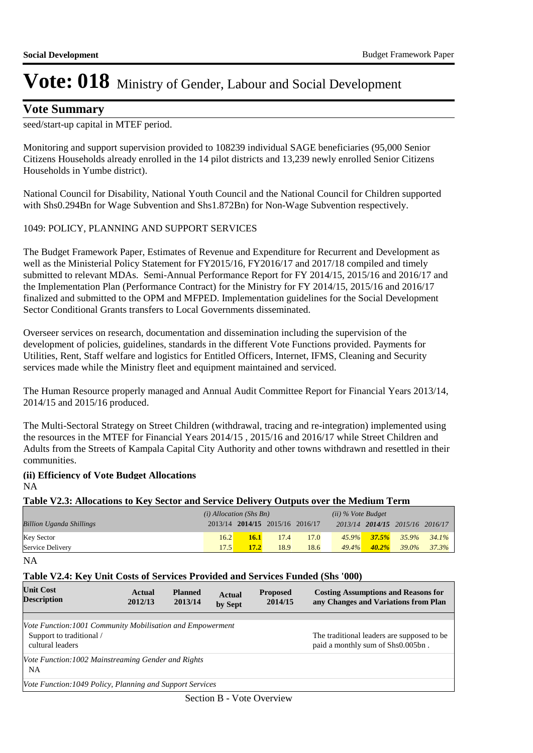# Vote: 018 Ministry of Gender, Labour and Social Development

## Vote Summary

seed/start-up capital in MTEF period.

Monitoring and support supervision provided to 108239 individual SAGE beneficiaries (95,000 Senior Citizens Households already enrolled in the 14 pilot districts and 13,239 newly enrolled Senior Citizens Households in Yumbe district).

National Council for Disability, National Youth Council and the National Council for Children supported with Shs0.294Bn for Wage Subvention and Shs1.872Bn) for Non-Wage Subvention respectively.

1049: POLICY, PLANNING AND SUPPORT SERVICES

The Budget Framework Paper, Estimates of Revenue and Expenditure for Recurrent and Development as well as the Ministerial Policy Statement for FY2015/16, FY2016/17 and 2017/18 compiled and timely submitted to relevant MDAs. Semi-Annual Performance Report for FY 2014/15, 2015/16 and 2016/17 and the Implementation Plan (Performance Contract) for the Ministry for FY 2014/15, 2015/16 and 2016/17 finalized and submitted to the OPM and MFPED. Implementation guidelines for the Social Development Sector Conditional Grants transfers to Local Governments disseminated.

Overseer services on research, documentation and dissemination including the supervision of the development of policies, guidelines, standards in the different Vote Functions provided. Payments for Utilities, Rent, Staff welfare and logistics for Entitled Officers, Internet, IFMS, Cleaning and Security services made while the Ministry fleet and equipment maintained and serviced.

The Human Resource properly managed and Annual Audit Committee Report for Financial Years 2013/14, 2014/15 and 2015/16 produced.

The Multi-Sectoral Strategy on Street Children (withdrawal, tracing and re-integration) implemented using the resources in the MTEF for Financial Years 2014/15 , 2015/16 and 2016/17 while Street Children and Adults from the Streets of Kampala Capital City Authority and other towns withdrawn and resettled in their communities.

**(ii) Efficiency of Vote Budget Allocations**

NA

**Table V2.3: Allocations to Key Sector and Service Delivery Outputs over the Medium Term**

| *Billion Uganda Shillings* | *(i) Allocation (Shs Bn)* | | | | *(ii) % Vote Budget* | | | |
|---|---|---|---|---|---|---|---|---|
| | 2013/14 | **2014/15** | 2015/16 | 2016/17 | *2013/14* | ***2014/15*** | *2015/16* | *2016/17* |
| Key Sector | 16.2 | **16.1** | 17.4 | 17.0 | *45.9%* | ***37.5%*** | *35.9%* | *34.1%* |
| Service Delivery | 17.5 | **17.2** | 18.9 | 18.6 | *49.4%* | ***40.2%*** | *39.0%* | *37.3%* |

NA

**Table V2.4: Key Unit Costs of Services Provided and Services Funded (Shs '000)**

| Unit Cost Description | Actual 2012/13 | Planned 2013/14 | Actual by Sept | Proposed 2014/15 | Costing Assumptions and Reasons for any Changes and Variations from Plan |
|---|---|---|---|---|---|
| *Vote Function:1001 Community Mobilisation and Empowerment* | | | | | |
| Support to traditional / cultural leaders | | | | | The traditional leaders are supposed to be paid a monthly sum of Shs0.005bn . |
| *Vote Function:1002 Mainstreaming Gender and Rights* | | | | | |
| NA | | | | | |
| *Vote Function:1049 Policy, Planning and Support Services* | | | | | |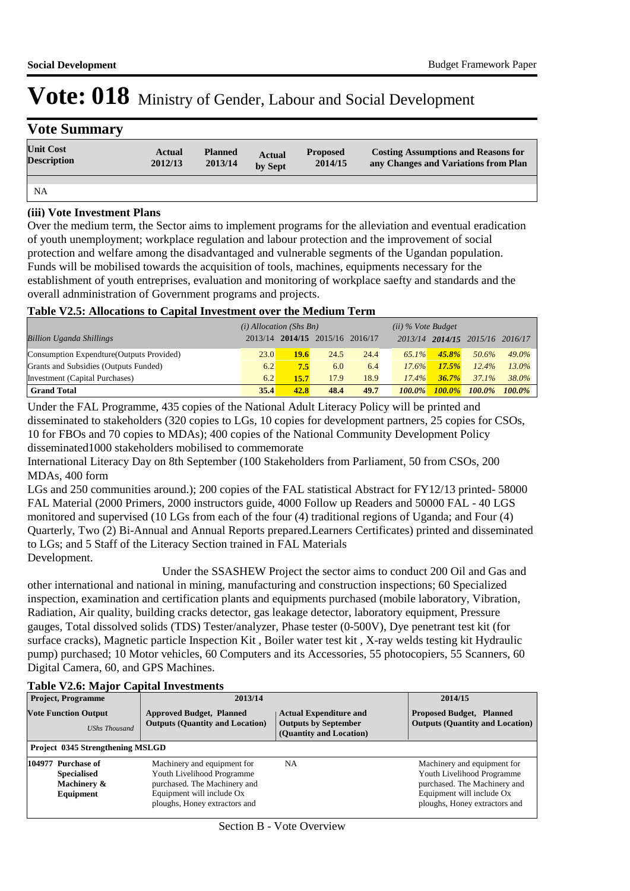# Vote: 018 Ministry of Gender, Labour and Social Development

## Vote Summary

| Unit Cost Description | Actual 2012/13 | Planned 2013/14 | Actual by Sept | Proposed 2014/15 | Costing Assumptions and Reasons for any Changes and Variations from Plan |
|---|---|---|---|---|---|
| NA | | | | | |

### (iii) Vote Investment Plans

Over the medium term, the Sector aims to implement programs for the alleviation and eventual eradication of youth unemployment; workplace regulation and labour protection and the improvement of social protection and welfare among the disadvantaged and vulnerable segments of the Ugandan population. Funds will be mobilised towards the acquisition of tools, machines, equipments necessary for the establishment of youth entreprises, evaluation and monitoring of workplace saefty and standards and the overall adnministration of Government programs and projects.

**Table V2.5: Allocations to Capital Investment over the Medium Term**

| *Billion Uganda Shillings* | *(i) Allocation (Shs Bn)* 2013/14 | **2014/15** | 2015/16 | 2016/17 | *(ii) % Vote Budget* 2013/14 | **2014/15** | 2015/16 | 2016/17 |
|---|---|---|---|---|---|---|---|---|
| Consumption Expendture(Outputs Provided) | 23.0 | **19.6** | 24.5 | 24.4 | *65.1%* | ***45.8%*** | *50.6%* | *49.0%* |
| Grants and Subsidies (Outputs Funded) | 6.2 | **7.5** | 6.0 | 6.4 | *17.6%* | ***17.5%*** | *12.4%* | *13.0%* |
| Investment (Capital Purchases) | 6.2 | **15.7** | 17.9 | 18.9 | *17.4%* | ***36.7%*** | *37.1%* | *38.0%* |
| **Grand Total** | **35.4** | **42.8** | **48.4** | **49.7** | ***100.0%*** | ***100.0%*** | ***100.0%*** | ***100.0%*** |

Under the FAL Programme, 435 copies of the National Adult Literacy Policy will be printed and disseminated to stakeholders (320 copies to LGs, 10 copies for development partners, 25 copies for CSOs, 10 for FBOs and 70 copies to MDAs); 400 copies of the National Community Development Policy disseminated1000 stakeholders mobilised to commemorate
International Literacy Day on 8th September (100 Stakeholders from Parliament, 50 from CSOs, 200 MDAs, 400 form
LGs and 250 communities around.); 200 copies of the FAL statistical Abstract for FY12/13 printed- 58000 FAL Material (2000 Primers, 2000 instructors guide, 4000 Follow up Readers and 50000 FAL - 40 LGS monitored and supervised (10 LGs from each of the four (4) traditional regions of Uganda; and Four (4) Quarterly, Two (2) Bi-Annual and Annual Reports prepared.Learners Certificates) printed and disseminated to LGs; and 5 Staff of the Literacy Section trained in FAL Materials
Development.

Under the SSASHEW Project the sector aims to conduct 200 Oil and Gas and other international and national in mining, manufacturing and construction inspections; 60 Specialized inspection, examination and certification plants and equipments purchased (mobile laboratory, Vibration, Radiation, Air quality, building cracks detector, gas leakage detector, laboratory equipment, Pressure gauges, Total dissolved solids (TDS) Tester/analyzer, Phase tester (0-500V), Dye penetrant test kit (for surface cracks), Magnetic particle Inspection Kit , Boiler water test kit , X-ray welds testing kit Hydraulic pump) purchased; 10 Motor vehicles, 60 Computers and its Accessories, 55 photocopiers, 55 Scanners, 60 Digital Camera, 60, and GPS Machines.

**Table V2.6: Major Capital Investments**

| Project, Programme | 2013/14 | | 2014/15 |
|---|---|---|---|
| **Vote Function Output** *UShs Thousand* | **Approved Budget, Planned Outputs (Quantity and Location)** | **Actual Expenditure and Outputs by September (Quantity and Location)** | **Proposed Budget, Planned Outputs (Quantity and Location)** |
| **Project 0345 Strengthening MSLGD** | | | |
| **104977 Purchase of Specialised Machinery & Equipment** | Machinery and equipment for Youth Livelihood Programme purchased. The Machinery and Equipment will include Ox ploughs, Honey extractors and | NA | Machinery and equipment for Youth Livelihood Programme purchased. The Machinery and Equipment will include Ox ploughs, Honey extractors and |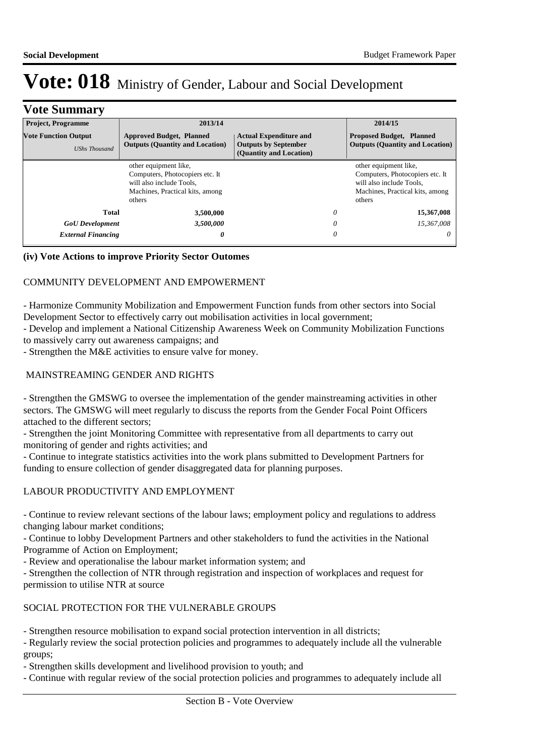# Vote: 018 Ministry of Gender, Labour and Social Development

## Vote Summary

| Project, Programme<br>**Vote Function Output**<br>*UShs Thousand* | 2013/14<br>**Approved Budget, Planned Outputs (Quantity and Location)** | **Actual Expenditure and Outputs by September (Quantity and Location)** | 2014/15<br>**Proposed Budget, Planned Outputs (Quantity and Location)** |
|---|---|---|---|
| | other equipment like, Computers, Photocopiers etc. It will also include Tools, Machines, Practical kits, among others | | other equipment like, Computers, Photocopiers etc. It will also include Tools, Machines, Practical kits, among others |
| **Total** | **3,500,000** | *0* | **15,367,008** |
| ***GoU Development*** | ***3,500,000*** | *0* | *15,367,008* |
| ***External Financing*** | ***0*** | *0* | *0* |

**(iv) Vote Actions to improve Priority Sector Outomes**

COMMUNITY DEVELOPMENT AND EMPOWERMENT

- Harmonize Community Mobilization and Empowerment Function funds from other sectors into Social Development Sector to effectively carry out mobilisation activities in local government;
- Develop and implement a National Citizenship Awareness Week on Community Mobilization Functions to massively carry out awareness campaigns; and
- Strengthen the M&E activities to ensure valve for money.

MAINSTREAMING GENDER AND RIGHTS

- Strengthen the GMSWG to oversee the implementation of the gender mainstreaming activities in other sectors. The GMSWG will meet regularly to discuss the reports from the Gender Focal Point Officers attached to the different sectors;
- Strengthen the joint Monitoring Committee with representative from all departments to carry out monitoring of gender and rights activities; and
- Continue to integrate statistics activities into the work plans submitted to Development Partners for funding to ensure collection of gender disaggregated data for planning purposes.

LABOUR PRODUCTIVITY AND EMPLOYMENT

- Continue to review relevant sections of the labour laws; employment policy and regulations to address changing labour market conditions;
- Continue to lobby Development Partners and other stakeholders to fund the activities in the National Programme of Action on Employment;
- Review and operationalise the labour market information system; and
- Strengthen the collection of NTR through registration and inspection of workplaces and request for permission to utilise NTR at source

SOCIAL PROTECTION FOR THE VULNERABLE GROUPS

- Strengthen resource mobilisation to expand social protection intervention in all districts;
- Regularly review the social protection policies and programmes to adequately include all the vulnerable groups;
- Strengthen skills development and livelihood provision to youth; and
- Continue with regular review of the social protection policies and programmes to adequately include all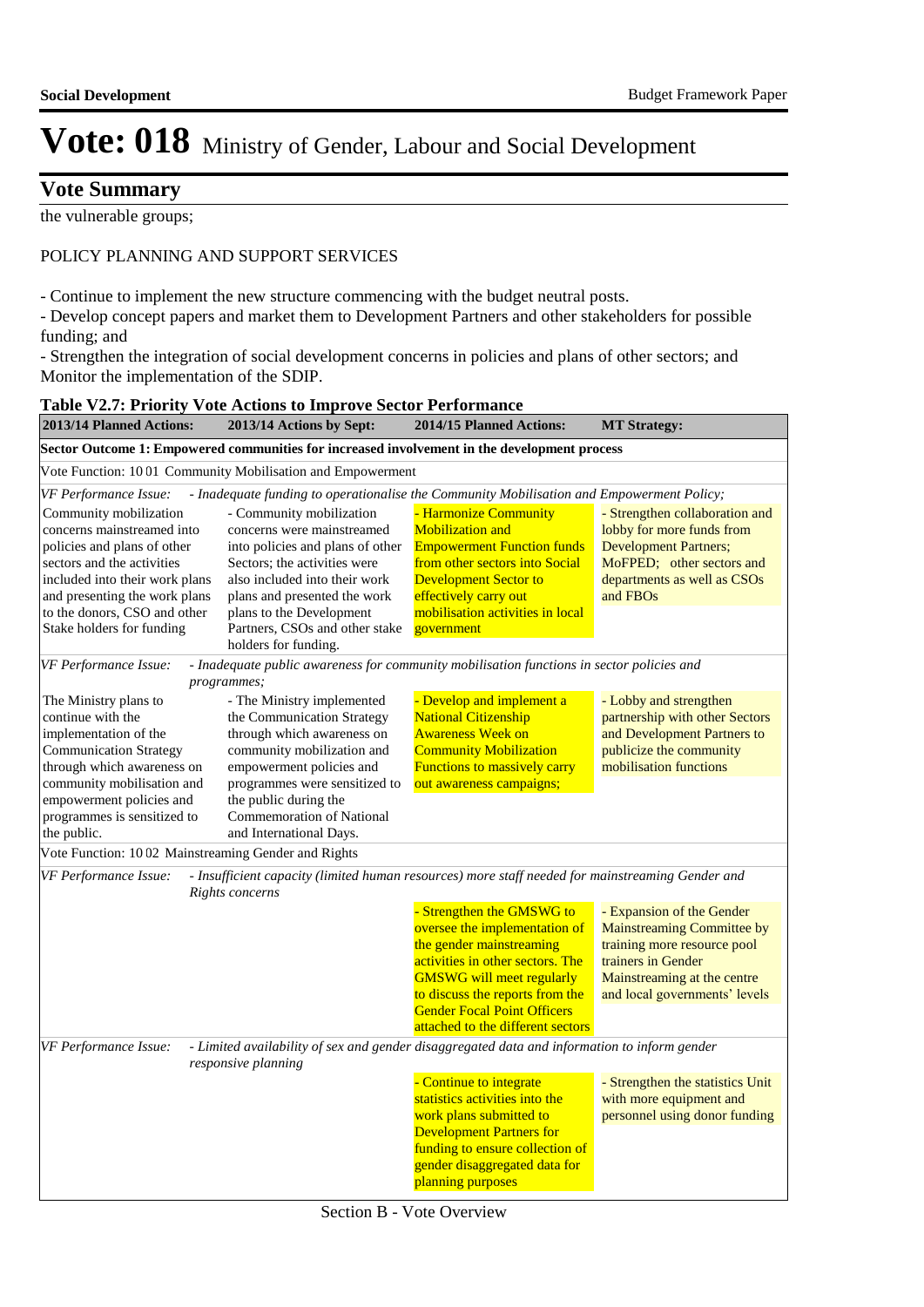# Vote: 018 Ministry of Gender, Labour and Social Development

## Vote Summary

the vulnerable groups;

POLICY PLANNING AND SUPPORT SERVICES

- Continue to implement the new structure commencing with the budget neutral posts.
- Develop concept papers and market them to Development Partners and other stakeholders for possible funding; and
- Strengthen the integration of social development concerns in policies and plans of other sectors; and Monitor the implementation of the SDIP.

**Table V2.7: Priority Vote Actions to Improve Sector Performance**

| 2013/14 Planned Actions: | 2013/14 Actions by Sept: | 2014/15 Planned Actions: | MT Strategy: |
|---|---|---|---|
| **Sector Outcome 1: Empowered communities for increased involvement in the development process** | | | |
| Vote Function: 10 01 Community Mobilisation and Empowerment | | | |
| *VF Performance Issue:* | *- Inadequate funding to operationalise the Community Mobilisation and Empowerment Policy;* | | |
| Community mobilization concerns mainstreamed into policies and plans of other sectors and the activities included into their work plans and presenting the work plans to the donors, CSO and other Stake holders for funding | - Community mobilization concerns were mainstreamed into policies and plans of other Sectors; the activities were also included into their work plans and presented the work plans to the Development Partners, CSOs and other stake holders for funding. | - Harmonize Community Mobilization and Empowerment Function funds from other sectors into Social Development Sector to effectively carry out mobilisation activities in local government | - Strengthen collaboration and lobby for more funds from Development Partners; MoFPED; other sectors and departments as well as CSOs and FBOs |
| *VF Performance Issue:* | *- Inadequate public awareness for community mobilisation functions in sector policies and programmes;* | | |
| The Ministry plans to continue with the implementation of the Communication Strategy through which awareness on community mobilization and empowerment policies and programmes is sensitized to the public. | - The Ministry implemented the Communication Strategy through which awareness on community mobilization and empowerment policies and programmes were sensitized to the public during the Commemoration of National and International Days. | - Develop and implement a National Citizenship Awareness Week on Community Mobilization Functions to massively carry out awareness campaigns; | - Lobby and strengthen partnership with other Sectors and Development Partners to publicize the community mobilisation functions |
| Vote Function: 10 02 Mainstreaming Gender and Rights | | | |
| *VF Performance Issue:* | *- Insufficient capacity (limited human resources) more staff needed for mainstreaming Gender and Rights concerns* | | |
| | | - Strengthen the GMSWG to oversee the implementation of the gender mainstreaming activities in other sectors. The GMSWG will meet regularly to discuss the reports from the Gender Focal Point Officers attached to the different sectors | - Expansion of the Gender Mainstreaming Committee by training more resource pool trainers in Gender Mainstreaming at the centre and local governments' levels |
| *VF Performance Issue:* | *- Limited availability of sex and gender disaggregated data and information to inform gender responsive planning* | | |
| | | - Continue to integrate statistics activities into the work plans submitted to Development Partners for funding to ensure collection of gender disaggregated data for planning purposes | - Strengthen the statistics Unit with more equipment and personnel using donor funding |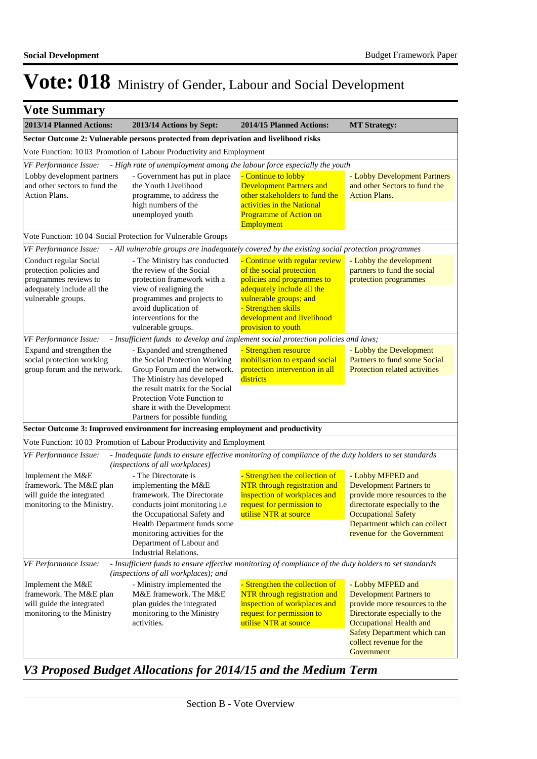# Vote: 018 Ministry of Gender, Labour and Social Development

## Vote Summary

| 2013/14 Planned Actions: | 2013/14 Actions by Sept: | 2014/15 Planned Actions: | MT Strategy: |
|---|---|---|---|
| **Sector Outcome 2: Vulnerable persons protected from deprivation and livelihood risks** | | | |
| Vote Function: 10 03 Promotion of Labour Productivity and Employment | | | |
| *VF Performance Issue: - High rate of unemployment among the labour force especially the youth* | | | |
| Lobby development partners and other sectors to fund the Action Plans. | - Government has put in place the Youth Livelihood programme, to address the high numbers of the unemployed youth | - Continue to lobby Development Partners and other stakeholders to fund the activities in the National Programme of Action on Employment | - Lobby Development Partners and other Sectors to fund the Action Plans. |
| Vote Function: 10 04 Social Protection for Vulnerable Groups | | | |
| *VF Performance Issue: - All vulnerable groups are inadequately covered by the existing social protection programmes* | | | |
| Conduct regular Social protection policies and programmes reviews to adequately include all the vulnerable groups. | - The Ministry has conducted the review of the Social protection framework with a view of realigning the programmes and projects to avoid duplication of interventions for the vulnerable groups. | - Continue with regular review of the social protection policies and programmes to adequately include all the vulnerable groups; and<br>- Strengthen skills development and livelihood provision to youth | - Lobby the development partners to fund the social protection programmes |
| *VF Performance Issue: - Insufficient funds to develop and implement social protection policies and laws;* | | | |
| Expand and strengthen the social protection working group forum and the network. | - Expanded and strengthened the Social Protection Working Group Forum and the network. The Ministry has developed the result matrix for the Social Protection Vote Function to share it with the Development Partners for possible funding | - Strengthen resource mobilisation to expand social protection intervention in all districts | - Lobby the Development Partners to fund some Social Protection related activities |
| **Sector Outcome 3: Improved environment for increasing employment and productivity** | | | |
| Vote Function: 10 03 Promotion of Labour Productivity and Employment | | | |
| *VF Performance Issue: - Inadequate funds to ensure effective monitoring of compliance of the duty holders to set standards (inspections of all workplaces)* | | | |
| Implement the M&E framework. The M&E plan will guide the integrated monitoring to the Ministry. | - The Directorate is implementing the M&E framework. The Directorate conducts joint monitoring i.e the Occupational Safety and Health Department funds some monitoring activities for the Department of Labour and Industrial Relations. | - Strengthen the collection of NTR through registration and inspection of workplaces and request for permission to utilise NTR at source | - Lobby MFPED and Development Partners to provide more resources to the directorate especially to the Occupational Safety Department which can collect revenue for the Government |
| *VF Performance Issue: - Insufficient funds to ensure effective monitoring of compliance of the duty holders to set standards (inspections of all workplaces); and* | | | |
| Implement the M&E framework. The M&E plan will guide the integrated monitoring to the Ministry | - Ministry implemented the M&E framework. The M&E plan guides the integrated monitoring to the Ministry activities. | - Strengthen the collection of NTR through registration and inspection of workplaces and request for permission to utilise NTR at source | - Lobby MFPED and Development Partners to provide more resources to the Directorate especially to the Occupational Health and Safety Department which can collect revenue for the Government |

## *V3 Proposed Budget Allocations for 2014/15 and the Medium Term*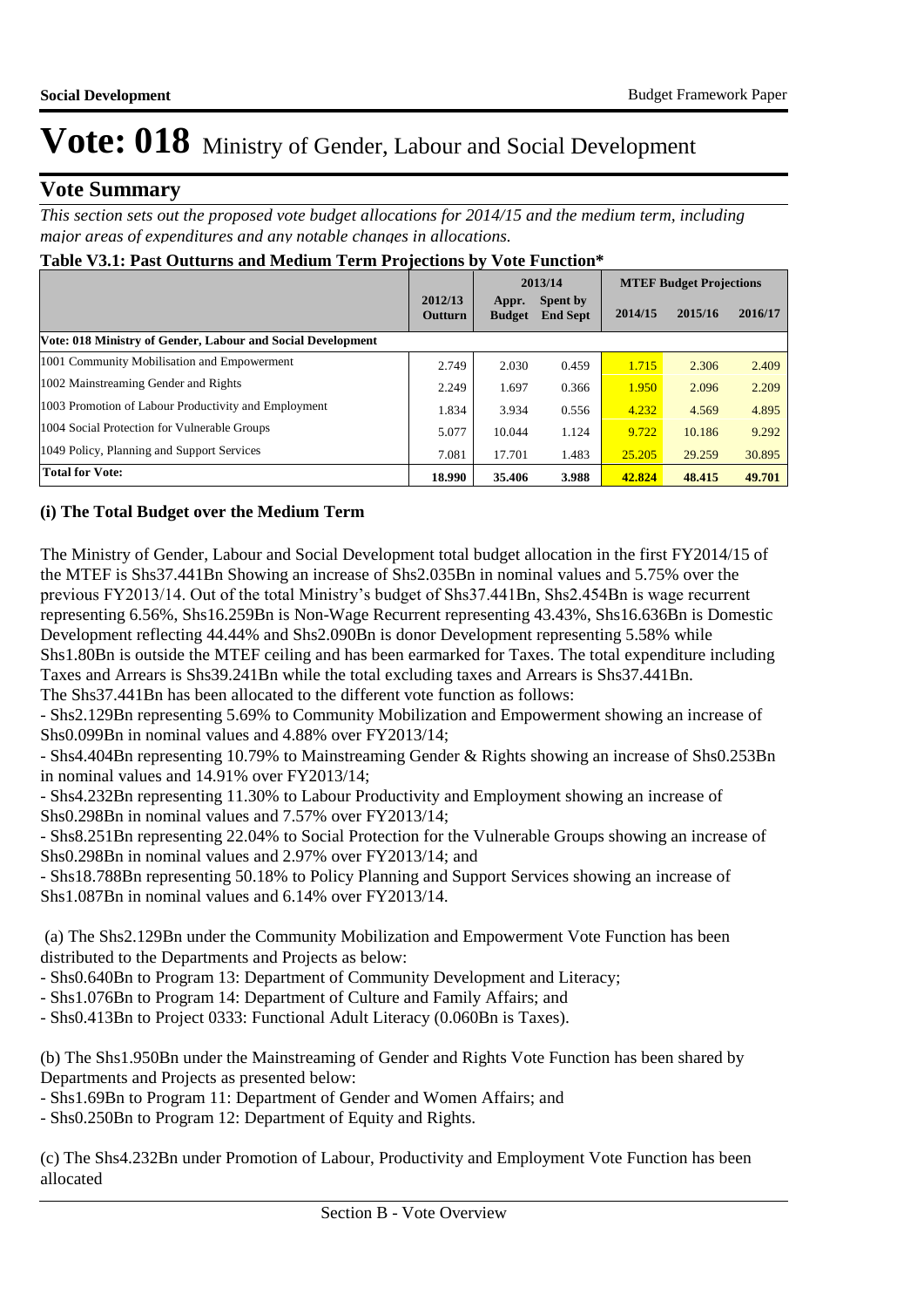# Vote: 018 Ministry of Gender, Labour and Social Development

## Vote Summary

*This section sets out the proposed vote budget allocations for 2014/15 and the medium term, including major areas of expenditures and any notable changes in allocations.*

**Table V3.1: Past Outturns and Medium Term Projections by Vote Function***

| | 2012/13 Outturn | 2013/14 Appr. Budget | 2013/14 Spent by End Sept | MTEF Budget Projections 2014/15 | 2015/16 | 2016/17 |
|---|---|---|---|---|---|---|
| **Vote: 018 Ministry of Gender, Labour and Social Development** | | | | | | |
| 1001 Community Mobilisation and Empowerment | 2.749 | 2.030 | 0.459 | 1.715 | 2.306 | 2.409 |
| 1002 Mainstreaming Gender and Rights | 2.249 | 1.697 | 0.366 | 1.950 | 2.096 | 2.209 |
| 1003 Promotion of Labour Productivity and Employment | 1.834 | 3.934 | 0.556 | 4.232 | 4.569 | 4.895 |
| 1004 Social Protection for Vulnerable Groups | 5.077 | 10.044 | 1.124 | 9.722 | 10.186 | 9.292 |
| 1049 Policy, Planning and Support Services | 7.081 | 17.701 | 1.483 | 25.205 | 29.259 | 30.895 |
| **Total for Vote:** | **18.990** | **35.406** | **3.988** | **42.824** | **48.415** | **49.701** |

**(i) The Total Budget over the Medium Term**

The Ministry of Gender, Labour and Social Development total budget allocation in the first FY2014/15 of the MTEF is Shs37.441Bn Showing an increase of Shs2.035Bn in nominal values and 5.75% over the previous FY2013/14. Out of the total Ministry's budget of Shs37.441Bn, Shs2.454Bn is wage recurrent representing 6.56%, Shs16.259Bn is Non-Wage Recurrent representing 43.43%, Shs16.636Bn is Domestic Development reflecting 44.44% and Shs2.090Bn is donor Development representing 5.58% while Shs1.80Bn is outside the MTEF ceiling and has been earmarked for Taxes. The total expenditure including Taxes and Arrears is Shs39.241Bn while the total excluding taxes and Arrears is Shs37.441Bn.
The Shs37.441Bn has been allocated to the different vote function as follows:
- Shs2.129Bn representing 5.69% to Community Mobilization and Empowerment showing an increase of Shs0.099Bn in nominal values and 4.88% over FY2013/14;
- Shs4.404Bn representing 10.79% to Mainstreaming Gender & Rights showing an increase of Shs0.253Bn in nominal values and 14.91% over FY2013/14;
- Shs4.232Bn representing 11.30% to Labour Productivity and Employment showing an increase of Shs0.298Bn in nominal values and 7.57% over FY2013/14;
- Shs8.251Bn representing 22.04% to Social Protection for the Vulnerable Groups showing an increase of Shs0.298Bn in nominal values and 2.97% over FY2013/14; and
- Shs18.788Bn representing 50.18% to Policy Planning and Support Services showing an increase of Shs1.087Bn in nominal values and 6.14% over FY2013/14.

(a) The Shs2.129Bn under the Community Mobilization and Empowerment Vote Function has been distributed to the Departments and Projects as below:
- Shs0.640Bn to Program 13: Department of Community Development and Literacy;
- Shs1.076Bn to Program 14: Department of Culture and Family Affairs; and
- Shs0.413Bn to Project 0333: Functional Adult Literacy (0.060Bn is Taxes).

(b) The Shs1.950Bn under the Mainstreaming of Gender and Rights Vote Function has been shared by Departments and Projects as presented below:
- Shs1.69Bn to Program 11: Department of Gender and Women Affairs; and
- Shs0.250Bn to Program 12: Department of Equity and Rights.

(c) The Shs4.232Bn under Promotion of Labour, Productivity and Employment Vote Function has been allocated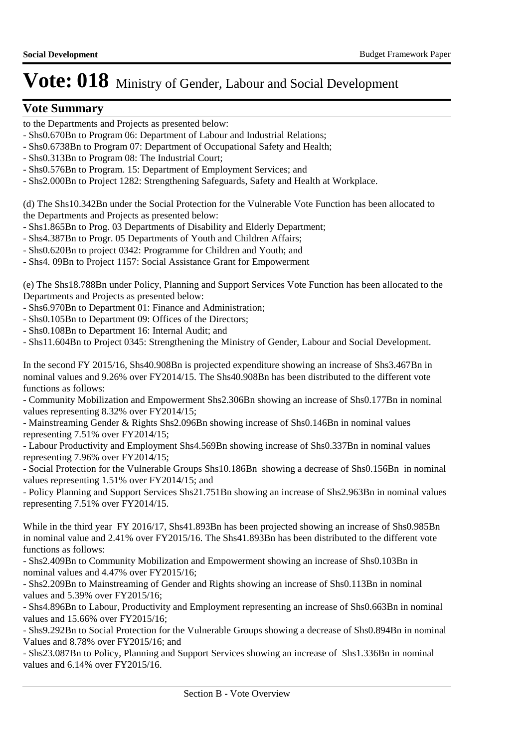# Vote: 018 Ministry of Gender, Labour and Social Development

## Vote Summary

to the Departments and Projects as presented below:
- Shs0.670Bn to Program 06: Department of Labour and Industrial Relations;
- Shs0.6738Bn to Program 07: Department of Occupational Safety and Health;
- Shs0.313Bn to Program 08: The Industrial Court;
- Shs0.576Bn to Program. 15: Department of Employment Services; and
- Shs2.000Bn to Project 1282: Strengthening Safeguards, Safety and Health at Workplace.

(d) The Shs10.342Bn under the Social Protection for the Vulnerable Vote Function has been allocated to the Departments and Projects as presented below:
- Shs1.865Bn to Prog. 03 Departments of Disability and Elderly Department;
- Shs4.387Bn to Progr. 05 Departments of Youth and Children Affairs;
- Shs0.620Bn to project 0342: Programme for Children and Youth; and
- Shs4. 09Bn to Project 1157: Social Assistance Grant for Empowerment

(e) The Shs18.788Bn under Policy, Planning and Support Services Vote Function has been allocated to the Departments and Projects as presented below:
- Shs6.970Bn to Department 01: Finance and Administration;
- Shs0.105Bn to Department 09: Offices of the Directors;
- Shs0.108Bn to Department 16: Internal Audit; and
- Shs11.604Bn to Project 0345: Strengthening the Ministry of Gender, Labour and Social Development.

In the second FY 2015/16, Shs40.908Bn is projected expenditure showing an increase of Shs3.467Bn in nominal values and 9.26% over FY2014/15. The Shs40.908Bn has been distributed to the different vote functions as follows:
- Community Mobilization and Empowerment Shs2.306Bn showing an increase of Shs0.177Bn in nominal values representing 8.32% over FY2014/15;
- Mainstreaming Gender & Rights Shs2.096Bn showing increase of Shs0.146Bn in nominal values representing 7.51% over FY2014/15;
- Labour Productivity and Employment Shs4.569Bn showing increase of Shs0.337Bn in nominal values representing 7.96% over FY2014/15;
- Social Protection for the Vulnerable Groups Shs10.186Bn showing a decrease of Shs0.156Bn in nominal values representing 1.51% over FY2014/15; and
- Policy Planning and Support Services Shs21.751Bn showing an increase of Shs2.963Bn in nominal values representing 7.51% over FY2014/15.

While in the third year FY 2016/17, Shs41.893Bn has been projected showing an increase of Shs0.985Bn in nominal value and 2.41% over FY2015/16. The Shs41.893Bn has been distributed to the different vote functions as follows:
- Shs2.409Bn to Community Mobilization and Empowerment showing an increase of Shs0.103Bn in nominal values and 4.47% over FY2015/16;
- Shs2.209Bn to Mainstreaming of Gender and Rights showing an increase of Shs0.113Bn in nominal values and 5.39% over FY2015/16;
- Shs4.896Bn to Labour, Productivity and Employment representing an increase of Shs0.663Bn in nominal values and 15.66% over FY2015/16;
- Shs9.292Bn to Social Protection for the Vulnerable Groups showing a decrease of Shs0.894Bn in nominal Values and 8.78% over FY2015/16; and
- Shs23.087Bn to Policy, Planning and Support Services showing an increase of Shs1.336Bn in nominal values and 6.14% over FY2015/16.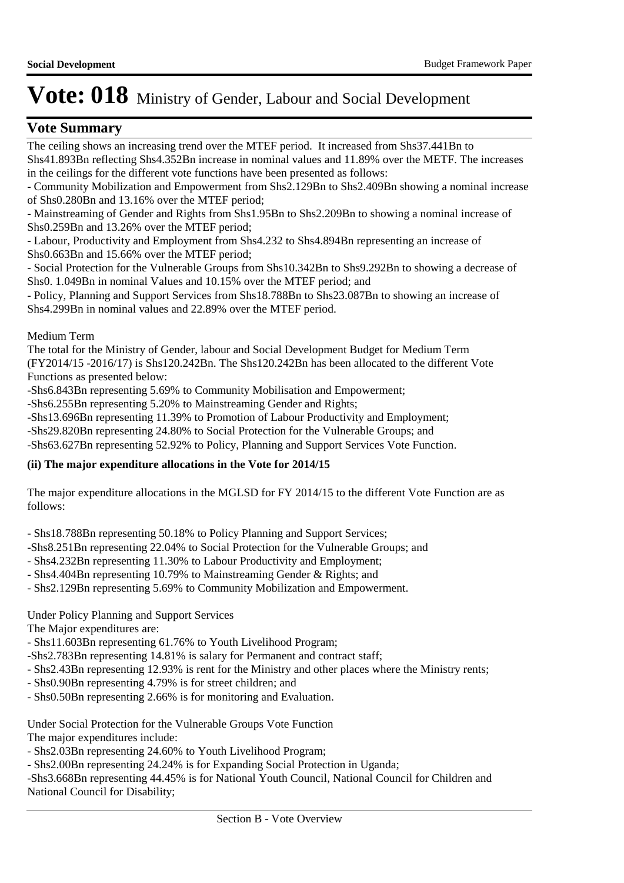# Vote: 018 Ministry of Gender, Labour and Social Development

## Vote Summary

The ceiling shows an increasing trend over the MTEF period. It increased from Shs37.441Bn to Shs41.893Bn reflecting Shs4.352Bn increase in nominal values and 11.89% over the METF. The increases in the ceilings for the different vote functions have been presented as follows:

- Community Mobilization and Empowerment from Shs2.129Bn to Shs2.409Bn showing a nominal increase of Shs0.280Bn and 13.16% over the MTEF period;
- Mainstreaming of Gender and Rights from Shs1.95Bn to Shs2.209Bn to showing a nominal increase of Shs0.259Bn and 13.26% over the MTEF period;
- Labour, Productivity and Employment from Shs4.232 to Shs4.894Bn representing an increase of Shs0.663Bn and 15.66% over the MTEF period;
- Social Protection for the Vulnerable Groups from Shs10.342Bn to Shs9.292Bn to showing a decrease of Shs0. 1.049Bn in nominal Values and 10.15% over the MTEF period; and
- Policy, Planning and Support Services from Shs18.788Bn to Shs23.087Bn to showing an increase of Shs4.299Bn in nominal values and 22.89% over the MTEF period.

Medium Term

The total for the Ministry of Gender, labour and Social Development Budget for Medium Term (FY2014/15 -2016/17) is Shs120.242Bn. The Shs120.242Bn has been allocated to the different Vote Functions as presented below:

-Shs6.843Bn representing 5.69% to Community Mobilisation and Empowerment;
-Shs6.255Bn representing 5.20% to Mainstreaming Gender and Rights;
-Shs13.696Bn representing 11.39% to Promotion of Labour Productivity and Employment;
-Shs29.820Bn representing 24.80% to Social Protection for the Vulnerable Groups; and
-Shs63.627Bn representing 52.92% to Policy, Planning and Support Services Vote Function.

**(ii) The major expenditure allocations in the Vote for 2014/15**

The major expenditure allocations in the MGLSD for FY 2014/15 to the different Vote Function are as follows:

- Shs18.788Bn representing 50.18% to Policy Planning and Support Services;
-Shs8.251Bn representing 22.04% to Social Protection for the Vulnerable Groups; and
- Shs4.232Bn representing 11.30% to Labour Productivity and Employment;
- Shs4.404Bn representing 10.79% to Mainstreaming Gender & Rights; and
- Shs2.129Bn representing 5.69% to Community Mobilization and Empowerment.

Under Policy Planning and Support Services
The Major expenditures are:
- Shs11.603Bn representing 61.76% to Youth Livelihood Program;
-Shs2.783Bn representing 14.81% is salary for Permanent and contract staff;
- Shs2.43Bn representing 12.93% is rent for the Ministry and other places where the Ministry rents;
- Shs0.90Bn representing 4.79% is for street children; and
- Shs0.50Bn representing 2.66% is for monitoring and Evaluation.

Under Social Protection for the Vulnerable Groups Vote Function
The major expenditures include:
- Shs2.03Bn representing 24.60% to Youth Livelihood Program;
- Shs2.00Bn representing 24.24% is for Expanding Social Protection in Uganda;
-Shs3.668Bn representing 44.45% is for National Youth Council, National Council for Children and National Council for Disability;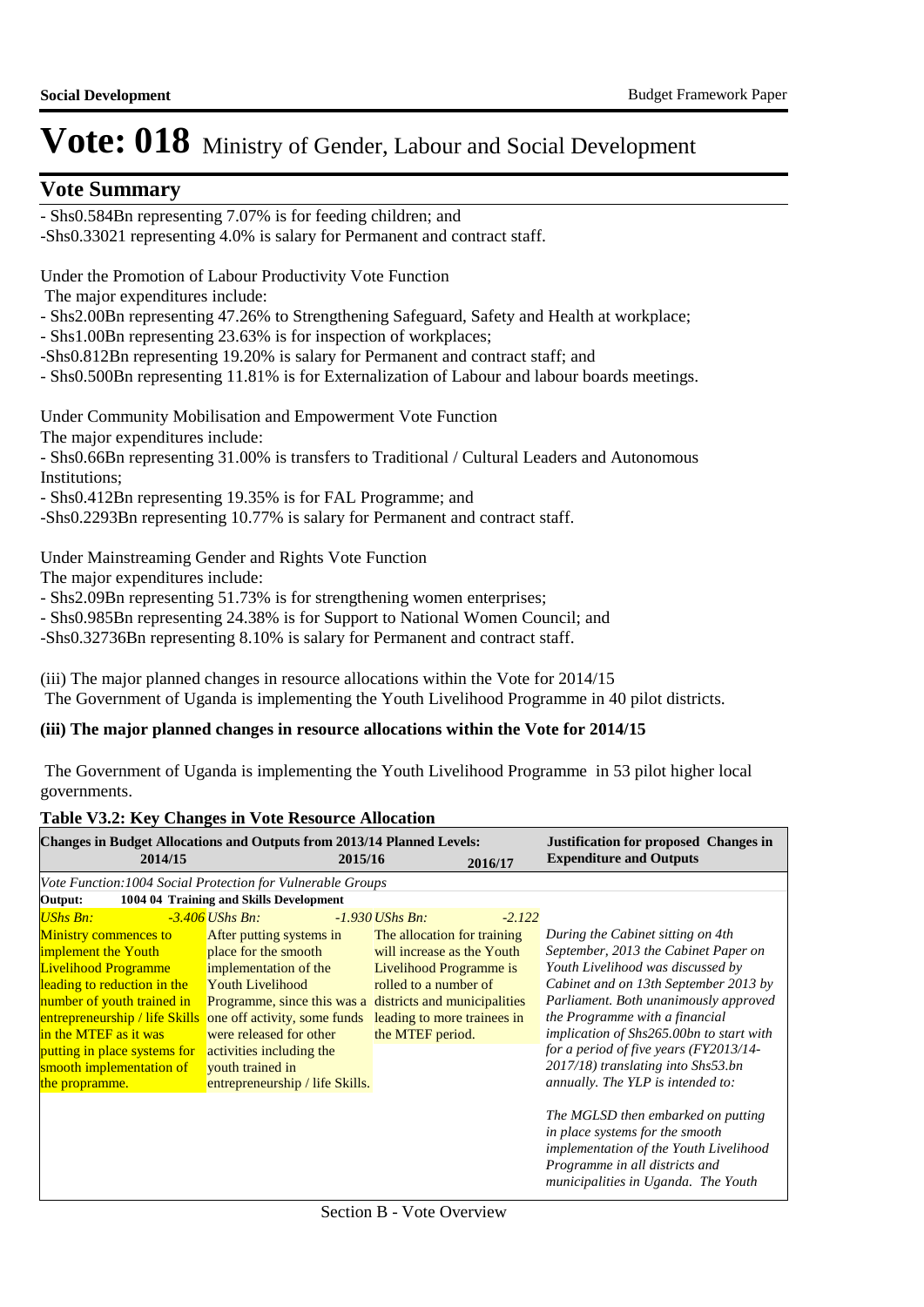# Vote: 018 Ministry of Gender, Labour and Social Development

## Vote Summary

- Shs0.584Bn representing 7.07% is for feeding children; and
-Shs0.33021 representing 4.0% is salary for Permanent and contract staff.

Under the Promotion of Labour Productivity Vote Function
The major expenditures include:
- Shs2.00Bn representing 47.26% to Strengthening Safeguard, Safety and Health at workplace;
- Shs1.00Bn representing 23.63% is for inspection of workplaces;
-Shs0.812Bn representing 19.20% is salary for Permanent and contract staff; and
- Shs0.500Bn representing 11.81% is for Externalization of Labour and labour boards meetings.

Under Community Mobilisation and Empowerment Vote Function
The major expenditures include:
- Shs0.66Bn representing 31.00% is transfers to Traditional / Cultural Leaders and Autonomous Institutions;
- Shs0.412Bn representing 19.35% is for FAL Programme; and
-Shs0.2293Bn representing 10.77% is salary for Permanent and contract staff.

Under Mainstreaming Gender and Rights Vote Function
The major expenditures include:
- Shs2.09Bn representing 51.73% is for strengthening women enterprises;
- Shs0.985Bn representing 24.38% is for Support to National Women Council; and
-Shs0.32736Bn representing 8.10% is salary for Permanent and contract staff.

(iii) The major planned changes in resource allocations within the Vote for 2014/15
The Government of Uganda is implementing the Youth Livelihood Programme in 40 pilot districts.

**(iii) The major planned changes in resource allocations within the Vote for 2014/15**

The Government of Uganda is implementing the Youth Livelihood Programme in 53 pilot higher local governments.

**Table V3.2: Key Changes in Vote Resource Allocation**

| Changes in Budget Allocations and Outputs from 2013/14 Planned Levels: 2014/15 | 2015/16 | 2016/17 | Justification for proposed Changes in Expenditure and Outputs |
|---|---|---|---|
| *Vote Function:1004 Social Protection for Vulnerable Groups* | | | |
| **Output: 1004 04 Training and Skills Development** | | | |
| *UShs Bn:* -3.406 | *UShs Bn:* -1.930 | *UShs Bn:* -2.122 | |
| Ministry commences to implement the Youth Livelihood Programme leading to reduction in the number of youth trained in entrepreneurship / life Skills in the MTEF as it was putting in place systems for smooth implementation of the programme. | After putting systems in place for the smooth implementation of the Youth Livelihood Programme, since this was a one off activity, some funds were released for other activities including the youth trained in entrepreneurship / life Skills. | The allocation for training will increase as the Youth Livelihood Programme is rolled to a number of districts and municipalities leading to more trainees in the MTEF period. | *During the Cabinet sitting on 4th September, 2013 the Cabinet Paper on Youth Livelihood was discussed by Cabinet and on 13th September 2013 by Parliament. Both unanimously approved the Programme with a financial implication of Shs265.00bn to start with for a period of five years (FY2013/14-2017/18) translating into Shs53.bn annually. The YLP is intended to:*<br><br>*The MGLSD then embarked on putting in place systems for the smooth implementation of the Youth Livelihood Programme in all districts and municipalities in Uganda. The Youth* |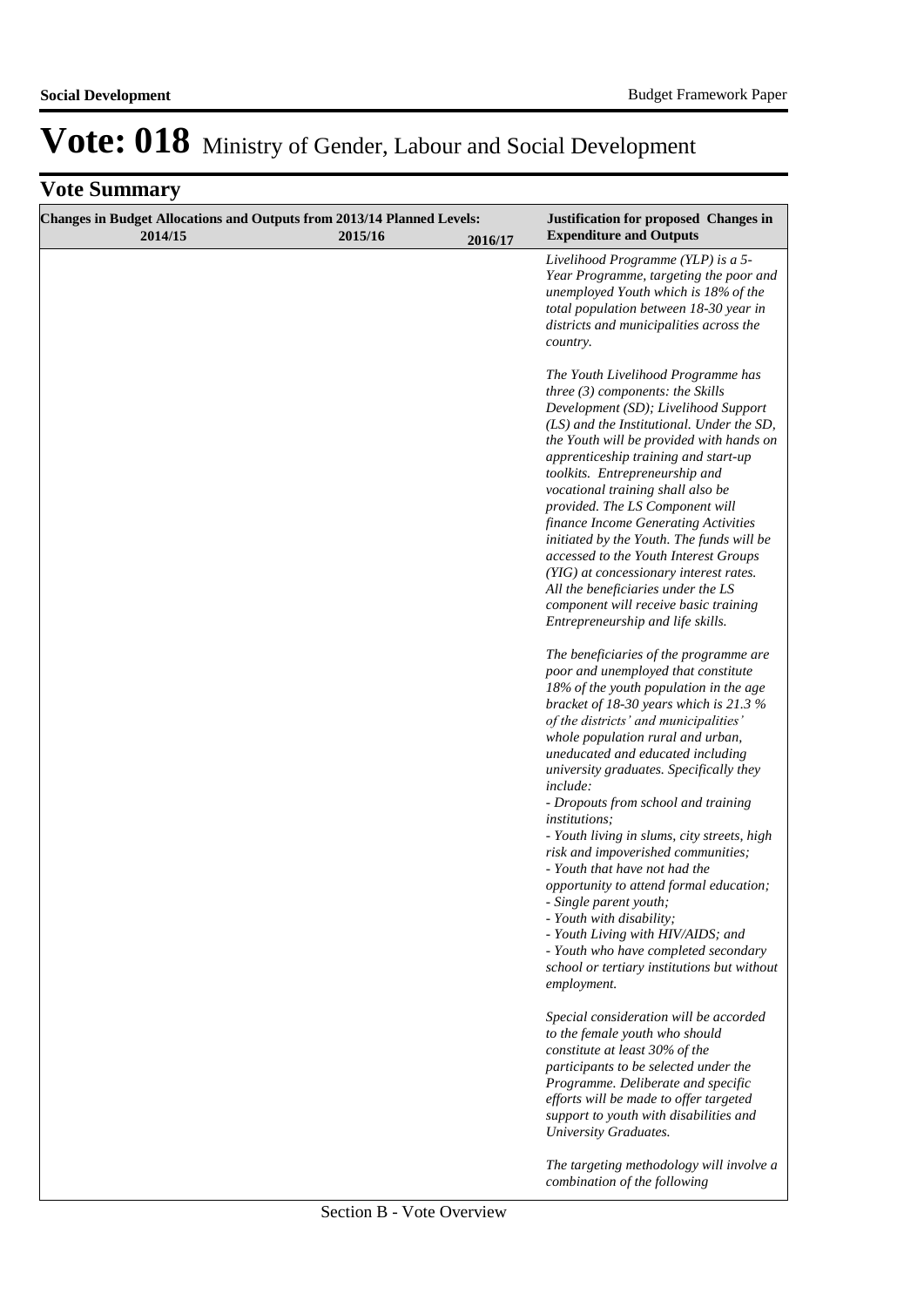# Vote: 018 Ministry of Gender, Labour and Social Development

## Vote Summary

| Changes in Budget Allocations and Outputs from 2013/14 Planned Levels: 2014/15 | 2015/16 | 2016/17 | Justification for proposed Changes in Expenditure and Outputs |
|---|---|---|---|
| | | | *Livelihood Programme (YLP) is a 5-Year Programme, targeting the poor and unemployed Youth which is 18% of the total population between 18-30 year in districts and municipalities across the country.*<br><br>*The Youth Livelihood Programme has three (3) components: the Skills Development (SD); Livelihood Support (LS) and the Institutional. Under the SD, the Youth will be provided with hands on apprenticeship training and start-up toolkits. Entrepreneurship and vocational training shall also be provided. The LS Component will finance Income Generating Activities initiated by the Youth. The funds will be accessed to the Youth Interest Groups (YIG) at concessionary interest rates. All the beneficiaries under the LS component will receive basic training Entrepreneurship and life skills.*<br><br>*The beneficiaries of the programme are poor and unemployed that constitute 18% of the youth population in the age bracket of 18-30 years which is 21.3 % of the districts' and municipalities' whole population rural and urban, uneducated and educated including university graduates. Specifically they include:*<br>*- Dropouts from school and training institutions;*<br>*- Youth living in slums, city streets, high risk and impoverished communities;*<br>*- Youth that have not had the opportunity to attend formal education;*<br>*- Single parent youth;*<br>*- Youth with disability;*<br>*- Youth Living with HIV/AIDS; and*<br>*- Youth who have completed secondary school or tertiary institutions but without employment.*<br><br>*Special consideration will be accorded to the female youth who should constitute at least 30% of the participants to be selected under the Programme. Deliberate and specific efforts will be made to offer targeted support to youth with disabilities and University Graduates.*<br><br>*The targeting methodology will involve a combination of the following* |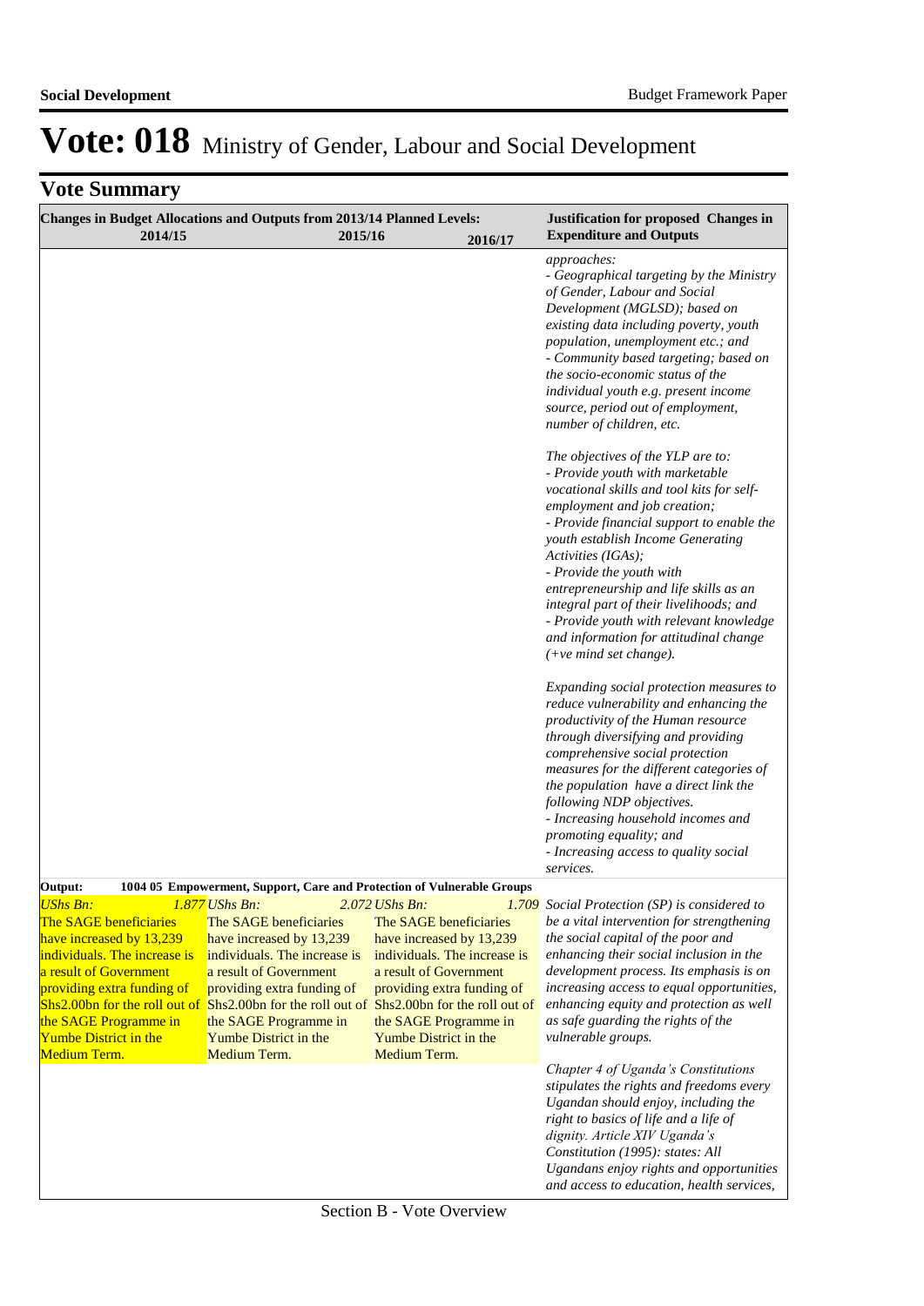# Vote: 018 Ministry of Gender, Labour and Social Development

## Vote Summary

| Changes in Budget Allocations and Outputs from 2013/14 Planned Levels: 2014/15 | 2015/16 | 2016/17 | Justification for proposed Changes in Expenditure and Outputs |
|---|---|---|---|
| | | | *approaches:*<br>*- Geographical targeting by the Ministry of Gender, Labour and Social Development (MGLSD); based on existing data including poverty, youth population, unemployment etc.; and*<br>*- Community based targeting; based on the socio-economic status of the individual youth e.g. present income source, period out of employment, number of children, etc.*<br><br>*The objectives of the YLP are to:*<br>*- Provide youth with marketable vocational skills and tool kits for self-employment and job creation;*<br>*- Provide financial support to enable the youth establish Income Generating Activities (IGAs);*<br>*- Provide the youth with entrepreneurship and life skills as an integral part of their livelihoods; and*<br>*- Provide youth with relevant knowledge and information for attitudinal change (+ve mind set change).*<br><br>*Expanding social protection measures to reduce vulnerability and enhancing the productivity of the Human resource through diversifying and providing comprehensive social protection measures for the different categories of the population have a direct link the following NDP objectives.*<br>*- Increasing household incomes and promoting equality; and*<br>*- Increasing access to quality social services.* |
| **Output: 1004 05 Empowerment, Support, Care and Protection of Vulnerable Groups** | | | |
| *UShs Bn:* *1.877*<br>The SAGE beneficiaries have increased by 13,239 individuals. The increase is a result of Government providing extra funding of Shs2.00bn for the roll out of the SAGE Programme in Yumbe District in the Medium Term. | *UShs Bn:* *2.072*<br>The SAGE beneficiaries have increased by 13,239 individuals. The increase is a result of Government providing extra funding of Shs2.00bn for the roll out of the SAGE Programme in Yumbe District in the Medium Term. | *UShs Bn:* *1.709*<br>The SAGE beneficiaries have increased by 13,239 individuals. The increase is a result of Government providing extra funding of Shs2.00bn for the roll out of the SAGE Programme in Yumbe District in the Medium Term. | *Social Protection (SP) is considered to be a vital intervention for strengthening the social capital of the poor and enhancing their social inclusion in the development process. Its emphasis is on increasing access to equal opportunities, enhancing equity and protection as well as safe guarding the rights of the vulnerable groups.*<br><br>*Chapter 4 of Uganda's Constitutions stipulates the rights and freedoms every Ugandan should enjoy, including the right to basics of life and a life of dignity. Article XIV Uganda's Constitution (1995): states: All Ugandans enjoy rights and opportunities and access to education, health services,* |

Section B - Vote Overview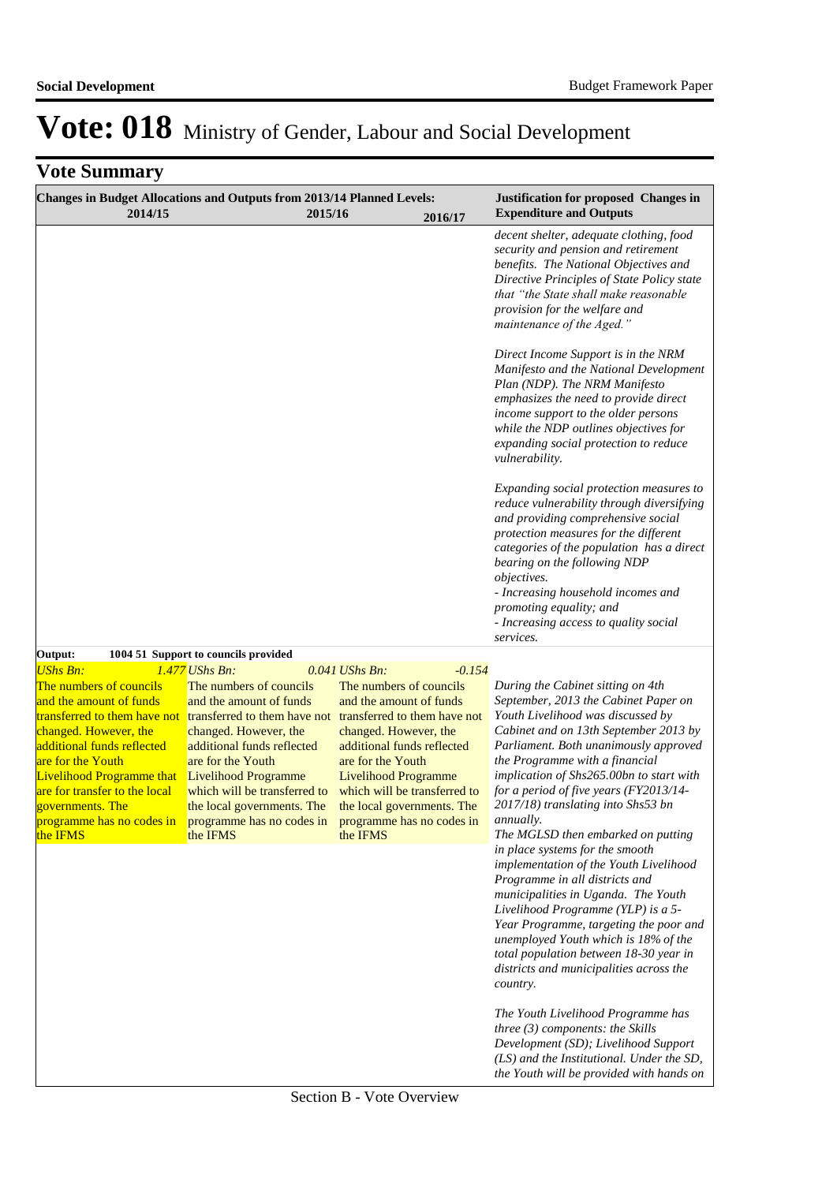# Vote: 018 Ministry of Gender, Labour and Social Development

## Vote Summary

| Changes in Budget Allocations and Outputs from 2013/14 Planned Levels: 2014/15 | 2015/16 | 2016/17 | Justification for proposed Changes in Expenditure and Outputs |
|---|---|---|---|
| | | | *decent shelter, adequate clothing, food security and pension and retirement benefits. The National Objectives and Directive Principles of State Policy state that "the State shall make reasonable provision for the welfare and maintenance of the Aged."* <br><br> *Direct Income Support is in the NRM Manifesto and the National Development Plan (NDP). The NRM Manifesto emphasizes the need to provide direct income support to the older persons while the NDP outlines objectives for expanding social protection to reduce vulnerability.* <br><br> *Expanding social protection measures to reduce vulnerability through diversifying and providing comprehensive social protection measures for the different categories of the population has a direct bearing on the following NDP objectives.* <br> *- Increasing household incomes and promoting equality; and* <br> *- Increasing access to quality social services.* |
| **Output: 1004 51 Support to councils provided** | | | |
| *UShs Bn: 1.477* <br> The numbers of councils and the amount of funds transferred to them have not changed. However, the additional funds reflected are for the Youth Livelihood Programme that are for transfer to the local governments. The programme has no codes in the IFMS | *UShs Bn: 0.041* <br> The numbers of councils and the amount of funds transferred to them have not changed. However, the additional funds reflected are for the Youth Livelihood Programme which will be transferred to the local governments. The programme has no codes in the IFMS | *UShs Bn: -0.154* <br> The numbers of councils and the amount of funds transferred to them have not changed. However, the additional funds reflected are for the Youth Livelihood Programme which will be transferred to the local governments. The programme has no codes in the IFMS | *During the Cabinet sitting on 4th September, 2013 the Cabinet Paper on Youth Livelihood was discussed by Cabinet and on 13th September 2013 by Parliament. Both unanimously approved the Programme with a financial implication of Shs265.00bn to start with for a period of five years (FY2013/14-2017/18) translating into Shs53 bn annually.* <br> *The MGLSD then embarked on putting in place systems for the smooth implementation of the Youth Livelihood Programme in all districts and municipalities in Uganda. The Youth Livelihood Programme (YLP) is a 5-Year Programme, targeting the poor and unemployed Youth which is 18% of the total population between 18-30 year in districts and municipalities across the country.* <br><br> *The Youth Livelihood Programme has three (3) components: the Skills Development (SD); Livelihood Support (LS) and the Institutional. Under the SD, the Youth will be provided with hands on* |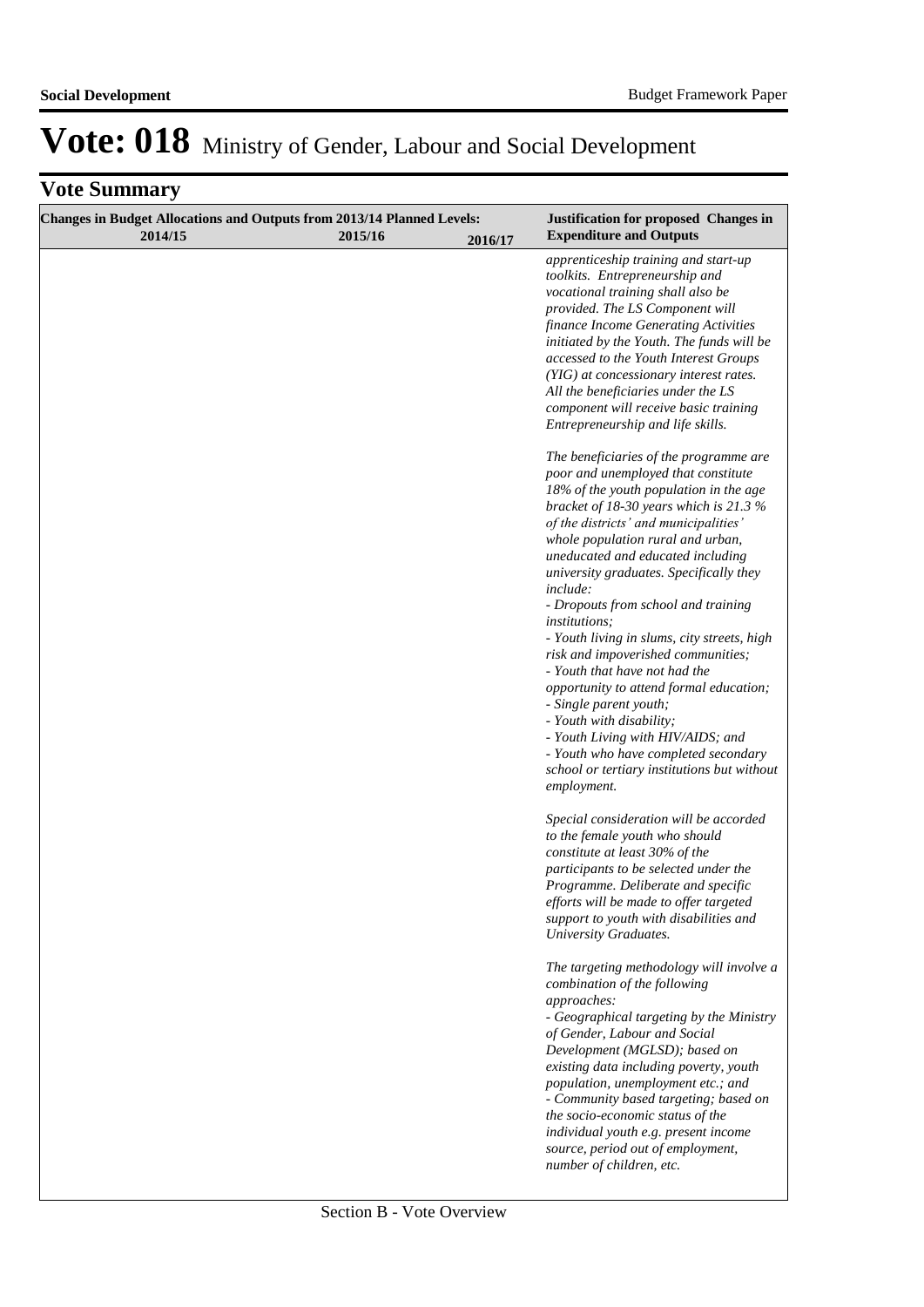# Vote: 018 Ministry of Gender, Labour and Social Development

## Vote Summary

| Changes in Budget Allocations and Outputs from 2013/14 Planned Levels: 2014/15 | 2015/16 | 2016/17 | Justification for proposed Changes in Expenditure and Outputs |
|---|---|---|---|
| | | | *apprenticeship training and start-up toolkits. Entrepreneurship and vocational training shall also be provided. The LS Component will finance Income Generating Activities initiated by the Youth. The funds will be accessed to the Youth Interest Groups (YIG) at concessionary interest rates. All the beneficiaries under the LS component will receive basic training Entrepreneurship and life skills.*<br><br>*The beneficiaries of the programme are poor and unemployed that constitute 18% of the youth population in the age bracket of 18-30 years which is 21.3 % of the districts' and municipalities' whole population rural and urban, uneducated and educated including university graduates. Specifically they include:*<br>*- Dropouts from school and training institutions;*<br>*- Youth living in slums, city streets, high risk and impoverished communities;*<br>*- Youth that have not had the opportunity to attend formal education;*<br>*- Single parent youth;*<br>*- Youth with disability;*<br>*- Youth Living with HIV/AIDS; and*<br>*- Youth who have completed secondary school or tertiary institutions but without employment.*<br><br>*Special consideration will be accorded to the female youth who should constitute at least 30% of the participants to be selected under the Programme. Deliberate and specific efforts will be made to offer targeted support to youth with disabilities and University Graduates.*<br><br>*The targeting methodology will involve a combination of the following approaches:*<br>*- Geographical targeting by the Ministry of Gender, Labour and Social Development (MGLSD); based on existing data including poverty, youth population, unemployment etc.; and*<br>*- Community based targeting; based on the socio-economic status of the individual youth e.g. present income source, period out of employment, number of children, etc.* |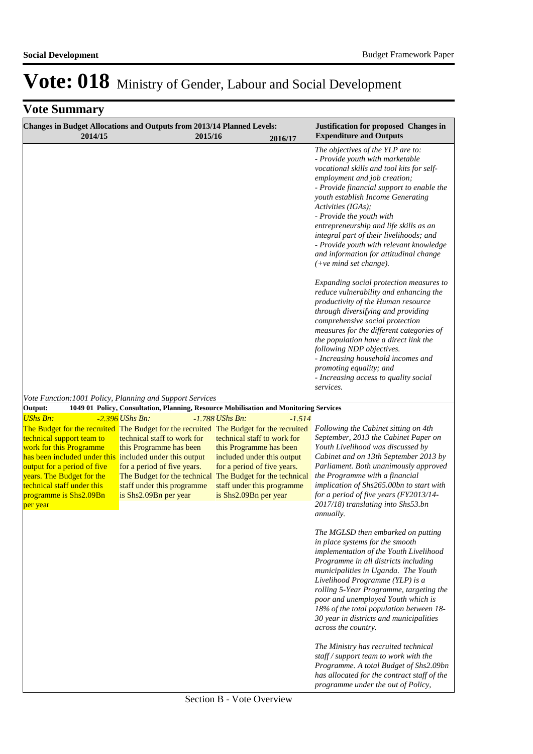# Vote: 018 Ministry of Gender, Labour and Social Development

## Vote Summary

| Changes in Budget Allocations and Outputs from 2013/14 Planned Levels: 2014/15 | 2015/16 | 2016/17 | Justification for proposed Changes in Expenditure and Outputs |
|---|---|---|---|
| | | | *The objectives of the YLP are to:*<br>*- Provide youth with marketable vocational skills and tool kits for self-employment and job creation;*<br>*- Provide financial support to enable the youth establish Income Generating Activities (IGAs);*<br>*- Provide the youth with entrepreneurship and life skills as an integral part of their livelihoods; and*<br>*- Provide youth with relevant knowledge and information for attitudinal change (+ve mind set change).*<br><br>*Expanding social protection measures to reduce vulnerability and enhancing the productivity of the Human resource through diversifying and providing comprehensive social protection measures for the different categories of the population have a direct link the following NDP objectives.*<br>*- Increasing household incomes and promoting equality; and*<br>*- Increasing access to quality social services.* |
| *Vote Function:1001 Policy, Planning and Support Services* | | | |
| **Output: 1049 01 Policy, Consultation, Planning, Resource Mobilisation and Monitoring Services** | | | |
| *UShs Bn: -2.396*<br>The Budget for the recruited technical support team to work for this Programme has been included under this output for a period of five years. The Budget for the technical staff under this programme is Shs2.09Bn per year | *UShs Bn: -1.788*<br>The Budget for the recruited technical staff to work for this Programme has been included under this output for a period of five years. The Budget for the technical staff under this programme is Shs2.09Bn per year | *UShs Bn: -1.514*<br>The Budget for the recruited technical staff to work for this Programme has been included under this output for a period of five years. The Budget for the technical staff under this programme is Shs2.09Bn per year | *Following the Cabinet sitting on 4th September, 2013 the Cabinet Paper on Youth Livelihood was discussed by Cabinet and on 13th September 2013 by Parliament. Both unanimously approved the Programme with a financial implication of Shs265.00bn to start with for a period of five years (FY2013/14-2017/18) translating into Shs53.bn annually.*<br><br>*The MGLSD then embarked on putting in place systems for the smooth implementation of the Youth Livelihood Programme in all districts including municipalities in Uganda. The Youth Livelihood Programme (YLP) is a rolling 5-Year Programme, targeting the poor and unemployed Youth which is 18% of the total population between 18-30 year in districts and municipalities across the country.*<br><br>*The Ministry has recruited technical staff / support team to work with the Programme. A total Budget of Shs2.09bn has allocated for the contract staff of the programme under the out of Policy,* |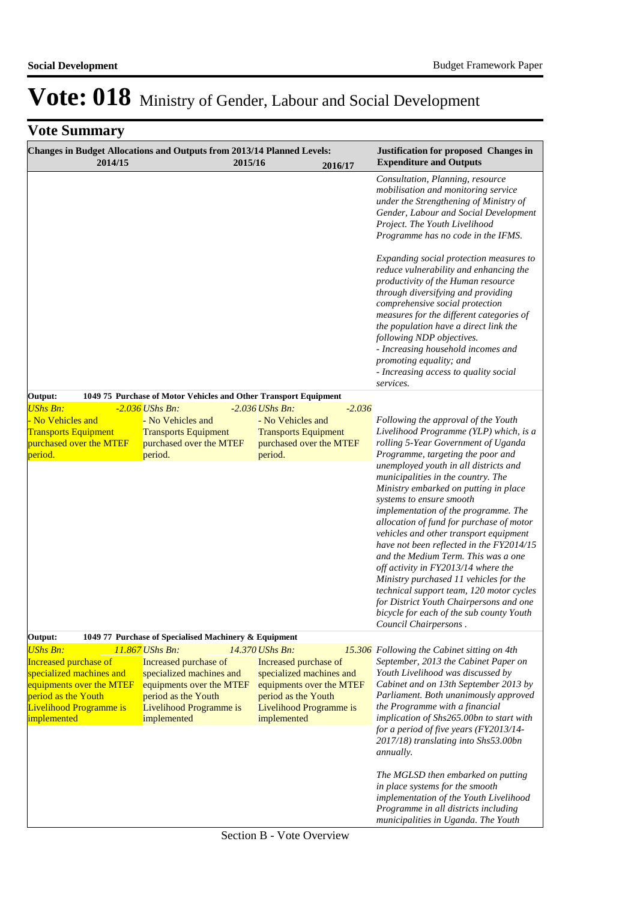# Vote: 018 Ministry of Gender, Labour and Social Development

## Vote Summary

| Changes in Budget Allocations and Outputs from 2013/14 Planned Levels: 2014/15 | 2015/16 | 2016/17 | Justification for proposed Changes in Expenditure and Outputs |
|---|---|---|---|
| | | | *Consultation, Planning, resource mobilisation and monitoring service under the Strengthening of Ministry of Gender, Labour and Social Development Project. The Youth Livelihood Programme has no code in the IFMS.*<br><br>*Expanding social protection measures to reduce vulnerability and enhancing the productivity of the Human resource through diversifying and providing comprehensive social protection measures for the different categories of the population have a direct link the following NDP objectives.*<br>*- Increasing household incomes and promoting equality; and*<br>*- Increasing access to quality social services.* |
| **Output: 1049 75 Purchase of Motor Vehicles and Other Transport Equipment** | | | |
| *UShs Bn: -2.036*<br>- No Vehicles and Transports Equipment purchased over the MTEF period. | *UShs Bn: -2.036*<br>- No Vehicles and Transports Equipment purchased over the MTEF period. | *UShs Bn: -2.036*<br>- No Vehicles and Transports Equipment purchased over the MTEF period. | *Following the approval of the Youth Livelihood Programme (YLP) which, is a rolling 5-Year Government of Uganda Programme, targeting the poor and unemployed youth in all districts and municipalities in the country. The Ministry embarked on putting in place systems to ensure smooth implementation of the programme. The allocation of fund for purchase of motor vehicles and other transport equipment have not been reflected in the FY2014/15 and the Medium Term. This was a one off activity in FY2013/14 where the Ministry purchased 11 vehicles for the technical support team, 120 motor cycles for District Youth Chairpersons and one bicycle for each of the sub county Youth Council Chairpersons .* |
| **Output: 1049 77 Purchase of Specialised Machinery & Equipment** | | | |
| *UShs Bn: 11.867*<br>Increased purchase of specialized machines and equipments over the MTEF period as the Youth Livelihood Programme is implemented | *UShs Bn: 14.370*<br>Increased purchase of specialized machines and equipments over the MTEF period as the Youth Livelihood Programme is implemented | *UShs Bn: 15.306*<br>Increased purchase of specialized machines and equipments over the MTEF period as the Youth Livelihood Programme is implemented | *Following the Cabinet sitting on 4th September, 2013 the Cabinet Paper on Youth Livelihood was discussed by Cabinet and on 13th September 2013 by Parliament. Both unanimously approved the Programme with a financial implication of Shs265.00bn to start with for a period of five years (FY2013/14-2017/18) translating into Shs53.00bn annually.*<br><br>*The MGLSD then embarked on putting in place systems for the smooth implementation of the Youth Livelihood Programme in all districts including municipalities in Uganda. The Youth* |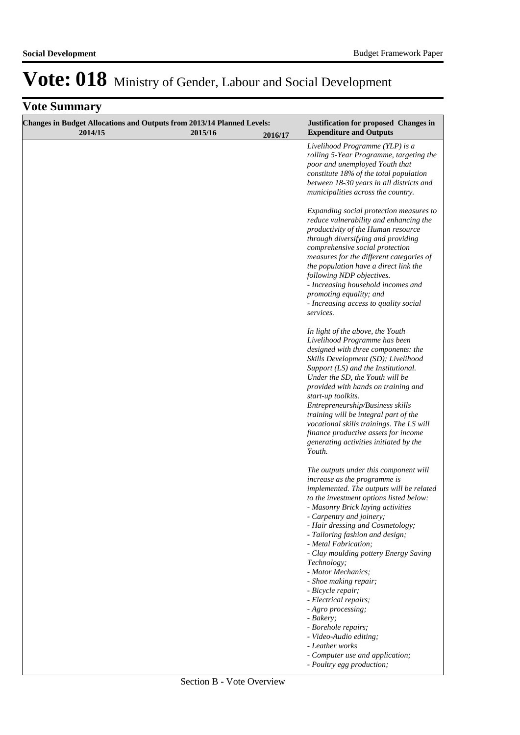# Vote: 018 Ministry of Gender, Labour and Social Development

## Vote Summary

| Changes in Budget Allocations and Outputs from 2013/14 Planned Levels: 2014/15 | 2015/16 | 2016/17 | Justification for proposed Changes in Expenditure and Outputs |
|---|---|---|---|
| | | | *Livelihood Programme (YLP) is a rolling 5-Year Programme, targeting the poor and unemployed Youth that constitute 18% of the total population between 18-30 years in all districts and municipalities across the country.*<br><br>*Expanding social protection measures to reduce vulnerability and enhancing the productivity of the Human resource through diversifying and providing comprehensive social protection measures for the different categories of the population have a direct link the following NDP objectives.*<br>*- Increasing household incomes and promoting equality; and*<br>*- Increasing access to quality social services.*<br><br>*In light of the above, the Youth Livelihood Programme has been designed with three components: the Skills Development (SD); Livelihood Support (LS) and the Institutional. Under the SD, the Youth will be provided with hands on training and start-up toolkits. Entrepreneurship/Business skills training will be integral part of the vocational skills trainings. The LS will finance productive assets for income generating activities initiated by the Youth.*<br><br>*The outputs under this component will increase as the programme is implemented. The outputs will be related to the investment options listed below:*<br>*- Masonry Brick laying activities*<br>*- Carpentry and joinery;*<br>*- Hair dressing and Cosmetology;*<br>*- Tailoring fashion and design;*<br>*- Metal Fabrication;*<br>*- Clay moulding pottery Energy Saving Technology;*<br>*- Motor Mechanics;*<br>*- Shoe making repair;*<br>*- Bicycle repair;*<br>*- Electrical repairs;*<br>*- Agro processing;*<br>*- Bakery;*<br>*- Borehole repairs;*<br>*- Video-Audio editing;*<br>*- Leather works*<br>*- Computer use and application;*<br>*- Poultry egg production;* |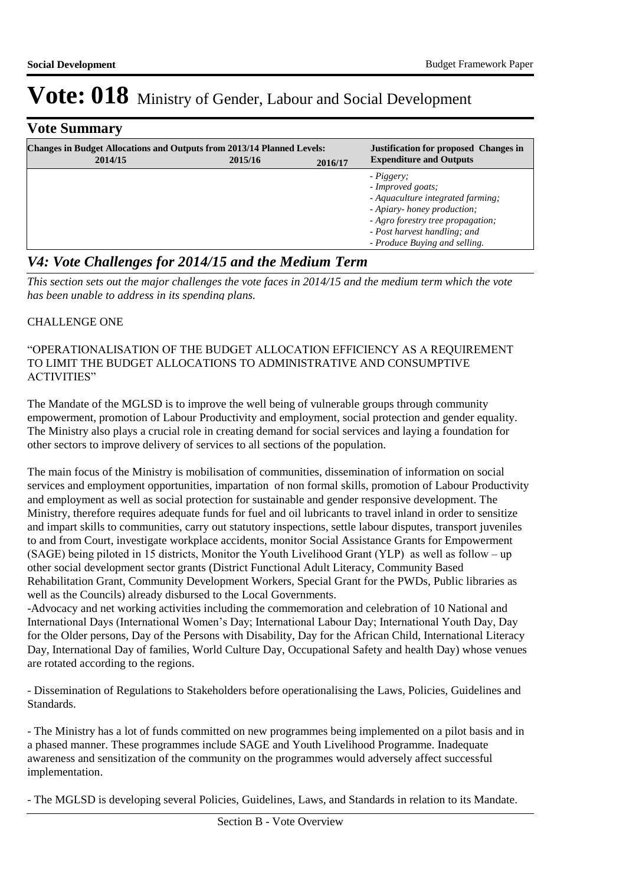# Vote: 018 Ministry of Gender, Labour and Social Development

## Vote Summary

| Changes in Budget Allocations and Outputs from 2013/14 Planned Levels: 2014/15 | 2015/16 | 2016/17 | Justification for proposed Changes in Expenditure and Outputs |
|---|---|---|---|
| | | | *- Piggery;*<br>*- Improved goats;*<br>*- Aquaculture integrated farming;*<br>*- Apiary- honey production;*<br>*- Agro forestry tree propagation;*<br>*- Post harvest handling; and*<br>*- Produce Buying and selling.* |

## *V4: Vote Challenges for 2014/15 and the Medium Term*

*This section sets out the major challenges the vote faces in 2014/15 and the medium term which the vote has been unable to address in its spending plans.*

CHALLENGE ONE

"OPERATIONALISATION OF THE BUDGET ALLOCATION EFFICIENCY AS A REQUIREMENT TO LIMIT THE BUDGET ALLOCATIONS TO ADMINISTRATIVE AND CONSUMPTIVE ACTIVITIES"

The Mandate of the MGLSD is to improve the well being of vulnerable groups through community empowerment, promotion of Labour Productivity and employment, social protection and gender equality. The Ministry also plays a crucial role in creating demand for social services and laying a foundation for other sectors to improve delivery of services to all sections of the population.

The main focus of the Ministry is mobilisation of communities, dissemination of information on social services and employment opportunities, impartation of non formal skills, promotion of Labour Productivity and employment as well as social protection for sustainable and gender responsive development. The Ministry, therefore requires adequate funds for fuel and oil lubricants to travel inland in order to sensitize and impart skills to communities, carry out statutory inspections, settle labour disputes, transport juveniles to and from Court, investigate workplace accidents, monitor Social Assistance Grants for Empowerment (SAGE) being piloted in 15 districts, Monitor the Youth Livelihood Grant (YLP) as well as follow – up other social development sector grants (District Functional Adult Literacy, Community Based Rehabilitation Grant, Community Development Workers, Special Grant for the PWDs, Public libraries as well as the Councils) already disbursed to the Local Governments.
-Advocacy and net working activities including the commemoration and celebration of 10 National and International Days (International Women's Day; International Labour Day; International Youth Day, Day for the Older persons, Day of the Persons with Disability, Day for the African Child, International Literacy Day, International Day of families, World Culture Day, Occupational Safety and health Day) whose venues are rotated according to the regions.

- Dissemination of Regulations to Stakeholders before operationalising the Laws, Policies, Guidelines and Standards.

- The Ministry has a lot of funds committed on new programmes being implemented on a pilot basis and in a phased manner. These programmes include SAGE and Youth Livelihood Programme. Inadequate awareness and sensitization of the community on the programmes would adversely affect successful implementation.

- The MGLSD is developing several Policies, Guidelines, Laws, and Standards in relation to its Mandate.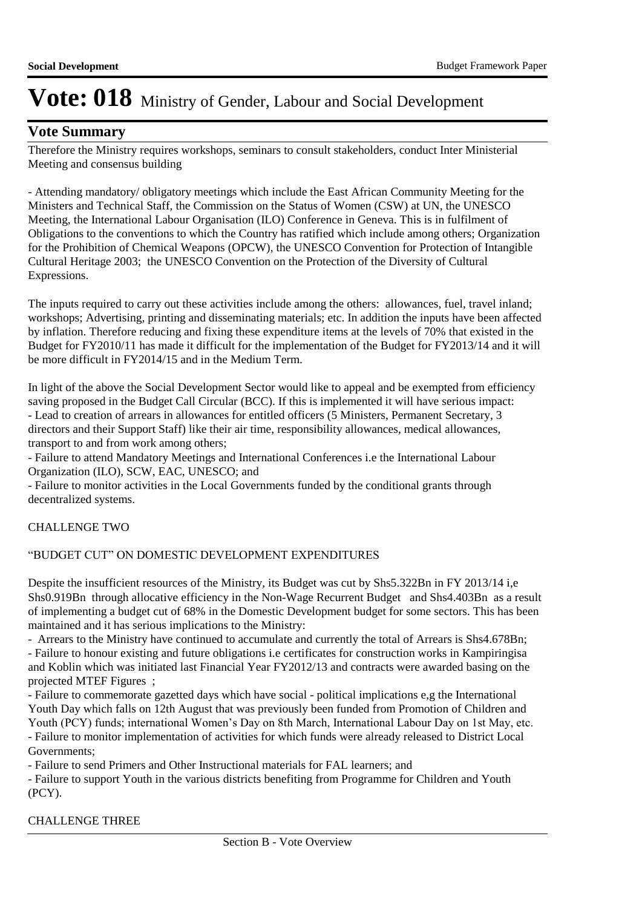# Vote: 018 Ministry of Gender, Labour and Social Development

## Vote Summary

Therefore the Ministry requires workshops, seminars to consult stakeholders, conduct Inter Ministerial Meeting and consensus building

- Attending mandatory/ obligatory meetings which include the East African Community Meeting for the Ministers and Technical Staff, the Commission on the Status of Women (CSW) at UN, the UNESCO Meeting, the International Labour Organisation (ILO) Conference in Geneva. This is in fulfilment of Obligations to the conventions to which the Country has ratified which include among others; Organization for the Prohibition of Chemical Weapons (OPCW), the UNESCO Convention for Protection of Intangible Cultural Heritage 2003; the UNESCO Convention on the Protection of the Diversity of Cultural Expressions.

The inputs required to carry out these activities include among the others: allowances, fuel, travel inland; workshops; Advertising, printing and disseminating materials; etc. In addition the inputs have been affected by inflation. Therefore reducing and fixing these expenditure items at the levels of 70% that existed in the Budget for FY2010/11 has made it difficult for the implementation of the Budget for FY2013/14 and it will be more difficult in FY2014/15 and in the Medium Term.

In light of the above the Social Development Sector would like to appeal and be exempted from efficiency saving proposed in the Budget Call Circular (BCC). If this is implemented it will have serious impact:
- Lead to creation of arrears in allowances for entitled officers (5 Ministers, Permanent Secretary, 3 directors and their Support Staff) like their air time, responsibility allowances, medical allowances, transport to and from work among others;
- Failure to attend Mandatory Meetings and International Conferences i.e the International Labour Organization (ILO), SCW, EAC, UNESCO; and
- Failure to monitor activities in the Local Governments funded by the conditional grants through decentralized systems.

CHALLENGE TWO

"BUDGET CUT" ON DOMESTIC DEVELOPMENT EXPENDITURES

Despite the insufficient resources of the Ministry, its Budget was cut by Shs5.322Bn in FY 2013/14 i,e Shs0.919Bn through allocative efficiency in the Non-Wage Recurrent Budget and Shs4.403Bn as a result of implementing a budget cut of 68% in the Domestic Development budget for some sectors. This has been maintained and it has serious implications to the Ministry:
- Arrears to the Ministry have continued to accumulate and currently the total of Arrears is Shs4.678Bn;
- Failure to honour existing and future obligations i.e certificates for construction works in Kampiringisa and Koblin which was initiated last Financial Year FY2012/13 and contracts were awarded basing on the projected MTEF Figures ;
- Failure to commemorate gazetted days which have social - political implications e,g the International Youth Day which falls on 12th August that was previously been funded from Promotion of Children and Youth (PCY) funds; international Women's Day on 8th March, International Labour Day on 1st May, etc.
- Failure to monitor implementation of activities for which funds were already released to District Local Governments;
- Failure to send Primers and Other Instructional materials for FAL learners; and
- Failure to support Youth in the various districts benefiting from Programme for Children and Youth (PCY).

CHALLENGE THREE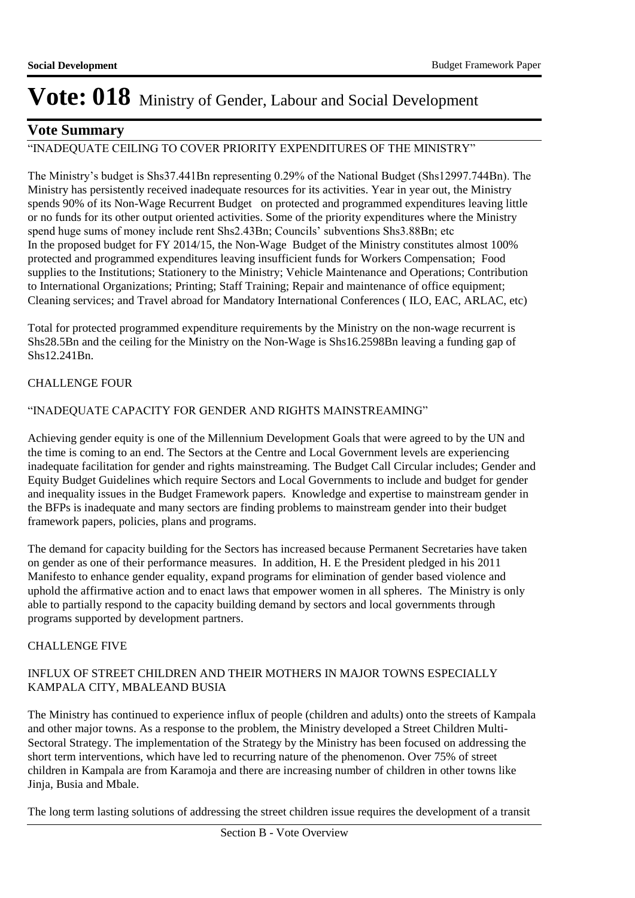# Vote: 018 Ministry of Gender, Labour and Social Development

## Vote Summary

"INADEQUATE CEILING TO COVER PRIORITY EXPENDITURES OF THE MINISTRY"

The Ministry's budget is Shs37.441Bn representing 0.29% of the National Budget (Shs12997.744Bn). The Ministry has persistently received inadequate resources for its activities. Year in year out, the Ministry spends 90% of its Non-Wage Recurrent Budget on protected and programmed expenditures leaving little or no funds for its other output oriented activities. Some of the priority expenditures where the Ministry spend huge sums of money include rent Shs2.43Bn; Councils' subventions Shs3.88Bn; etc
In the proposed budget for FY 2014/15, the Non-Wage Budget of the Ministry constitutes almost 100% protected and programmed expenditures leaving insufficient funds for Workers Compensation; Food supplies to the Institutions; Stationery to the Ministry; Vehicle Maintenance and Operations; Contribution to International Organizations; Printing; Staff Training; Repair and maintenance of office equipment; Cleaning services; and Travel abroad for Mandatory International Conferences ( ILO, EAC, ARLAC, etc)

Total for protected programmed expenditure requirements by the Ministry on the non-wage recurrent is Shs28.5Bn and the ceiling for the Ministry on the Non-Wage is Shs16.2598Bn leaving a funding gap of Shs12.241Bn.

CHALLENGE FOUR

"INADEQUATE CAPACITY FOR GENDER AND RIGHTS MAINSTREAMING"

Achieving gender equity is one of the Millennium Development Goals that were agreed to by the UN and the time is coming to an end. The Sectors at the Centre and Local Government levels are experiencing inadequate facilitation for gender and rights mainstreaming. The Budget Call Circular includes; Gender and Equity Budget Guidelines which require Sectors and Local Governments to include and budget for gender and inequality issues in the Budget Framework papers. Knowledge and expertise to mainstream gender in the BFPs is inadequate and many sectors are finding problems to mainstream gender into their budget framework papers, policies, plans and programs.

The demand for capacity building for the Sectors has increased because Permanent Secretaries have taken on gender as one of their performance measures. In addition, H. E the President pledged in his 2011 Manifesto to enhance gender equality, expand programs for elimination of gender based violence and uphold the affirmative action and to enact laws that empower women in all spheres. The Ministry is only able to partially respond to the capacity building demand by sectors and local governments through programs supported by development partners.

CHALLENGE FIVE

INFLUX OF STREET CHILDREN AND THEIR MOTHERS IN MAJOR TOWNS ESPECIALLY KAMPALA CITY, MBALEAND BUSIA

The Ministry has continued to experience influx of people (children and adults) onto the streets of Kampala and other major towns. As a response to the problem, the Ministry developed a Street Children Multi-Sectoral Strategy. The implementation of the Strategy by the Ministry has been focused on addressing the short term interventions, which have led to recurring nature of the phenomenon. Over 75% of street children in Kampala are from Karamoja and there are increasing number of children in other towns like Jinja, Busia and Mbale.

The long term lasting solutions of addressing the street children issue requires the development of a transit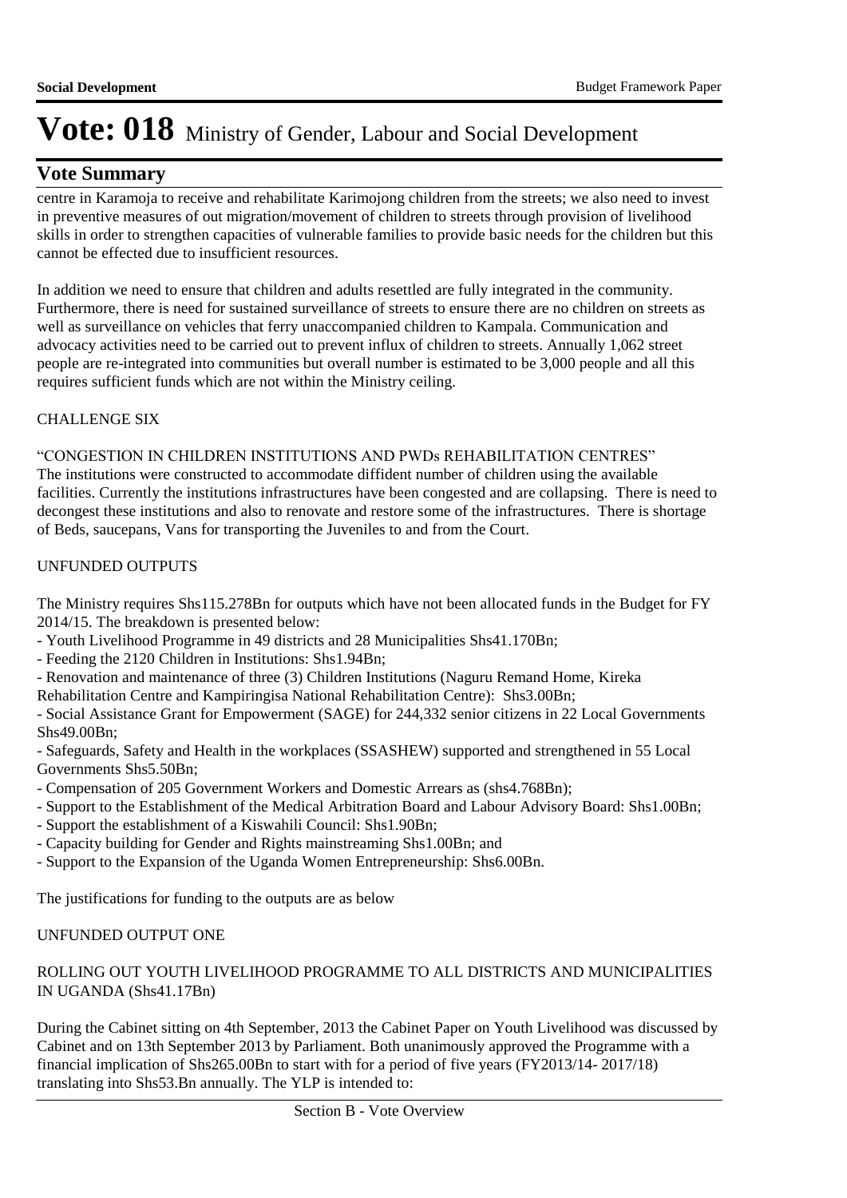# Vote: 018 Ministry of Gender, Labour and Social Development

## Vote Summary

centre in Karamoja to receive and rehabilitate Karimojong children from the streets; we also need to invest in preventive measures of out migration/movement of children to streets through provision of livelihood skills in order to strengthen capacities of vulnerable families to provide basic needs for the children but this cannot be effected due to insufficient resources.

In addition we need to ensure that children and adults resettled are fully integrated in the community. Furthermore, there is need for sustained surveillance of streets to ensure there are no children on streets as well as surveillance on vehicles that ferry unaccompanied children to Kampala. Communication and advocacy activities need to be carried out to prevent influx of children to streets. Annually 1,062 street people are re-integrated into communities but overall number is estimated to be 3,000 people and all this requires sufficient funds which are not within the Ministry ceiling.

CHALLENGE SIX

"CONGESTION IN CHILDREN INSTITUTIONS AND PWDs REHABILITATION CENTRES"
The institutions were constructed to accommodate diffident number of children using the available facilities. Currently the institutions infrastructures have been congested and are collapsing. There is need to decongest these institutions and also to renovate and restore some of the infrastructures. There is shortage of Beds, saucepans, Vans for transporting the Juveniles to and from the Court.

UNFUNDED OUTPUTS

The Ministry requires Shs115.278Bn for outputs which have not been allocated funds in the Budget for FY 2014/15. The breakdown is presented below:

- Youth Livelihood Programme in 49 districts and 28 Municipalities Shs41.170Bn;
- Feeding the 2120 Children in Institutions: Shs1.94Bn;
- Renovation and maintenance of three (3) Children Institutions (Naguru Remand Home, Kireka Rehabilitation Centre and Kampiringisa National Rehabilitation Centre): Shs3.00Bn;
- Social Assistance Grant for Empowerment (SAGE) for 244,332 senior citizens in 22 Local Governments Shs49.00Bn;
- Safeguards, Safety and Health in the workplaces (SSASHEW) supported and strengthened in 55 Local Governments Shs5.50Bn;
- Compensation of 205 Government Workers and Domestic Arrears as (shs4.768Bn);
- Support to the Establishment of the Medical Arbitration Board and Labour Advisory Board: Shs1.00Bn;
- Support the establishment of a Kiswahili Council: Shs1.90Bn;
- Capacity building for Gender and Rights mainstreaming Shs1.00Bn; and
- Support to the Expansion of the Uganda Women Entrepreneurship: Shs6.00Bn.

The justifications for funding to the outputs are as below

UNFUNDED OUTPUT ONE

ROLLING OUT YOUTH LIVELIHOOD PROGRAMME TO ALL DISTRICTS AND MUNICIPALITIES IN UGANDA (Shs41.17Bn)

During the Cabinet sitting on 4th September, 2013 the Cabinet Paper on Youth Livelihood was discussed by Cabinet and on 13th September 2013 by Parliament. Both unanimously approved the Programme with a financial implication of Shs265.00Bn to start with for a period of five years (FY2013/14- 2017/18) translating into Shs53.Bn annually. The YLP is intended to: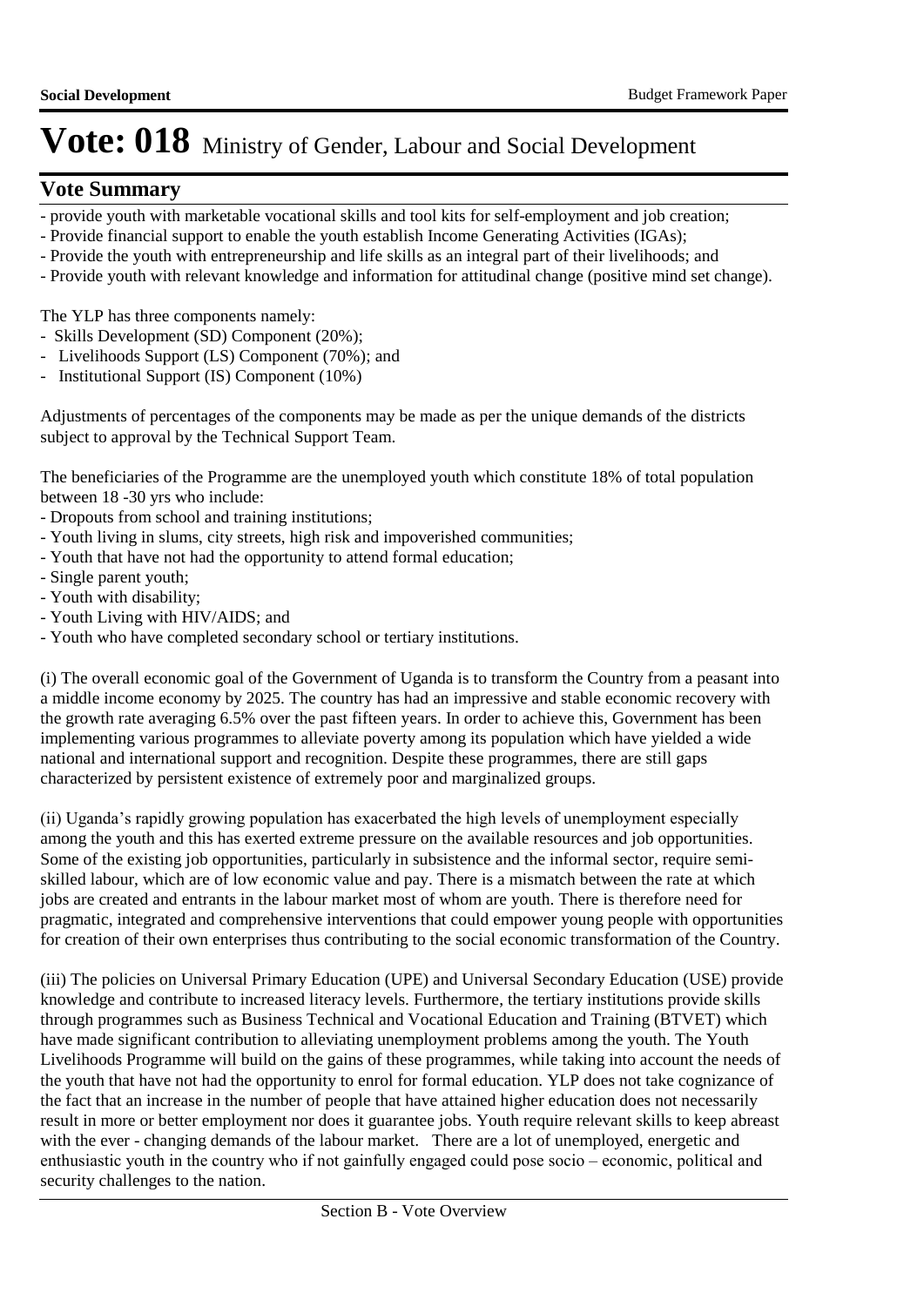# Vote: 018 Ministry of Gender, Labour and Social Development

## Vote Summary

- provide youth with marketable vocational skills and tool kits for self-employment and job creation;
- Provide financial support to enable the youth establish Income Generating Activities (IGAs);
- Provide the youth with entrepreneurship and life skills as an integral part of their livelihoods; and
- Provide youth with relevant knowledge and information for attitudinal change (positive mind set change).

The YLP has three components namely:

- Skills Development (SD) Component (20%);
- Livelihoods Support (LS) Component (70%); and
- Institutional Support (IS) Component (10%)

Adjustments of percentages of the components may be made as per the unique demands of the districts subject to approval by the Technical Support Team.

The beneficiaries of the Programme are the unemployed youth which constitute 18% of total population between 18 -30 yrs who include:

- Dropouts from school and training institutions;
- Youth living in slums, city streets, high risk and impoverished communities;
- Youth that have not had the opportunity to attend formal education;
- Single parent youth;
- Youth with disability;
- Youth Living with HIV/AIDS; and
- Youth who have completed secondary school or tertiary institutions.

(i) The overall economic goal of the Government of Uganda is to transform the Country from a peasant into a middle income economy by 2025. The country has had an impressive and stable economic recovery with the growth rate averaging 6.5% over the past fifteen years. In order to achieve this, Government has been implementing various programmes to alleviate poverty among its population which have yielded a wide national and international support and recognition. Despite these programmes, there are still gaps characterized by persistent existence of extremely poor and marginalized groups.

(ii) Uganda's rapidly growing population has exacerbated the high levels of unemployment especially among the youth and this has exerted extreme pressure on the available resources and job opportunities. Some of the existing job opportunities, particularly in subsistence and the informal sector, require semi-skilled labour, which are of low economic value and pay. There is a mismatch between the rate at which jobs are created and entrants in the labour market most of whom are youth. There is therefore need for pragmatic, integrated and comprehensive interventions that could empower young people with opportunities for creation of their own enterprises thus contributing to the social economic transformation of the Country.

(iii) The policies on Universal Primary Education (UPE) and Universal Secondary Education (USE) provide knowledge and contribute to increased literacy levels. Furthermore, the tertiary institutions provide skills through programmes such as Business Technical and Vocational Education and Training (BTVET) which have made significant contribution to alleviating unemployment problems among the youth. The Youth Livelihoods Programme will build on the gains of these programmes, while taking into account the needs of the youth that have not had the opportunity to enrol for formal education. YLP does not take cognizance of the fact that an increase in the number of people that have attained higher education does not necessarily result in more or better employment nor does it guarantee jobs. Youth require relevant skills to keep abreast with the ever - changing demands of the labour market. There are a lot of unemployed, energetic and enthusiastic youth in the country who if not gainfully engaged could pose socio – economic, political and security challenges to the nation.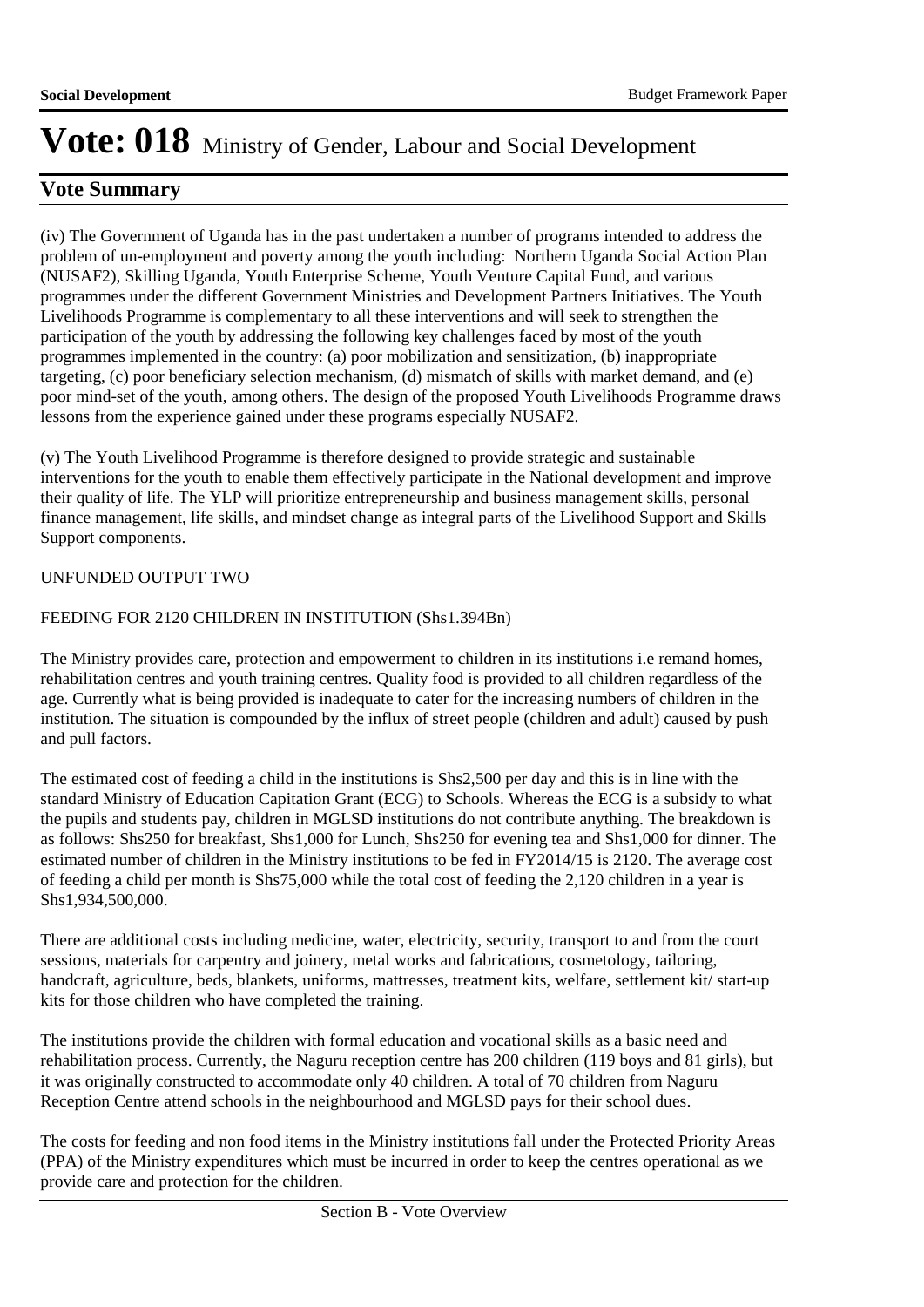# Vote: 018 Ministry of Gender, Labour and Social Development

## Vote Summary

(iv) The Government of Uganda has in the past undertaken a number of programs intended to address the problem of un-employment and poverty among the youth including: Northern Uganda Social Action Plan (NUSAF2), Skilling Uganda, Youth Enterprise Scheme, Youth Venture Capital Fund, and various programmes under the different Government Ministries and Development Partners Initiatives. The Youth Livelihoods Programme is complementary to all these interventions and will seek to strengthen the participation of the youth by addressing the following key challenges faced by most of the youth programmes implemented in the country: (a) poor mobilization and sensitization, (b) inappropriate targeting, (c) poor beneficiary selection mechanism, (d) mismatch of skills with market demand, and (e) poor mind-set of the youth, among others. The design of the proposed Youth Livelihoods Programme draws lessons from the experience gained under these programs especially NUSAF2.

(v) The Youth Livelihood Programme is therefore designed to provide strategic and sustainable interventions for the youth to enable them effectively participate in the National development and improve their quality of life. The YLP will prioritize entrepreneurship and business management skills, personal finance management, life skills, and mindset change as integral parts of the Livelihood Support and Skills Support components.

UNFUNDED OUTPUT TWO

FEEDING FOR 2120 CHILDREN IN INSTITUTION (Shs1.394Bn)

The Ministry provides care, protection and empowerment to children in its institutions i.e remand homes, rehabilitation centres and youth training centres. Quality food is provided to all children regardless of the age. Currently what is being provided is inadequate to cater for the increasing numbers of children in the institution. The situation is compounded by the influx of street people (children and adult) caused by push and pull factors.

The estimated cost of feeding a child in the institutions is Shs2,500 per day and this is in line with the standard Ministry of Education Capitation Grant (ECG) to Schools. Whereas the ECG is a subsidy to what the pupils and students pay, children in MGLSD institutions do not contribute anything. The breakdown is as follows: Shs250 for breakfast, Shs1,000 for Lunch, Shs250 for evening tea and Shs1,000 for dinner. The estimated number of children in the Ministry institutions to be fed in FY2014/15 is 2120. The average cost of feeding a child per month is Shs75,000 while the total cost of feeding the 2,120 children in a year is Shs1,934,500,000.

There are additional costs including medicine, water, electricity, security, transport to and from the court sessions, materials for carpentry and joinery, metal works and fabrications, cosmetology, tailoring, handcraft, agriculture, beds, blankets, uniforms, mattresses, treatment kits, welfare, settlement kit/ start-up kits for those children who have completed the training.

The institutions provide the children with formal education and vocational skills as a basic need and rehabilitation process. Currently, the Naguru reception centre has 200 children (119 boys and 81 girls), but it was originally constructed to accommodate only 40 children. A total of 70 children from Naguru Reception Centre attend schools in the neighbourhood and MGLSD pays for their school dues.

The costs for feeding and non food items in the Ministry institutions fall under the Protected Priority Areas (PPA) of the Ministry expenditures which must be incurred in order to keep the centres operational as we provide care and protection for the children.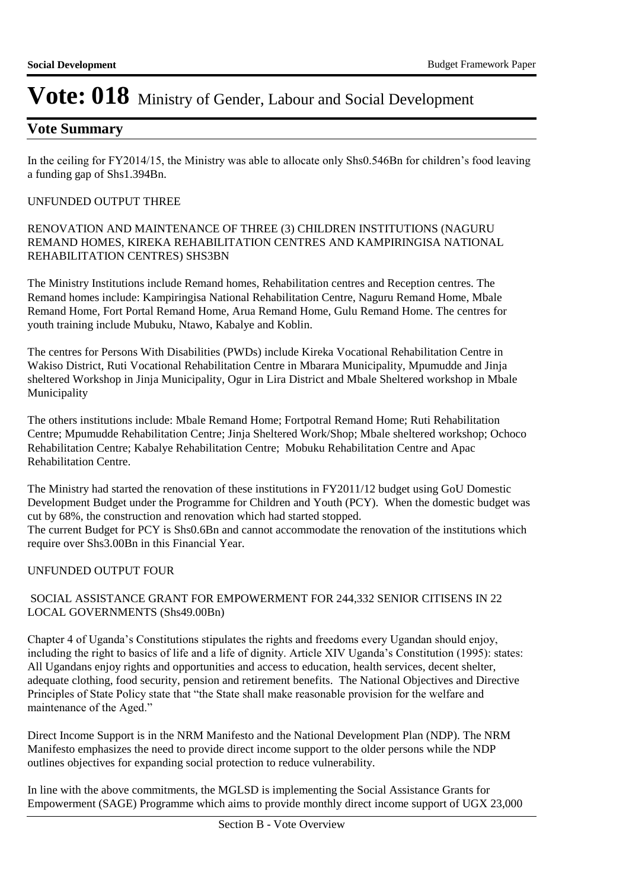In the ceiling for FY2014/15, the Ministry was able to allocate only Shs0.546Bn for children's food leaving a funding gap of Shs1.394Bn.

UNFUNDED OUTPUT THREE

RENOVATION AND MAINTENANCE OF THREE (3) CHILDREN INSTITUTIONS (NAGURU REMAND HOMES, KIREKA REHABILITATION CENTRES AND KAMPIRINGISA NATIONAL REHABILITATION CENTRES) SHS3BN

The Ministry Institutions include Remand homes, Rehabilitation centres and Reception centres. The Remand homes include: Kampiringisa National Rehabilitation Centre, Naguru Remand Home, Mbale Remand Home, Fort Portal Remand Home, Arua Remand Home, Gulu Remand Home. The centres for youth training include Mubuku, Ntawo, Kabalye and Koblin.

The centres for Persons With Disabilities (PWDs) include Kireka Vocational Rehabilitation Centre in Wakiso District, Ruti Vocational Rehabilitation Centre in Mbarara Municipality, Mpumudde and Jinja sheltered Workshop in Jinja Municipality, Ogur in Lira District and Mbale Sheltered workshop in Mbale Municipality

The others institutions include: Mbale Remand Home; Fortpotral Remand Home; Ruti Rehabilitation Centre; Mpumudde Rehabilitation Centre; Jinja Sheltered Work/Shop; Mbale sheltered workshop; Ochoco Rehabilitation Centre; Kabalye Rehabilitation Centre; Mobuku Rehabilitation Centre and Apac Rehabilitation Centre.

The Ministry had started the renovation of these institutions in FY2011/12 budget using GoU Domestic Development Budget under the Programme for Children and Youth (PCY). When the domestic budget was cut by 68%, the construction and renovation which had started stopped.
The current Budget for PCY is Shs0.6Bn and cannot accommodate the renovation of the institutions which require over Shs3.00Bn in this Financial Year.

UNFUNDED OUTPUT FOUR

SOCIAL ASSISTANCE GRANT FOR EMPOWERMENT FOR 244,332 SENIOR CITISENS IN 22 LOCAL GOVERNMENTS (Shs49.00Bn)

Chapter 4 of Uganda's Constitutions stipulates the rights and freedoms every Ugandan should enjoy, including the right to basics of life and a life of dignity. Article XIV Uganda's Constitution (1995): states: All Ugandans enjoy rights and opportunities and access to education, health services, decent shelter, adequate clothing, food security, pension and retirement benefits. The National Objectives and Directive Principles of State Policy state that "the State shall make reasonable provision for the welfare and maintenance of the Aged."

Direct Income Support is in the NRM Manifesto and the National Development Plan (NDP). The NRM Manifesto emphasizes the need to provide direct income support to the older persons while the NDP outlines objectives for expanding social protection to reduce vulnerability.

In line with the above commitments, the MGLSD is implementing the Social Assistance Grants for Empowerment (SAGE) Programme which aims to provide monthly direct income support of UGX 23,000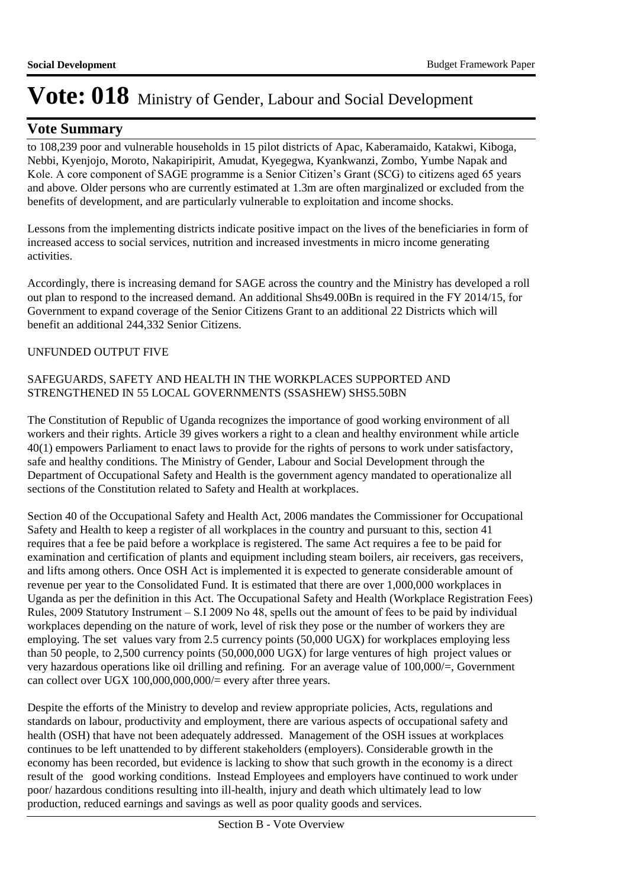# Vote: 018 Ministry of Gender, Labour and Social Development

## Vote Summary

to 108,239 poor and vulnerable households in 15 pilot districts of Apac, Kaberamaido, Katakwi, Kiboga, Nebbi, Kyenjojo, Moroto, Nakapiripirit, Amudat, Kyegegwa, Kyankwanzi, Zombo, Yumbe Napak and Kole. A core component of SAGE programme is a Senior Citizen's Grant (SCG) to citizens aged 65 years and above. Older persons who are currently estimated at 1.3m are often marginalized or excluded from the benefits of development, and are particularly vulnerable to exploitation and income shocks.

Lessons from the implementing districts indicate positive impact on the lives of the beneficiaries in form of increased access to social services, nutrition and increased investments in micro income generating activities.

Accordingly, there is increasing demand for SAGE across the country and the Ministry has developed a roll out plan to respond to the increased demand. An additional Shs49.00Bn is required in the FY 2014/15, for Government to expand coverage of the Senior Citizens Grant to an additional 22 Districts which will benefit an additional 244,332 Senior Citizens.

UNFUNDED OUTPUT FIVE

SAFEGUARDS, SAFETY AND HEALTH IN THE WORKPLACES SUPPORTED AND STRENGTHENED IN 55 LOCAL GOVERNMENTS (SSASHEW) SHS5.50BN

The Constitution of Republic of Uganda recognizes the importance of good working environment of all workers and their rights. Article 39 gives workers a right to a clean and healthy environment while article 40(1) empowers Parliament to enact laws to provide for the rights of persons to work under satisfactory, safe and healthy conditions. The Ministry of Gender, Labour and Social Development through the Department of Occupational Safety and Health is the government agency mandated to operationalize all sections of the Constitution related to Safety and Health at workplaces.

Section 40 of the Occupational Safety and Health Act, 2006 mandates the Commissioner for Occupational Safety and Health to keep a register of all workplaces in the country and pursuant to this, section 41 requires that a fee be paid before a workplace is registered. The same Act requires a fee to be paid for examination and certification of plants and equipment including steam boilers, air receivers, gas receivers, and lifts among others. Once OSH Act is implemented it is expected to generate considerable amount of revenue per year to the Consolidated Fund. It is estimated that there are over 1,000,000 workplaces in Uganda as per the definition in this Act. The Occupational Safety and Health (Workplace Registration Fees) Rules, 2009 Statutory Instrument – S.I 2009 No 48, spells out the amount of fees to be paid by individual workplaces depending on the nature of work, level of risk they pose or the number of workers they are employing. The set values vary from 2.5 currency points (50,000 UGX) for workplaces employing less than 50 people, to 2,500 currency points (50,000,000 UGX) for large ventures of high project values or very hazardous operations like oil drilling and refining. For an average value of 100,000/=, Government can collect over UGX 100,000,000,000/= every after three years.

Despite the efforts of the Ministry to develop and review appropriate policies, Acts, regulations and standards on labour, productivity and employment, there are various aspects of occupational safety and health (OSH) that have not been adequately addressed. Management of the OSH issues at workplaces continues to be left unattended to by different stakeholders (employers). Considerable growth in the economy has been recorded, but evidence is lacking to show that such growth in the economy is a direct result of the good working conditions. Instead Employees and employers have continued to work under poor/ hazardous conditions resulting into ill-health, injury and death which ultimately lead to low production, reduced earnings and savings as well as poor quality goods and services.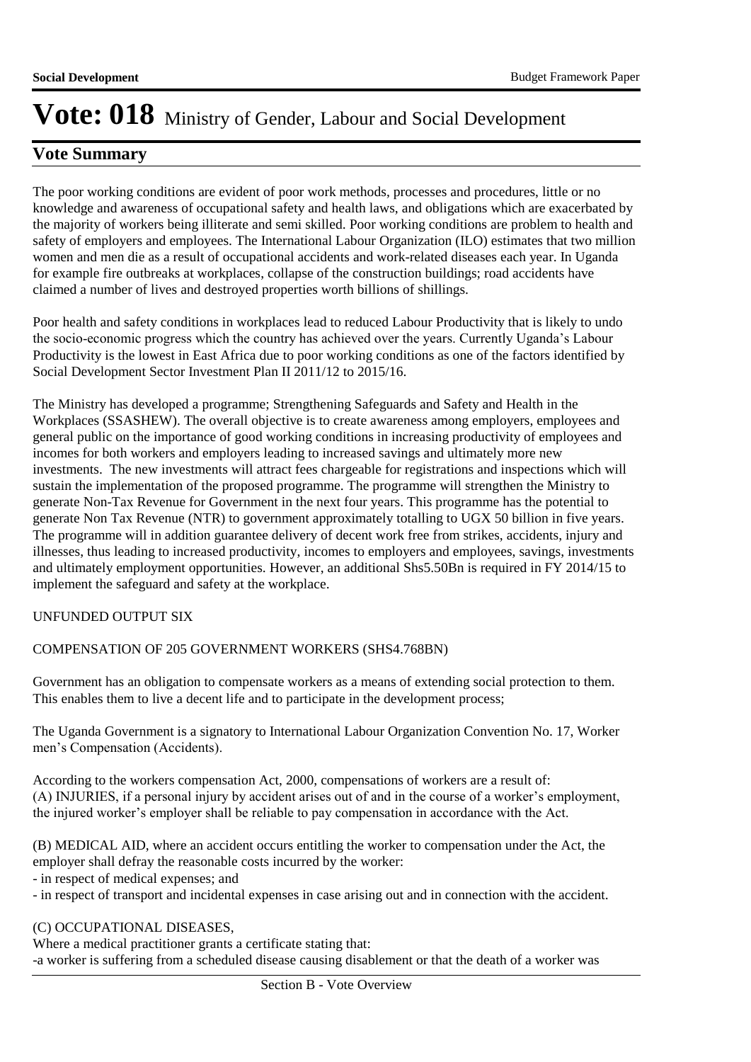# Vote: 018 Ministry of Gender, Labour and Social Development

## Vote Summary

The poor working conditions are evident of poor work methods, processes and procedures, little or no knowledge and awareness of occupational safety and health laws, and obligations which are exacerbated by the majority of workers being illiterate and semi skilled. Poor working conditions are problem to health and safety of employers and employees. The International Labour Organization (ILO) estimates that two million women and men die as a result of occupational accidents and work-related diseases each year. In Uganda for example fire outbreaks at workplaces, collapse of the construction buildings; road accidents have claimed a number of lives and destroyed properties worth billions of shillings.

Poor health and safety conditions in workplaces lead to reduced Labour Productivity that is likely to undo the socio-economic progress which the country has achieved over the years. Currently Uganda's Labour Productivity is the lowest in East Africa due to poor working conditions as one of the factors identified by Social Development Sector Investment Plan II 2011/12 to 2015/16.

The Ministry has developed a programme; Strengthening Safeguards and Safety and Health in the Workplaces (SSASHEW). The overall objective is to create awareness among employers, employees and general public on the importance of good working conditions in increasing productivity of employees and incomes for both workers and employers leading to increased savings and ultimately more new investments. The new investments will attract fees chargeable for registrations and inspections which will sustain the implementation of the proposed programme. The programme will strengthen the Ministry to generate Non-Tax Revenue for Government in the next four years. This programme has the potential to generate Non Tax Revenue (NTR) to government approximately totalling to UGX 50 billion in five years. The programme will in addition guarantee delivery of decent work free from strikes, accidents, injury and illnesses, thus leading to increased productivity, incomes to employers and employees, savings, investments and ultimately employment opportunities. However, an additional Shs5.50Bn is required in FY 2014/15 to implement the safeguard and safety at the workplace.

UNFUNDED OUTPUT SIX

COMPENSATION OF 205 GOVERNMENT WORKERS (SHS4.768BN)

Government has an obligation to compensate workers as a means of extending social protection to them. This enables them to live a decent life and to participate in the development process;

The Uganda Government is a signatory to International Labour Organization Convention No. 17, Worker men's Compensation (Accidents).

According to the workers compensation Act, 2000, compensations of workers are a result of:
(A) INJURIES, if a personal injury by accident arises out of and in the course of a worker's employment, the injured worker's employer shall be reliable to pay compensation in accordance with the Act.

(B) MEDICAL AID, where an accident occurs entitling the worker to compensation under the Act, the employer shall defray the reasonable costs incurred by the worker:
- in respect of medical expenses; and
- in respect of transport and incidental expenses in case arising out and in connection with the accident.

(C) OCCUPATIONAL DISEASES,
Where a medical practitioner grants a certificate stating that:
-a worker is suffering from a scheduled disease causing disablement or that the death of a worker was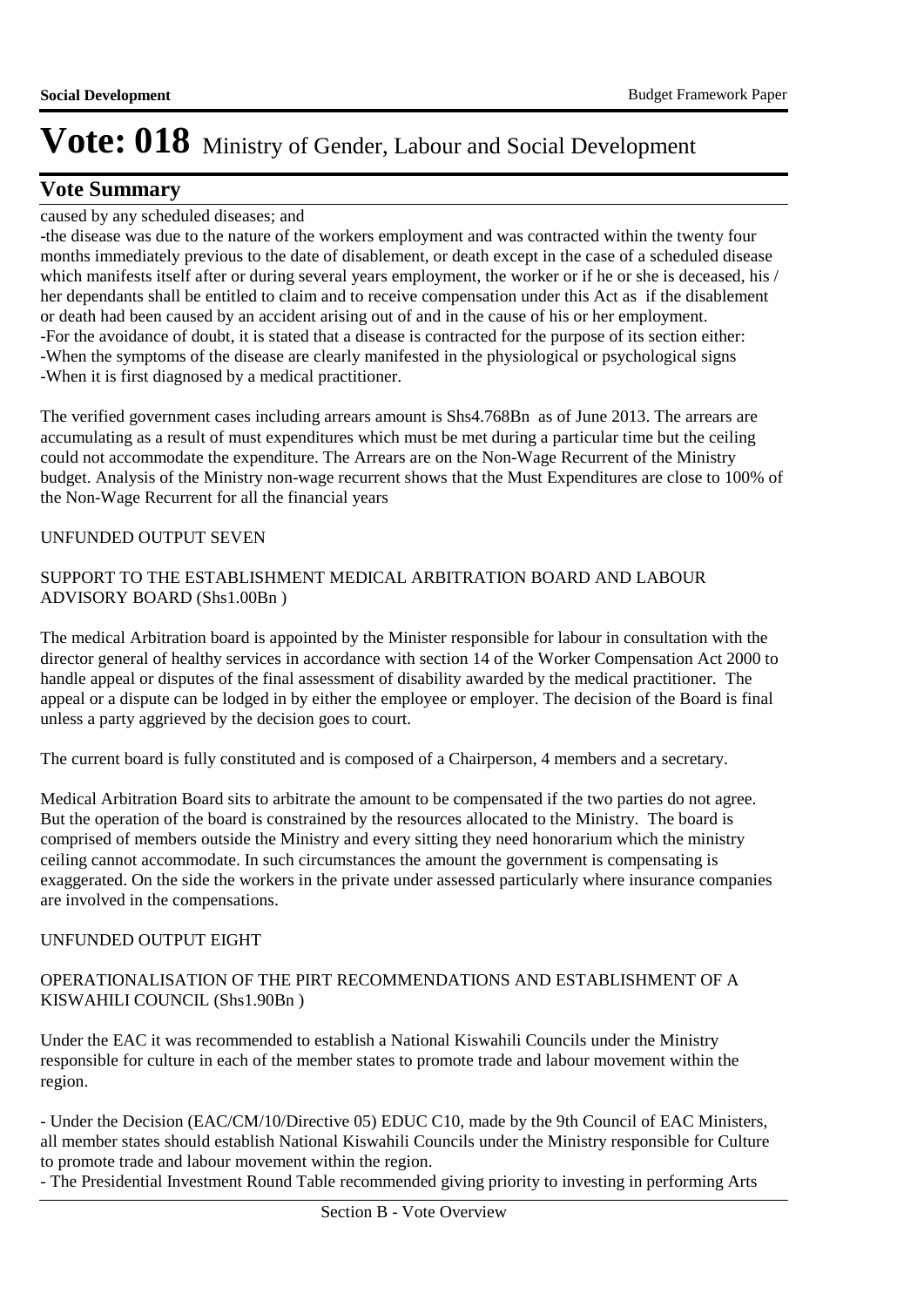# Vote: 018 Ministry of Gender, Labour and Social Development

## Vote Summary

caused by any scheduled diseases; and

-the disease was due to the nature of the workers employment and was contracted within the twenty four months immediately previous to the date of disablement, or death except in the case of a scheduled disease which manifests itself after or during several years employment, the worker or if he or she is deceased, his / her dependants shall be entitled to claim and to receive compensation under this Act as if the disablement or death had been caused by an accident arising out of and in the cause of his or her employment.
-For the avoidance of doubt, it is stated that a disease is contracted for the purpose of its section either:
-When the symptoms of the disease are clearly manifested in the physiological or psychological signs
-When it is first diagnosed by a medical practitioner.

The verified government cases including arrears amount is Shs4.768Bn as of June 2013. The arrears are accumulating as a result of must expenditures which must be met during a particular time but the ceiling could not accommodate the expenditure. The Arrears are on the Non-Wage Recurrent of the Ministry budget. Analysis of the Ministry non-wage recurrent shows that the Must Expenditures are close to 100% of the Non-Wage Recurrent for all the financial years

UNFUNDED OUTPUT SEVEN

SUPPORT TO THE ESTABLISHMENT MEDICAL ARBITRATION BOARD AND LABOUR ADVISORY BOARD (Shs1.00Bn )

The medical Arbitration board is appointed by the Minister responsible for labour in consultation with the director general of healthy services in accordance with section 14 of the Worker Compensation Act 2000 to handle appeal or disputes of the final assessment of disability awarded by the medical practitioner. The appeal or a dispute can be lodged in by either the employee or employer. The decision of the Board is final unless a party aggrieved by the decision goes to court.

The current board is fully constituted and is composed of a Chairperson, 4 members and a secretary.

Medical Arbitration Board sits to arbitrate the amount to be compensated if the two parties do not agree. But the operation of the board is constrained by the resources allocated to the Ministry. The board is comprised of members outside the Ministry and every sitting they need honorarium which the ministry ceiling cannot accommodate. In such circumstances the amount the government is compensating is exaggerated. On the side the workers in the private under assessed particularly where insurance companies are involved in the compensations.

UNFUNDED OUTPUT EIGHT

OPERATIONALISATION OF THE PIRT RECOMMENDATIONS AND ESTABLISHMENT OF A KISWAHILI COUNCIL (Shs1.90Bn )

Under the EAC it was recommended to establish a National Kiswahili Councils under the Ministry responsible for culture in each of the member states to promote trade and labour movement within the region.

- Under the Decision (EAC/CM/10/Directive 05) EDUC C10, made by the 9th Council of EAC Ministers, all member states should establish National Kiswahili Councils under the Ministry responsible for Culture to promote trade and labour movement within the region.
- The Presidential Investment Round Table recommended giving priority to investing in performing Arts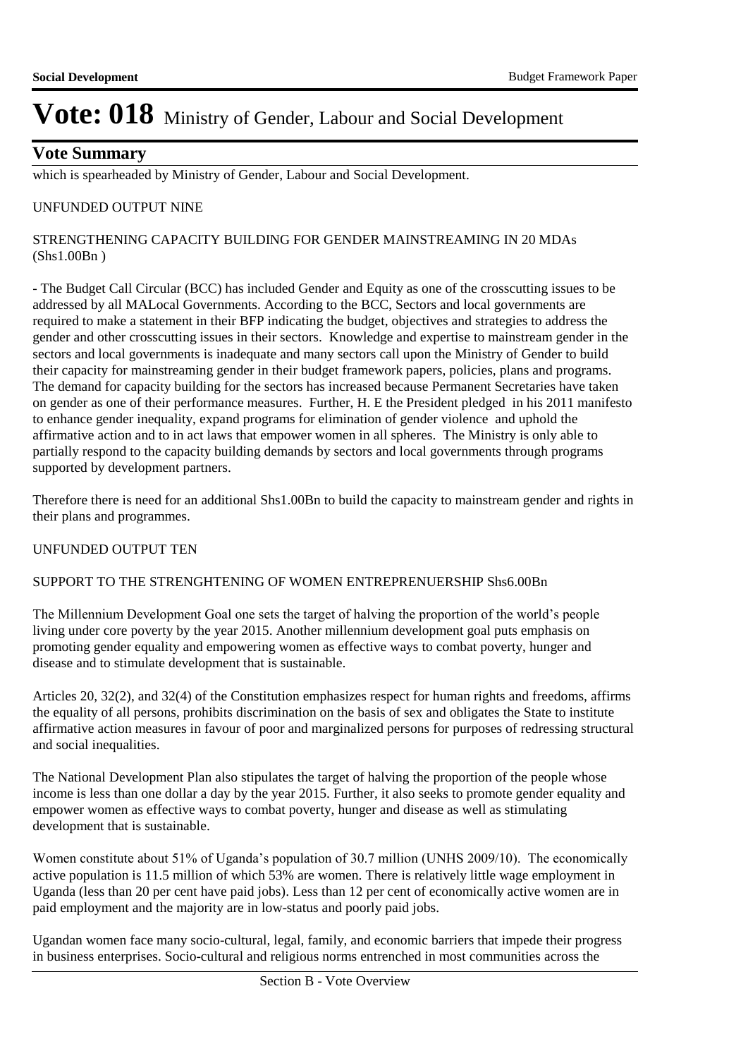# Vote: 018 Ministry of Gender, Labour and Social Development

## Vote Summary

which is spearheaded by Ministry of Gender, Labour and Social Development.

UNFUNDED OUTPUT NINE

STRENGTHENING CAPACITY BUILDING FOR GENDER MAINSTREAMING IN 20 MDAs (Shs1.00Bn )

- The Budget Call Circular (BCC) has included Gender and Equity as one of the crosscutting issues to be addressed by all MALocal Governments. According to the BCC, Sectors and local governments are required to make a statement in their BFP indicating the budget, objectives and strategies to address the gender and other crosscutting issues in their sectors. Knowledge and expertise to mainstream gender in the sectors and local governments is inadequate and many sectors call upon the Ministry of Gender to build their capacity for mainstreaming gender in their budget framework papers, policies, plans and programs. The demand for capacity building for the sectors has increased because Permanent Secretaries have taken on gender as one of their performance measures. Further, H. E the President pledged in his 2011 manifesto to enhance gender inequality, expand programs for elimination of gender violence and uphold the affirmative action and to in act laws that empower women in all spheres. The Ministry is only able to partially respond to the capacity building demands by sectors and local governments through programs supported by development partners.

Therefore there is need for an additional Shs1.00Bn to build the capacity to mainstream gender and rights in their plans and programmes.

UNFUNDED OUTPUT TEN

SUPPORT TO THE STRENGHTENING OF WOMEN ENTREPRENUERSHIP Shs6.00Bn

The Millennium Development Goal one sets the target of halving the proportion of the world's people living under core poverty by the year 2015. Another millennium development goal puts emphasis on promoting gender equality and empowering women as effective ways to combat poverty, hunger and disease and to stimulate development that is sustainable.

Articles 20, 32(2), and 32(4) of the Constitution emphasizes respect for human rights and freedoms, affirms the equality of all persons, prohibits discrimination on the basis of sex and obligates the State to institute affirmative action measures in favour of poor and marginalized persons for purposes of redressing structural and social inequalities.

The National Development Plan also stipulates the target of halving the proportion of the people whose income is less than one dollar a day by the year 2015. Further, it also seeks to promote gender equality and empower women as effective ways to combat poverty, hunger and disease as well as stimulating development that is sustainable.

Women constitute about 51% of Uganda's population of 30.7 million (UNHS 2009/10). The economically active population is 11.5 million of which 53% are women. There is relatively little wage employment in Uganda (less than 20 per cent have paid jobs). Less than 12 per cent of economically active women are in paid employment and the majority are in low-status and poorly paid jobs.

Ugandan women face many socio-cultural, legal, family, and economic barriers that impede their progress in business enterprises. Socio-cultural and religious norms entrenched in most communities across the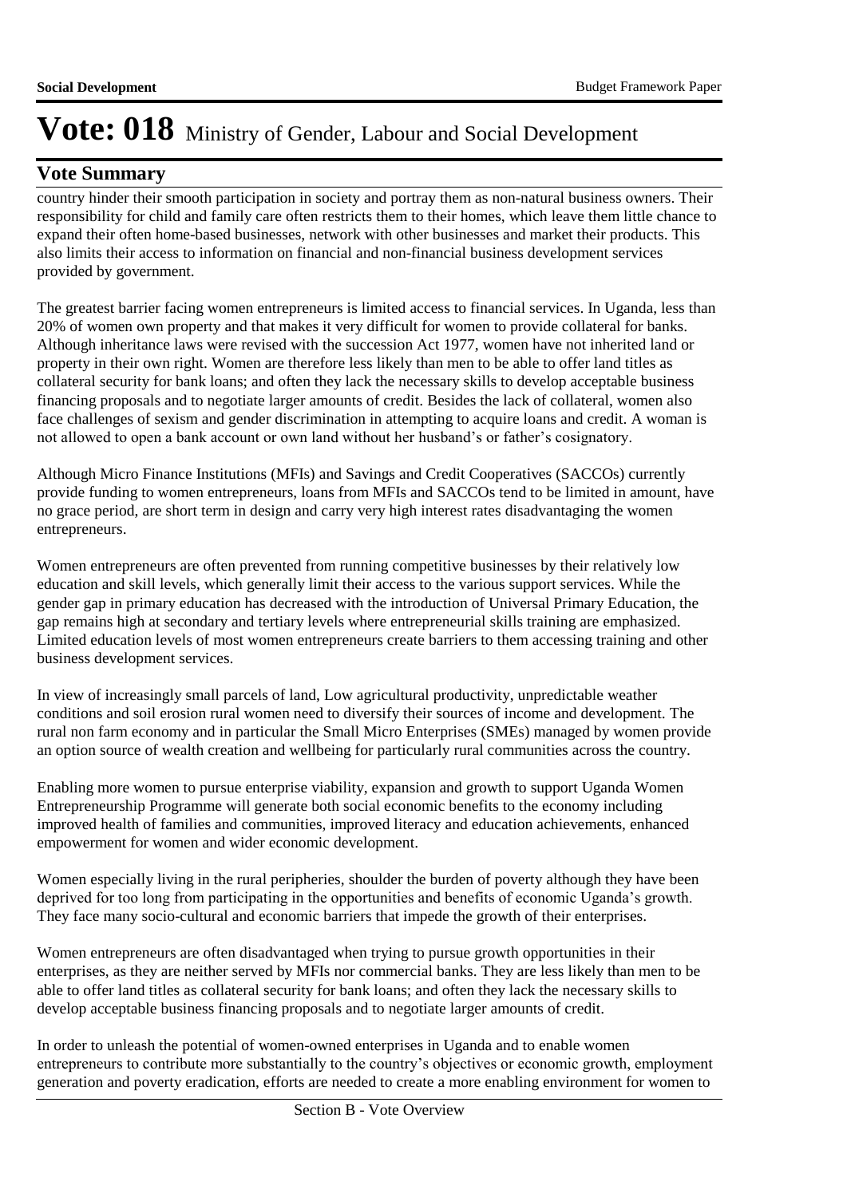## Vote Summary

country hinder their smooth participation in society and portray them as non-natural business owners. Their responsibility for child and family care often restricts them to their homes, which leave them little chance to expand their often home-based businesses, network with other businesses and market their products. This also limits their access to information on financial and non-financial business development services provided by government.

The greatest barrier facing women entrepreneurs is limited access to financial services. In Uganda, less than 20% of women own property and that makes it very difficult for women to provide collateral for banks. Although inheritance laws were revised with the succession Act 1977, women have not inherited land or property in their own right. Women are therefore less likely than men to be able to offer land titles as collateral security for bank loans; and often they lack the necessary skills to develop acceptable business financing proposals and to negotiate larger amounts of credit. Besides the lack of collateral, women also face challenges of sexism and gender discrimination in attempting to acquire loans and credit. A woman is not allowed to open a bank account or own land without her husband's or father's cosignatory.

Although Micro Finance Institutions (MFIs) and Savings and Credit Cooperatives (SACCOs) currently provide funding to women entrepreneurs, loans from MFIs and SACCOs tend to be limited in amount, have no grace period, are short term in design and carry very high interest rates disadvantaging the women entrepreneurs.

Women entrepreneurs are often prevented from running competitive businesses by their relatively low education and skill levels, which generally limit their access to the various support services. While the gender gap in primary education has decreased with the introduction of Universal Primary Education, the gap remains high at secondary and tertiary levels where entrepreneurial skills training are emphasized. Limited education levels of most women entrepreneurs create barriers to them accessing training and other business development services.

In view of increasingly small parcels of land, Low agricultural productivity, unpredictable weather conditions and soil erosion rural women need to diversify their sources of income and development. The rural non farm economy and in particular the Small Micro Enterprises (SMEs) managed by women provide an option source of wealth creation and wellbeing for particularly rural communities across the country.

Enabling more women to pursue enterprise viability, expansion and growth to support Uganda Women Entrepreneurship Programme will generate both social economic benefits to the economy including improved health of families and communities, improved literacy and education achievements, enhanced empowerment for women and wider economic development.

Women especially living in the rural peripheries, shoulder the burden of poverty although they have been deprived for too long from participating in the opportunities and benefits of economic Uganda's growth. They face many socio-cultural and economic barriers that impede the growth of their enterprises.

Women entrepreneurs are often disadvantaged when trying to pursue growth opportunities in their enterprises, as they are neither served by MFIs nor commercial banks. They are less likely than men to be able to offer land titles as collateral security for bank loans; and often they lack the necessary skills to develop acceptable business financing proposals and to negotiate larger amounts of credit.

In order to unleash the potential of women-owned enterprises in Uganda and to enable women entrepreneurs to contribute more substantially to the country's objectives or economic growth, employment generation and poverty eradication, efforts are needed to create a more enabling environment for women to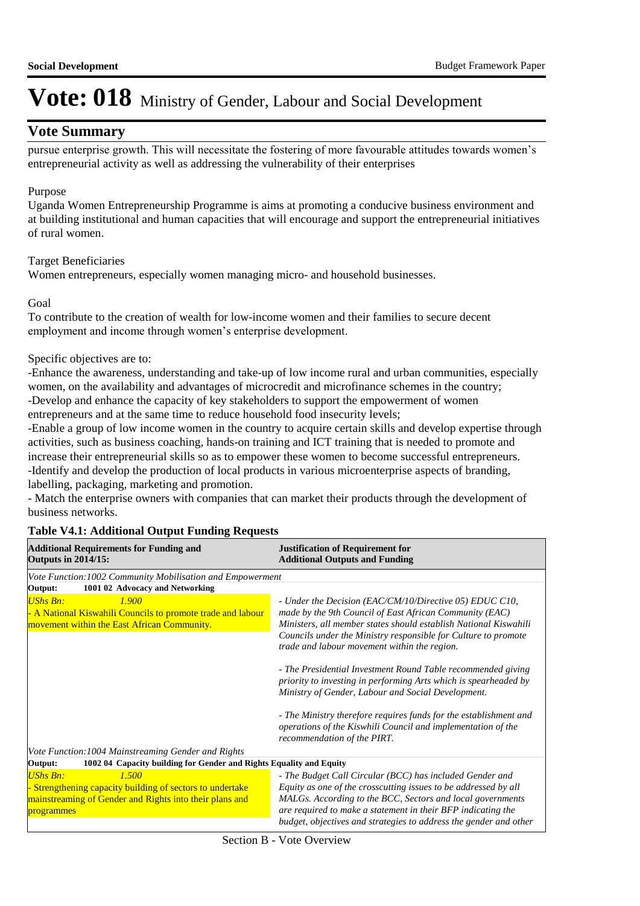# Vote: 018 Ministry of Gender, Labour and Social Development

## Vote Summary

pursue enterprise growth. This will necessitate the fostering of more favourable attitudes towards women's entrepreneurial activity as well as addressing the vulnerability of their enterprises

Purpose
Uganda Women Entrepreneurship Programme is aims at promoting a conducive business environment and at building institutional and human capacities that will encourage and support the entrepreneurial initiatives of rural women.

Target Beneficiaries
Women entrepreneurs, especially women managing micro- and household businesses.

Goal
To contribute to the creation of wealth for low-income women and their families to secure decent employment and income through women's enterprise development.

Specific objectives are to:
-Enhance the awareness, understanding and take-up of low income rural and urban communities, especially women, on the availability and advantages of microcredit and microfinance schemes in the country;
-Develop and enhance the capacity of key stakeholders to support the empowerment of women entrepreneurs and at the same time to reduce household food insecurity levels;
-Enable a group of low income women in the country to acquire certain skills and develop expertise through activities, such as business coaching, hands-on training and ICT training that is needed to promote and increase their entrepreneurial skills so as to empower these women to become successful entrepreneurs.
-Identify and develop the production of local products in various microenterprise aspects of branding, labelling, packaging, marketing and promotion.
- Match the enterprise owners with companies that can market their products through the development of business networks.

**Table V4.1: Additional Output Funding Requests**

| **Additional Requirements for Funding and Outputs in 2014/15:** | **Justification of Requirement for Additional Outputs and Funding** |
|---|---|
| *Vote Function:1002 Community Mobilisation and Empowerment* | |
| **Output: 1001 02 Advocacy and Networking** | |
| *UShs Bn: 1.900*<br>- A National Kiswahili Councils to promote trade and labour movement within the East African Community. | *- Under the Decision (EAC/CM/10/Directive 05) EDUC C10, made by the 9th Council of East African Community (EAC) Ministers, all member states should establish National Kiswahili Councils under the Ministry responsible for Culture to promote trade and labour movement within the region.*<br><br>*- The Presidential Investment Round Table recommended giving priority to investing in performing Arts which is spearheaded by Ministry of Gender, Labour and Social Development.*<br><br>*- The Ministry therefore requires funds for the establishment and operations of the Kiswhili Council and implementation of the recommendation of the PIRT.* |
| *Vote Function:1004 Mainstreaming Gender and Rights* | |
| **Output: 1002 04 Capacity building for Gender and Rights Equality and Equity** | |
| *UShs Bn: 1.500*<br>- Strengthening capacity building of sectors to undertake mainstreaming of Gender and Rights into their plans and programmes | *- The Budget Call Circular (BCC) has included Gender and Equity as one of the crosscutting issues to be addressed by all MALGs. According to the BCC, Sectors and local governments are required to make a statement in their BFP indicating the budget, objectives and strategies to address the gender and other* |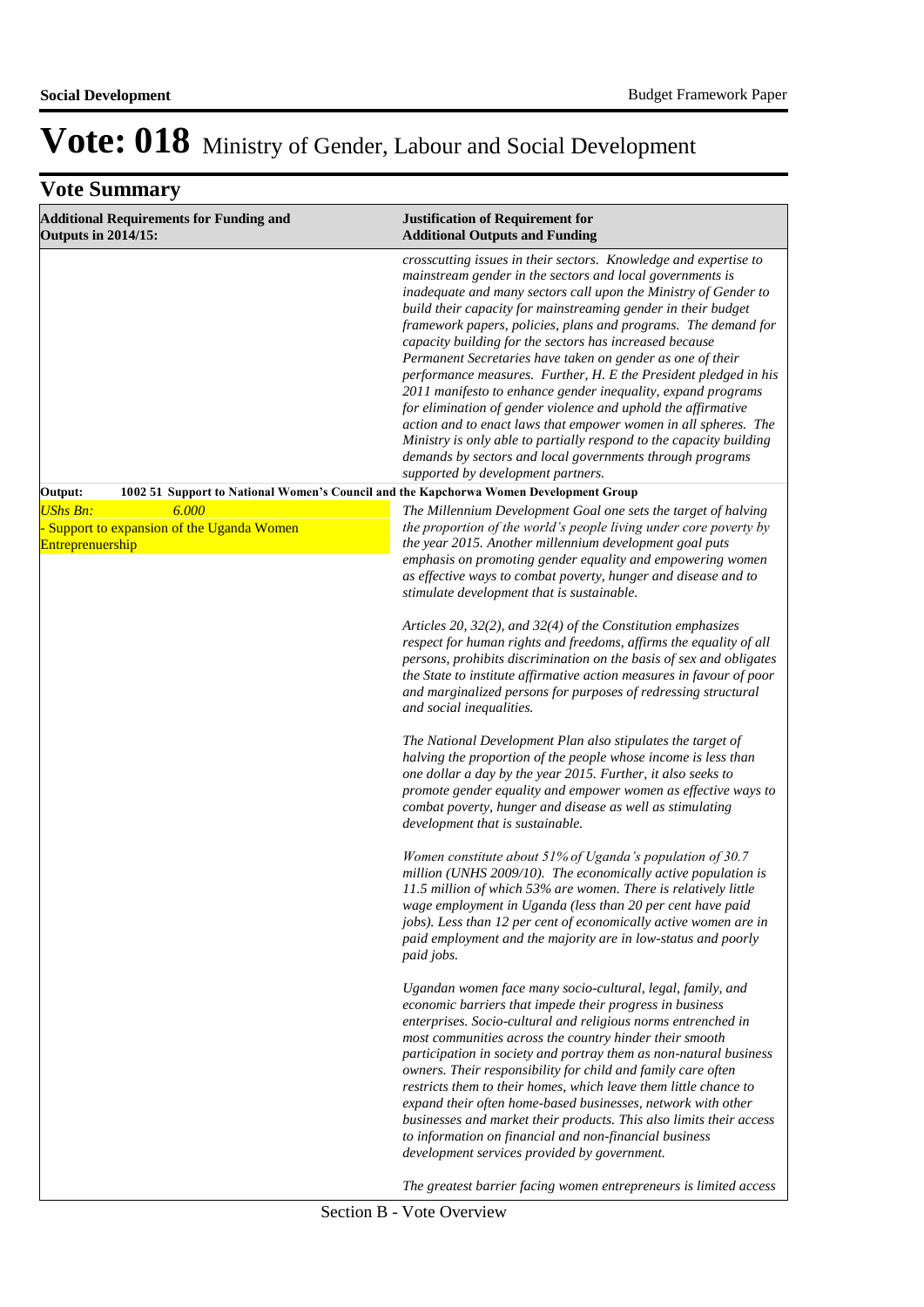# Vote: 018 Ministry of Gender, Labour and Social Development

## Vote Summary

| Additional Requirements for Funding and Outputs in 2014/15: | Justification of Requirement for Additional Outputs and Funding |
|---|---|
| | *crosscutting issues in their sectors. Knowledge and expertise to mainstream gender in the sectors and local governments is inadequate and many sectors call upon the Ministry of Gender to build their capacity for mainstreaming gender in their budget framework papers, policies, plans and programs. The demand for capacity building for the sectors has increased because Permanent Secretaries have taken on gender as one of their performance measures. Further, H. E the President pledged in his 2011 manifesto to enhance gender inequality, expand programs for elimination of gender violence and uphold the affirmative action and to enact laws that empower women in all spheres. The Ministry is only able to partially respond to the capacity building demands by sectors and local governments through programs supported by development partners.* |
| **Output: 1002 51 Support to National Women's Council and the Kapchorwa Women Development Group** | |
| *UShs Bn:* *6.000*<br>- Support to expansion of the Uganda Women Entreprenuership | *The Millennium Development Goal one sets the target of halving the proportion of the world's people living under core poverty by the year 2015. Another millennium development goal puts emphasis on promoting gender equality and empowering women as effective ways to combat poverty, hunger and disease and to stimulate development that is sustainable.*<br><br>*Articles 20, 32(2), and 32(4) of the Constitution emphasizes respect for human rights and freedoms, affirms the equality of all persons, prohibits discrimination on the basis of sex and obligates the State to institute affirmative action measures in favour of poor and marginalized persons for purposes of redressing structural and social inequalities.*<br><br>*The National Development Plan also stipulates the target of halving the proportion of the people whose income is less than one dollar a day by the year 2015. Further, it also seeks to promote gender equality and empower women as effective ways to combat poverty, hunger and disease as well as stimulating development that is sustainable.*<br><br>*Women constitute about 51% of Uganda's population of 30.7 million (UNHS 2009/10). The economically active population is 11.5 million of which 53% are women. There is relatively little wage employment in Uganda (less than 20 per cent have paid jobs). Less than 12 per cent of economically active women are in paid employment and the majority are in low-status and poorly paid jobs.*<br><br>*Ugandan women face many socio-cultural, legal, family, and economic barriers that impede their progress in business enterprises. Socio-cultural and religious norms entrenched in most communities across the country hinder their smooth participation in society and portray them as non-natural business owners. Their responsibility for child and family care often restricts them to their homes, which leave them little chance to expand their often home-based businesses, network with other businesses and market their products. This also limits their access to information on financial and non-financial business development services provided by government.*<br><br>*The greatest barrier facing women entrepreneurs is limited access* |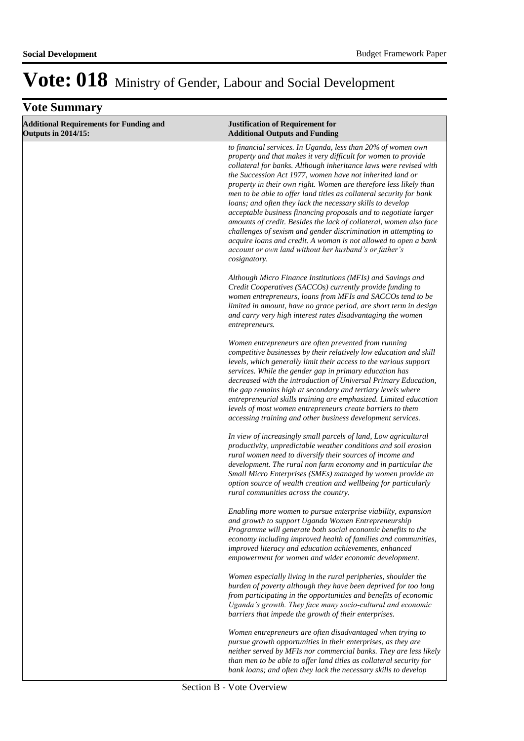# Vote: 018 Ministry of Gender, Labour and Social Development

## Vote Summary

| Additional Requirements for Funding and Outputs in 2014/15: | Justification of Requirement for Additional Outputs and Funding |
|---|---|
| | *to financial services. In Uganda, less than 20% of women own property and that makes it very difficult for women to provide collateral for banks. Although inheritance laws were revised with the Succession Act 1977, women have not inherited land or property in their own right. Women are therefore less likely than men to be able to offer land titles as collateral security for bank loans; and often they lack the necessary skills to develop acceptable business financing proposals and to negotiate larger amounts of credit. Besides the lack of collateral, women also face challenges of sexism and gender discrimination in attempting to acquire loans and credit. A woman is not allowed to open a bank account or own land without her husband's or father's cosignatory.*<br><br>*Although Micro Finance Institutions (MFIs) and Savings and Credit Cooperatives (SACCOs) currently provide funding to women entrepreneurs, loans from MFIs and SACCOs tend to be limited in amount, have no grace period, are short term in design and carry very high interest rates disadvantaging the women entrepreneurs.*<br><br>*Women entrepreneurs are often prevented from running competitive businesses by their relatively low education and skill levels, which generally limit their access to the various support services. While the gender gap in primary education has decreased with the introduction of Universal Primary Education, the gap remains high at secondary and tertiary levels where entrepreneurial skills training are emphasized. Limited education levels of most women entrepreneurs create barriers to them accessing training and other business development services.*<br><br>*In view of increasingly small parcels of land, Low agricultural productivity, unpredictable weather conditions and soil erosion rural women need to diversify their sources of income and development. The rural non farm economy and in particular the Small Micro Enterprises (SMEs) managed by women provide an option source of wealth creation and wellbeing for particularly rural communities across the country.*<br><br>*Enabling more women to pursue enterprise viability, expansion and growth to support Uganda Women Entrepreneurship Programme will generate both social economic benefits to the economy including improved health of families and communities, improved literacy and education achievements, enhanced empowerment for women and wider economic development.*<br><br>*Women especially living in the rural peripheries, shoulder the burden of poverty although they have been deprived for too long from participating in the opportunities and benefits of economic Uganda's growth. They face many socio-cultural and economic barriers that impede the growth of their enterprises.*<br><br>*Women entrepreneurs are often disadvantaged when trying to pursue growth opportunities in their enterprises, as they are neither served by MFIs nor commercial banks. They are less likely than men to be able to offer land titles as collateral security for bank loans; and often they lack the necessary skills to develop* |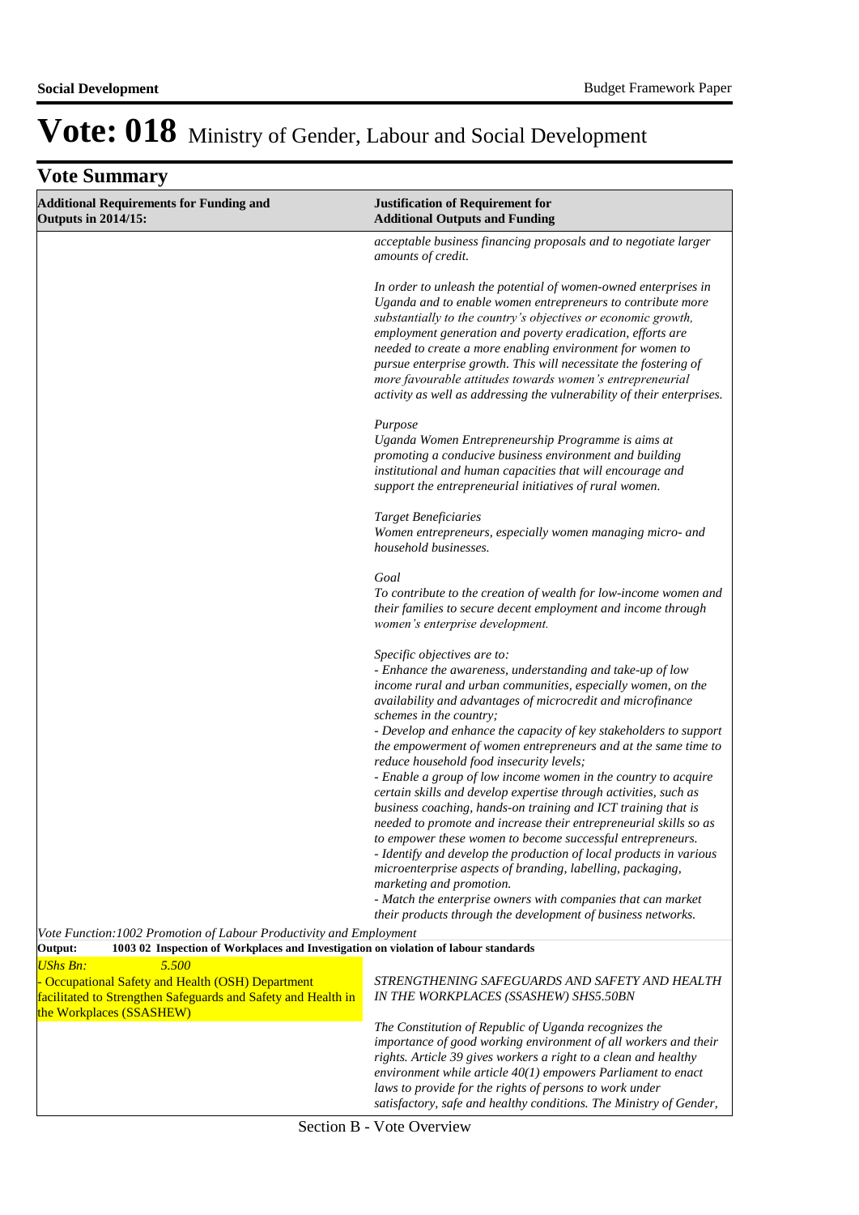# Vote: 018 Ministry of Gender, Labour and Social Development

## Vote Summary

| Additional Requirements for Funding and Outputs in 2014/15: | Justification of Requirement for Additional Outputs and Funding |
|---|---|
| | *acceptable business financing proposals and to negotiate larger amounts of credit.*<br><br>*In order to unleash the potential of women-owned enterprises in Uganda and to enable women entrepreneurs to contribute more substantially to the country's objectives or economic growth, employment generation and poverty eradication, efforts are needed to create a more enabling environment for women to pursue enterprise growth. This will necessitate the fostering of more favourable attitudes towards women's entrepreneurial activity as well as addressing the vulnerability of their enterprises.*<br><br>*Purpose*<br>*Uganda Women Entrepreneurship Programme is aims at promoting a conducive business environment and building institutional and human capacities that will encourage and support the entrepreneurial initiatives of rural women.*<br><br>*Target Beneficiaries*<br>*Women entrepreneurs, especially women managing micro- and household businesses.*<br><br>*Goal*<br>*To contribute to the creation of wealth for low-income women and their families to secure decent employment and income through women's enterprise development.*<br><br>*Specific objectives are to:*<br>*- Enhance the awareness, understanding and take-up of low income rural and urban communities, especially women, on the availability and advantages of microcredit and microfinance schemes in the country;*<br>*- Develop and enhance the capacity of key stakeholders to support the empowerment of women entrepreneurs and at the same time to reduce household food insecurity levels;*<br>*- Enable a group of low income women in the country to acquire certain skills and develop expertise through activities, such as business coaching, hands-on training and ICT training that is needed to promote and increase their entrepreneurial skills so as to empower these women to become successful entrepreneurs.*<br>*- Identify and develop the production of local products in various microenterprise aspects of branding, labelling, packaging, marketing and promotion.*<br>*- Match the enterprise owners with companies that can market their products through the development of business networks.* |

*Vote Function:1002 Promotion of Labour Productivity and Employment*

**Output: 1003 02 Inspection of Workplaces and Investigation on violation of labour standards**

| | |
|---|---|
| *UShs Bn:* 5.500<br>- Occupational Safety and Health (OSH) Department facilitated to Strengthen Safeguards and Safety and Health in the Workplaces (SSASHEW) | *STRENGTHENING SAFEGUARDS AND SAFETY AND HEALTH IN THE WORKPLACES (SSASHEW) SHS5.50BN*<br><br>*The Constitution of Republic of Uganda recognizes the importance of good working environment of all workers and their rights. Article 39 gives workers a right to a clean and healthy environment while article 40(1) empowers Parliament to enact laws to provide for the rights of persons to work under satisfactory, safe and healthy conditions. The Ministry of Gender,* |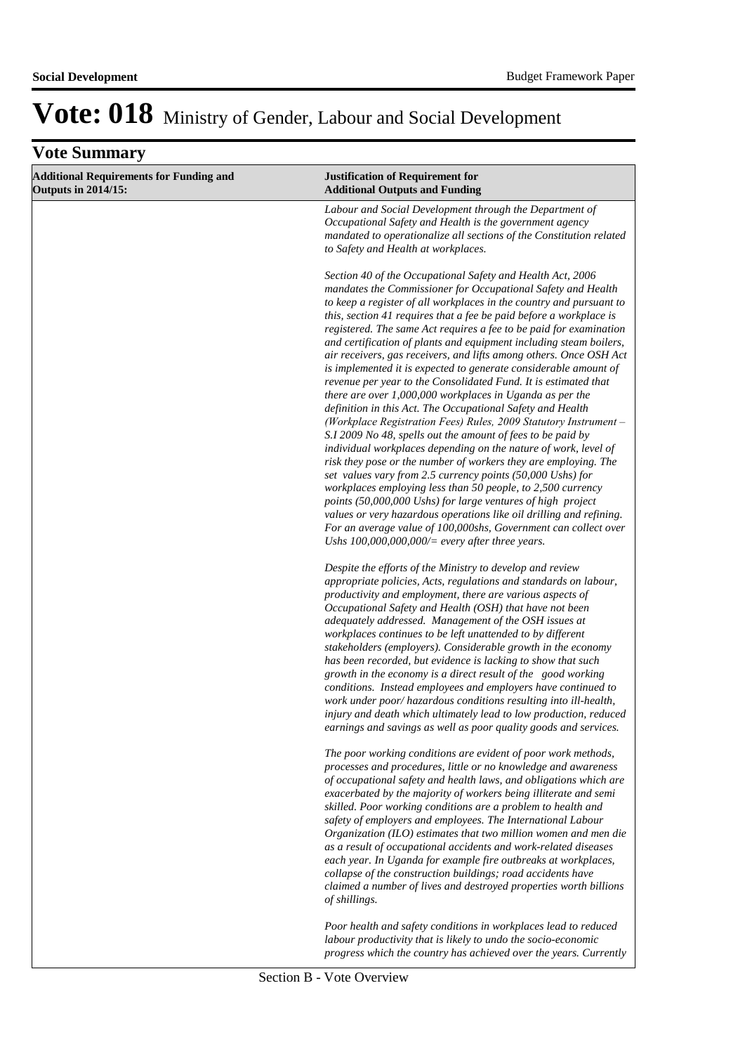# Vote: 018 Ministry of Gender, Labour and Social Development

## Vote Summary

| Additional Requirements for Funding and Outputs in 2014/15: | Justification of Requirement for Additional Outputs and Funding |
|---|---|
| | *Labour and Social Development through the Department of Occupational Safety and Health is the government agency mandated to operationalize all sections of the Constitution related to Safety and Health at workplaces.*<br><br>*Section 40 of the Occupational Safety and Health Act, 2006 mandates the Commissioner for Occupational Safety and Health to keep a register of all workplaces in the country and pursuant to this, section 41 requires that a fee be paid before a workplace is registered. The same Act requires a fee to be paid for examination and certification of plants and equipment including steam boilers, air receivers, gas receivers, and lifts among others. Once OSH Act is implemented it is expected to generate considerable amount of revenue per year to the Consolidated Fund. It is estimated that there are over 1,000,000 workplaces in Uganda as per the definition in this Act. The Occupational Safety and Health (Workplace Registration Fees) Rules, 2009 Statutory Instrument – S.I 2009 No 48, spells out the amount of fees to be paid by individual workplaces depending on the nature of work, level of risk they pose or the number of workers they are employing. The set values vary from 2.5 currency points (50,000 Ushs) for workplaces employing less than 50 people, to 2,500 currency points (50,000,000 Ushs) for large ventures of high project values or very hazardous operations like oil drilling and refining. For an average value of 100,000shs, Government can collect over Ushs 100,000,000,000/= every after three years.*<br><br>*Despite the efforts of the Ministry to develop and review appropriate policies, Acts, regulations and standards on labour, productivity and employment, there are various aspects of Occupational Safety and Health (OSH) that have not been adequately addressed. Management of the OSH issues at workplaces continues to be left unattended to by different stakeholders (employers). Considerable growth in the economy has been recorded, but evidence is lacking to show that such growth in the economy is a direct result of the good working conditions. Instead employees and employers have continued to work under poor/ hazardous conditions resulting into ill-health, injury and death which ultimately lead to low production, reduced earnings and savings as well as poor quality goods and services.*<br><br>*The poor working conditions are evident of poor work methods, processes and procedures, little or no knowledge and awareness of occupational safety and health laws, and obligations which are exacerbated by the majority of workers being illiterate and semi skilled. Poor working conditions are a problem to health and safety of employers and employees. The International Labour Organization (ILO) estimates that two million women and men die as a result of occupational accidents and work-related diseases each year. In Uganda for example fire outbreaks at workplaces, collapse of the construction buildings; road accidents have claimed a number of lives and destroyed properties worth billions of shillings.*<br><br>*Poor health and safety conditions in workplaces lead to reduced labour productivity that is likely to undo the socio-economic progress which the country has achieved over the years. Currently* |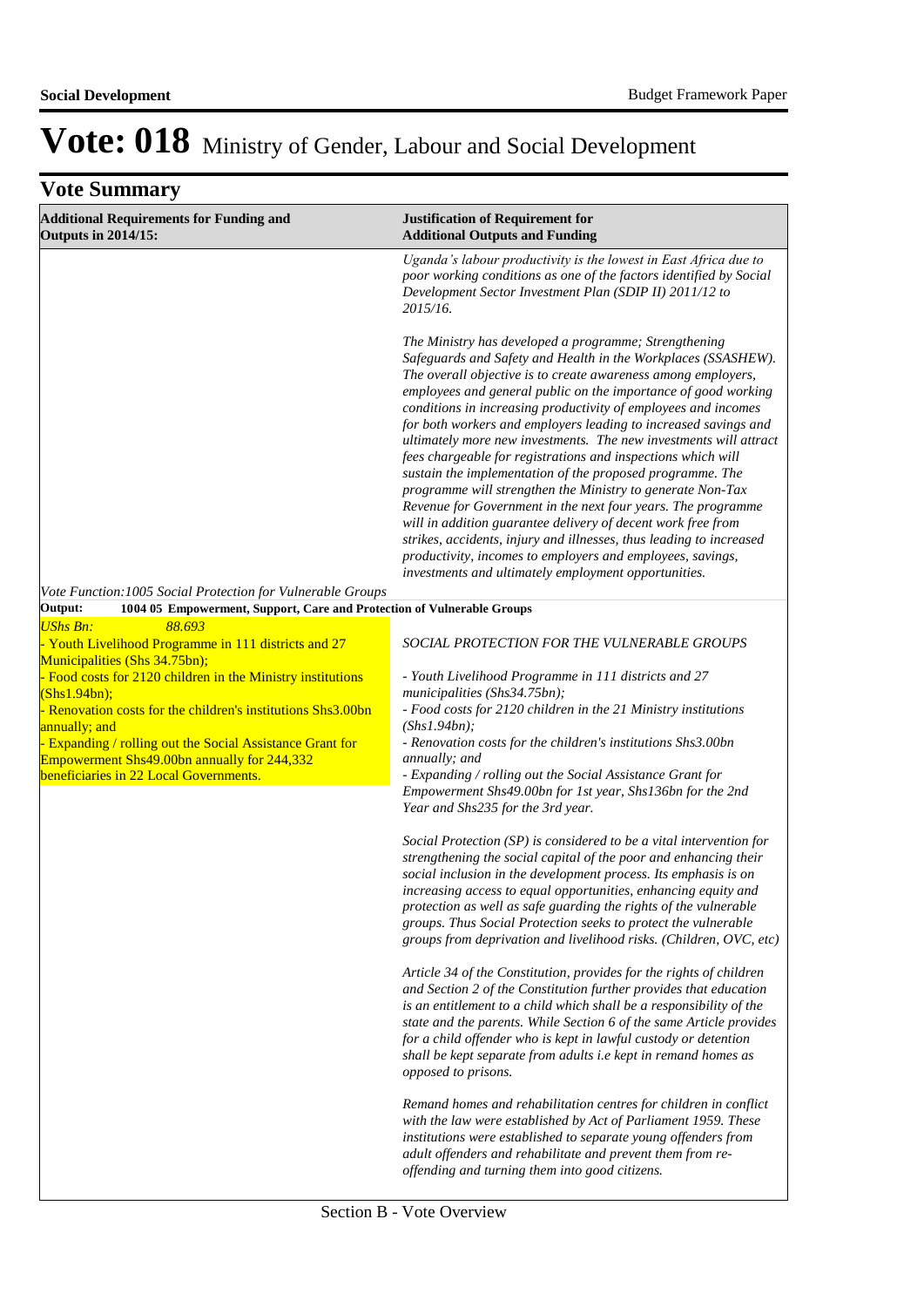# Vote: 018 Ministry of Gender, Labour and Social Development

## Vote Summary

| Additional Requirements for Funding and Outputs in 2014/15: | Justification of Requirement for Additional Outputs and Funding |
|---|---|
| | *Uganda's labour productivity is the lowest in East Africa due to poor working conditions as one of the factors identified by Social Development Sector Investment Plan (SDIP II) 2011/12 to 2015/16.*<br><br>*The Ministry has developed a programme; Strengthening Safeguards and Safety and Health in the Workplaces (SSASHEW). The overall objective is to create awareness among employers, employees and general public on the importance of good working conditions in increasing productivity of employees and incomes for both workers and employers leading to increased savings and ultimately more new investments. The new investments will attract fees chargeable for registrations and inspections which will sustain the implementation of the proposed programme. The programme will strengthen the Ministry to generate Non-Tax Revenue for Government in the next four years. The programme will in addition guarantee delivery of decent work free from strikes, accidents, injury and illnesses, thus leading to increased productivity, incomes to employers and employees, savings, investments and ultimately employment opportunities.* |
| *Vote Function:1005 Social Protection for Vulnerable Groups* | |
| **Output: 1004 05 Empowerment, Support, Care and Protection of Vulnerable Groups** | |
| *UShs Bn: 88.693*<br>- Youth Livelihood Programme in 111 districts and 27 Municipalities (Shs 34.75bn);<br>- Food costs for 2120 children in the Ministry institutions (Shs1.94bn);<br>- Renovation costs for the children's institutions Shs3.00bn annually; and<br>- Expanding / rolling out the Social Assistance Grant for Empowerment Shs49.00bn annually for 244,332 beneficiaries in 22 Local Governments. | *SOCIAL PROTECTION FOR THE VULNERABLE GROUPS*<br><br>*- Youth Livelihood Programme in 111 districts and 27 municipalities (Shs34.75bn);*<br>*- Food costs for 2120 children in the 21 Ministry institutions (Shs1.94bn);*<br>*- Renovation costs for the children's institutions Shs3.00bn annually; and*<br>*- Expanding / rolling out the Social Assistance Grant for Empowerment Shs49.00bn for 1st year, Shs136bn for the 2nd Year and Shs235 for the 3rd year.*<br><br>*Social Protection (SP) is considered to be a vital intervention for strengthening the social capital of the poor and enhancing their social inclusion in the development process. Its emphasis is on increasing access to equal opportunities, enhancing equity and protection as well as safe guarding the rights of the vulnerable groups. Thus Social Protection seeks to protect the vulnerable groups from deprivation and livelihood risks. (Children, OVC, etc)*<br><br>*Article 34 of the Constitution, provides for the rights of children and Section 2 of the Constitution further provides that education is an entitlement to a child which shall be a responsibility of the state and the parents. While Section 6 of the same Article provides for a child offender who is kept in lawful custody or detention shall be kept separate from adults i.e kept in remand homes as opposed to prisons.*<br><br>*Remand homes and rehabilitation centres for children in conflict with the law were established by Act of Parliament 1959. These institutions were established to separate young offenders from adult offenders and rehabilitate and prevent them from re-offending and turning them into good citizens.* |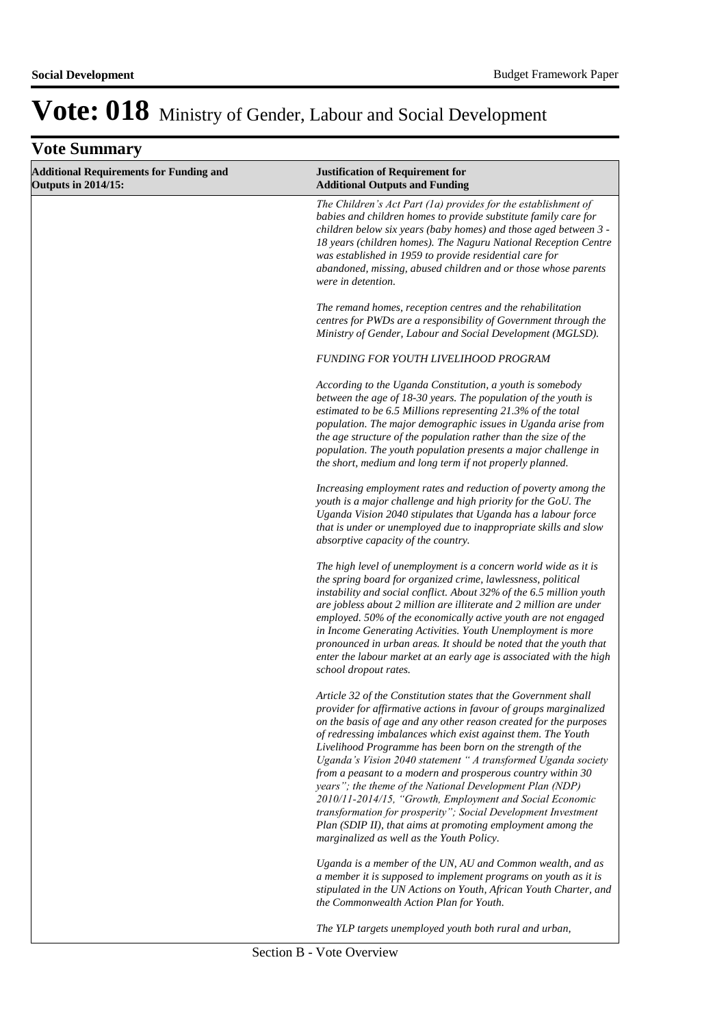# Vote: 018 Ministry of Gender, Labour and Social Development

## Vote Summary

| Additional Requirements for Funding and Outputs in 2014/15: | Justification of Requirement for Additional Outputs and Funding |
|---|---|
| | *The Children's Act Part (1a) provides for the establishment of babies and children homes to provide substitute family care for children below six years (baby homes) and those aged between 3 - 18 years (children homes). The Naguru National Reception Centre was established in 1959 to provide residential care for abandoned, missing, abused children and or those whose parents were in detention.*<br><br>*The remand homes, reception centres and the rehabilitation centres for PWDs are a responsibility of Government through the Ministry of Gender, Labour and Social Development (MGLSD).*<br><br>*FUNDING FOR YOUTH LIVELIHOOD PROGRAM*<br><br>*According to the Uganda Constitution, a youth is somebody between the age of 18-30 years. The population of the youth is estimated to be 6.5 Millions representing 21.3% of the total population. The major demographic issues in Uganda arise from the age structure of the population rather than the size of the population. The youth population presents a major challenge in the short, medium and long term if not properly planned.*<br><br>*Increasing employment rates and reduction of poverty among the youth is a major challenge and high priority for the GoU. The Uganda Vision 2040 stipulates that Uganda has a labour force that is under or unemployed due to inappropriate skills and slow absorptive capacity of the country.*<br><br>*The high level of unemployment is a concern world wide as it is the spring board for organized crime, lawlessness, political instability and social conflict. About 32% of the 6.5 million youth are jobless about 2 million are illiterate and 2 million are under employed. 50% of the economically active youth are not engaged in Income Generating Activities. Youth Unemployment is more pronounced in urban areas. It should be noted that the youth that enter the labour market at an early age is associated with the high school dropout rates.*<br><br>*Article 32 of the Constitution states that the Government shall provider for affirmative actions in favour of groups marginalized on the basis of age and any other reason created for the purposes of redressing imbalances which exist against them. The Youth Livelihood Programme has been born on the strength of the Uganda's Vision 2040 statement " A transformed Uganda society from a peasant to a modern and prosperous country within 30 years"; the theme of the National Development Plan (NDP) 2010/11-2014/15, "Growth, Employment and Social Economic transformation for prosperity"; Social Development Investment Plan (SDIP II), that aims at promoting employment among the marginalized as well as the Youth Policy.*<br><br>*Uganda is a member of the UN, AU and Common wealth, and as a member it is supposed to implement programs on youth as it is stipulated in the UN Actions on Youth, African Youth Charter, and the Commonwealth Action Plan for Youth.*<br><br>*The YLP targets unemployed youth both rural and urban,* |

Section B - Vote Overview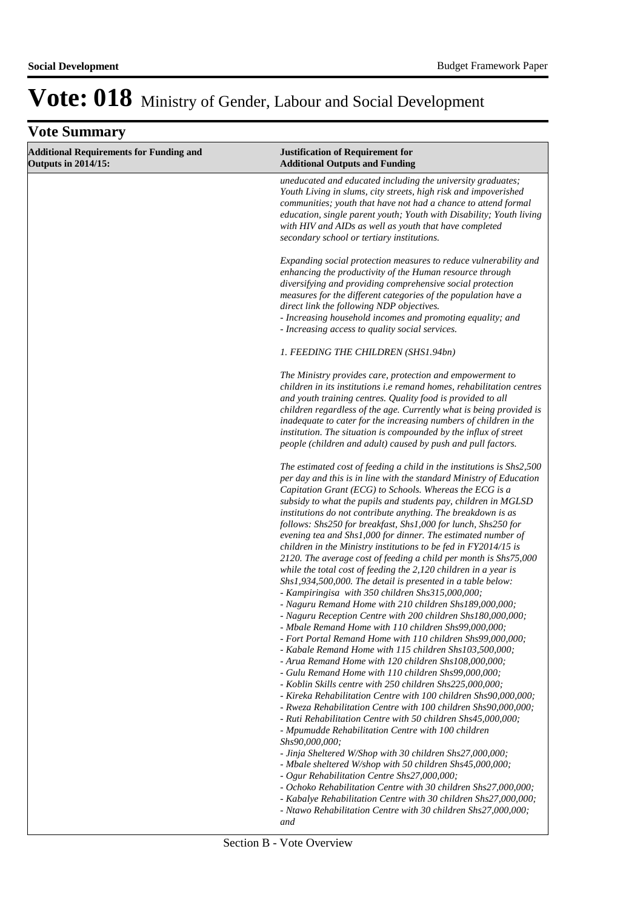# Vote: 018 Ministry of Gender, Labour and Social Development

## Vote Summary

| Additional Requirements for Funding and Outputs in 2014/15: | Justification of Requirement for Additional Outputs and Funding |
|---|---|
| | *uneducated and educated including the university graduates; Youth Living in slums, city streets, high risk and impoverished communities; youth that have not had a chance to attend formal education, single parent youth; Youth with Disability; Youth living with HIV and AIDs as well as youth that have completed secondary school or tertiary institutions.*<br><br>*Expanding social protection measures to reduce vulnerability and enhancing the productivity of the Human resource through diversifying and providing comprehensive social protection measures for the different categories of the population have a direct link the following NDP objectives.*<br>*- Increasing household incomes and promoting equality; and*<br>*- Increasing access to quality social services.*<br><br>*1. FEEDING THE CHILDREN (SHS1.94bn)*<br><br>*The Ministry provides care, protection and empowerment to children in its institutions i.e remand homes, rehabilitation centres and youth training centres. Quality food is provided to all children regardless of the age. Currently what is being provided is inadequate to cater for the increasing numbers of children in the institution. The situation is compounded by the influx of street people (children and adult) caused by push and pull factors.*<br><br>*The estimated cost of feeding a child in the institutions is Shs2,500 per day and this is in line with the standard Ministry of Education Capitation Grant (ECG) to Schools. Whereas the ECG is a subsidy to what the pupils and students pay, children in MGLSD institutions do not contribute anything. The breakdown is as follows: Shs250 for breakfast, Shs1,000 for lunch, Shs250 for evening tea and Shs1,000 for dinner. The estimated number of children in the Ministry institutions to be fed in FY2014/15 is 2120. The average cost of feeding a child per month is Shs75,000 while the total cost of feeding the 2,120 children in a year is Shs1,934,500,000. The detail is presented in a table below:*<br>*- Kampiringisa with 350 children Shs315,000,000;*<br>*- Naguru Remand Home with 210 children Shs189,000,000;*<br>*- Naguru Reception Centre with 200 children Shs180,000,000;*<br>*- Mbale Remand Home with 110 children Shs99,000,000;*<br>*- Fort Portal Remand Home with 110 children Shs99,000,000;*<br>*- Kabale Remand Home with 115 children Shs103,500,000;*<br>*- Arua Remand Home with 120 children Shs108,000,000;*<br>*- Gulu Remand Home with 110 children Shs99,000,000;*<br>*- Koblin Skills centre with 250 children Shs225,000,000;*<br>*- Kireka Rehabilitation Centre with 100 children Shs90,000,000;*<br>*- Rweza Rehabilitation Centre with 100 children Shs90,000,000;*<br>*- Ruti Rehabilitation Centre with 50 children Shs45,000,000;*<br>*- Mpumudde Rehabilitation Centre with 100 children Shs90,000,000;*<br>*- Jinja Sheltered W/Shop with 30 children Shs27,000,000;*<br>*- Mbale sheltered W/shop with 50 children Shs45,000,000;*<br>*- Ogur Rehabilitation Centre Shs27,000,000;*<br>*- Ochoko Rehabilitation Centre with 30 children Shs27,000,000;*<br>*- Kabalye Rehabilitation Centre with 30 children Shs27,000,000;*<br>*- Ntawo Rehabilitation Centre with 30 children Shs27,000,000; and* |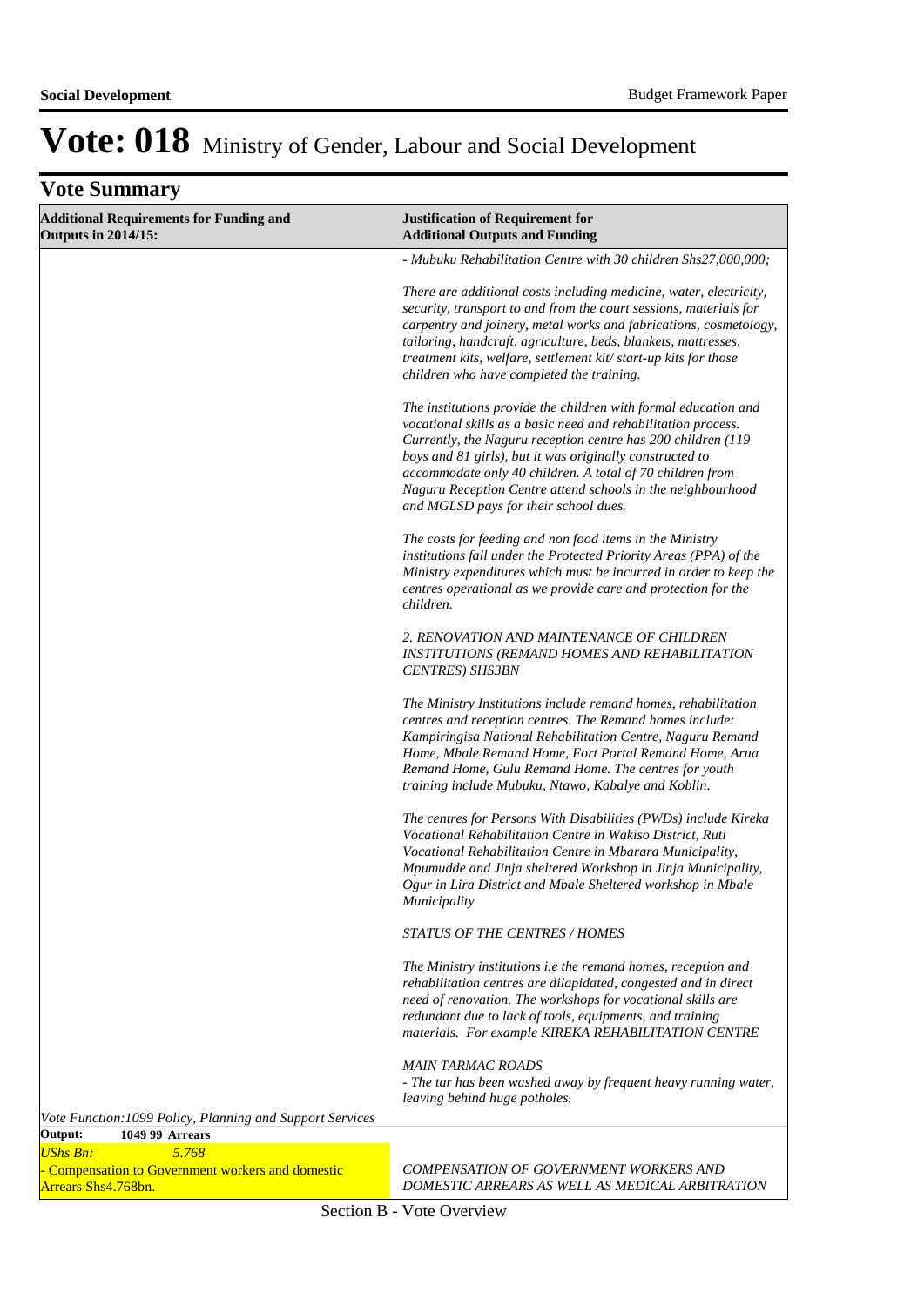# Vote: 018 Ministry of Gender, Labour and Social Development

## Vote Summary

| Additional Requirements for Funding and Outputs in 2014/15: | Justification of Requirement for Additional Outputs and Funding |
|---|---|
| | *- Mubuku Rehabilitation Centre with 30 children Shs27,000,000;*<br><br>*There are additional costs including medicine, water, electricity, security, transport to and from the court sessions, materials for carpentry and joinery, metal works and fabrications, cosmetology, tailoring, handcraft, agriculture, beds, blankets, mattresses, treatment kits, welfare, settlement kit/ start-up kits for those children who have completed the training.*<br><br>*The institutions provide the children with formal education and vocational skills as a basic need and rehabilitation process. Currently, the Naguru reception centre has 200 children (119 boys and 81 girls), but it was originally constructed to accommodate only 40 children. A total of 70 children from Naguru Reception Centre attend schools in the neighbourhood and MGLSD pays for their school dues.*<br><br>*The costs for feeding and non food items in the Ministry institutions fall under the Protected Priority Areas (PPA) of the Ministry expenditures which must be incurred in order to keep the centres operational as we provide care and protection for the children.*<br><br>*2. RENOVATION AND MAINTENANCE OF CHILDREN INSTITUTIONS (REMAND HOMES AND REHABILITATION CENTRES) SHS3BN*<br><br>*The Ministry Institutions include remand homes, rehabilitation centres and reception centres. The Remand homes include: Kampiringisa National Rehabilitation Centre, Naguru Remand Home, Mbale Remand Home, Fort Portal Remand Home, Arua Remand Home, Gulu Remand Home. The centres for youth training include Mubuku, Ntawo, Kabalye and Koblin.*<br><br>*The centres for Persons With Disabilities (PWDs) include Kireka Vocational Rehabilitation Centre in Wakiso District, Ruti Vocational Rehabilitation Centre in Mbarara Municipality, Mpumudde and Jinja sheltered Workshop in Jinja Municipality, Ogur in Lira District and Mbale Sheltered workshop in Mbale Municipality*<br><br>*STATUS OF THE CENTRES / HOMES*<br><br>*The Ministry institutions i.e the remand homes, reception and rehabilitation centres are dilapidated, congested and in direct need of renovation. The workshops for vocational skills are redundant due to lack of tools, equipments, and training materials. For example KIREKA REHABILITATION CENTRE*<br><br>*MAIN TARMAC ROADS*<br>*- The tar has been washed away by frequent heavy running water, leaving behind huge potholes.* |
| *Vote Function:1099 Policy, Planning and Support Services* | |
| **Output: 1049 99 Arrears** | |
| *UShs Bn: 5.768*<br>- Compensation to Government workers and domestic Arrears Shs4.768bn. | *COMPENSATION OF GOVERNMENT WORKERS AND DOMESTIC ARREARS AS WELL AS MEDICAL ARBITRATION* |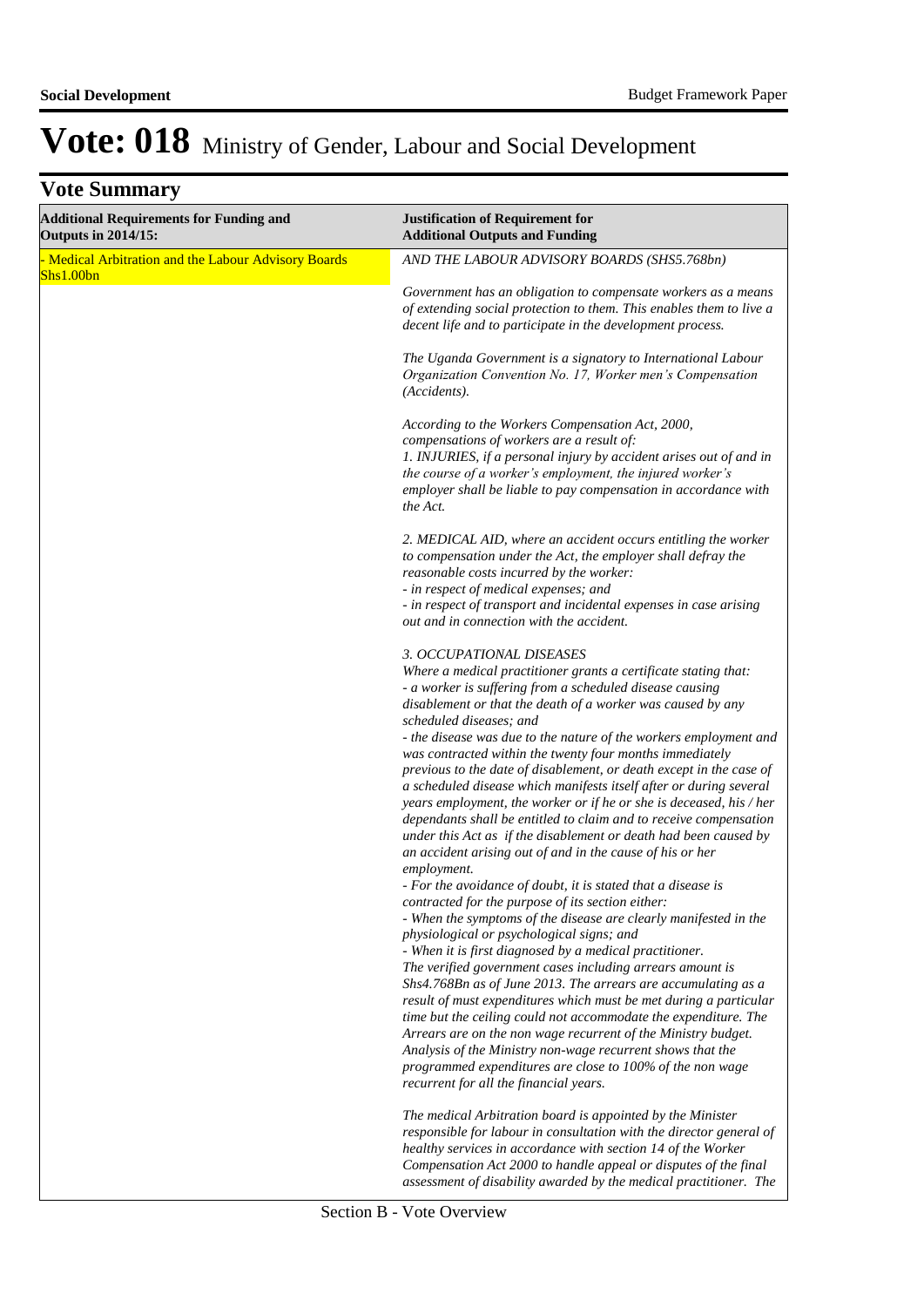# Vote: 018 Ministry of Gender, Labour and Social Development

## Vote Summary

| Additional Requirements for Funding and Outputs in 2014/15: | Justification of Requirement for Additional Outputs and Funding |
|---|---|
| - Medical Arbitration and the Labour Advisory Boards Shs1.00bn | *AND THE LABOUR ADVISORY BOARDS (SHS5.768bn)*<br><br>*Government has an obligation to compensate workers as a means of extending social protection to them. This enables them to live a decent life and to participate in the development process.*<br><br>*The Uganda Government is a signatory to International Labour Organization Convention No. 17, Worker men's Compensation (Accidents).*<br><br>*According to the Workers Compensation Act, 2000, compensations of workers are a result of:*<br>*1. INJURIES, if a personal injury by accident arises out of and in the course of a worker's employment, the injured worker's employer shall be liable to pay compensation in accordance with the Act.*<br><br>*2. MEDICAL AID, where an accident occurs entitling the worker to compensation under the Act, the employer shall defray the reasonable costs incurred by the worker:*<br>*- in respect of medical expenses; and*<br>*- in respect of transport and incidental expenses in case arising out and in connection with the accident.*<br><br>*3. OCCUPATIONAL DISEASES*<br>*Where a medical practitioner grants a certificate stating that:*<br>*- a worker is suffering from a scheduled disease causing disablement or that the death of a worker was caused by any scheduled diseases; and*<br>*- the disease was due to the nature of the workers employment and was contracted within the twenty four months immediately previous to the date of disablement, or death except in the case of a scheduled disease which manifests itself after or during several years employment, the worker or if he or she is deceased, his / her dependants shall be entitled to claim and to receive compensation under this Act as if the disablement or death had been caused by an accident arising out of and in the cause of his or her employment.*<br>*- For the avoidance of doubt, it is stated that a disease is contracted for the purpose of its section either:*<br>*- When the symptoms of the disease are clearly manifested in the physiological or psychological signs; and*<br>*- When it is first diagnosed by a medical practitioner.*<br>*The verified government cases including arrears amount is Shs4.768Bn as of June 2013. The arrears are accumulating as a result of must expenditures which must be met during a particular time but the ceiling could not accommodate the expenditure. The Arrears are on the non wage recurrent of the Ministry budget. Analysis of the Ministry non-wage recurrent shows that the programmed expenditures are close to 100% of the non wage recurrent for all the financial years.*<br><br>*The medical Arbitration board is appointed by the Minister responsible for labour in consultation with the director general of healthy services in accordance with section 14 of the Worker Compensation Act 2000 to handle appeal or disputes of the final assessment of disability awarded by the medical practitioner. The* |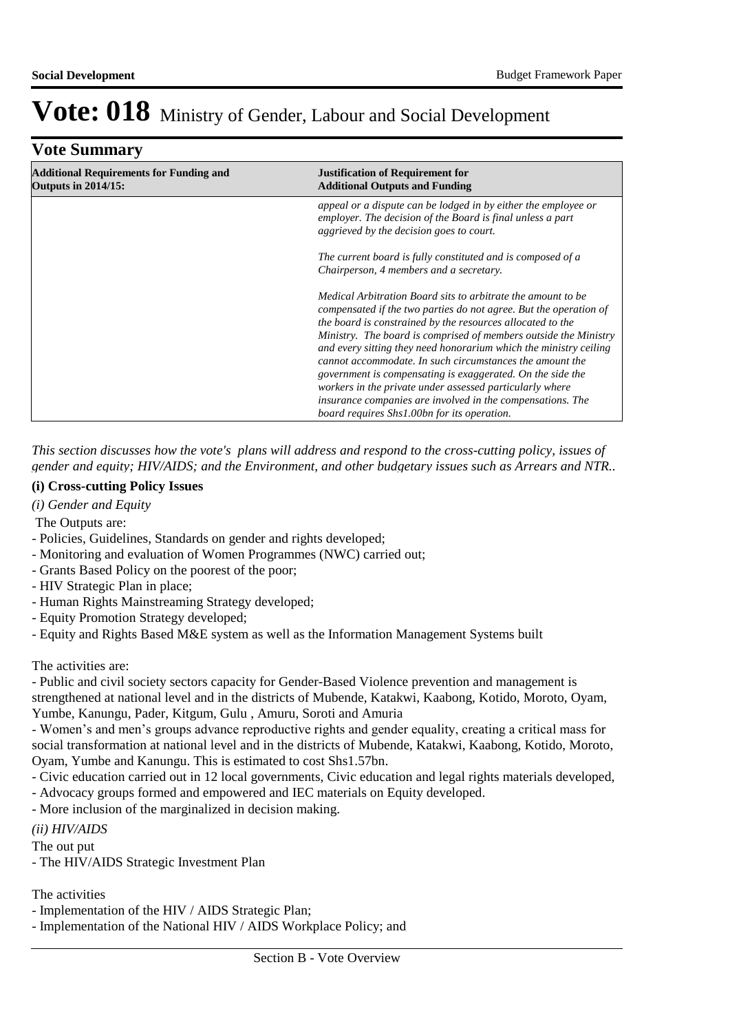# Vote: 018 Ministry of Gender, Labour and Social Development

## Vote Summary

| Additional Requirements for Funding and Outputs in 2014/15: | Justification of Requirement for Additional Outputs and Funding |
|---|---|
| | *appeal or a dispute can be lodged in by either the employee or employer. The decision of the Board is final unless a part aggrieved by the decision goes to court.*<br><br>*The current board is fully constituted and is composed of a Chairperson, 4 members and a secretary.*<br><br>*Medical Arbitration Board sits to arbitrate the amount to be compensated if the two parties do not agree. But the operation of the board is constrained by the resources allocated to the Ministry. The board is comprised of members outside the Ministry and every sitting they need honorarium which the ministry ceiling cannot accommodate. In such circumstances the amount the government is compensating is exaggerated. On the side the workers in the private under assessed particularly where insurance companies are involved in the compensations. The board requires Shs1.00bn for its operation.* |

*This section discusses how the vote's plans will address and respond to the cross-cutting policy, issues of gender and equity; HIV/AIDS; and the Environment, and other budgetary issues such as Arrears and NTR..*

**(i) Cross-cutting Policy Issues**

*(i) Gender and Equity*

The Outputs are:
- Policies, Guidelines, Standards on gender and rights developed;
- Monitoring and evaluation of Women Programmes (NWC) carried out;
- Grants Based Policy on the poorest of the poor;
- HIV Strategic Plan in place;
- Human Rights Mainstreaming Strategy developed;
- Equity Promotion Strategy developed;
- Equity and Rights Based M&E system as well as the Information Management Systems built

The activities are:
- Public and civil society sectors capacity for Gender-Based Violence prevention and management is strengthened at national level and in the districts of Mubende, Katakwi, Kaabong, Kotido, Moroto, Oyam, Yumbe, Kanungu, Pader, Kitgum, Gulu , Amuru, Soroti and Amuria
- Women's and men's groups advance reproductive rights and gender equality, creating a critical mass for social transformation at national level and in the districts of Mubende, Katakwi, Kaabong, Kotido, Moroto, Oyam, Yumbe and Kanungu. This is estimated to cost Shs1.57bn.
- Civic education carried out in 12 local governments, Civic education and legal rights materials developed,
- Advocacy groups formed and empowered and IEC materials on Equity developed.
- More inclusion of the marginalized in decision making.

*(ii) HIV/AIDS*

The out put
- The HIV/AIDS Strategic Investment Plan

The activities
- Implementation of the HIV / AIDS Strategic Plan;
- Implementation of the National HIV / AIDS Workplace Policy; and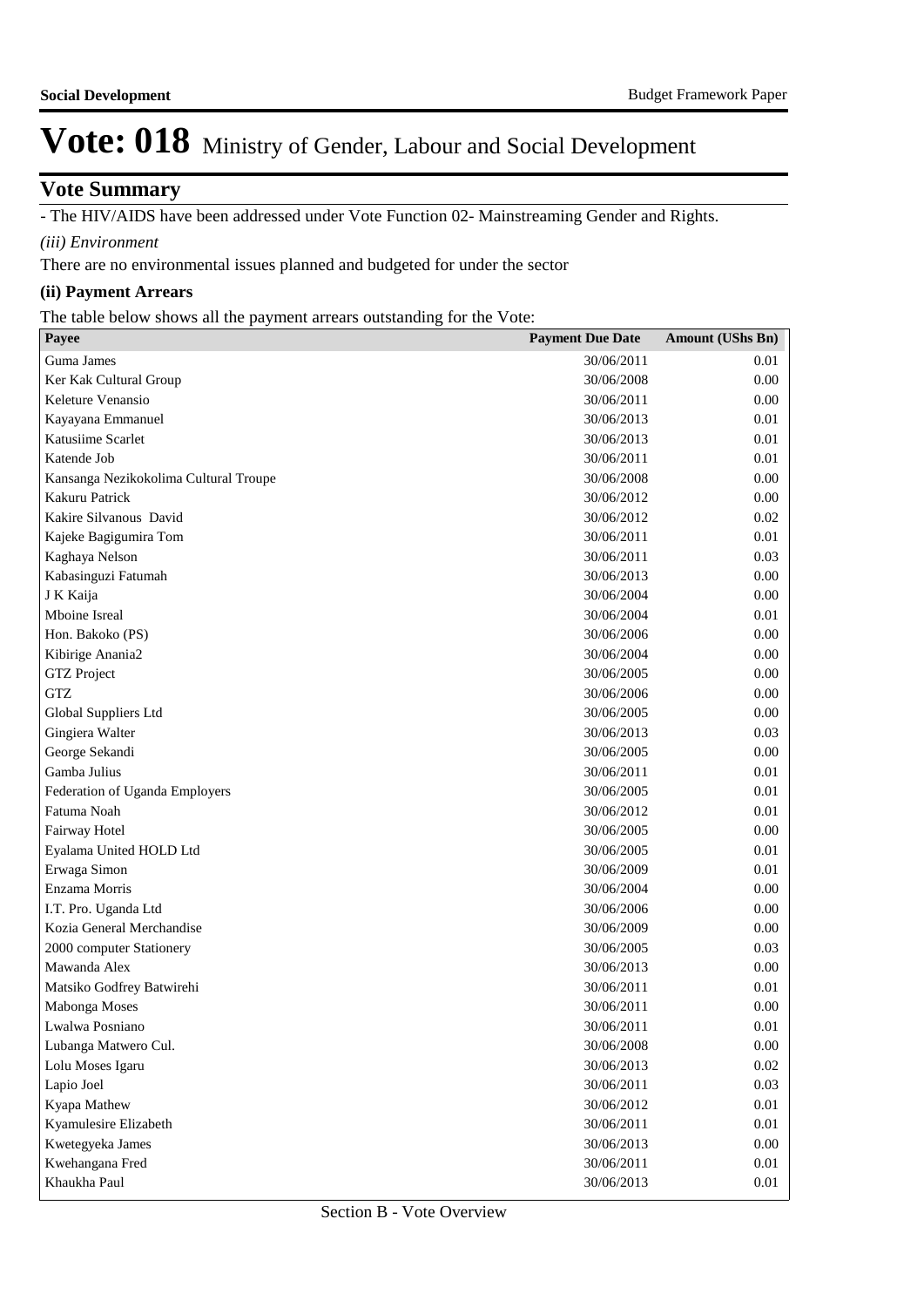# Vote: 018 Ministry of Gender, Labour and Social Development

## Vote Summary

- The HIV/AIDS have been addressed under Vote Function 02- Mainstreaming Gender and Rights.

*(iii) Environment*

There are no environmental issues planned and budgeted for under the sector

### (ii) Payment Arrears

The table below shows all the payment arrears outstanding for the Vote:

| Payee | Payment Due Date | Amount (UShs Bn) |
|---|---|---|
| Guma James | 30/06/2011 | 0.01 |
| Ker Kak Cultural Group | 30/06/2008 | 0.00 |
| Keleture Venansio | 30/06/2011 | 0.00 |
| Kayayana Emmanuel | 30/06/2013 | 0.01 |
| Katusiime Scarlet | 30/06/2013 | 0.01 |
| Katende Job | 30/06/2011 | 0.01 |
| Kansanga Nezikokolima Cultural Troupe | 30/06/2008 | 0.00 |
| Kakuru Patrick | 30/06/2012 | 0.00 |
| Kakire Silvanous David | 30/06/2012 | 0.02 |
| Kajeke Bagigumira Tom | 30/06/2011 | 0.01 |
| Kaghaya Nelson | 30/06/2011 | 0.03 |
| Kabasinguzi Fatumah | 30/06/2013 | 0.00 |
| J K Kaija | 30/06/2004 | 0.00 |
| Mboine Isreal | 30/06/2004 | 0.01 |
| Hon. Bakoko (PS) | 30/06/2006 | 0.00 |
| Kibirige Anania2 | 30/06/2004 | 0.00 |
| GTZ Project | 30/06/2005 | 0.00 |
| GTZ | 30/06/2006 | 0.00 |
| Global Suppliers Ltd | 30/06/2005 | 0.00 |
| Gingiera Walter | 30/06/2013 | 0.03 |
| George Sekandi | 30/06/2005 | 0.00 |
| Gamba Julius | 30/06/2011 | 0.01 |
| Federation of Uganda Employers | 30/06/2005 | 0.01 |
| Fatuma Noah | 30/06/2012 | 0.01 |
| Fairway Hotel | 30/06/2005 | 0.00 |
| Eyalama United HOLD Ltd | 30/06/2005 | 0.01 |
| Erwaga Simon | 30/06/2009 | 0.01 |
| Enzama Morris | 30/06/2004 | 0.00 |
| I.T. Pro. Uganda Ltd | 30/06/2006 | 0.00 |
| Kozia General Merchandise | 30/06/2009 | 0.00 |
| 2000 computer Stationery | 30/06/2005 | 0.03 |
| Mawanda Alex | 30/06/2013 | 0.00 |
| Matsiko Godfrey Batwirehi | 30/06/2011 | 0.01 |
| Mabonga Moses | 30/06/2011 | 0.00 |
| Lwalwa Posniano | 30/06/2011 | 0.01 |
| Lubanga Matwero Cul. | 30/06/2008 | 0.00 |
| Lolu Moses Igaru | 30/06/2013 | 0.02 |
| Lapio Joel | 30/06/2011 | 0.03 |
| Kyapa Mathew | 30/06/2012 | 0.01 |
| Kyamulesire Elizabeth | 30/06/2011 | 0.01 |
| Kwetegyeka James | 30/06/2013 | 0.00 |
| Kwehangana Fred | 30/06/2011 | 0.01 |
| Khaukha Paul | 30/06/2013 | 0.01 |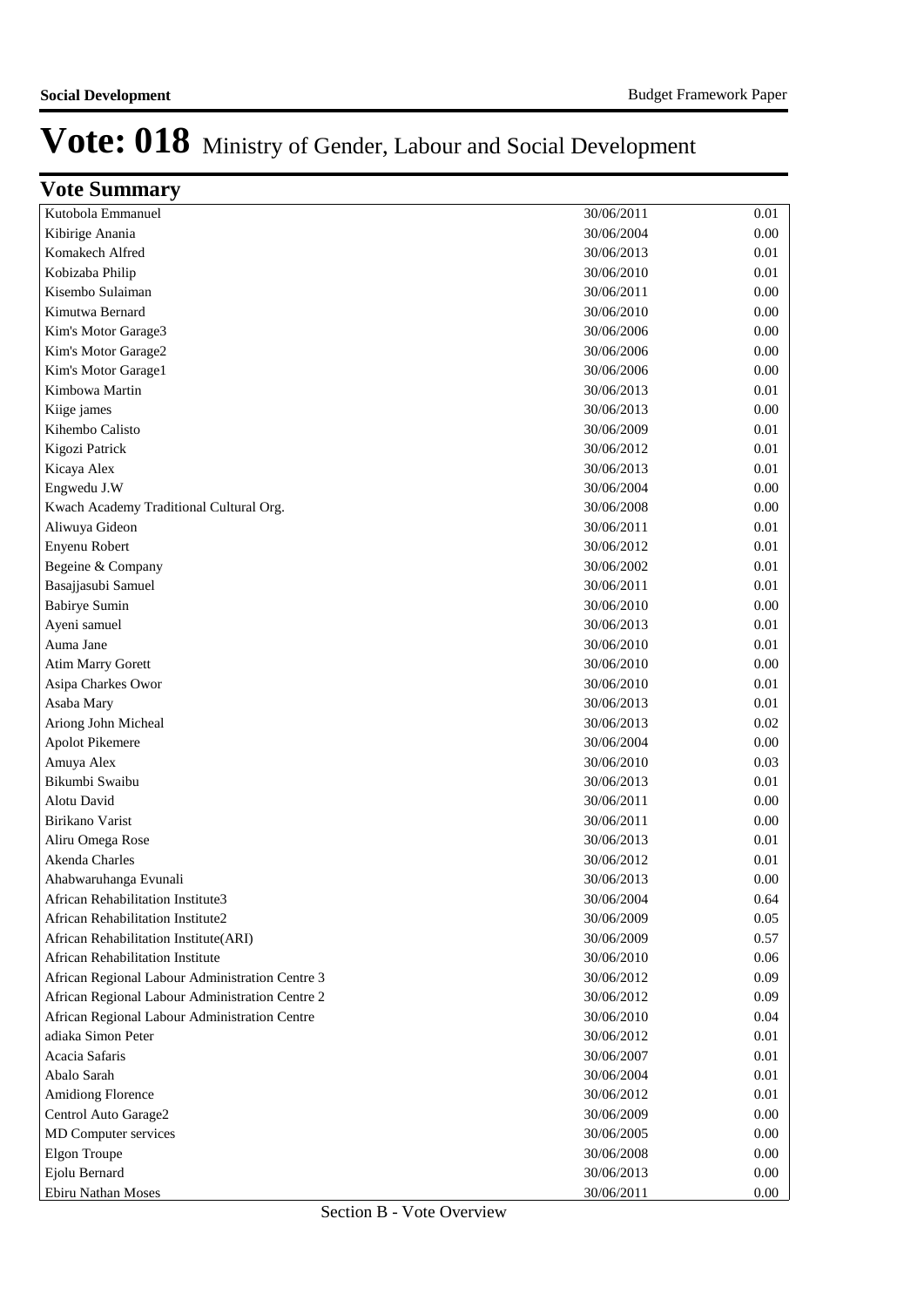# Vote: 018 Ministry of Gender, Labour and Social Development

## Vote Summary

| | | |
|---|---|---|
| Kutobola Emmanuel | 30/06/2011 | 0.01 |
| Kibirige Anania | 30/06/2004 | 0.00 |
| Komakech Alfred | 30/06/2013 | 0.01 |
| Kobizaba Philip | 30/06/2010 | 0.01 |
| Kisembo Sulaiman | 30/06/2011 | 0.00 |
| Kimutwa Bernard | 30/06/2010 | 0.00 |
| Kim's Motor Garage3 | 30/06/2006 | 0.00 |
| Kim's Motor Garage2 | 30/06/2006 | 0.00 |
| Kim's Motor Garage1 | 30/06/2006 | 0.00 |
| Kimbowa Martin | 30/06/2013 | 0.01 |
| Kiige james | 30/06/2013 | 0.00 |
| Kihembo Calisto | 30/06/2009 | 0.01 |
| Kigozi Patrick | 30/06/2012 | 0.01 |
| Kicaya Alex | 30/06/2013 | 0.01 |
| Engwedu J.W | 30/06/2004 | 0.00 |
| Kwach Academy Traditional Cultural Org. | 30/06/2008 | 0.00 |
| Aliwuya Gideon | 30/06/2011 | 0.01 |
| Enyenu Robert | 30/06/2012 | 0.01 |
| Begeine & Company | 30/06/2002 | 0.01 |
| Basajjasubi Samuel | 30/06/2011 | 0.01 |
| Babirye Sumin | 30/06/2010 | 0.00 |
| Ayeni samuel | 30/06/2013 | 0.01 |
| Auma Jane | 30/06/2010 | 0.01 |
| Atim Marry Gorett | 30/06/2010 | 0.00 |
| Asipa Charkes Owor | 30/06/2010 | 0.01 |
| Asaba Mary | 30/06/2013 | 0.01 |
| Ariong John Micheal | 30/06/2013 | 0.02 |
| Apolot Pikemere | 30/06/2004 | 0.00 |
| Amuya Alex | 30/06/2010 | 0.03 |
| Bikumbi Swaibu | 30/06/2013 | 0.01 |
| Alotu David | 30/06/2011 | 0.00 |
| Birikano Varist | 30/06/2011 | 0.00 |
| Aliru Omega Rose | 30/06/2013 | 0.01 |
| Akenda Charles | 30/06/2012 | 0.01 |
| Ahabwaruhanga Evunali | 30/06/2013 | 0.00 |
| African Rehabilitation Institute3 | 30/06/2004 | 0.64 |
| African Rehabilitation Institute2 | 30/06/2009 | 0.05 |
| African Rehabilitation Institute(ARI) | 30/06/2009 | 0.57 |
| African Rehabilitation Institute | 30/06/2010 | 0.06 |
| African Regional Labour Administration Centre 3 | 30/06/2012 | 0.09 |
| African Regional Labour Administration Centre 2 | 30/06/2012 | 0.09 |
| African Regional Labour Administration Centre | 30/06/2010 | 0.04 |
| adiaka Simon Peter | 30/06/2012 | 0.01 |
| Acacia Safaris | 30/06/2007 | 0.01 |
| Abalo Sarah | 30/06/2004 | 0.01 |
| Amidiong Florence | 30/06/2012 | 0.01 |
| Centrol Auto Garage2 | 30/06/2009 | 0.00 |
| MD Computer services | 30/06/2005 | 0.00 |
| Elgon Troupe | 30/06/2008 | 0.00 |
| Ejolu Bernard | 30/06/2013 | 0.00 |
| Ebiru Nathan Moses | 30/06/2011 | 0.00 |

Section B - Vote Overview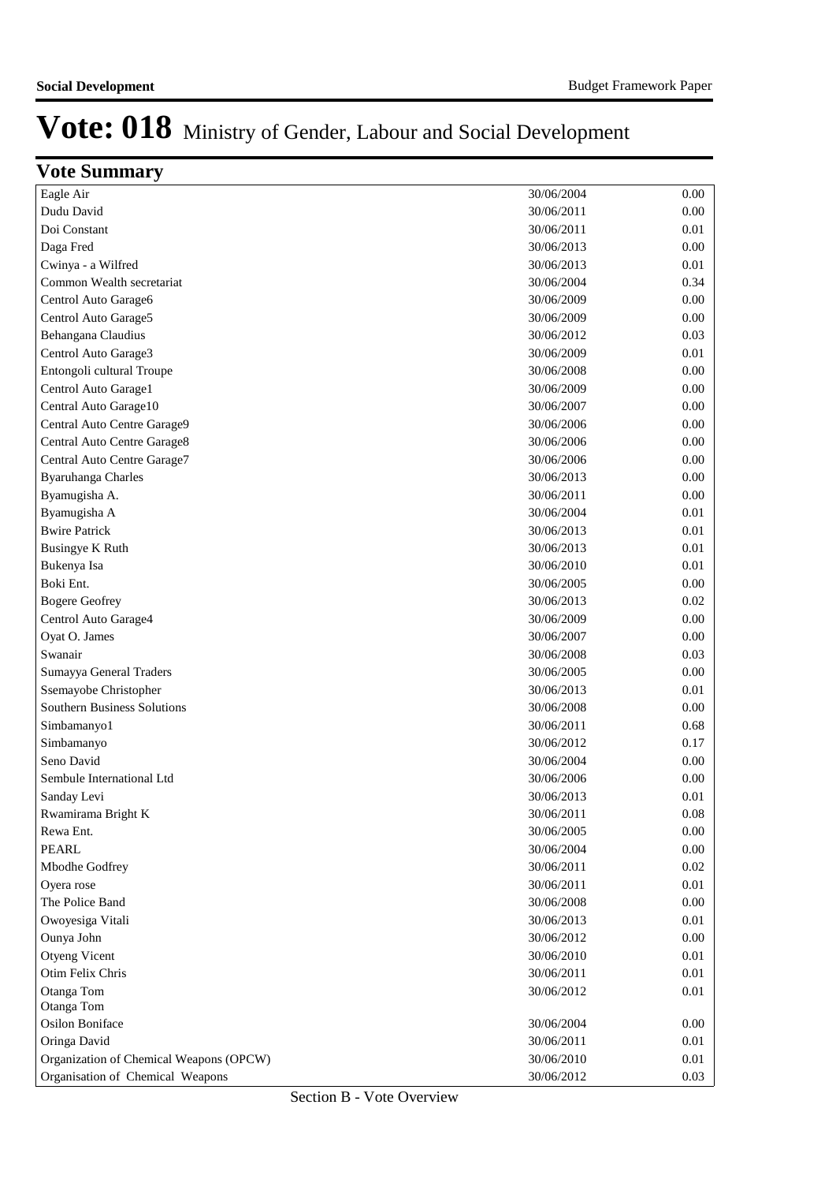# Vote: 018 Ministry of Gender, Labour and Social Development

## Vote Summary

| | | |
|---|---|---|
| Eagle Air | 30/06/2004 | 0.00 |
| Dudu David | 30/06/2011 | 0.00 |
| Doi Constant | 30/06/2011 | 0.01 |
| Daga Fred | 30/06/2013 | 0.00 |
| Cwinya - a Wilfred | 30/06/2013 | 0.01 |
| Common Wealth secretariat | 30/06/2004 | 0.34 |
| Centrol Auto Garage6 | 30/06/2009 | 0.00 |
| Centrol Auto Garage5 | 30/06/2009 | 0.00 |
| Behangana Claudius | 30/06/2012 | 0.03 |
| Centrol Auto Garage3 | 30/06/2009 | 0.01 |
| Entongoli cultural Troupe | 30/06/2008 | 0.00 |
| Centrol Auto Garage1 | 30/06/2009 | 0.00 |
| Central Auto Garage10 | 30/06/2007 | 0.00 |
| Central Auto Centre Garage9 | 30/06/2006 | 0.00 |
| Central Auto Centre Garage8 | 30/06/2006 | 0.00 |
| Central Auto Centre Garage7 | 30/06/2006 | 0.00 |
| Byaruhanga Charles | 30/06/2013 | 0.00 |
| Byamugisha A. | 30/06/2011 | 0.00 |
| Byamugisha A | 30/06/2004 | 0.01 |
| Bwire Patrick | 30/06/2013 | 0.01 |
| Busingye K Ruth | 30/06/2013 | 0.01 |
| Bukenya Isa | 30/06/2010 | 0.01 |
| Boki Ent. | 30/06/2005 | 0.00 |
| Bogere Geofrey | 30/06/2013 | 0.02 |
| Centrol Auto Garage4 | 30/06/2009 | 0.00 |
| Oyat O. James | 30/06/2007 | 0.00 |
| Swanair | 30/06/2008 | 0.03 |
| Sumayya General Traders | 30/06/2005 | 0.00 |
| Ssemayobe Christopher | 30/06/2013 | 0.01 |
| Southern Business Solutions | 30/06/2008 | 0.00 |
| Simbamanyo1 | 30/06/2011 | 0.68 |
| Simbamanyo | 30/06/2012 | 0.17 |
| Seno David | 30/06/2004 | 0.00 |
| Sembule International Ltd | 30/06/2006 | 0.00 |
| Sanday Levi | 30/06/2013 | 0.01 |
| Rwamirama Bright K | 30/06/2011 | 0.08 |
| Rewa Ent. | 30/06/2005 | 0.00 |
| PEARL | 30/06/2004 | 0.00 |
| Mbodhe Godfrey | 30/06/2011 | 0.02 |
| Oyera rose | 30/06/2011 | 0.01 |
| The Police Band | 30/06/2008 | 0.00 |
| Owoyesiga Vitali | 30/06/2013 | 0.01 |
| Ounya John | 30/06/2012 | 0.00 |
| Otyeng Vicent | 30/06/2010 | 0.01 |
| Otim Felix Chris | 30/06/2011 | 0.01 |
| Otanga Tom Otanga Tom | 30/06/2012 | 0.01 |
| Osilon Boniface | 30/06/2004 | 0.00 |
| Oringa David | 30/06/2011 | 0.01 |
| Organization of Chemical Weapons (OPCW) | 30/06/2010 | 0.01 |
| Organisation of Chemical Weapons | 30/06/2012 | 0.03 |

Section B - Vote Overview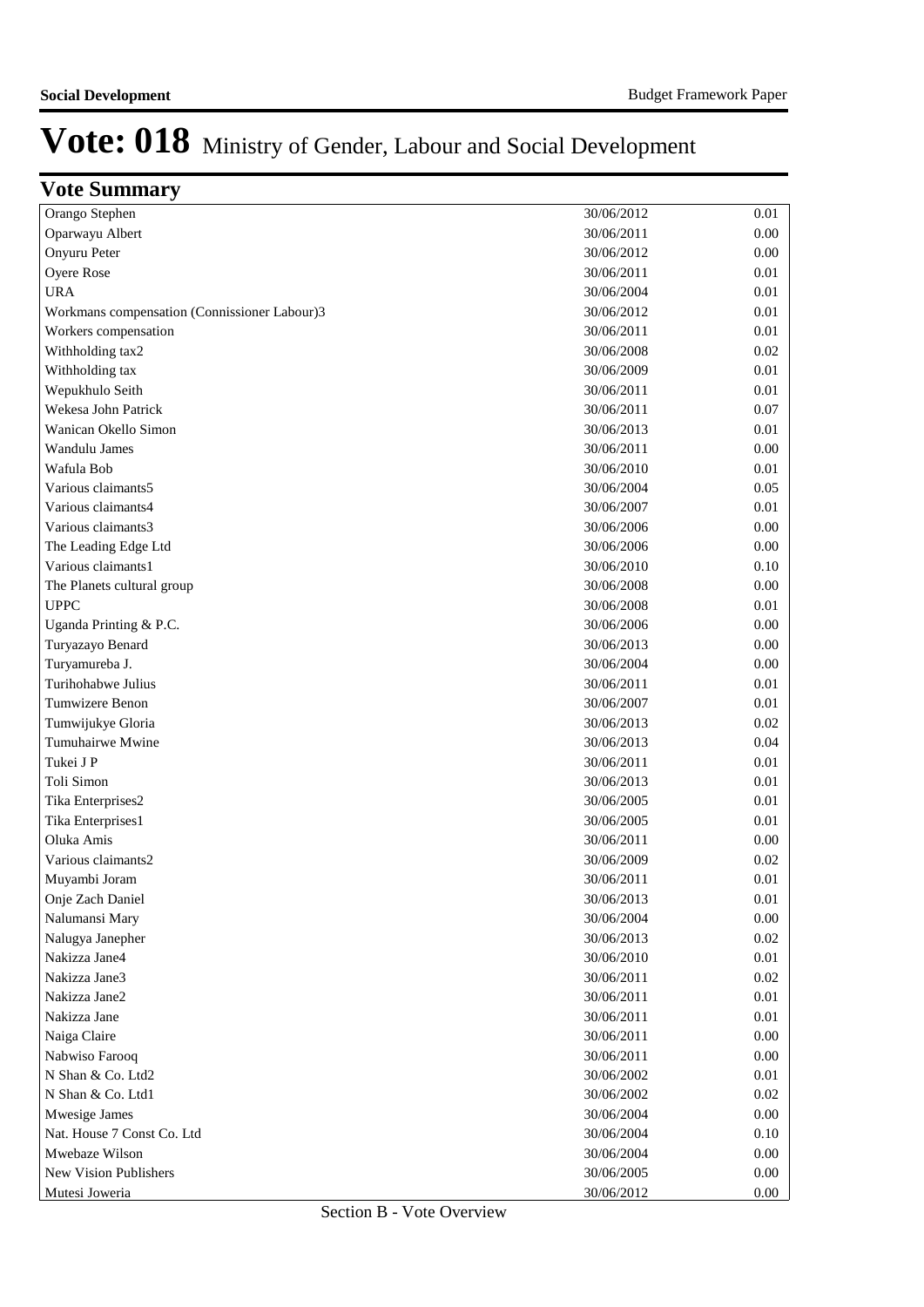# Vote: 018 Ministry of Gender, Labour and Social Development

## Vote Summary

| | | |
|---|---|---|
| Orango Stephen | 30/06/2012 | 0.01 |
| Oparwayu Albert | 30/06/2011 | 0.00 |
| Onyuru Peter | 30/06/2012 | 0.00 |
| Oyere Rose | 30/06/2011 | 0.01 |
| URA | 30/06/2004 | 0.01 |
| Workmans compensation (Connissioner Labour)3 | 30/06/2012 | 0.01 |
| Workers compensation | 30/06/2011 | 0.01 |
| Withholding tax2 | 30/06/2008 | 0.02 |
| Withholding tax | 30/06/2009 | 0.01 |
| Wepukhulo Seith | 30/06/2011 | 0.01 |
| Wekesa John Patrick | 30/06/2011 | 0.07 |
| Wanican Okello Simon | 30/06/2013 | 0.01 |
| Wandulu James | 30/06/2011 | 0.00 |
| Wafula Bob | 30/06/2010 | 0.01 |
| Various claimants5 | 30/06/2004 | 0.05 |
| Various claimants4 | 30/06/2007 | 0.01 |
| Various claimants3 | 30/06/2006 | 0.00 |
| The Leading Edge Ltd | 30/06/2006 | 0.00 |
| Various claimants1 | 30/06/2010 | 0.10 |
| The Planets cultural group | 30/06/2008 | 0.00 |
| UPPC | 30/06/2008 | 0.01 |
| Uganda Printing & P.C. | 30/06/2006 | 0.00 |
| Turyazayo Benard | 30/06/2013 | 0.00 |
| Turyamureba J. | 30/06/2004 | 0.00 |
| Turihohabwe Julius | 30/06/2011 | 0.01 |
| Tumwizere Benon | 30/06/2007 | 0.01 |
| Tumwijukye Gloria | 30/06/2013 | 0.02 |
| Tumuhairwe Mwine | 30/06/2013 | 0.04 |
| Tukei J P | 30/06/2011 | 0.01 |
| Toli Simon | 30/06/2013 | 0.01 |
| Tika Enterprises2 | 30/06/2005 | 0.01 |
| Tika Enterprises1 | 30/06/2005 | 0.01 |
| Oluka Amis | 30/06/2011 | 0.00 |
| Various claimants2 | 30/06/2009 | 0.02 |
| Muyambi Joram | 30/06/2011 | 0.01 |
| Onje Zach Daniel | 30/06/2013 | 0.01 |
| Nalumansi Mary | 30/06/2004 | 0.00 |
| Nalugya Janepher | 30/06/2013 | 0.02 |
| Nakizza Jane4 | 30/06/2010 | 0.01 |
| Nakizza Jane3 | 30/06/2011 | 0.02 |
| Nakizza Jane2 | 30/06/2011 | 0.01 |
| Nakizza Jane | 30/06/2011 | 0.01 |
| Naiga Claire | 30/06/2011 | 0.00 |
| Nabwiso Farooq | 30/06/2011 | 0.00 |
| N Shan & Co. Ltd2 | 30/06/2002 | 0.01 |
| N Shan & Co. Ltd1 | 30/06/2002 | 0.02 |
| Mwesige James | 30/06/2004 | 0.00 |
| Nat. House 7 Const Co. Ltd | 30/06/2004 | 0.10 |
| Mwebaze Wilson | 30/06/2004 | 0.00 |
| New Vision Publishers | 30/06/2005 | 0.00 |
| Mutesi Joweria | 30/06/2012 | 0.00 |

Section B - Vote Overview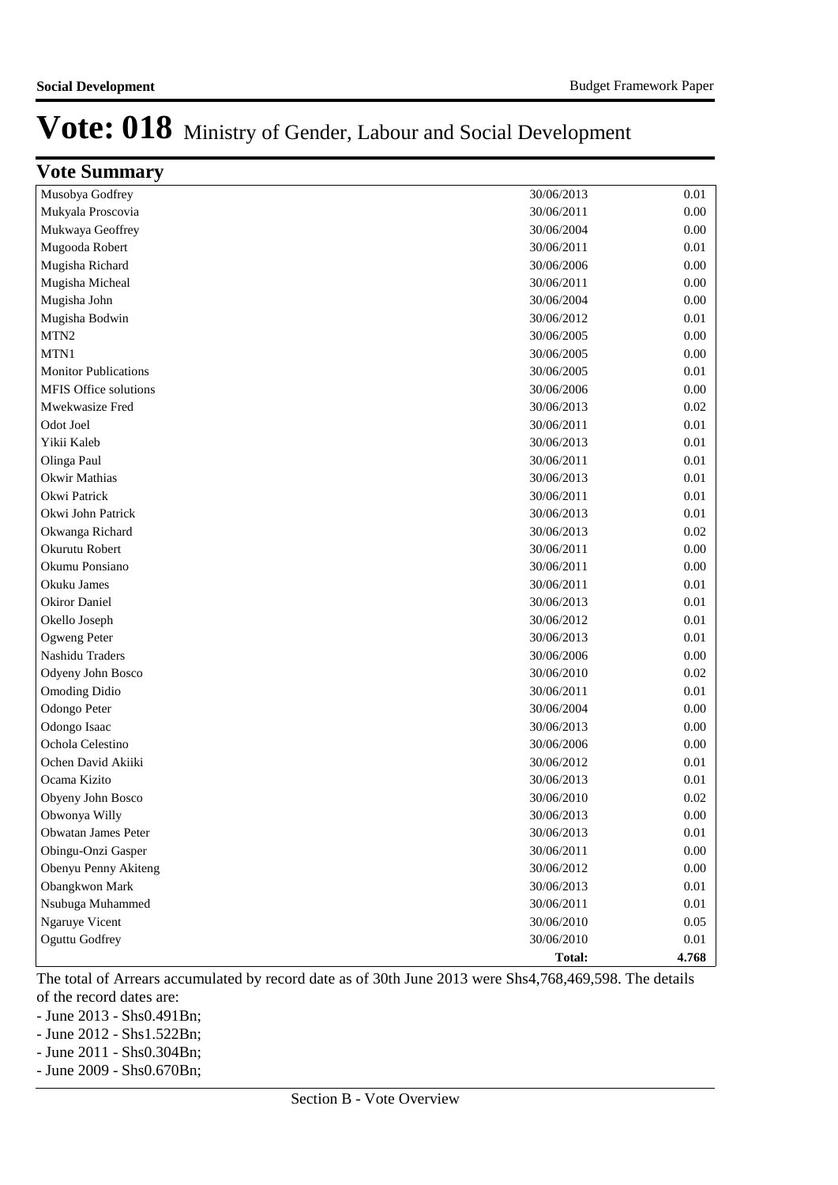# Vote: 018 Ministry of Gender, Labour and Social Development

## Vote Summary

| | | |
|---|---|---|
| Musobya Godfrey | 30/06/2013 | 0.01 |
| Mukyala Proscovia | 30/06/2011 | 0.00 |
| Mukwaya Geoffrey | 30/06/2004 | 0.00 |
| Mugooda Robert | 30/06/2011 | 0.01 |
| Mugisha Richard | 30/06/2006 | 0.00 |
| Mugisha Micheal | 30/06/2011 | 0.00 |
| Mugisha John | 30/06/2004 | 0.00 |
| Mugisha Bodwin | 30/06/2012 | 0.01 |
| MTN2 | 30/06/2005 | 0.00 |
| MTN1 | 30/06/2005 | 0.00 |
| Monitor Publications | 30/06/2005 | 0.01 |
| MFIS Office solutions | 30/06/2006 | 0.00 |
| Mwekwasize Fred | 30/06/2013 | 0.02 |
| Odot Joel | 30/06/2011 | 0.01 |
| Yikii Kaleb | 30/06/2013 | 0.01 |
| Olinga Paul | 30/06/2011 | 0.01 |
| Okwir Mathias | 30/06/2013 | 0.01 |
| Okwi Patrick | 30/06/2011 | 0.01 |
| Okwi John Patrick | 30/06/2013 | 0.01 |
| Okwanga Richard | 30/06/2013 | 0.02 |
| Okurutu Robert | 30/06/2011 | 0.00 |
| Okumu Ponsiano | 30/06/2011 | 0.00 |
| Okuku James | 30/06/2011 | 0.01 |
| Okiror Daniel | 30/06/2013 | 0.01 |
| Okello Joseph | 30/06/2012 | 0.01 |
| Ogweng Peter | 30/06/2013 | 0.01 |
| Nashidu Traders | 30/06/2006 | 0.00 |
| Odyeny John Bosco | 30/06/2010 | 0.02 |
| Omoding Didio | 30/06/2011 | 0.01 |
| Odongo Peter | 30/06/2004 | 0.00 |
| Odongo Isaac | 30/06/2013 | 0.00 |
| Ochola Celestino | 30/06/2006 | 0.00 |
| Ochen David Akiiki | 30/06/2012 | 0.01 |
| Ocama Kizito | 30/06/2013 | 0.01 |
| Obyeny John Bosco | 30/06/2010 | 0.02 |
| Obwonya Willy | 30/06/2013 | 0.00 |
| Obwatan James Peter | 30/06/2013 | 0.01 |
| Obingu-Onzi Gasper | 30/06/2011 | 0.00 |
| Obenyu Penny Akiteng | 30/06/2012 | 0.00 |
| Obangkwon Mark | 30/06/2013 | 0.01 |
| Nsubuga Muhammed | 30/06/2011 | 0.01 |
| Ngaruye Vicent | 30/06/2010 | 0.05 |
| Oguttu Godfrey | 30/06/2010 | 0.01 |
| | **Total:** | **4.768** |

The total of Arrears accumulated by record date as of 30th June 2013 were Shs4,768,469,598. The details of the record dates are:

- June 2013 - Shs0.491Bn;
- June 2012 - Shs1.522Bn;
- June 2011 - Shs0.304Bn;
- June 2009 - Shs0.670Bn;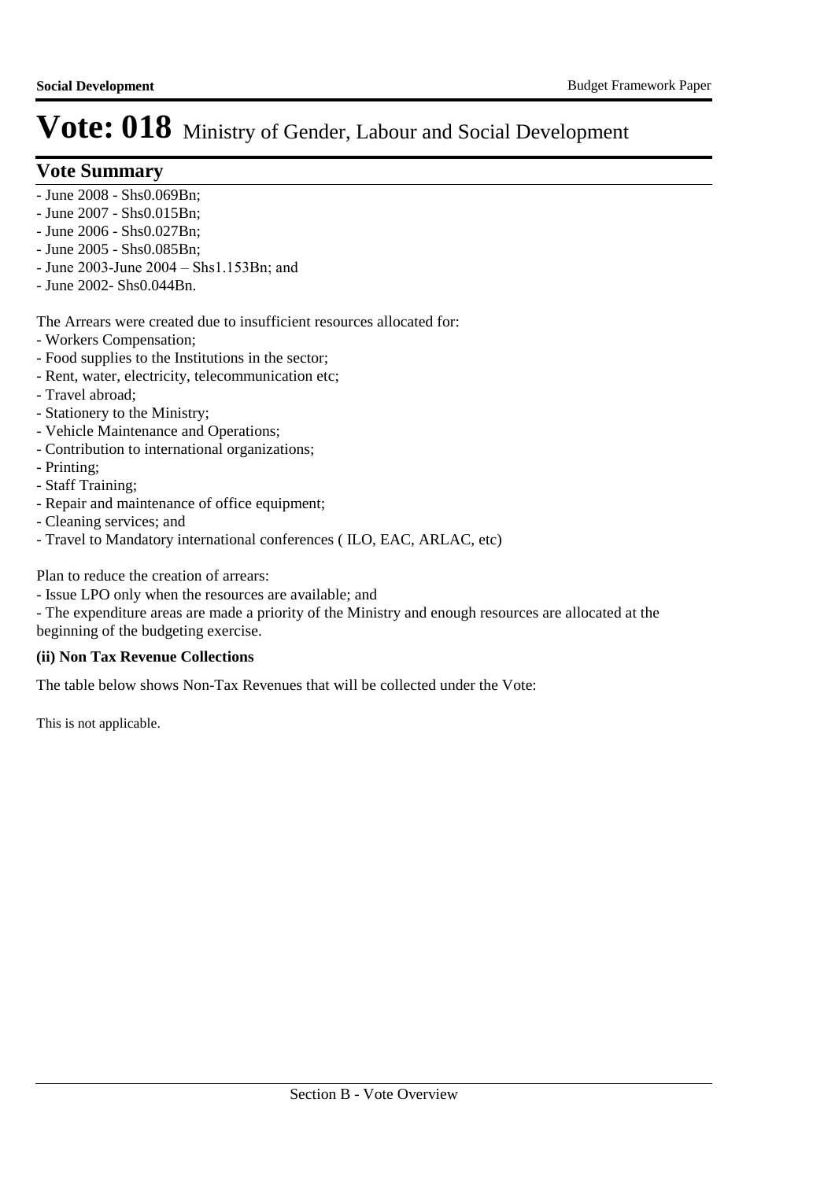# Vote: 018 Ministry of Gender, Labour and Social Development

## Vote Summary

- June 2008 - Shs0.069Bn;
- June 2007 - Shs0.015Bn;
- June 2006 - Shs0.027Bn;
- June 2005 - Shs0.085Bn;
- June 2003-June 2004 – Shs1.153Bn; and
- June 2002- Shs0.044Bn.

The Arrears were created due to insufficient resources allocated for:

- Workers Compensation;
- Food supplies to the Institutions in the sector;
- Rent, water, electricity, telecommunication etc;
- Travel abroad;
- Stationery to the Ministry;
- Vehicle Maintenance and Operations;
- Contribution to international organizations;
- Printing;
- Staff Training;
- Repair and maintenance of office equipment;
- Cleaning services; and
- Travel to Mandatory international conferences ( ILO, EAC, ARLAC, etc)

Plan to reduce the creation of arrears:

- Issue LPO only when the resources are available; and
- The expenditure areas are made a priority of the Ministry and enough resources are allocated at the beginning of the budgeting exercise.

**(ii) Non Tax Revenue Collections**

The table below shows Non-Tax Revenues that will be collected under the Vote:

This is not applicable.